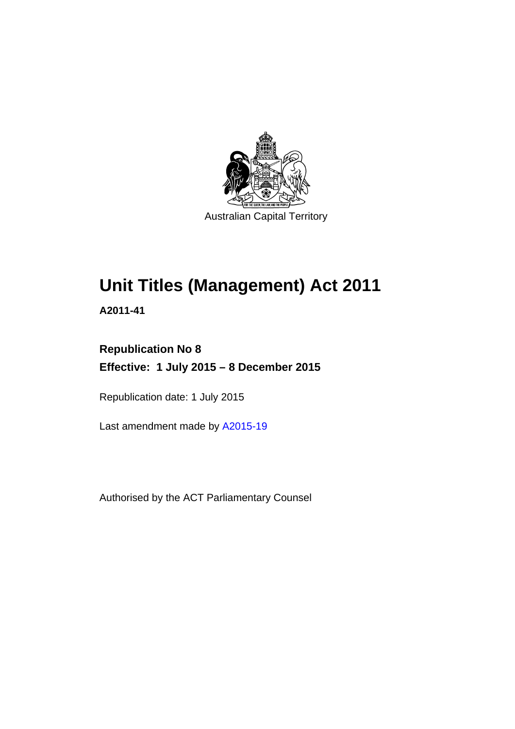Australian Capital Territory

# Unit Titles (Management) Act 2011

**A2011-41**

**Republication No 8**

**Effective: 1 July 2015 – 8 December 2015**

Republication date: 1 July 2015

Last amendment made by A2015-19

Authorised by the ACT Parliamentary Counsel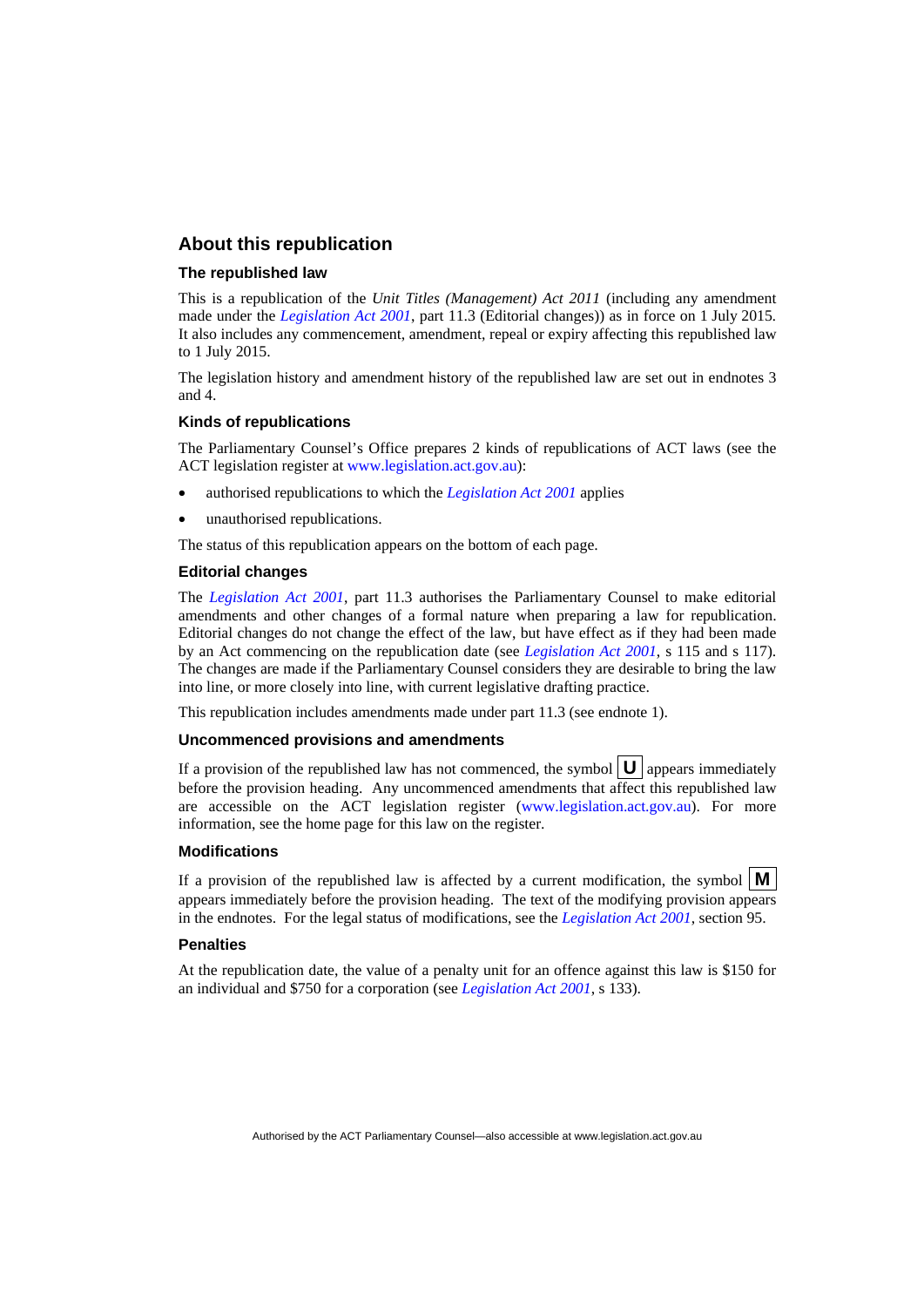## About this republication

### The republished law

This is a republication of the *Unit Titles (Management) Act 2011* (including any amendment made under the *Legislation Act 2001*, part 11.3 (Editorial changes)) as in force on 1 July 2015. It also includes any commencement, amendment, repeal or expiry affecting this republished law to 1 July 2015.

The legislation history and amendment history of the republished law are set out in endnotes 3 and 4.

### Kinds of republications

The Parliamentary Counsel's Office prepares 2 kinds of republications of ACT laws (see the ACT legislation register at www.legislation.act.gov.au):

- authorised republications to which the *Legislation Act 2001* applies
- unauthorised republications.

The status of this republication appears on the bottom of each page.

### Editorial changes

The *Legislation Act 2001*, part 11.3 authorises the Parliamentary Counsel to make editorial amendments and other changes of a formal nature when preparing a law for republication. Editorial changes do not change the effect of the law, but have effect as if they had been made by an Act commencing on the republication date (see *Legislation Act 2001*, s 115 and s 117). The changes are made if the Parliamentary Counsel considers they are desirable to bring the law into line, or more closely into line, with current legislative drafting practice.

This republication includes amendments made under part 11.3 (see endnote 1).

### Uncommenced provisions and amendments

If a provision of the republished law has not commenced, the symbol **U** appears immediately before the provision heading. Any uncommenced amendments that affect this republished law are accessible on the ACT legislation register (www.legislation.act.gov.au). For more information, see the home page for this law on the register.

### Modifications

If a provision of the republished law is affected by a current modification, the symbol **M** appears immediately before the provision heading. The text of the modifying provision appears in the endnotes. For the legal status of modifications, see the *Legislation Act 2001*, section 95.

### Penalties

At the republication date, the value of a penalty unit for an offence against this law is $150 for an individual and $750 for a corporation (see *Legislation Act 2001*, s 133).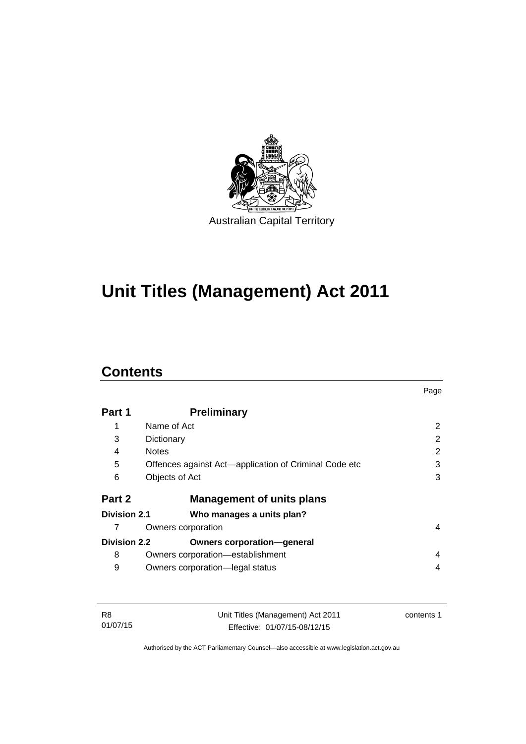Australian Capital Territory

# Unit Titles (Management) Act 2011

## Contents

| | | Page |
|---|---|---|
| **Part 1** | **Preliminary** | |
| 1 | Name of Act | 2 |
| 3 | Dictionary | 2 |
| 4 | Notes | 2 |
| 5 | Offences against Act—application of Criminal Code etc | 3 |
| 6 | Objects of Act | 3 |
| **Part 2** | **Management of units plans** | |
| **Division 2.1** | **Who manages a units plan?** | |
| 7 | Owners corporation | 4 |
| **Division 2.2** | **Owners corporation—general** | |
| 8 | Owners corporation—establishment | 4 |
| 9 | Owners corporation—legal status | 4 |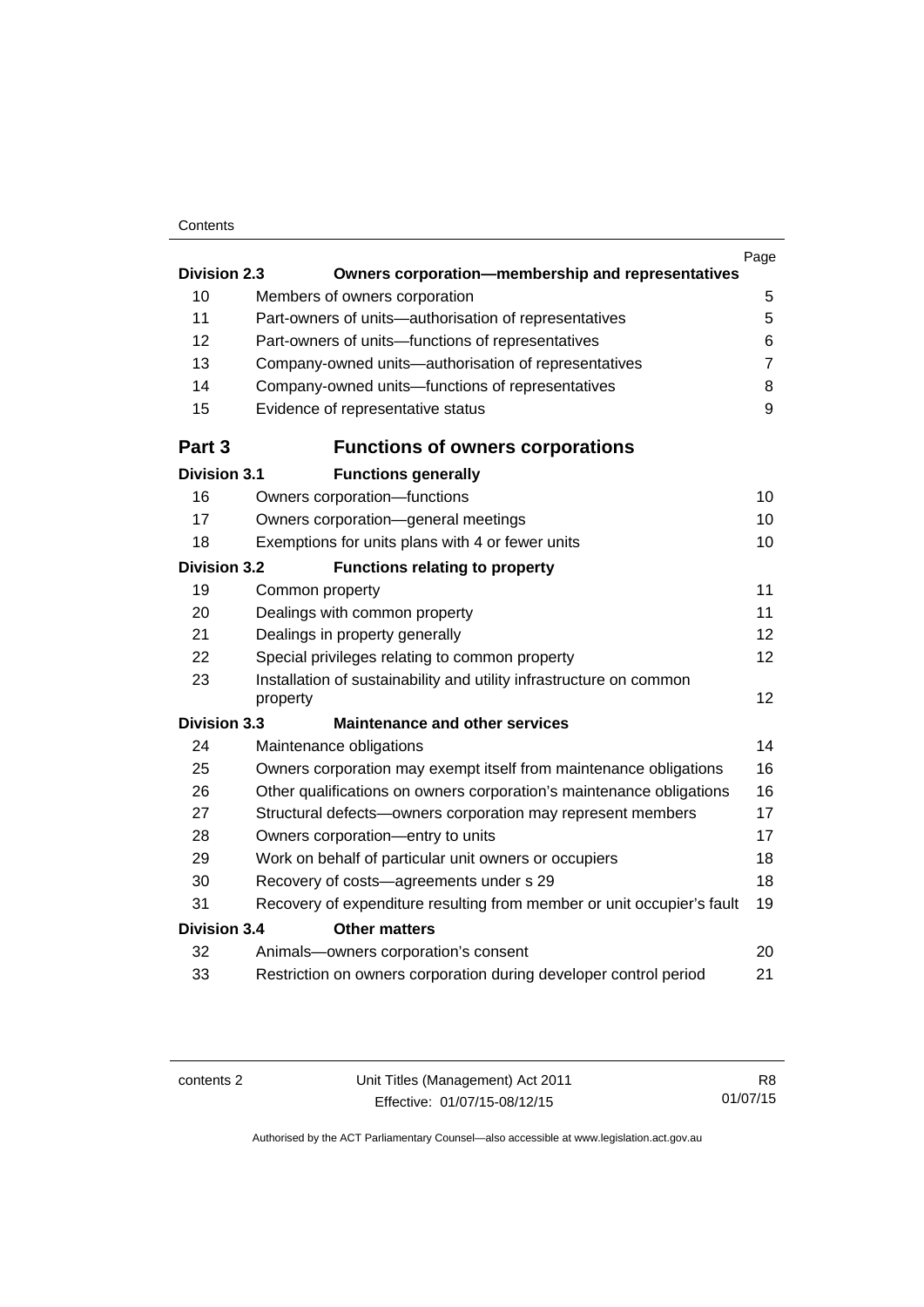| | | Page |
|---|---|---|
| **Division 2.3** | **Owners corporation—membership and representatives** | |
| 10 | Members of owners corporation | 5 |
| 11 | Part-owners of units—authorisation of representatives | 5 |
| 12 | Part-owners of units—functions of representatives | 6 |
| 13 | Company-owned units—authorisation of representatives | 7 |
| 14 | Company-owned units—functions of representatives | 8 |
| 15 | Evidence of representative status | 9 |
| **Part 3** | **Functions of owners corporations** | |
| **Division 3.1** | **Functions generally** | |
| 16 | Owners corporation—functions | 10 |
| 17 | Owners corporation—general meetings | 10 |
| 18 | Exemptions for units plans with 4 or fewer units | 10 |
| **Division 3.2** | **Functions relating to property** | |
| 19 | Common property | 11 |
| 20 | Dealings with common property | 11 |
| 21 | Dealings in property generally | 12 |
| 22 | Special privileges relating to common property | 12 |
| 23 | Installation of sustainability and utility infrastructure on common property | 12 |
| **Division 3.3** | **Maintenance and other services** | |
| 24 | Maintenance obligations | 14 |
| 25 | Owners corporation may exempt itself from maintenance obligations | 16 |
| 26 | Other qualifications on owners corporation's maintenance obligations | 16 |
| 27 | Structural defects—owners corporation may represent members | 17 |
| 28 | Owners corporation—entry to units | 17 |
| 29 | Work on behalf of particular unit owners or occupiers | 18 |
| 30 | Recovery of costs—agreements under s 29 | 18 |
| 31 | Recovery of expenditure resulting from member or unit occupier's fault | 19 |
| **Division 3.4** | **Other matters** | |
| 32 | Animals—owners corporation's consent | 20 |
| 33 | Restriction on owners corporation during developer control period | 21 |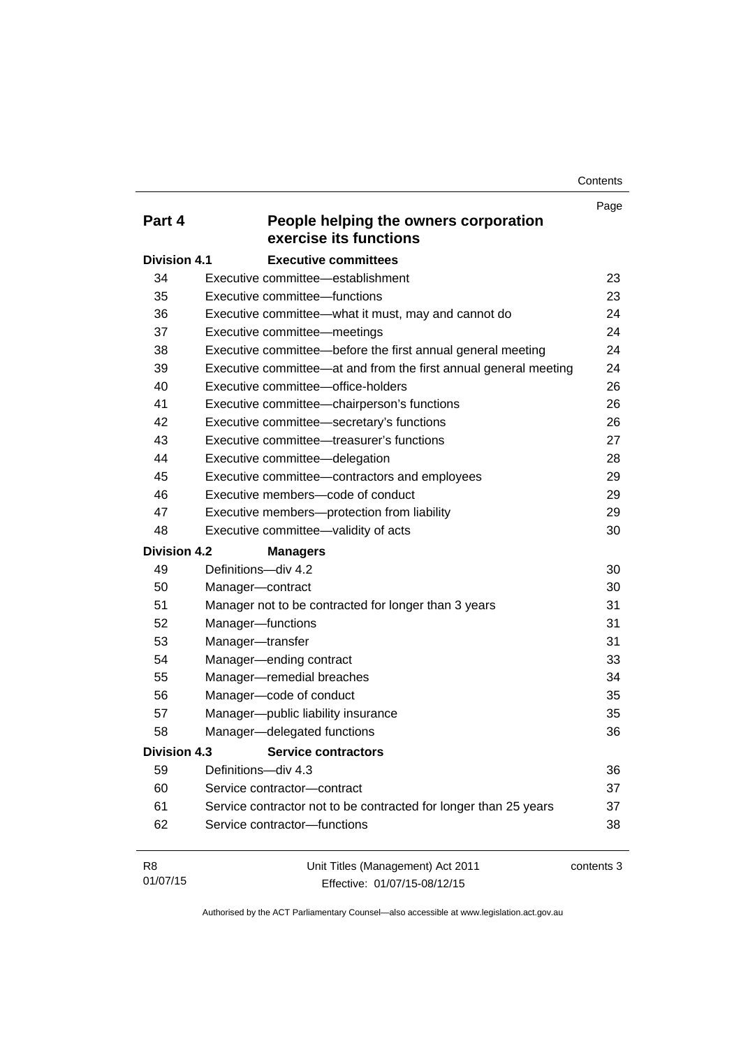| | | Page |
|---|---|---|
| **Part 4** | **People helping the owners corporation exercise its functions** | |
| **Division 4.1** | **Executive committees** | |
| 34 | Executive committee—establishment | 23 |
| 35 | Executive committee—functions | 23 |
| 36 | Executive committee—what it must, may and cannot do | 24 |
| 37 | Executive committee—meetings | 24 |
| 38 | Executive committee—before the first annual general meeting | 24 |
| 39 | Executive committee—at and from the first annual general meeting | 24 |
| 40 | Executive committee—office-holders | 26 |
| 41 | Executive committee—chairperson's functions | 26 |
| 42 | Executive committee—secretary's functions | 26 |
| 43 | Executive committee—treasurer's functions | 27 |
| 44 | Executive committee—delegation | 28 |
| 45 | Executive committee—contractors and employees | 29 |
| 46 | Executive members—code of conduct | 29 |
| 47 | Executive members—protection from liability | 29 |
| 48 | Executive committee—validity of acts | 30 |
| **Division 4.2** | **Managers** | |
| 49 | Definitions—div 4.2 | 30 |
| 50 | Manager—contract | 30 |
| 51 | Manager not to be contracted for longer than 3 years | 31 |
| 52 | Manager—functions | 31 |
| 53 | Manager—transfer | 31 |
| 54 | Manager—ending contract | 33 |
| 55 | Manager—remedial breaches | 34 |
| 56 | Manager—code of conduct | 35 |
| 57 | Manager—public liability insurance | 35 |
| 58 | Manager—delegated functions | 36 |
| **Division 4.3** | **Service contractors** | |
| 59 | Definitions—div 4.3 | 36 |
| 60 | Service contractor—contract | 37 |
| 61 | Service contractor not to be contracted for longer than 25 years | 37 |
| 62 | Service contractor—functions | 38 |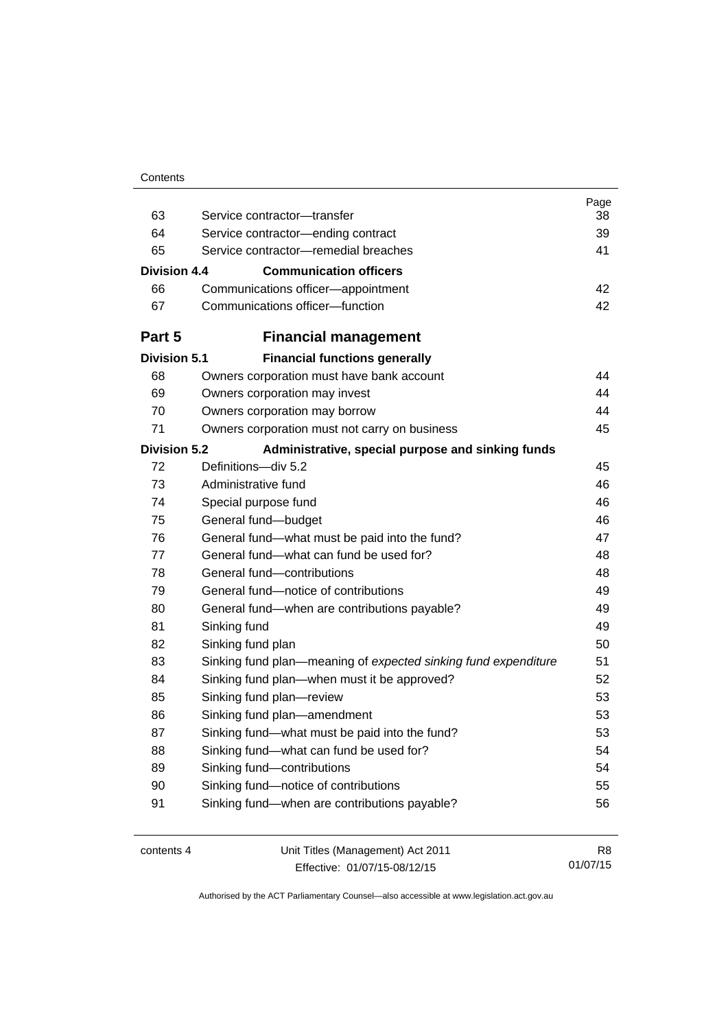| | | Page |
|---|---|---|
| 63 | Service contractor—transfer | 38 |
| 64 | Service contractor—ending contract | 39 |
| 65 | Service contractor—remedial breaches | 41 |
| **Division 4.4** | **Communication officers** | |
| 66 | Communications officer—appointment | 42 |
| 67 | Communications officer—function | 42 |
| **Part 5** | **Financial management** | |
| **Division 5.1** | **Financial functions generally** | |
| 68 | Owners corporation must have bank account | 44 |
| 69 | Owners corporation may invest | 44 |
| 70 | Owners corporation may borrow | 44 |
| 71 | Owners corporation must not carry on business | 45 |
| **Division 5.2** | **Administrative, special purpose and sinking funds** | |
| 72 | Definitions—div 5.2 | 45 |
| 73 | Administrative fund | 46 |
| 74 | Special purpose fund | 46 |
| 75 | General fund—budget | 46 |
| 76 | General fund—what must be paid into the fund? | 47 |
| 77 | General fund—what can fund be used for? | 48 |
| 78 | General fund—contributions | 48 |
| 79 | General fund—notice of contributions | 49 |
| 80 | General fund—when are contributions payable? | 49 |
| 81 | Sinking fund | 49 |
| 82 | Sinking fund plan | 50 |
| 83 | Sinking fund plan—meaning of *expected sinking fund expenditure* | 51 |
| 84 | Sinking fund plan—when must it be approved? | 52 |
| 85 | Sinking fund plan—review | 53 |
| 86 | Sinking fund plan—amendment | 53 |
| 87 | Sinking fund—what must be paid into the fund? | 53 |
| 88 | Sinking fund—what can fund be used for? | 54 |
| 89 | Sinking fund—contributions | 54 |
| 90 | Sinking fund—notice of contributions | 55 |
| 91 | Sinking fund—when are contributions payable? | 56 |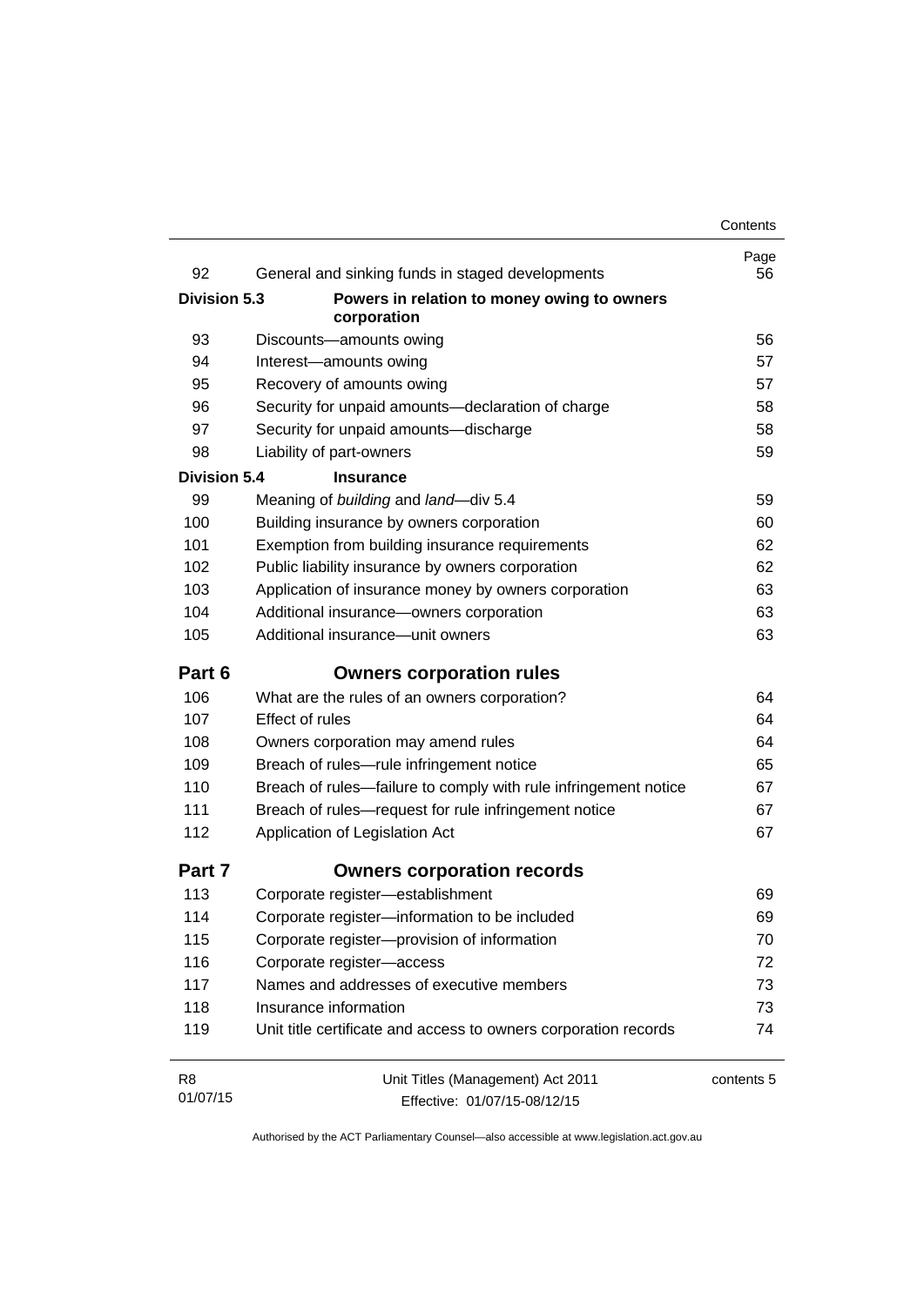| | | Page |
|---|---|---|
| 92 | General and sinking funds in staged developments | 56 |
| **Division 5.3** | **Powers in relation to money owing to owners corporation** | |
| 93 | Discounts—amounts owing | 56 |
| 94 | Interest—amounts owing | 57 |
| 95 | Recovery of amounts owing | 57 |
| 96 | Security for unpaid amounts—declaration of charge | 58 |
| 97 | Security for unpaid amounts—discharge | 58 |
| 98 | Liability of part-owners | 59 |
| **Division 5.4** | **Insurance** | |
| 99 | Meaning of *building* and *land*—div 5.4 | 59 |
| 100 | Building insurance by owners corporation | 60 |
| 101 | Exemption from building insurance requirements | 62 |
| 102 | Public liability insurance by owners corporation | 62 |
| 103 | Application of insurance money by owners corporation | 63 |
| 104 | Additional insurance—owners corporation | 63 |
| 105 | Additional insurance—unit owners | 63 |
| **Part 6** | **Owners corporation rules** | |
| 106 | What are the rules of an owners corporation? | 64 |
| 107 | Effect of rules | 64 |
| 108 | Owners corporation may amend rules | 64 |
| 109 | Breach of rules—rule infringement notice | 65 |
| 110 | Breach of rules—failure to comply with rule infringement notice | 67 |
| 111 | Breach of rules—request for rule infringement notice | 67 |
| 112 | Application of Legislation Act | 67 |
| **Part 7** | **Owners corporation records** | |
| 113 | Corporate register—establishment | 69 |
| 114 | Corporate register—information to be included | 69 |
| 115 | Corporate register—provision of information | 70 |
| 116 | Corporate register—access | 72 |
| 117 | Names and addresses of executive members | 73 |
| 118 | Insurance information | 73 |
| 119 | Unit title certificate and access to owners corporation records | 74 |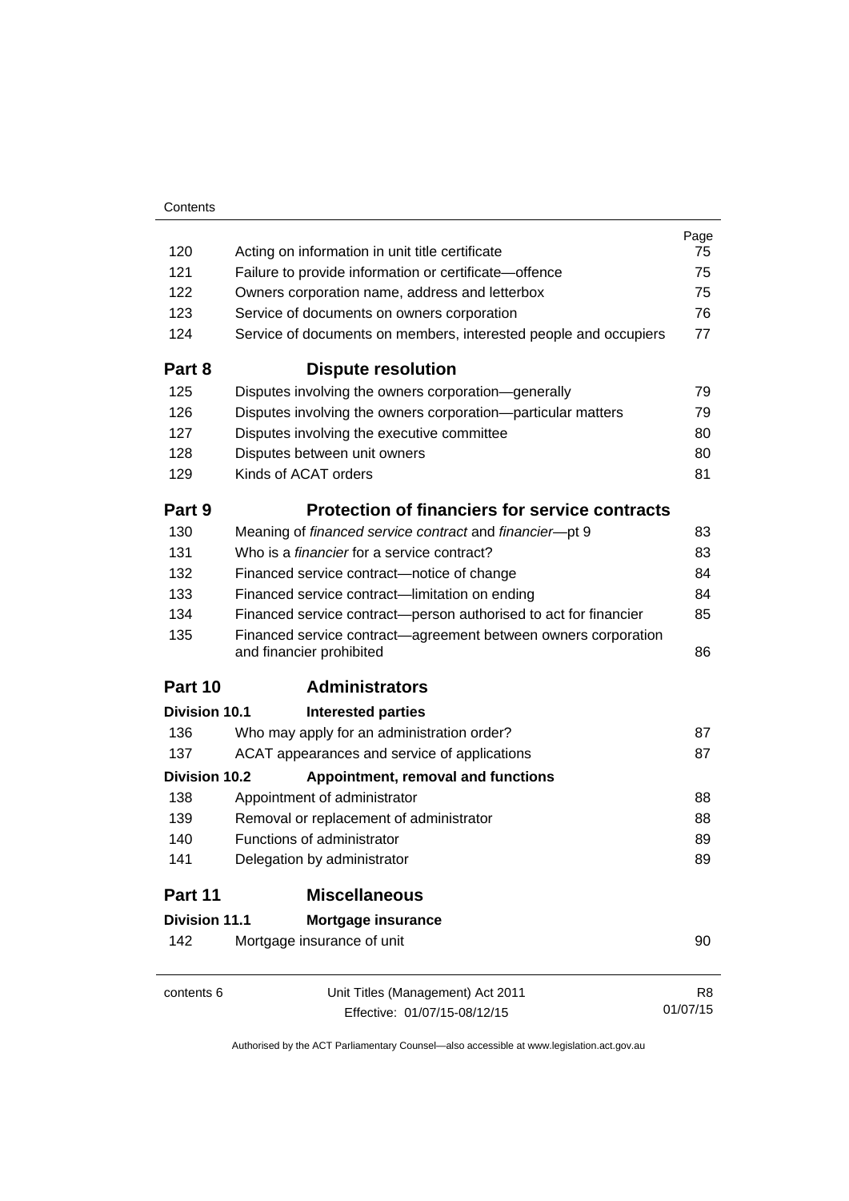| | | Page |
|---|---|---|
| 120 | Acting on information in unit title certificate | 75 |
| 121 | Failure to provide information or certificate—offence | 75 |
| 122 | Owners corporation name, address and letterbox | 75 |
| 123 | Service of documents on owners corporation | 76 |
| 124 | Service of documents on members, interested people and occupiers | 77 |

## Part 8 Dispute resolution

| | | |
|---|---|---|
| 125 | Disputes involving the owners corporation—generally | 79 |
| 126 | Disputes involving the owners corporation—particular matters | 79 |
| 127 | Disputes involving the executive committee | 80 |
| 128 | Disputes between unit owners | 80 |
| 129 | Kinds of ACAT orders | 81 |

## Part 9 Protection of financiers for service contracts

| | | |
|---|---|---|
| 130 | Meaning of *financed service contract* and *financier*—pt 9 | 83 |
| 131 | Who is a *financier* for a service contract? | 83 |
| 132 | Financed service contract—notice of change | 84 |
| 133 | Financed service contract—limitation on ending | 84 |
| 134 | Financed service contract—person authorised to act for financier | 85 |
| 135 | Financed service contract—agreement between owners corporation and financier prohibited | 86 |

## Part 10 Administrators

### Division 10.1 Interested parties

| | | |
|---|---|---|
| 136 | Who may apply for an administration order? | 87 |
| 137 | ACAT appearances and service of applications | 87 |

### Division 10.2 Appointment, removal and functions

| | | |
|---|---|---|
| 138 | Appointment of administrator | 88 |
| 139 | Removal or replacement of administrator | 88 |
| 140 | Functions of administrator | 89 |
| 141 | Delegation by administrator | 89 |

## Part 11 Miscellaneous

### Division 11.1 Mortgage insurance

| | | |
|---|---|---|
| 142 | Mortgage insurance of unit | 90 |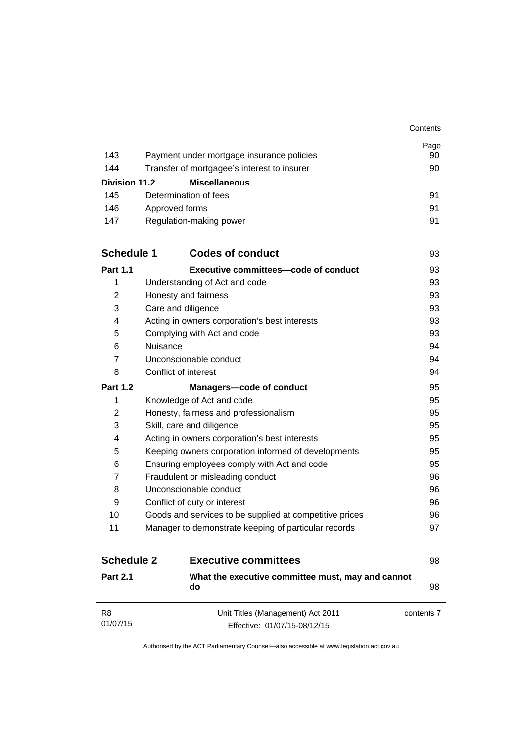| | | Page |
|---|---|---|
| 143 | Payment under mortgage insurance policies | 90 |
| 144 | Transfer of mortgagee's interest to insurer | 90 |
| **Division 11.2** | **Miscellaneous** | |
| 145 | Determination of fees | 91 |
| 146 | Approved forms | 91 |
| 147 | Regulation-making power | 91 |

| | | |
|---|---|---|
| **Schedule 1** | **Codes of conduct** | 93 |
| **Part 1.1** | **Executive committees—code of conduct** | 93 |
| 1 | Understanding of Act and code | 93 |
| 2 | Honesty and fairness | 93 |
| 3 | Care and diligence | 93 |
| 4 | Acting in owners corporation's best interests | 93 |
| 5 | Complying with Act and code | 93 |
| 6 | Nuisance | 94 |
| 7 | Unconscionable conduct | 94 |
| 8 | Conflict of interest | 94 |
| **Part 1.2** | **Managers—code of conduct** | 95 |
| 1 | Knowledge of Act and code | 95 |
| 2 | Honesty, fairness and professionalism | 95 |
| 3 | Skill, care and diligence | 95 |
| 4 | Acting in owners corporation's best interests | 95 |
| 5 | Keeping owners corporation informed of developments | 95 |
| 6 | Ensuring employees comply with Act and code | 95 |
| 7 | Fraudulent or misleading conduct | 96 |
| 8 | Unconscionable conduct | 96 |
| 9 | Conflict of duty or interest | 96 |
| 10 | Goods and services to be supplied at competitive prices | 96 |
| 11 | Manager to demonstrate keeping of particular records | 97 |

| | | |
|---|---|---|
| **Schedule 2** | **Executive committees** | 98 |
| **Part 2.1** | **What the executive committee must, may and cannot do** | 98 |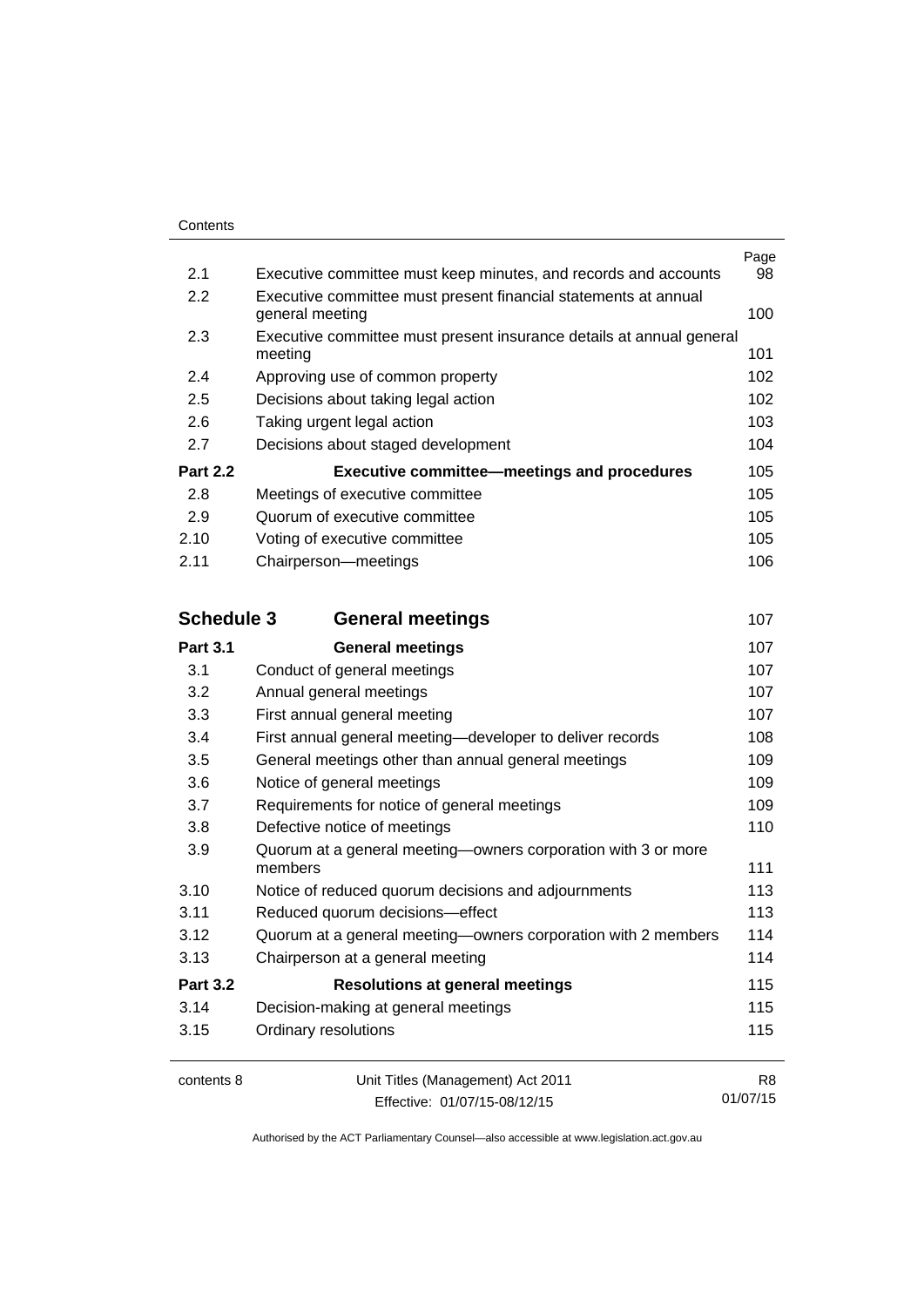| | | Page |
|---|---|---|
| 2.1 | Executive committee must keep minutes, and records and accounts | 98 |
| 2.2 | Executive committee must present financial statements at annual general meeting | 100 |
| 2.3 | Executive committee must present insurance details at annual general meeting | 101 |
| 2.4 | Approving use of common property | 102 |
| 2.5 | Decisions about taking legal action | 102 |
| 2.6 | Taking urgent legal action | 103 |
| 2.7 | Decisions about staged development | 104 |
| **Part 2.2** | **Executive committee—meetings and procedures** | 105 |
| 2.8 | Meetings of executive committee | 105 |
| 2.9 | Quorum of executive committee | 105 |
| 2.10 | Voting of executive committee | 105 |
| 2.11 | Chairperson—meetings | 106 |

| | | |
|---|---|---|
| **Schedule 3** | **General meetings** | 107 |
| **Part 3.1** | **General meetings** | 107 |
| 3.1 | Conduct of general meetings | 107 |
| 3.2 | Annual general meetings | 107 |
| 3.3 | First annual general meeting | 107 |
| 3.4 | First annual general meeting—developer to deliver records | 108 |
| 3.5 | General meetings other than annual general meetings | 109 |
| 3.6 | Notice of general meetings | 109 |
| 3.7 | Requirements for notice of general meetings | 109 |
| 3.8 | Defective notice of meetings | 110 |
| 3.9 | Quorum at a general meeting—owners corporation with 3 or more members | 111 |
| 3.10 | Notice of reduced quorum decisions and adjournments | 113 |
| 3.11 | Reduced quorum decisions—effect | 113 |
| 3.12 | Quorum at a general meeting—owners corporation with 2 members | 114 |
| 3.13 | Chairperson at a general meeting | 114 |
| **Part 3.2** | **Resolutions at general meetings** | 115 |
| 3.14 | Decision-making at general meetings | 115 |
| 3.15 | Ordinary resolutions | 115 |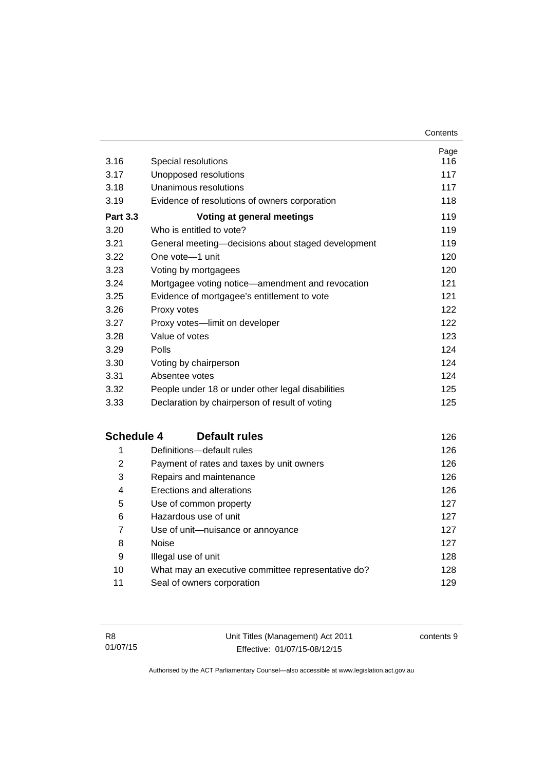| | | Page |
|---|---|---|
| 3.16 | Special resolutions | 116 |
| 3.17 | Unopposed resolutions | 117 |
| 3.18 | Unanimous resolutions | 117 |
| 3.19 | Evidence of resolutions of owners corporation | 118 |
| **Part 3.3** | **Voting at general meetings** | 119 |
| 3.20 | Who is entitled to vote? | 119 |
| 3.21 | General meeting—decisions about staged development | 119 |
| 3.22 | One vote—1 unit | 120 |
| 3.23 | Voting by mortgagees | 120 |
| 3.24 | Mortgagee voting notice—amendment and revocation | 121 |
| 3.25 | Evidence of mortgagee's entitlement to vote | 121 |
| 3.26 | Proxy votes | 122 |
| 3.27 | Proxy votes—limit on developer | 122 |
| 3.28 | Value of votes | 123 |
| 3.29 | Polls | 124 |
| 3.30 | Voting by chairperson | 124 |
| 3.31 | Absentee votes | 124 |
| 3.32 | People under 18 or under other legal disabilities | 125 |
| 3.33 | Declaration by chairperson of result of voting | 125 |

| | | |
|---|---|---|
| **Schedule 4** | **Default rules** | 126 |
| 1 | Definitions—default rules | 126 |
| 2 | Payment of rates and taxes by unit owners | 126 |
| 3 | Repairs and maintenance | 126 |
| 4 | Erections and alterations | 126 |
| 5 | Use of common property | 127 |
| 6 | Hazardous use of unit | 127 |
| 7 | Use of unit—nuisance or annoyance | 127 |
| 8 | Noise | 127 |
| 9 | Illegal use of unit | 128 |
| 10 | What may an executive committee representative do? | 128 |
| 11 | Seal of owners corporation | 129 |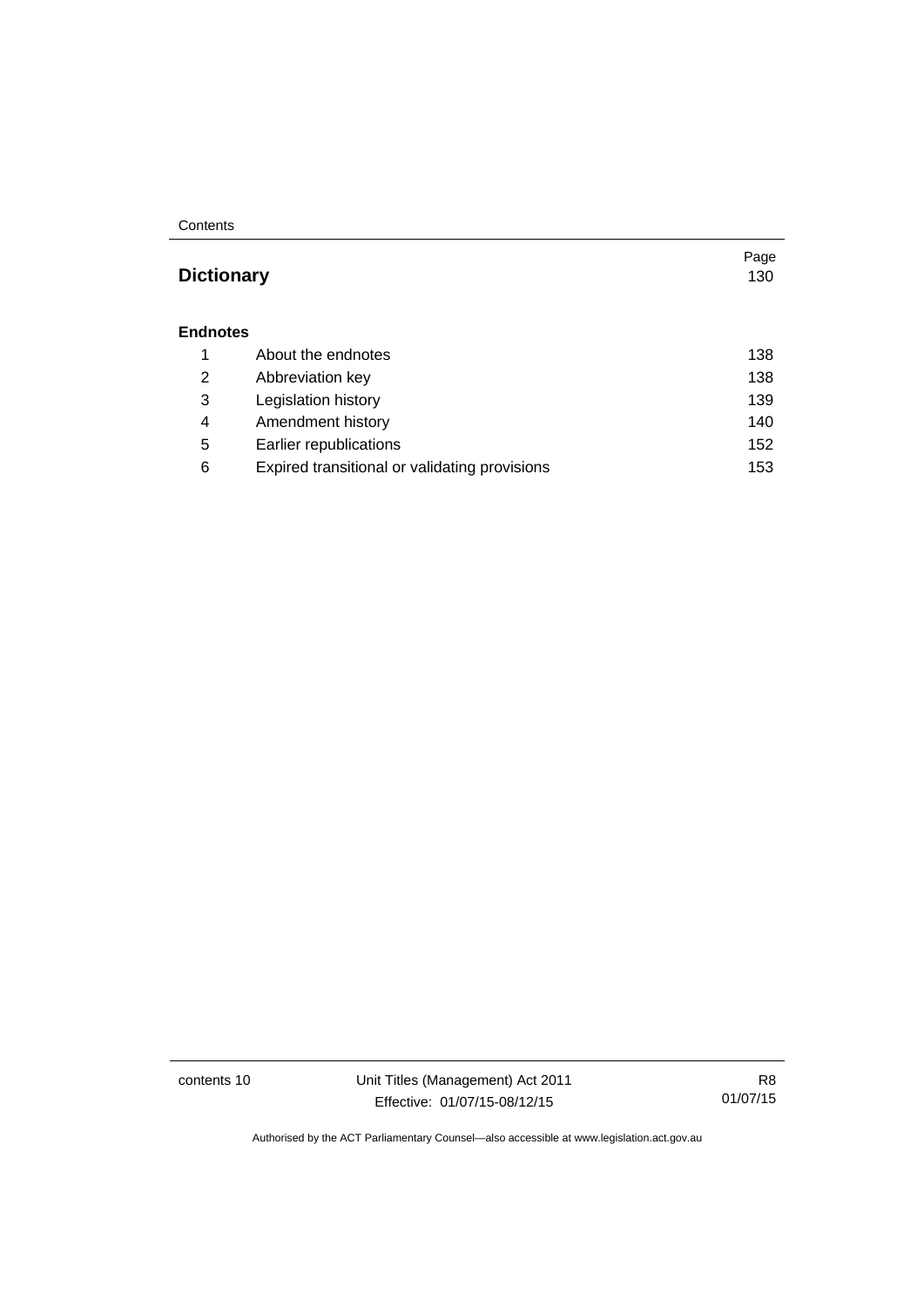| | | Page |
|---|---|---|
| **Dictionary** | | 130 |
| **Endnotes** | | |
| 1 | About the endnotes | 138 |
| 2 | Abbreviation key | 138 |
| 3 | Legislation history | 139 |
| 4 | Amendment history | 140 |
| 5 | Earlier republications | 152 |
| 6 | Expired transitional or validating provisions | 153 |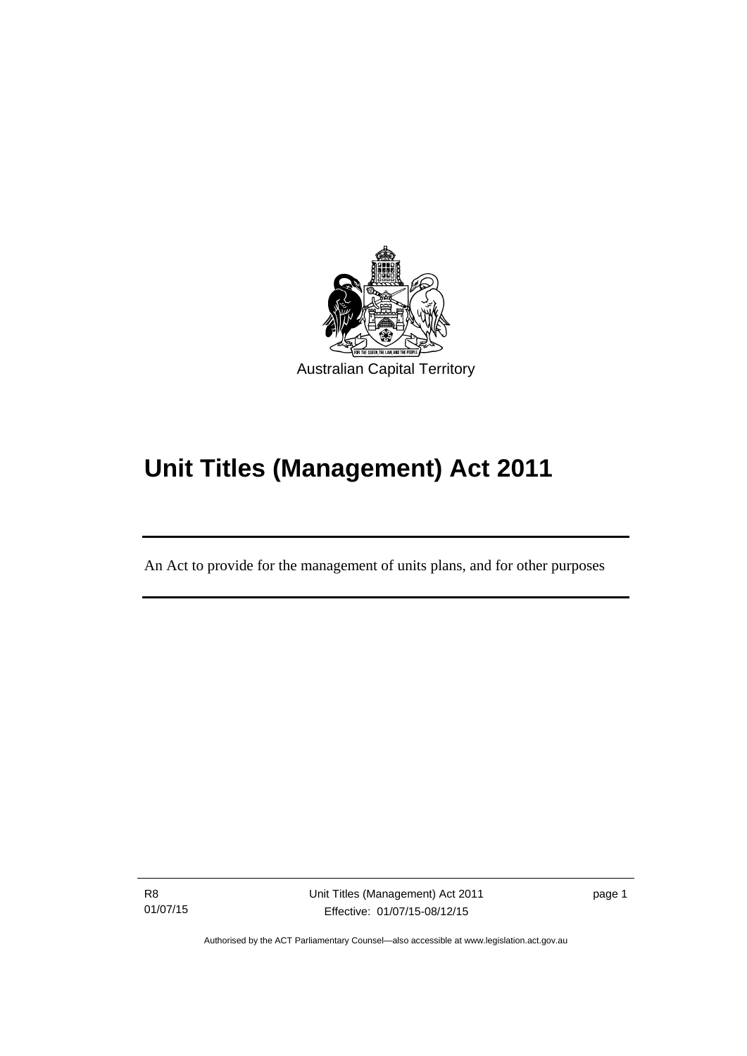Australian Capital Territory

# Unit Titles (Management) Act 2011

An Act to provide for the management of units plans, and for other purposes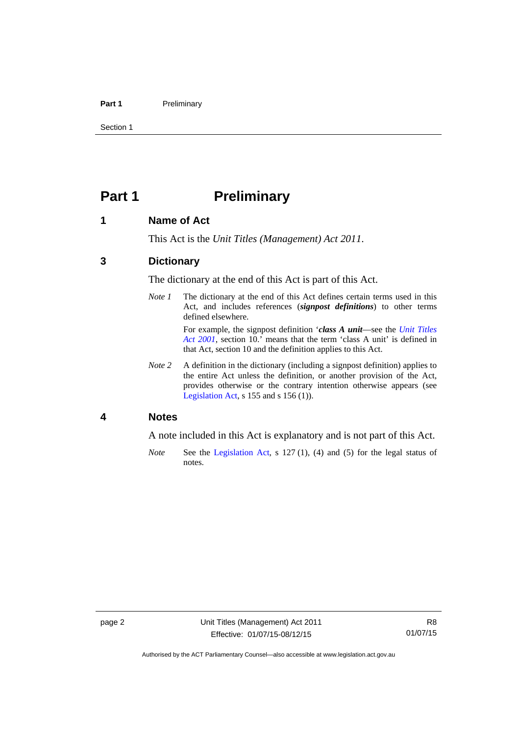# Part 1 Preliminary

## 1 Name of Act

This Act is the *Unit Titles (Management) Act 2011*.

## 3 Dictionary

The dictionary at the end of this Act is part of this Act.

*Note 1* The dictionary at the end of this Act defines certain terms used in this Act, and includes references (***signpost definitions***) to other terms defined elsewhere.

For example, the signpost definition '***class A unit***—see the *Unit Titles Act 2001*, section 10.' means that the term 'class A unit' is defined in that Act, section 10 and the definition applies to this Act.

*Note 2* A definition in the dictionary (including a signpost definition) applies to the entire Act unless the definition, or another provision of the Act, provides otherwise or the contrary intention otherwise appears (see Legislation Act, s 155 and s 156 (1)).

## 4 Notes

A note included in this Act is explanatory and is not part of this Act.

*Note* See the Legislation Act, s 127 (1), (4) and (5) for the legal status of notes.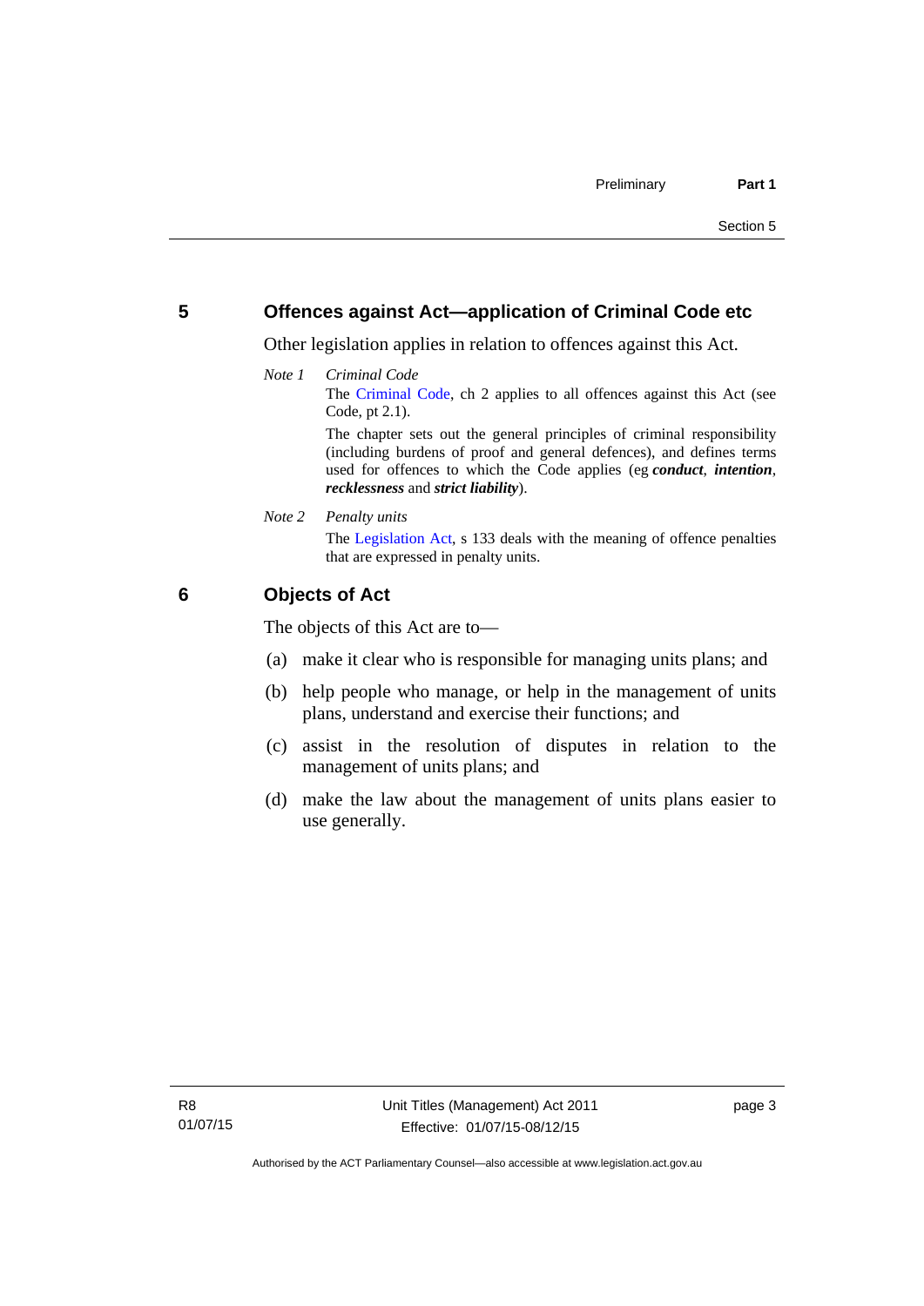## 5 Offences against Act—application of Criminal Code etc

Other legislation applies in relation to offences against this Act.

*Note 1* *Criminal Code*

The Criminal Code, ch 2 applies to all offences against this Act (see Code, pt 2.1).

The chapter sets out the general principles of criminal responsibility (including burdens of proof and general defences), and defines terms used for offences to which the Code applies (eg ***conduct***, ***intention***, ***recklessness*** and ***strict liability***).

*Note 2* *Penalty units*

The Legislation Act, s 133 deals with the meaning of offence penalties that are expressed in penalty units.

## 6 Objects of Act

The objects of this Act are to—

(a) make it clear who is responsible for managing units plans; and

(b) help people who manage, or help in the management of units plans, understand and exercise their functions; and

(c) assist in the resolution of disputes in relation to the management of units plans; and

(d) make the law about the management of units plans easier to use generally.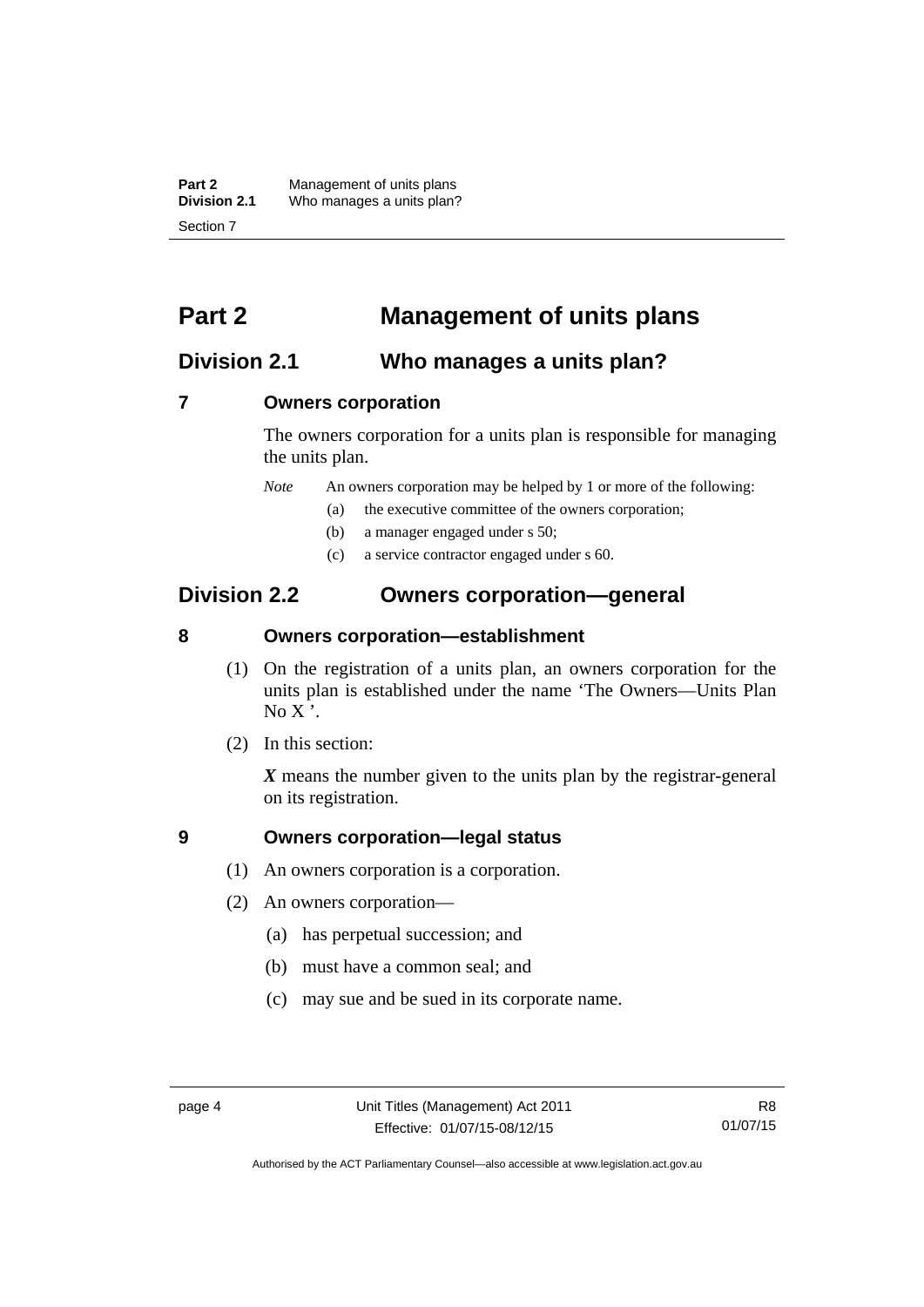# Part 2 Management of units plans

## Division 2.1 Who manages a units plan?

### 7 Owners corporation

The owners corporation for a units plan is responsible for managing the units plan.

*Note* An owners corporation may be helped by 1 or more of the following:

(a) the executive committee of the owners corporation;

(b) a manager engaged under s 50;

(c) a service contractor engaged under s 60.

## Division 2.2 Owners corporation—general

### 8 Owners corporation—establishment

(1) On the registration of a units plan, an owners corporation for the units plan is established under the name 'The Owners—Units Plan No X '.

(2) In this section:

***X*** means the number given to the units plan by the registrar-general on its registration.

### 9 Owners corporation—legal status

(1) An owners corporation is a corporation.

(2) An owners corporation—

(a) has perpetual succession; and

(b) must have a common seal; and

(c) may sue and be sued in its corporate name.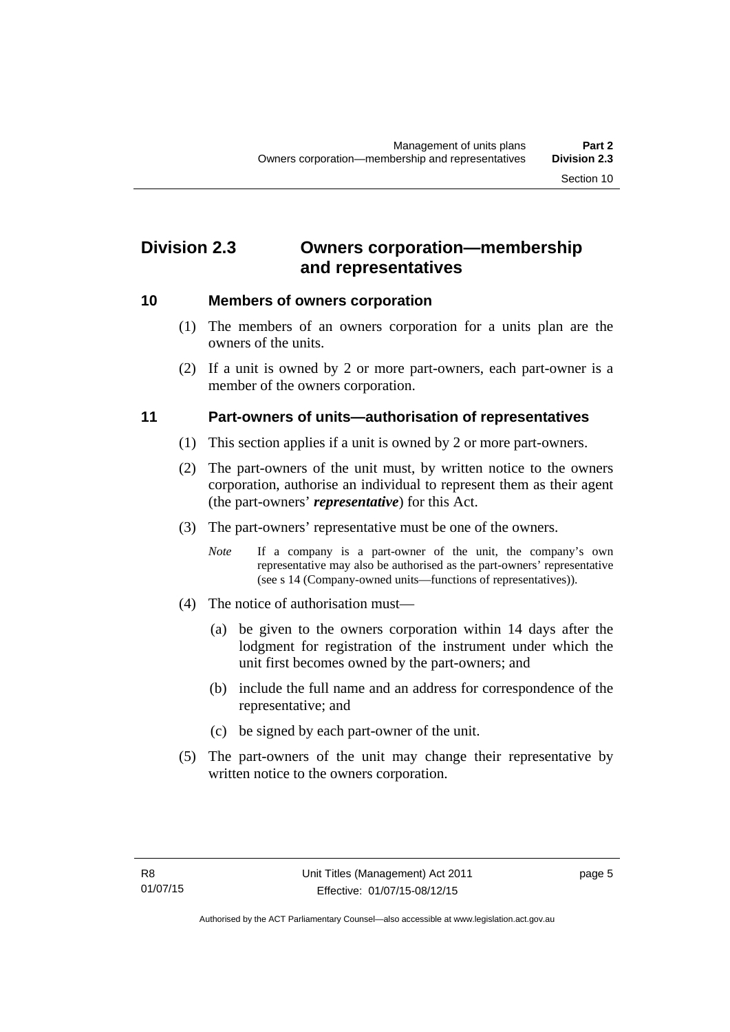## Division 2.3 Owners corporation—membership and representatives

### 10 Members of owners corporation

(1) The members of an owners corporation for a units plan are the owners of the units.

(2) If a unit is owned by 2 or more part-owners, each part-owner is a member of the owners corporation.

### 11 Part-owners of units—authorisation of representatives

(1) This section applies if a unit is owned by 2 or more part-owners.

(2) The part-owners of the unit must, by written notice to the owners corporation, authorise an individual to represent them as their agent (the part-owners' ***representative***) for this Act.

(3) The part-owners' representative must be one of the owners.

*Note* If a company is a part-owner of the unit, the company's own representative may also be authorised as the part-owners' representative (see s 14 (Company-owned units—functions of representatives)).

(4) The notice of authorisation must—

(a) be given to the owners corporation within 14 days after the lodgment for registration of the instrument under which the unit first becomes owned by the part-owners; and

(b) include the full name and an address for correspondence of the representative; and

(c) be signed by each part-owner of the unit.

(5) The part-owners of the unit may change their representative by written notice to the owners corporation.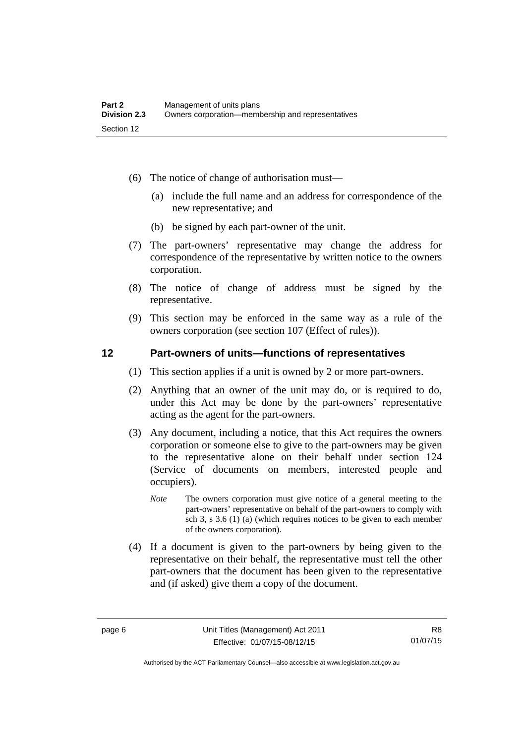(6) The notice of change of authorisation must—

(a) include the full name and an address for correspondence of the new representative; and

(b) be signed by each part-owner of the unit.

(7) The part-owners' representative may change the address for correspondence of the representative by written notice to the owners corporation.

(8) The notice of change of address must be signed by the representative.

(9) This section may be enforced in the same way as a rule of the owners corporation (see section 107 (Effect of rules)).

## 12 Part-owners of units—functions of representatives

(1) This section applies if a unit is owned by 2 or more part-owners.

(2) Anything that an owner of the unit may do, or is required to do, under this Act may be done by the part-owners' representative acting as the agent for the part-owners.

(3) Any document, including a notice, that this Act requires the owners corporation or someone else to give to the part-owners may be given to the representative alone on their behalf under section 124 (Service of documents on members, interested people and occupiers).

*Note* The owners corporation must give notice of a general meeting to the part-owners' representative on behalf of the part-owners to comply with sch 3, s 3.6 (1) (a) (which requires notices to be given to each member of the owners corporation).

(4) If a document is given to the part-owners by being given to the representative on their behalf, the representative must tell the other part-owners that the document has been given to the representative and (if asked) give them a copy of the document.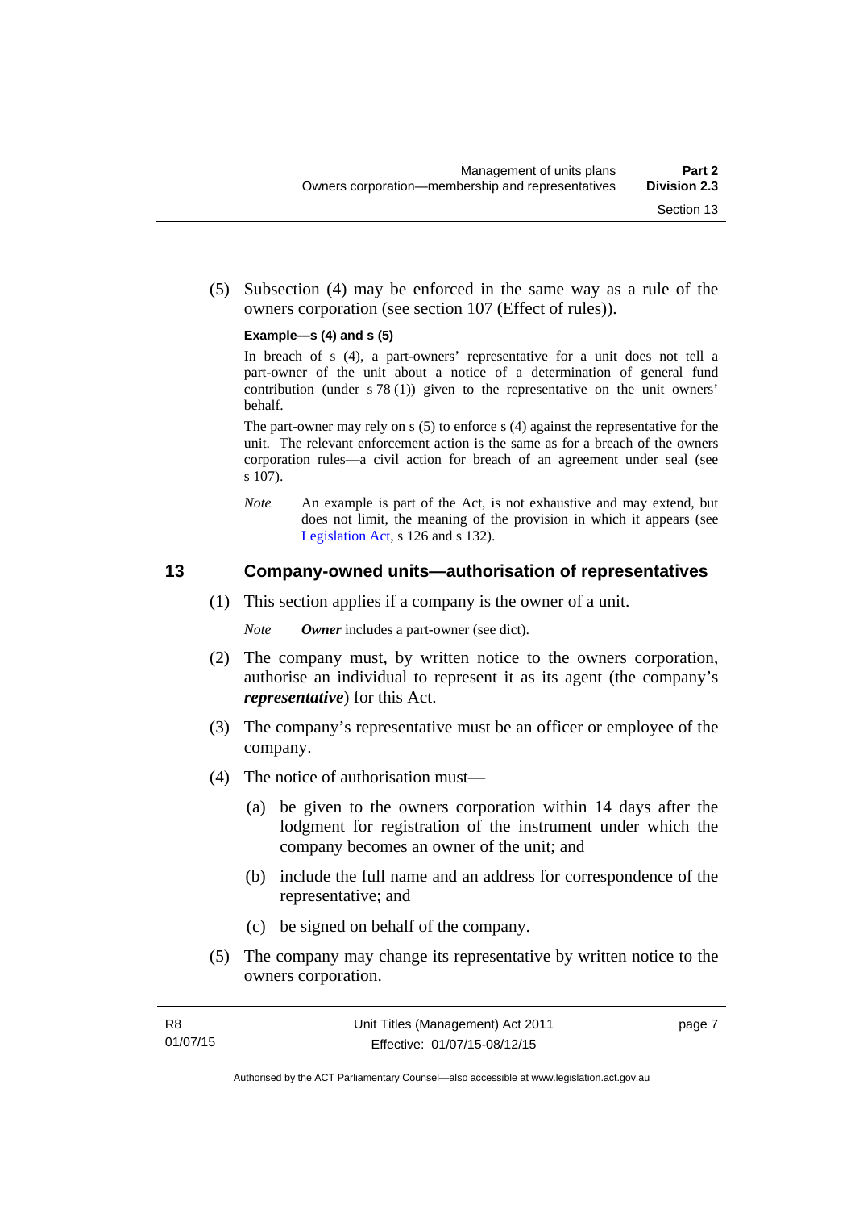(5) Subsection (4) may be enforced in the same way as a rule of the owners corporation (see section 107 (Effect of rules)).

**Example—s (4) and s (5)**

In breach of s (4), a part-owners' representative for a unit does not tell a part-owner of the unit about a notice of a determination of general fund contribution (under s 78 (1)) given to the representative on the unit owners' behalf.

The part-owner may rely on s (5) to enforce s (4) against the representative for the unit. The relevant enforcement action is the same as for a breach of the owners corporation rules—a civil action for breach of an agreement under seal (see s 107).

*Note* An example is part of the Act, is not exhaustive and may extend, but does not limit, the meaning of the provision in which it appears (see Legislation Act, s 126 and s 132).

## 13 Company-owned units—authorisation of representatives

(1) This section applies if a company is the owner of a unit.

*Note* ***Owner*** includes a part-owner (see dict).

(2) The company must, by written notice to the owners corporation, authorise an individual to represent it as its agent (the company's ***representative***) for this Act.

(3) The company's representative must be an officer or employee of the company.

(4) The notice of authorisation must—

(a) be given to the owners corporation within 14 days after the lodgment for registration of the instrument under which the company becomes an owner of the unit; and

(b) include the full name and an address for correspondence of the representative; and

(c) be signed on behalf of the company.

(5) The company may change its representative by written notice to the owners corporation.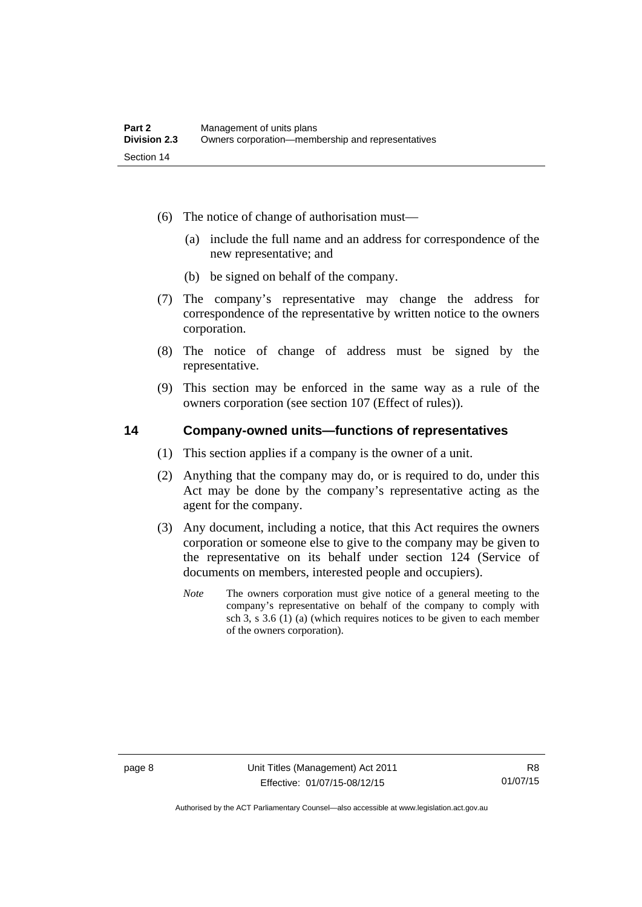(6) The notice of change of authorisation must—

(a) include the full name and an address for correspondence of the new representative; and

(b) be signed on behalf of the company.

(7) The company's representative may change the address for correspondence of the representative by written notice to the owners corporation.

(8) The notice of change of address must be signed by the representative.

(9) This section may be enforced in the same way as a rule of the owners corporation (see section 107 (Effect of rules)).

## 14 Company-owned units—functions of representatives

(1) This section applies if a company is the owner of a unit.

(2) Anything that the company may do, or is required to do, under this Act may be done by the company's representative acting as the agent for the company.

(3) Any document, including a notice, that this Act requires the owners corporation or someone else to give to the company may be given to the representative on its behalf under section 124 (Service of documents on members, interested people and occupiers).

*Note* The owners corporation must give notice of a general meeting to the company's representative on behalf of the company to comply with sch 3, s 3.6 (1) (a) (which requires notices to be given to each member of the owners corporation).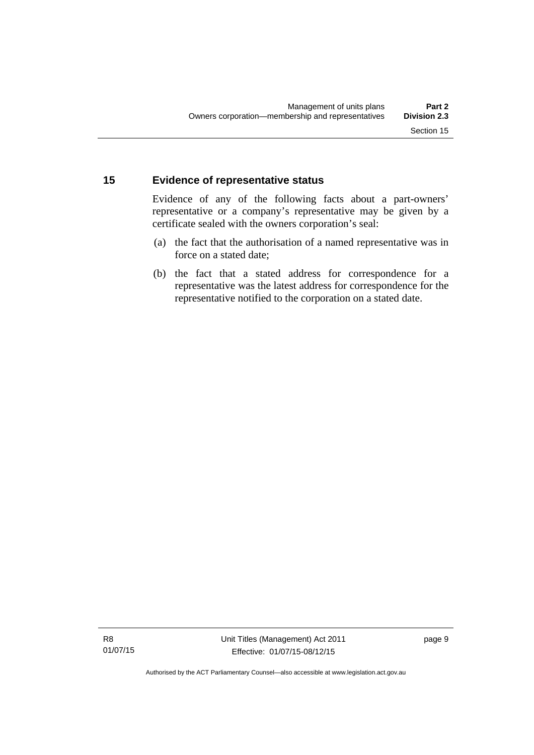## 15 Evidence of representative status

Evidence of any of the following facts about a part-owners' representative or a company's representative may be given by a certificate sealed with the owners corporation's seal:

(a) the fact that the authorisation of a named representative was in force on a stated date;

(b) the fact that a stated address for correspondence for a representative was the latest address for correspondence for the representative notified to the corporation on a stated date.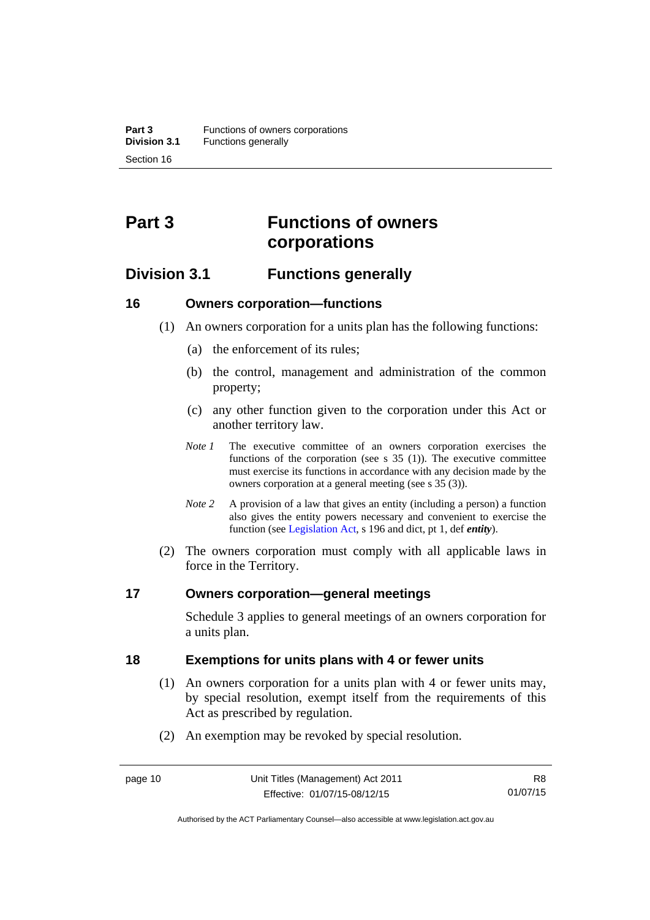# Part 3 Functions of owners corporations

## Division 3.1 Functions generally

### 16 Owners corporation—functions

(1) An owners corporation for a units plan has the following functions:

(a) the enforcement of its rules;

(b) the control, management and administration of the common property;

(c) any other function given to the corporation under this Act or another territory law.

*Note 1* The executive committee of an owners corporation exercises the functions of the corporation (see s 35 (1)). The executive committee must exercise its functions in accordance with any decision made by the owners corporation at a general meeting (see s 35 (3)).

*Note 2* A provision of a law that gives an entity (including a person) a function also gives the entity powers necessary and convenient to exercise the function (see Legislation Act, s 196 and dict, pt 1, def ***entity***).

(2) The owners corporation must comply with all applicable laws in force in the Territory.

### 17 Owners corporation—general meetings

Schedule 3 applies to general meetings of an owners corporation for a units plan.

### 18 Exemptions for units plans with 4 or fewer units

(1) An owners corporation for a units plan with 4 or fewer units may, by special resolution, exempt itself from the requirements of this Act as prescribed by regulation.

(2) An exemption may be revoked by special resolution.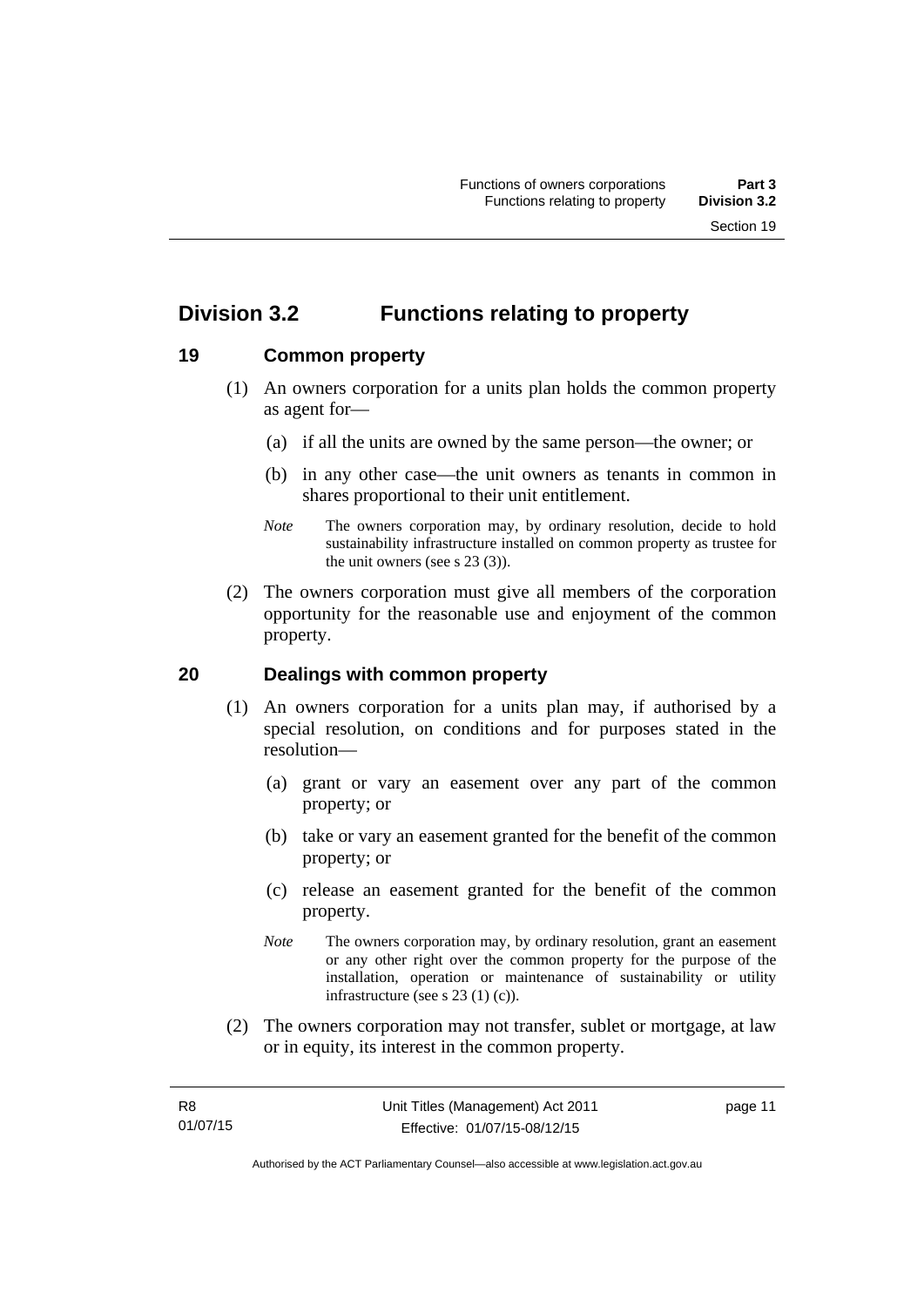## Division 3.2 Functions relating to property

### 19 Common property

(1) An owners corporation for a units plan holds the common property as agent for—

(a) if all the units are owned by the same person—the owner; or

(b) in any other case—the unit owners as tenants in common in shares proportional to their unit entitlement.

*Note* The owners corporation may, by ordinary resolution, decide to hold sustainability infrastructure installed on common property as trustee for the unit owners (see s 23 (3)).

(2) The owners corporation must give all members of the corporation opportunity for the reasonable use and enjoyment of the common property.

### 20 Dealings with common property

(1) An owners corporation for a units plan may, if authorised by a special resolution, on conditions and for purposes stated in the resolution—

(a) grant or vary an easement over any part of the common property; or

(b) take or vary an easement granted for the benefit of the common property; or

(c) release an easement granted for the benefit of the common property.

*Note* The owners corporation may, by ordinary resolution, grant an easement or any other right over the common property for the purpose of the installation, operation or maintenance of sustainability or utility infrastructure (see s 23 (1) (c)).

(2) The owners corporation may not transfer, sublet or mortgage, at law or in equity, its interest in the common property.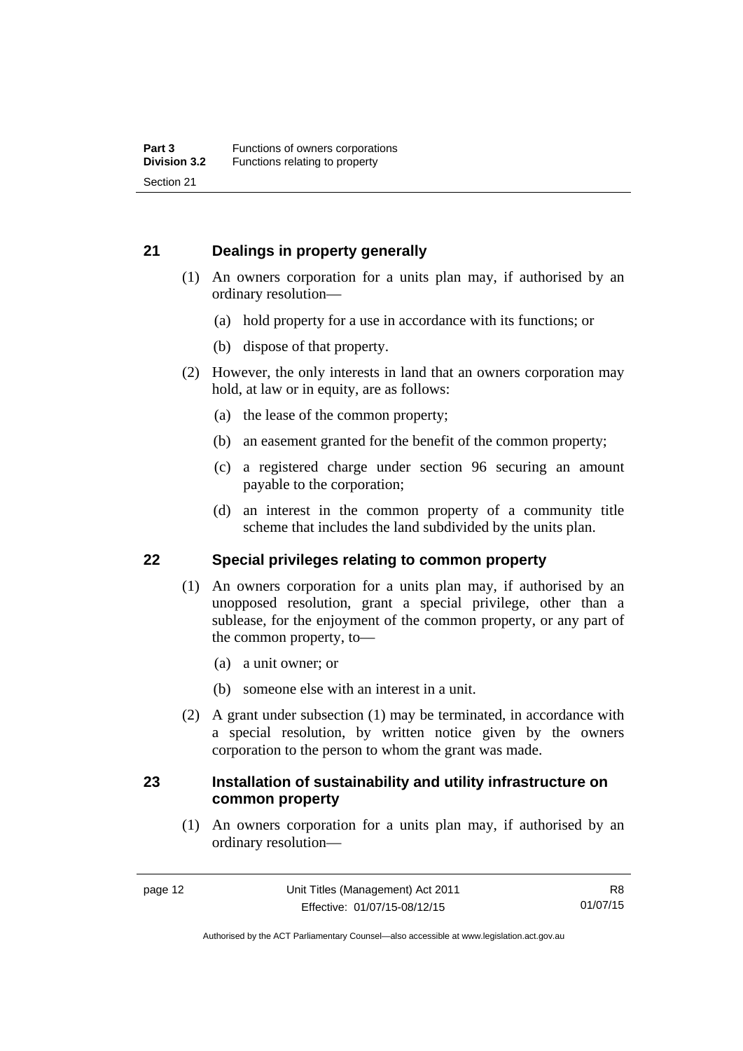## 21 Dealings in property generally

(1) An owners corporation for a units plan may, if authorised by an ordinary resolution—

(a) hold property for a use in accordance with its functions; or

(b) dispose of that property.

(2) However, the only interests in land that an owners corporation may hold, at law or in equity, are as follows:

(a) the lease of the common property;

(b) an easement granted for the benefit of the common property;

(c) a registered charge under section 96 securing an amount payable to the corporation;

(d) an interest in the common property of a community title scheme that includes the land subdivided by the units plan.

## 22 Special privileges relating to common property

(1) An owners corporation for a units plan may, if authorised by an unopposed resolution, grant a special privilege, other than a sublease, for the enjoyment of the common property, or any part of the common property, to—

(a) a unit owner; or

(b) someone else with an interest in a unit.

(2) A grant under subsection (1) may be terminated, in accordance with a special resolution, by written notice given by the owners corporation to the person to whom the grant was made.

## 23 Installation of sustainability and utility infrastructure on common property

(1) An owners corporation for a units plan may, if authorised by an ordinary resolution—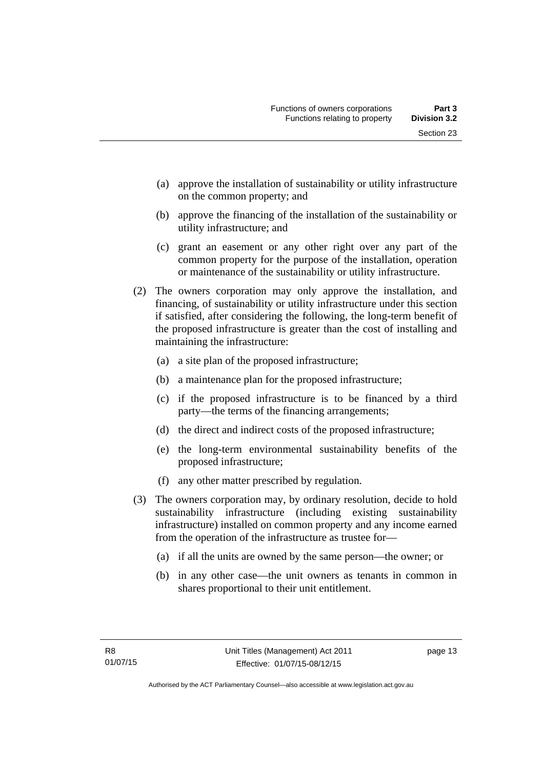(a) approve the installation of sustainability or utility infrastructure on the common property; and

(b) approve the financing of the installation of the sustainability or utility infrastructure; and

(c) grant an easement or any other right over any part of the common property for the purpose of the installation, operation or maintenance of the sustainability or utility infrastructure.

(2) The owners corporation may only approve the installation, and financing, of sustainability or utility infrastructure under this section if satisfied, after considering the following, the long-term benefit of the proposed infrastructure is greater than the cost of installing and maintaining the infrastructure:

(a) a site plan of the proposed infrastructure;

(b) a maintenance plan for the proposed infrastructure;

(c) if the proposed infrastructure is to be financed by a third party—the terms of the financing arrangements;

(d) the direct and indirect costs of the proposed infrastructure;

(e) the long-term environmental sustainability benefits of the proposed infrastructure;

(f) any other matter prescribed by regulation.

(3) The owners corporation may, by ordinary resolution, decide to hold sustainability infrastructure (including existing sustainability infrastructure) installed on common property and any income earned from the operation of the infrastructure as trustee for—

(a) if all the units are owned by the same person—the owner; or

(b) in any other case—the unit owners as tenants in common in shares proportional to their unit entitlement.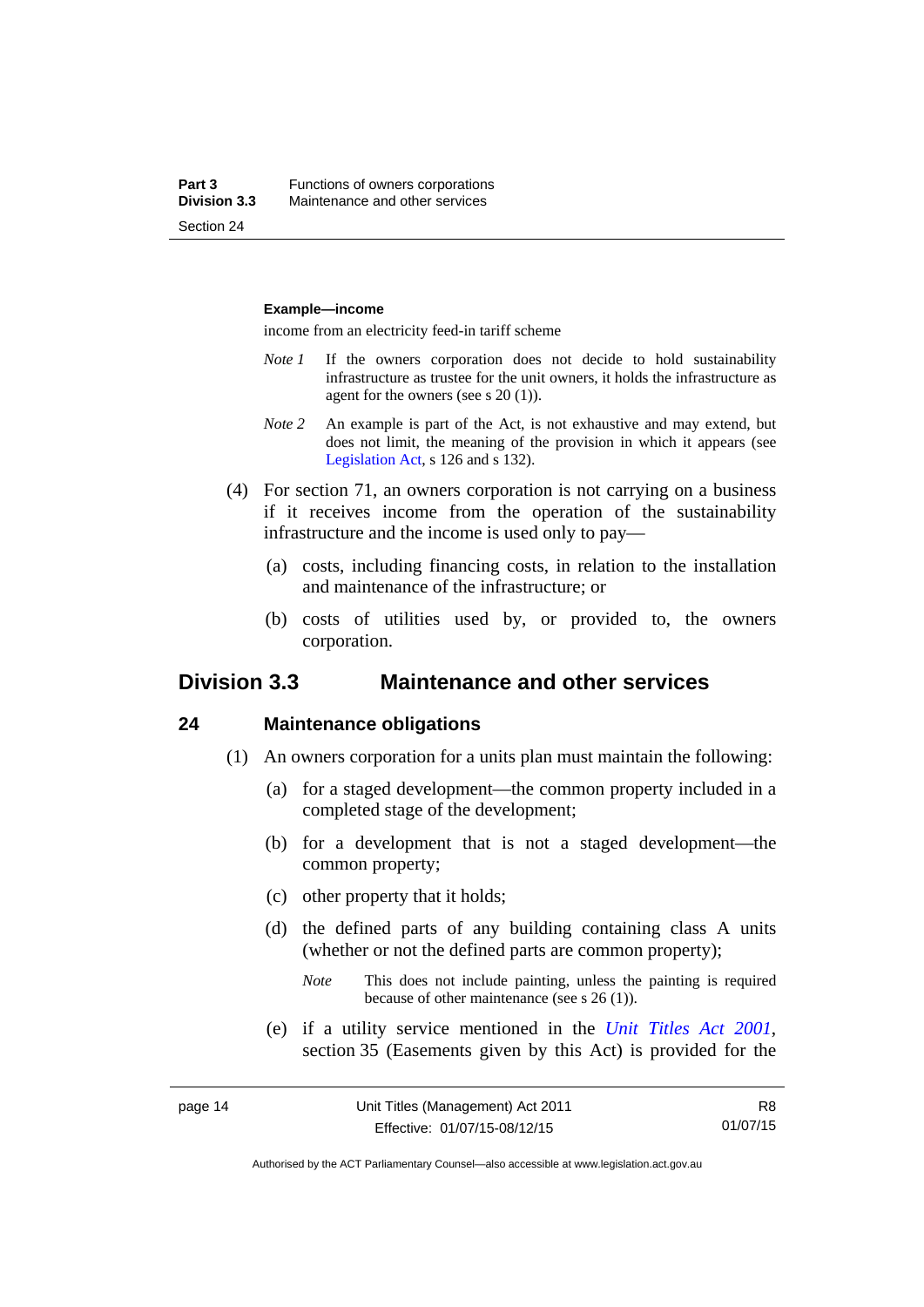**Example—income**

income from an electricity feed-in tariff scheme

*Note 1* If the owners corporation does not decide to hold sustainability infrastructure as trustee for the unit owners, it holds the infrastructure as agent for the owners (see s 20 (1)).

*Note 2* An example is part of the Act, is not exhaustive and may extend, but does not limit, the meaning of the provision in which it appears (see Legislation Act, s 126 and s 132).

(4) For section 71, an owners corporation is not carrying on a business if it receives income from the operation of the sustainability infrastructure and the income is used only to pay—

(a) costs, including financing costs, in relation to the installation and maintenance of the infrastructure; or

(b) costs of utilities used by, or provided to, the owners corporation.

## Division 3.3 Maintenance and other services

### 24 Maintenance obligations

(1) An owners corporation for a units plan must maintain the following:

(a) for a staged development—the common property included in a completed stage of the development;

(b) for a development that is not a staged development—the common property;

(c) other property that it holds;

(d) the defined parts of any building containing class A units (whether or not the defined parts are common property);

*Note* This does not include painting, unless the painting is required because of other maintenance (see s 26 (1)).

(e) if a utility service mentioned in the *Unit Titles Act 2001*, section 35 (Easements given by this Act) is provided for the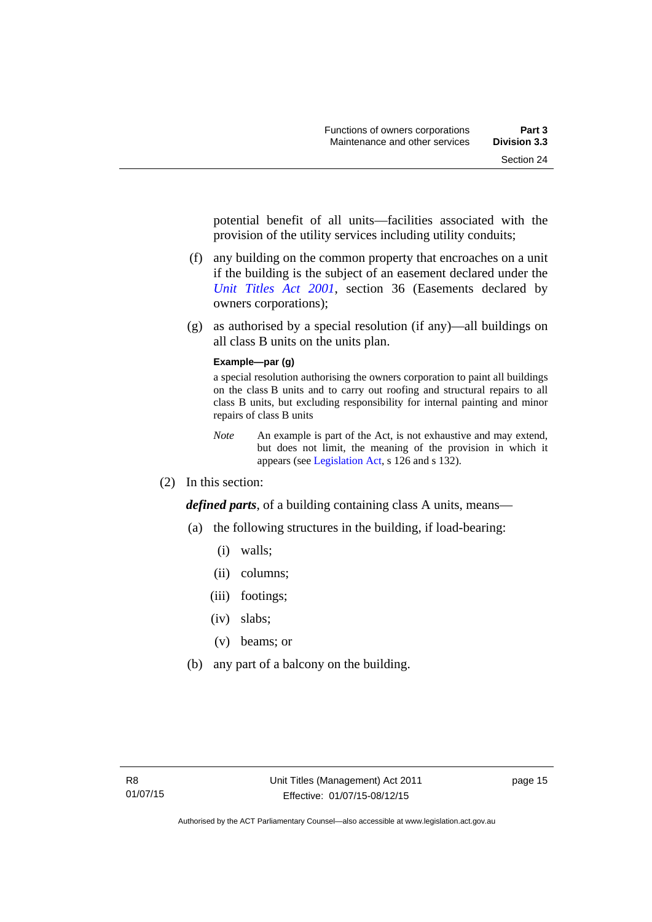potential benefit of all units—facilities associated with the provision of the utility services including utility conduits;

(f) any building on the common property that encroaches on a unit if the building is the subject of an easement declared under the *Unit Titles Act 2001*, section 36 (Easements declared by owners corporations);

(g) as authorised by a special resolution (if any)—all buildings on all class B units on the units plan.

**Example—par (g)**

a special resolution authorising the owners corporation to paint all buildings on the class B units and to carry out roofing and structural repairs to all class B units, but excluding responsibility for internal painting and minor repairs of class B units

*Note* An example is part of the Act, is not exhaustive and may extend, but does not limit, the meaning of the provision in which it appears (see Legislation Act, s 126 and s 132).

(2) In this section:

***defined parts***, of a building containing class A units, means—

(a) the following structures in the building, if load-bearing:

(i) walls;

(ii) columns;

(iii) footings;

(iv) slabs;

(v) beams; or

(b) any part of a balcony on the building.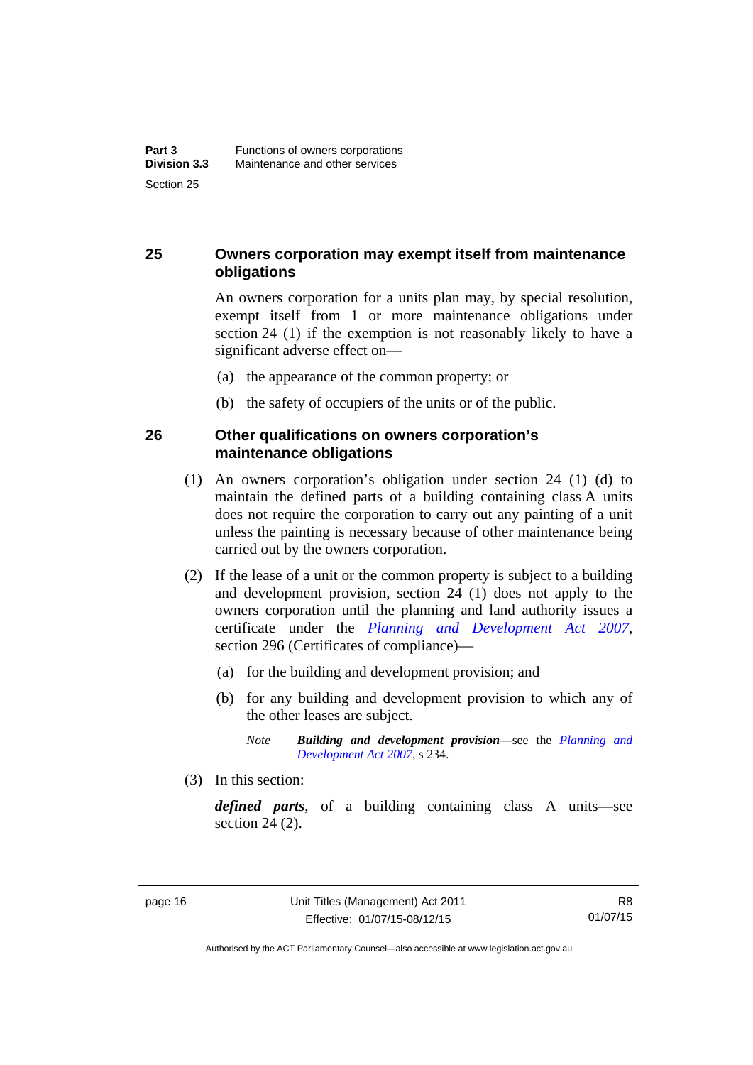## 25 Owners corporation may exempt itself from maintenance obligations

An owners corporation for a units plan may, by special resolution, exempt itself from 1 or more maintenance obligations under section 24 (1) if the exemption is not reasonably likely to have a significant adverse effect on—

(a) the appearance of the common property; or

(b) the safety of occupiers of the units or of the public.

## 26 Other qualifications on owners corporation's maintenance obligations

(1) An owners corporation's obligation under section 24 (1) (d) to maintain the defined parts of a building containing class A units does not require the corporation to carry out any painting of a unit unless the painting is necessary because of other maintenance being carried out by the owners corporation.

(2) If the lease of a unit or the common property is subject to a building and development provision, section 24 (1) does not apply to the owners corporation until the planning and land authority issues a certificate under the *Planning and Development Act 2007*, section 296 (Certificates of compliance)—

(a) for the building and development provision; and

(b) for any building and development provision to which any of the other leases are subject.

*Note* ***Building and development provision***—see the *Planning and Development Act 2007*, s 234.

(3) In this section:

***defined parts***, of a building containing class A units—see section 24 (2).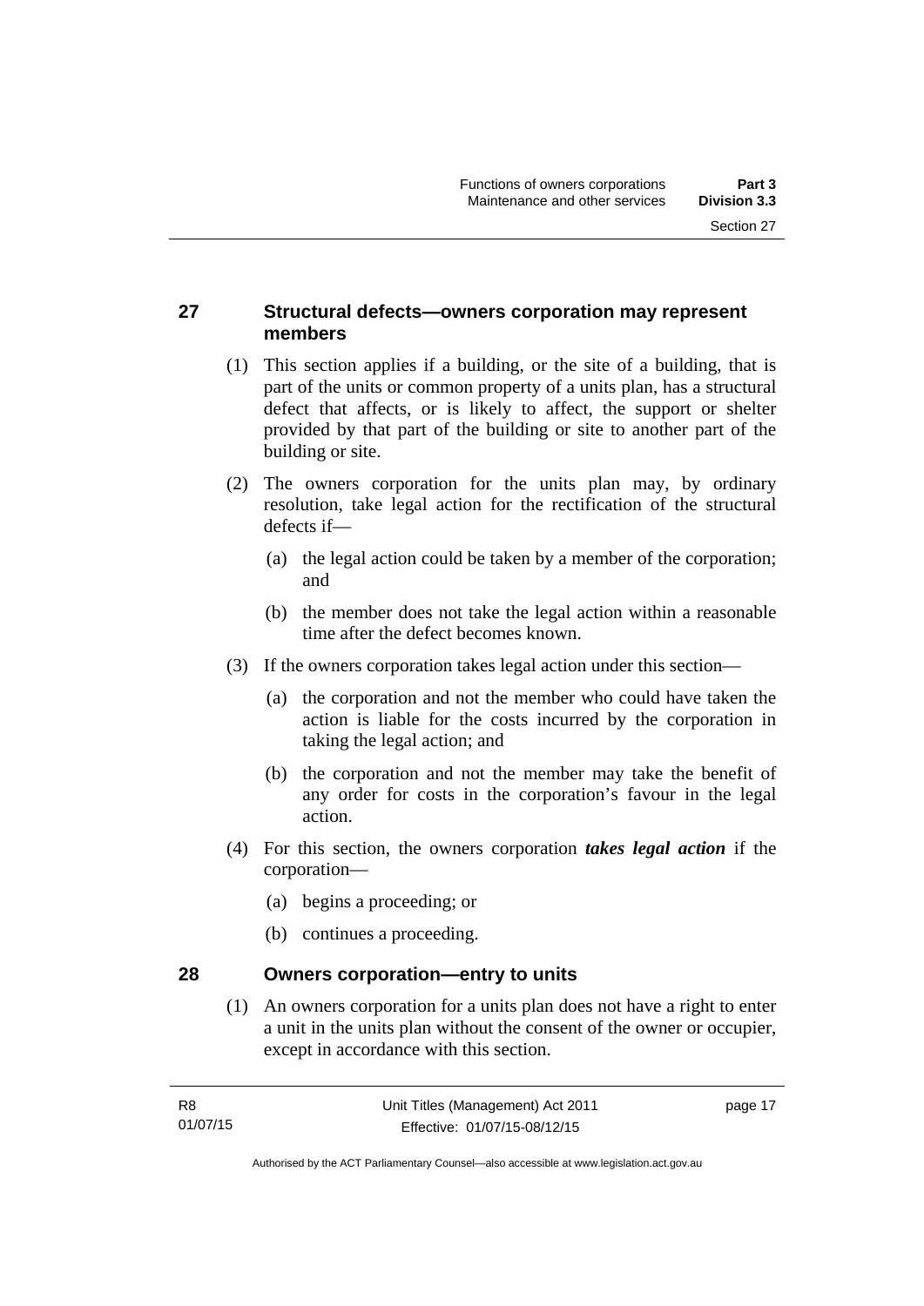### 27 Structural defects—owners corporation may represent members

(1) This section applies if a building, or the site of a building, that is part of the units or common property of a units plan, has a structural defect that affects, or is likely to affect, the support or shelter provided by that part of the building or site to another part of the building or site.

(2) The owners corporation for the units plan may, by ordinary resolution, take legal action for the rectification of the structural defects if—

- (a) the legal action could be taken by a member of the corporation; and
- (b) the member does not take the legal action within a reasonable time after the defect becomes known.

(3) If the owners corporation takes legal action under this section—

- (a) the corporation and not the member who could have taken the action is liable for the costs incurred by the corporation in taking the legal action; and
- (b) the corporation and not the member may take the benefit of any order for costs in the corporation's favour in the legal action.

(4) For this section, the owners corporation ***takes legal action*** if the corporation—

- (a) begins a proceeding; or
- (b) continues a proceeding.

### 28 Owners corporation—entry to units

(1) An owners corporation for a units plan does not have a right to enter a unit in the units plan without the consent of the owner or occupier, except in accordance with this section.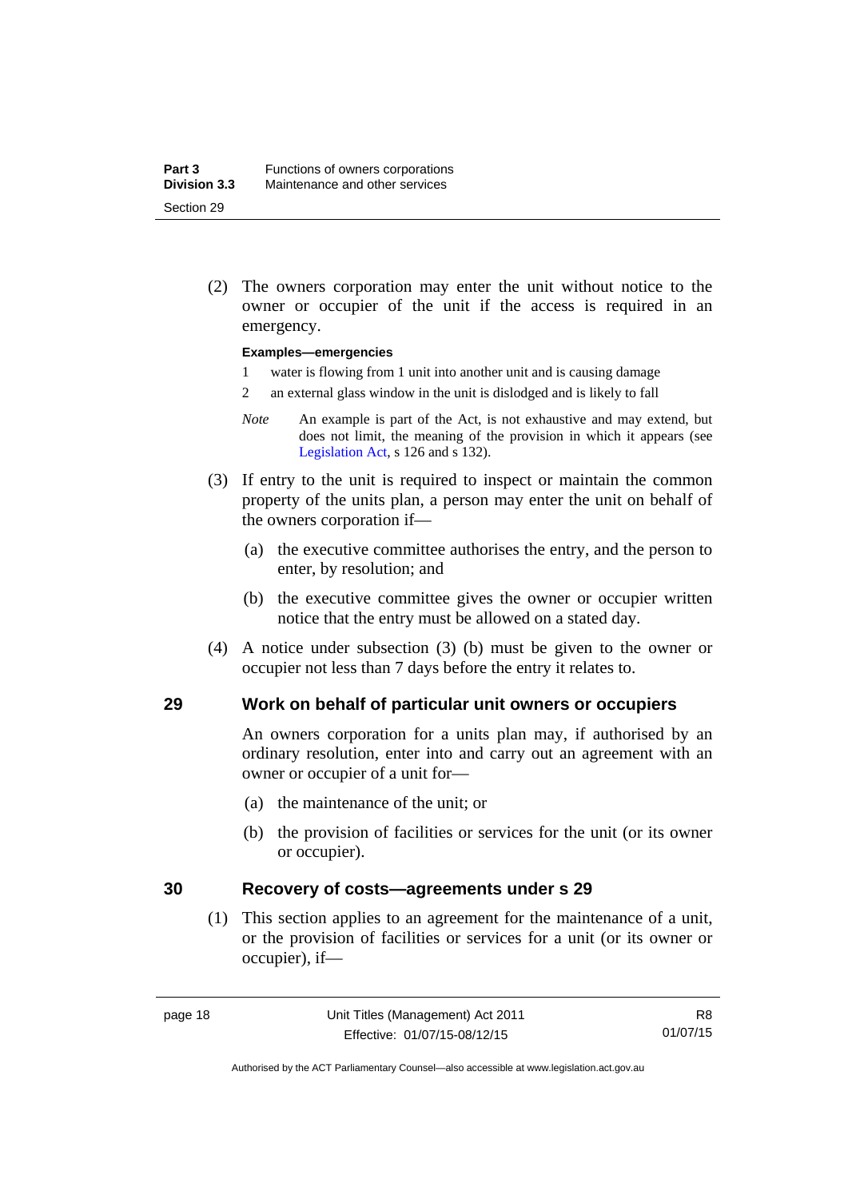(2) The owners corporation may enter the unit without notice to the owner or occupier of the unit if the access is required in an emergency.

**Examples—emergencies**

1 water is flowing from 1 unit into another unit and is causing damage

2 an external glass window in the unit is dislodged and is likely to fall

*Note* An example is part of the Act, is not exhaustive and may extend, but does not limit, the meaning of the provision in which it appears (see Legislation Act, s 126 and s 132).

(3) If entry to the unit is required to inspect or maintain the common property of the units plan, a person may enter the unit on behalf of the owners corporation if—

(a) the executive committee authorises the entry, and the person to enter, by resolution; and

(b) the executive committee gives the owner or occupier written notice that the entry must be allowed on a stated day.

(4) A notice under subsection (3) (b) must be given to the owner or occupier not less than 7 days before the entry it relates to.

## 29 Work on behalf of particular unit owners or occupiers

An owners corporation for a units plan may, if authorised by an ordinary resolution, enter into and carry out an agreement with an owner or occupier of a unit for—

(a) the maintenance of the unit; or

(b) the provision of facilities or services for the unit (or its owner or occupier).

## 30 Recovery of costs—agreements under s 29

(1) This section applies to an agreement for the maintenance of a unit, or the provision of facilities or services for a unit (or its owner or occupier), if—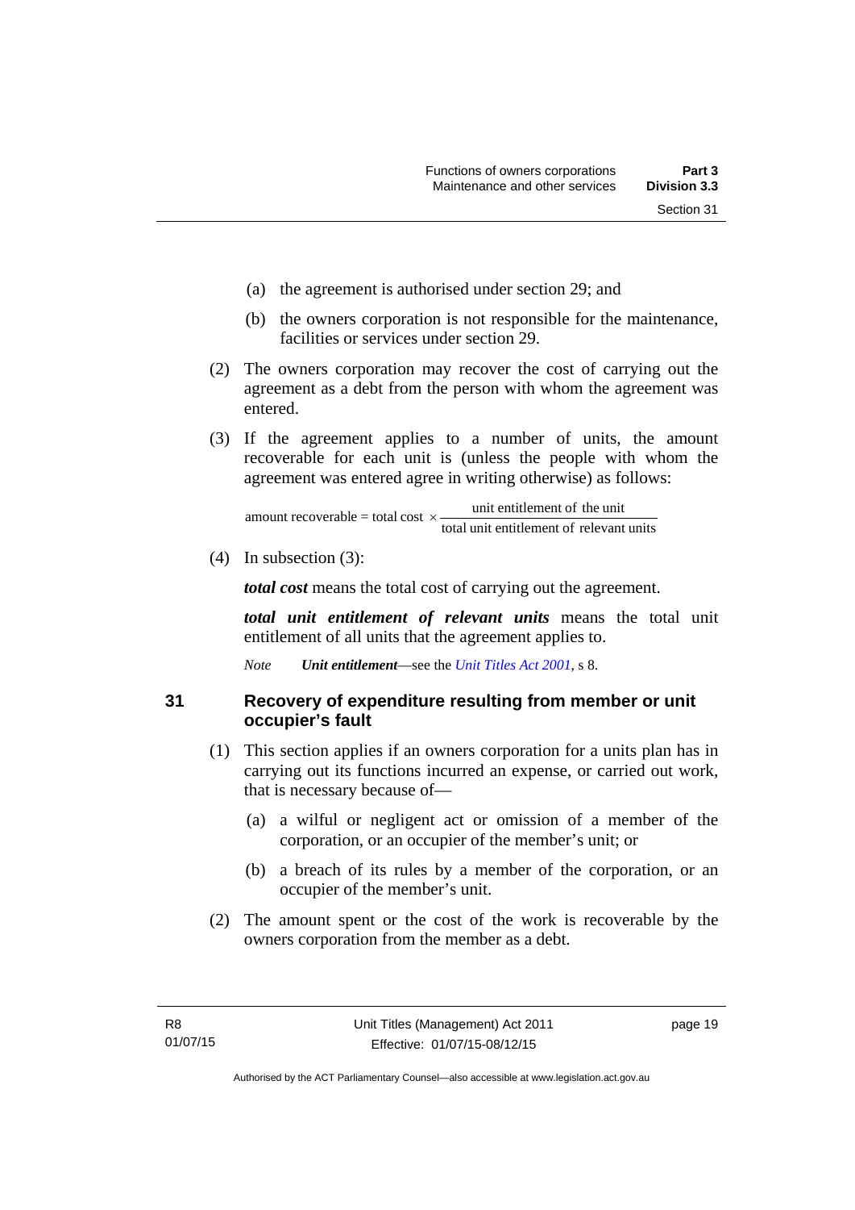(a) the agreement is authorised under section 29; and

(b) the owners corporation is not responsible for the maintenance, facilities or services under section 29.

(2) The owners corporation may recover the cost of carrying out the agreement as a debt from the person with whom the agreement was entered.

(3) If the agreement applies to a number of units, the amount recoverable for each unit is (unless the people with whom the agreement was entered agree in writing otherwise) as follows:

$$\text{amount recoverable} = \text{total cost} \times \frac{\text{unit entitlement of the unit}}{\text{total unit entitlement of relevant units}}$$

(4) In subsection (3):

***total cost*** means the total cost of carrying out the agreement.

***total unit entitlement of relevant units*** means the total unit entitlement of all units that the agreement applies to.

*Note* ***Unit entitlement***—see the *Unit Titles Act 2001*, s 8.

## 31 Recovery of expenditure resulting from member or unit occupier's fault

(1) This section applies if an owners corporation for a units plan has in carrying out its functions incurred an expense, or carried out work, that is necessary because of—

(a) a wilful or negligent act or omission of a member of the corporation, or an occupier of the member's unit; or

(b) a breach of its rules by a member of the corporation, or an occupier of the member's unit.

(2) The amount spent or the cost of the work is recoverable by the owners corporation from the member as a debt.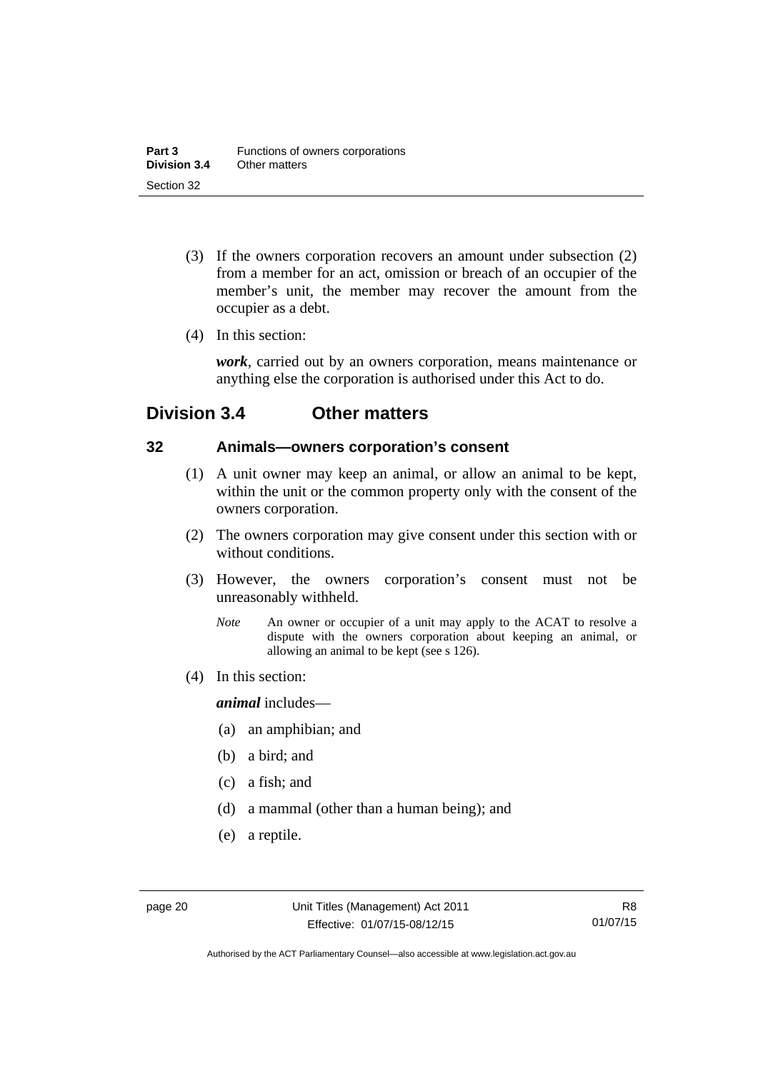(3) If the owners corporation recovers an amount under subsection (2) from a member for an act, omission or breach of an occupier of the member's unit, the member may recover the amount from the occupier as a debt.

(4) In this section:

***work***, carried out by an owners corporation, means maintenance or anything else the corporation is authorised under this Act to do.

## Division 3.4 Other matters

### 32 Animals—owners corporation's consent

(1) A unit owner may keep an animal, or allow an animal to be kept, within the unit or the common property only with the consent of the owners corporation.

(2) The owners corporation may give consent under this section with or without conditions.

(3) However, the owners corporation's consent must not be unreasonably withheld.

*Note* An owner or occupier of a unit may apply to the ACAT to resolve a dispute with the owners corporation about keeping an animal, or allowing an animal to be kept (see s 126).

(4) In this section:

***animal*** includes—

(a) an amphibian; and

(b) a bird; and

(c) a fish; and

(d) a mammal (other than a human being); and

(e) a reptile.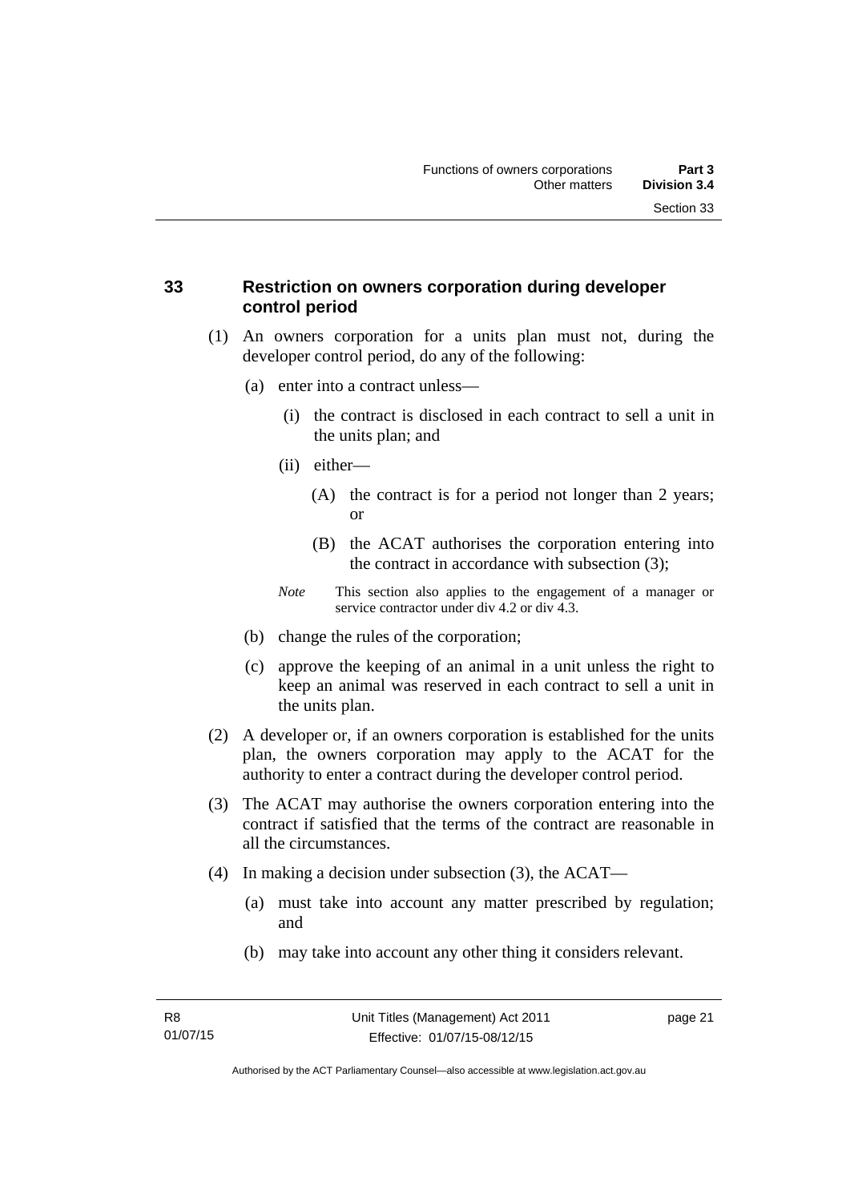## 33 Restriction on owners corporation during developer control period

(1) An owners corporation for a units plan must not, during the developer control period, do any of the following:

(a) enter into a contract unless—

(i) the contract is disclosed in each contract to sell a unit in the units plan; and

(ii) either—

(A) the contract is for a period not longer than 2 years; or

(B) the ACAT authorises the corporation entering into the contract in accordance with subsection (3);

*Note* This section also applies to the engagement of a manager or service contractor under div 4.2 or div 4.3.

(b) change the rules of the corporation;

(c) approve the keeping of an animal in a unit unless the right to keep an animal was reserved in each contract to sell a unit in the units plan.

(2) A developer or, if an owners corporation is established for the units plan, the owners corporation may apply to the ACAT for the authority to enter a contract during the developer control period.

(3) The ACAT may authorise the owners corporation entering into the contract if satisfied that the terms of the contract are reasonable in all the circumstances.

(4) In making a decision under subsection (3), the ACAT—

(a) must take into account any matter prescribed by regulation; and

(b) may take into account any other thing it considers relevant.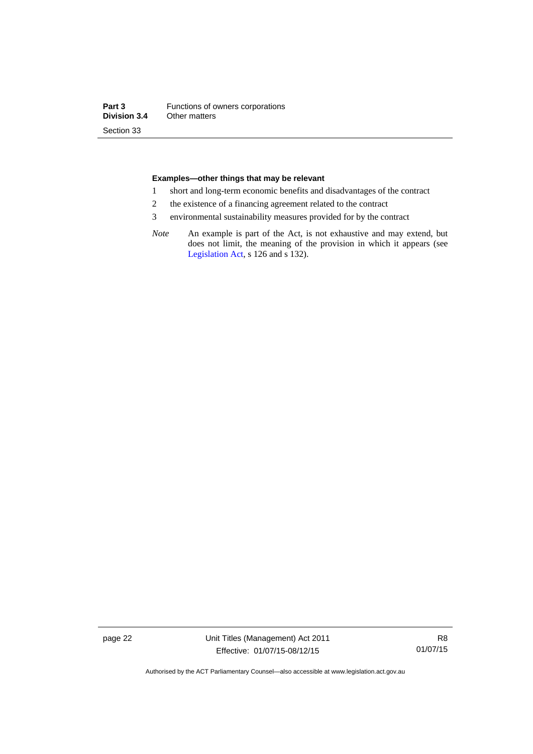**Examples—other things that may be relevant**

1 short and long-term economic benefits and disadvantages of the contract

2 the existence of a financing agreement related to the contract

3 environmental sustainability measures provided for by the contract

*Note* An example is part of the Act, is not exhaustive and may extend, but does not limit, the meaning of the provision in which it appears (see Legislation Act, s 126 and s 132).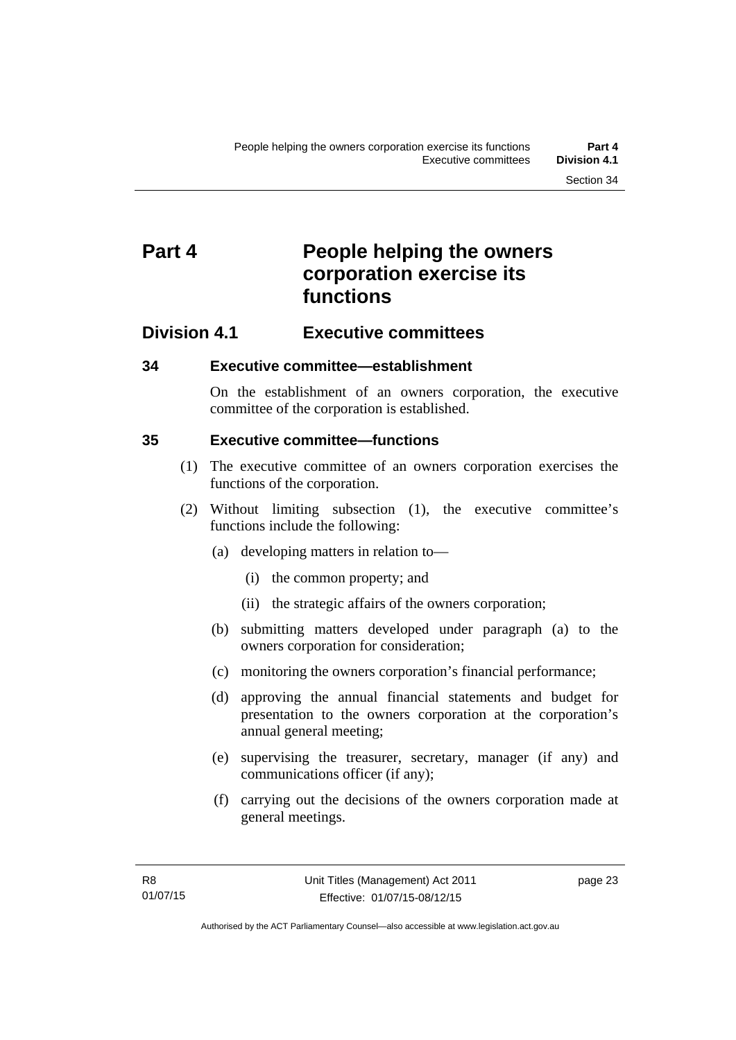# Part 4 People helping the owners corporation exercise its functions

## Division 4.1 Executive committees

### 34 Executive committee—establishment

On the establishment of an owners corporation, the executive committee of the corporation is established.

### 35 Executive committee—functions

(1) The executive committee of an owners corporation exercises the functions of the corporation.

(2) Without limiting subsection (1), the executive committee's functions include the following:

(a) developing matters in relation to—

(i) the common property; and

(ii) the strategic affairs of the owners corporation;

(b) submitting matters developed under paragraph (a) to the owners corporation for consideration;

(c) monitoring the owners corporation's financial performance;

(d) approving the annual financial statements and budget for presentation to the owners corporation at the corporation's annual general meeting;

(e) supervising the treasurer, secretary, manager (if any) and communications officer (if any);

(f) carrying out the decisions of the owners corporation made at general meetings.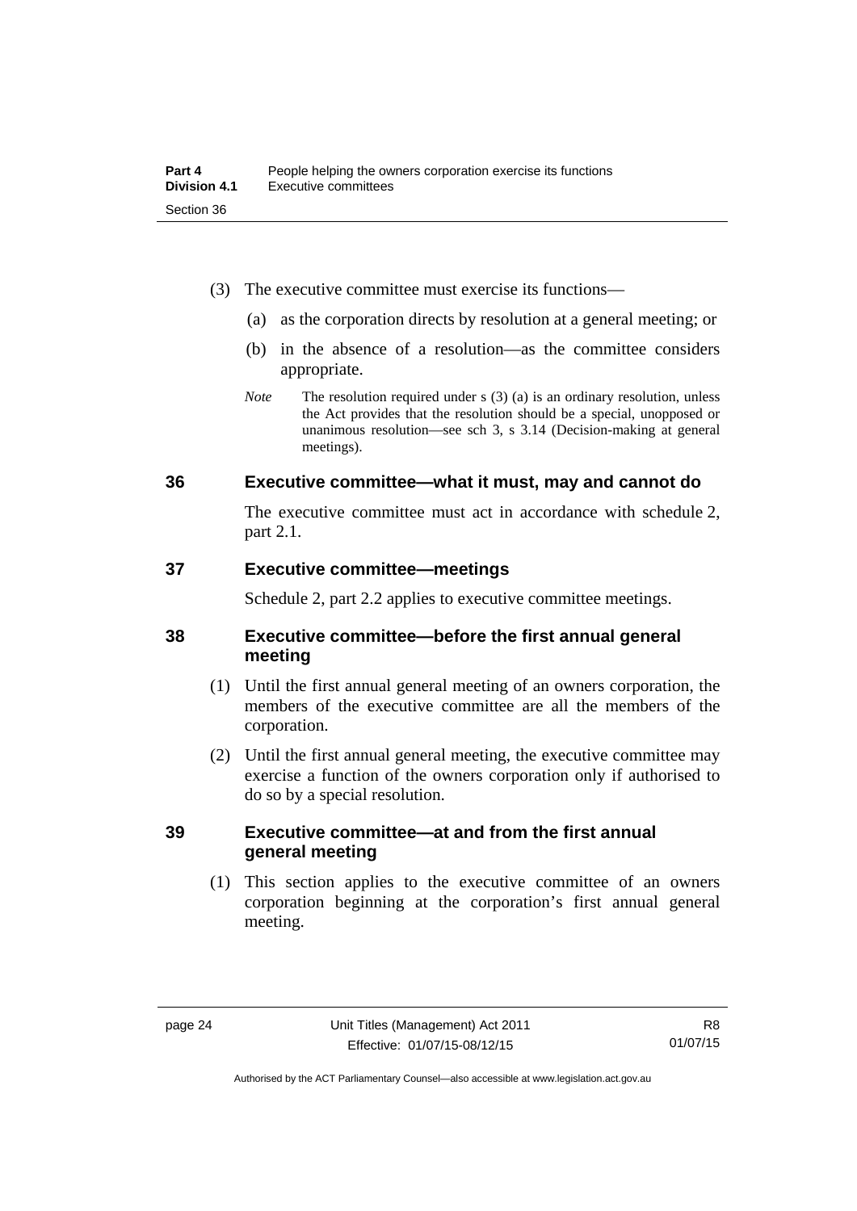(3) The executive committee must exercise its functions—

(a) as the corporation directs by resolution at a general meeting; or

(b) in the absence of a resolution—as the committee considers appropriate.

*Note* The resolution required under s (3) (a) is an ordinary resolution, unless the Act provides that the resolution should be a special, unopposed or unanimous resolution—see sch 3, s 3.14 (Decision-making at general meetings).

## 36 Executive committee—what it must, may and cannot do

The executive committee must act in accordance with schedule 2, part 2.1.

## 37 Executive committee—meetings

Schedule 2, part 2.2 applies to executive committee meetings.

## 38 Executive committee—before the first annual general meeting

(1) Until the first annual general meeting of an owners corporation, the members of the executive committee are all the members of the corporation.

(2) Until the first annual general meeting, the executive committee may exercise a function of the owners corporation only if authorised to do so by a special resolution.

## 39 Executive committee—at and from the first annual general meeting

(1) This section applies to the executive committee of an owners corporation beginning at the corporation's first annual general meeting.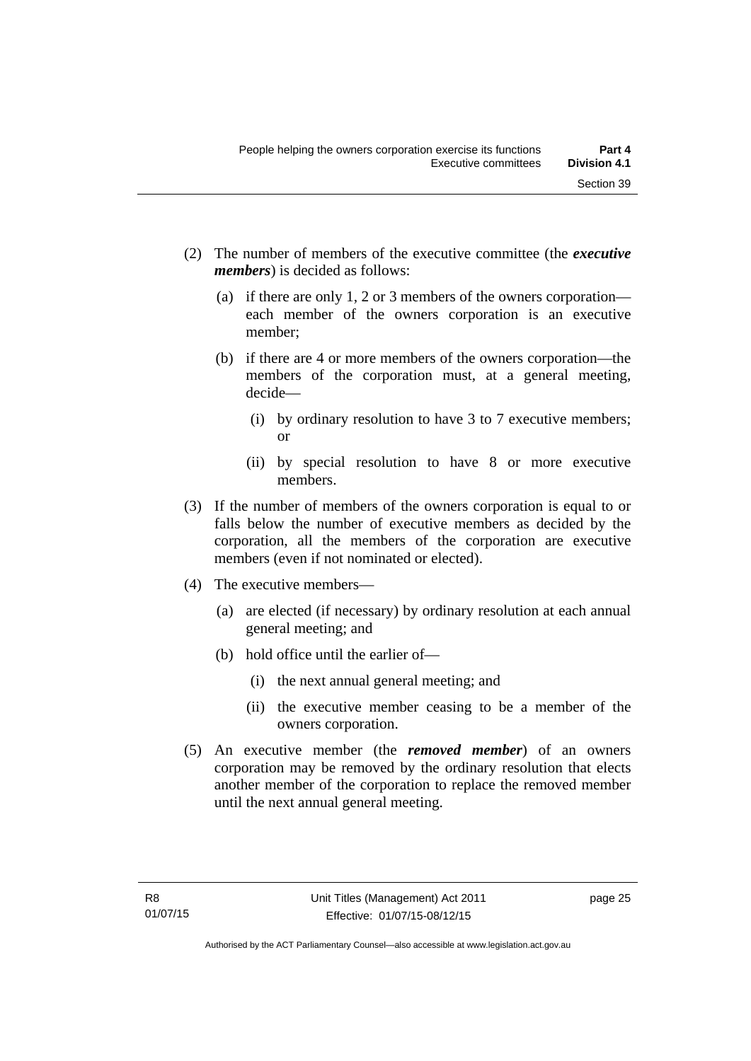(2) The number of members of the executive committee (the ***executive members***) is decided as follows:

(a) if there are only 1, 2 or 3 members of the owners corporation—each member of the owners corporation is an executive member;

(b) if there are 4 or more members of the owners corporation—the members of the corporation must, at a general meeting, decide—

(i) by ordinary resolution to have 3 to 7 executive members; or

(ii) by special resolution to have 8 or more executive members.

(3) If the number of members of the owners corporation is equal to or falls below the number of executive members as decided by the corporation, all the members of the corporation are executive members (even if not nominated or elected).

(4) The executive members—

(a) are elected (if necessary) by ordinary resolution at each annual general meeting; and

(b) hold office until the earlier of—

(i) the next annual general meeting; and

(ii) the executive member ceasing to be a member of the owners corporation.

(5) An executive member (the ***removed member***) of an owners corporation may be removed by the ordinary resolution that elects another member of the corporation to replace the removed member until the next annual general meeting.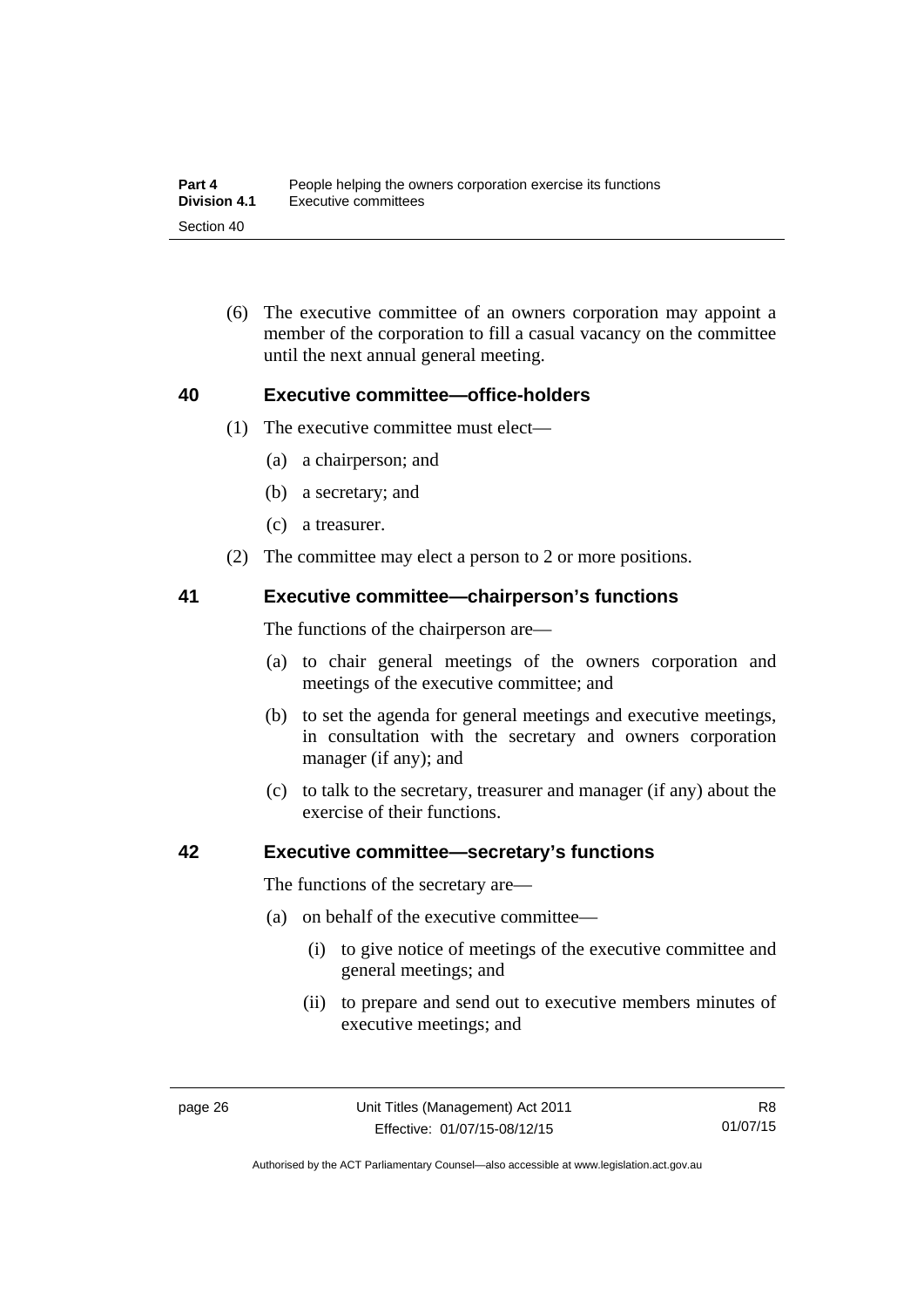(6) The executive committee of an owners corporation may appoint a member of the corporation to fill a casual vacancy on the committee until the next annual general meeting.

## 40 Executive committee—office-holders

(1) The executive committee must elect—

(a) a chairperson; and

(b) a secretary; and

(c) a treasurer.

(2) The committee may elect a person to 2 or more positions.

## 41 Executive committee—chairperson's functions

The functions of the chairperson are—

(a) to chair general meetings of the owners corporation and meetings of the executive committee; and

(b) to set the agenda for general meetings and executive meetings, in consultation with the secretary and owners corporation manager (if any); and

(c) to talk to the secretary, treasurer and manager (if any) about the exercise of their functions.

## 42 Executive committee—secretary's functions

The functions of the secretary are—

(a) on behalf of the executive committee—

(i) to give notice of meetings of the executive committee and general meetings; and

(ii) to prepare and send out to executive members minutes of executive meetings; and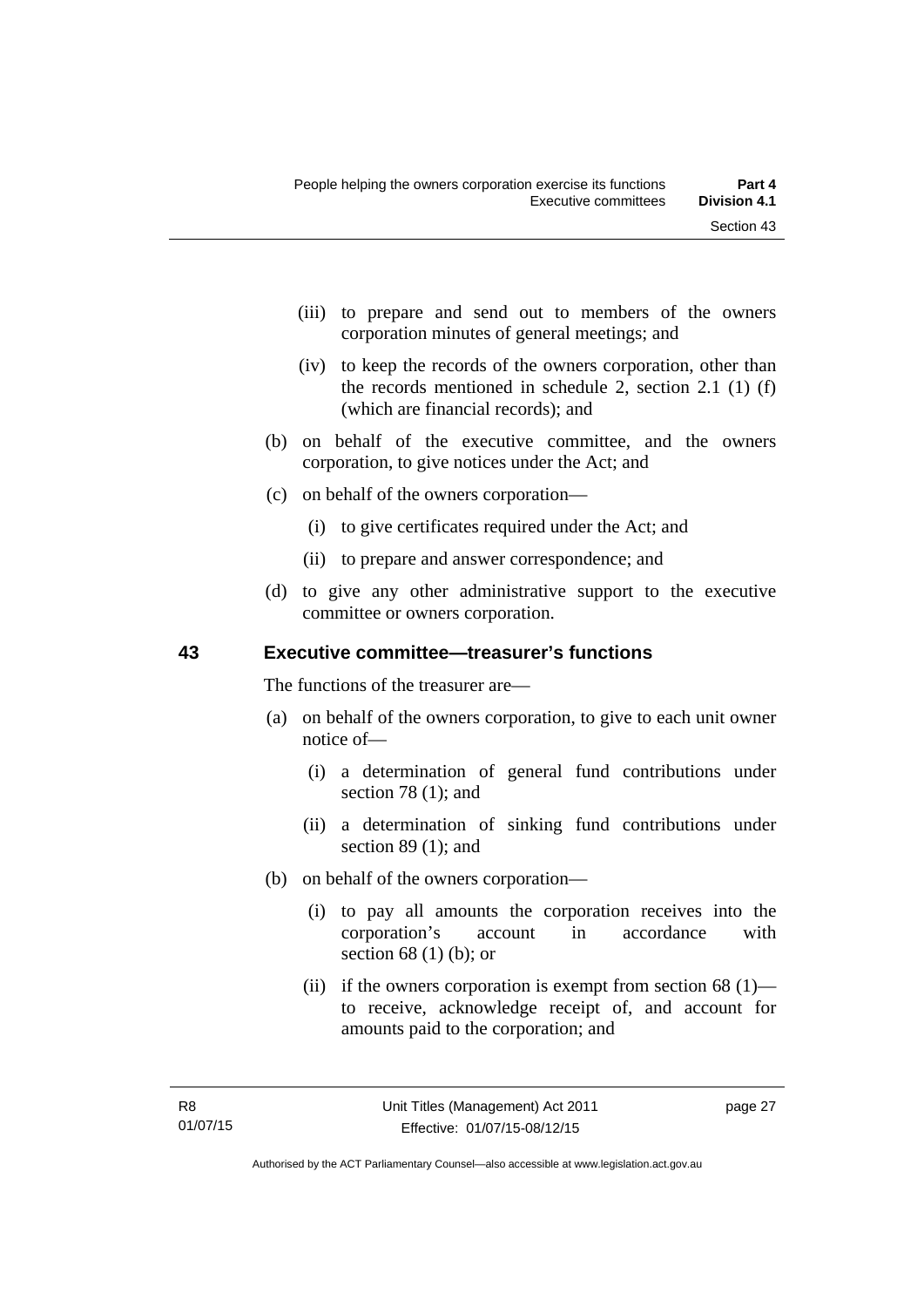(iii) to prepare and send out to members of the owners corporation minutes of general meetings; and

(iv) to keep the records of the owners corporation, other than the records mentioned in schedule 2, section 2.1 (1) (f) (which are financial records); and

(b) on behalf of the executive committee, and the owners corporation, to give notices under the Act; and

(c) on behalf of the owners corporation—

(i) to give certificates required under the Act; and

(ii) to prepare and answer correspondence; and

(d) to give any other administrative support to the executive committee or owners corporation.

## 43 Executive committee—treasurer's functions

The functions of the treasurer are—

(a) on behalf of the owners corporation, to give to each unit owner notice of—

(i) a determination of general fund contributions under section 78 (1); and

(ii) a determination of sinking fund contributions under section 89 (1); and

(b) on behalf of the owners corporation—

(i) to pay all amounts the corporation receives into the corporation's account in accordance with section 68 (1) (b); or

(ii) if the owners corporation is exempt from section 68 (1)—to receive, acknowledge receipt of, and account for amounts paid to the corporation; and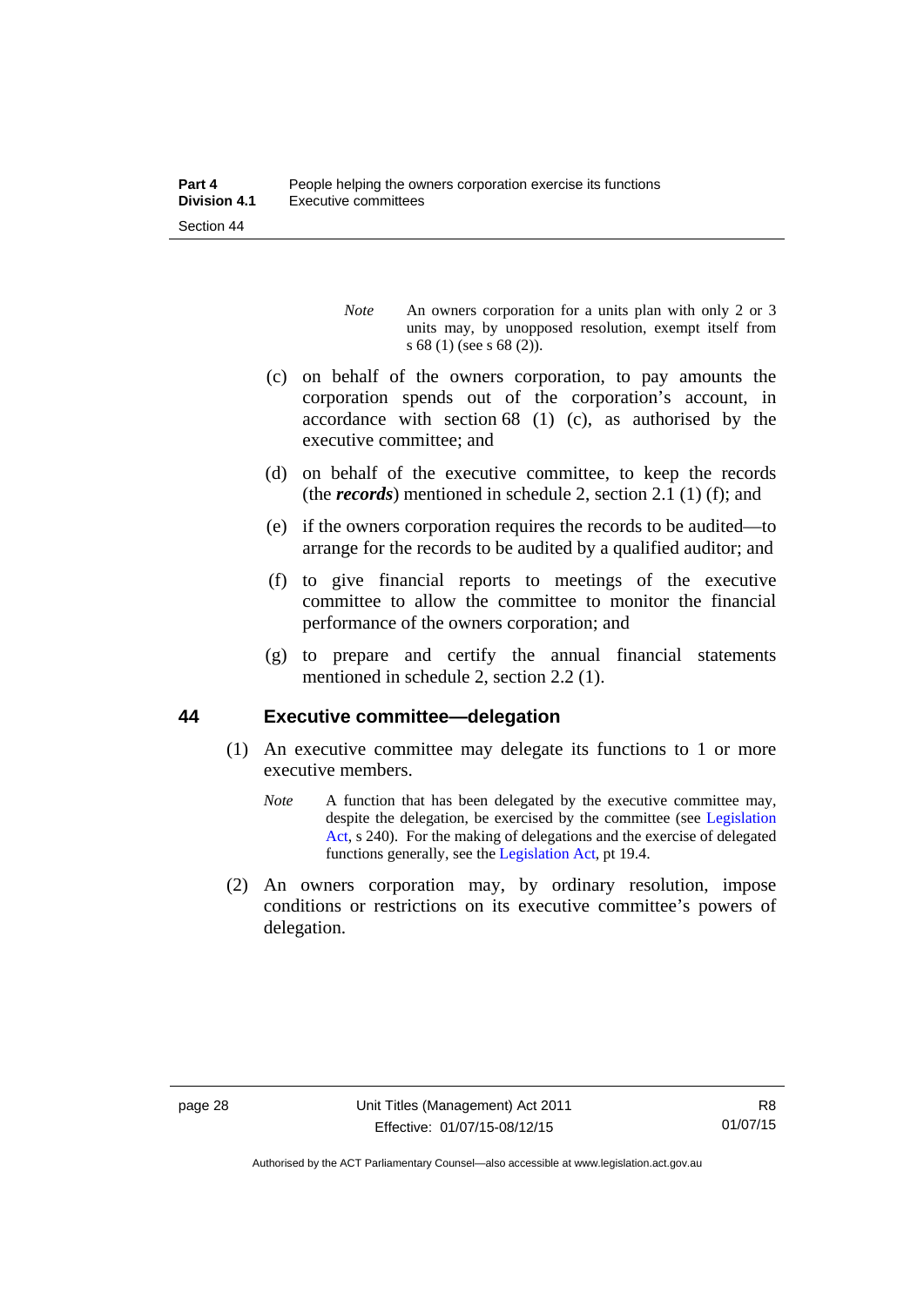*Note* An owners corporation for a units plan with only 2 or 3 units may, by unopposed resolution, exempt itself from s 68 (1) (see s 68 (2)).

(c) on behalf of the owners corporation, to pay amounts the corporation spends out of the corporation's account, in accordance with section 68 (1) (c), as authorised by the executive committee; and

(d) on behalf of the executive committee, to keep the records (the ***records***) mentioned in schedule 2, section 2.1 (1) (f); and

(e) if the owners corporation requires the records to be audited—to arrange for the records to be audited by a qualified auditor; and

(f) to give financial reports to meetings of the executive committee to allow the committee to monitor the financial performance of the owners corporation; and

(g) to prepare and certify the annual financial statements mentioned in schedule 2, section 2.2 (1).

## 44 Executive committee—delegation

(1) An executive committee may delegate its functions to 1 or more executive members.

*Note* A function that has been delegated by the executive committee may, despite the delegation, be exercised by the committee (see Legislation Act, s 240). For the making of delegations and the exercise of delegated functions generally, see the Legislation Act, pt 19.4.

(2) An owners corporation may, by ordinary resolution, impose conditions or restrictions on its executive committee's powers of delegation.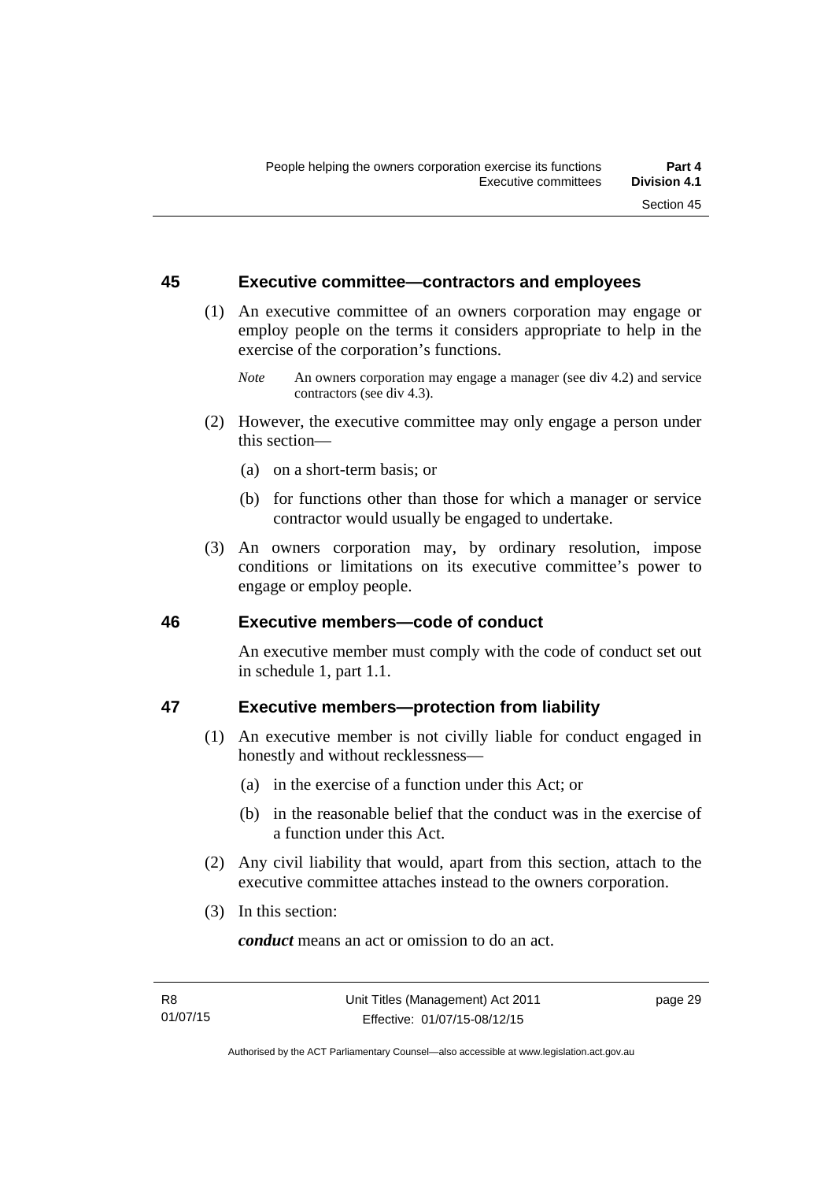## 45 Executive committee—contractors and employees

(1) An executive committee of an owners corporation may engage or employ people on the terms it considers appropriate to help in the exercise of the corporation's functions.

*Note* An owners corporation may engage a manager (see div 4.2) and service contractors (see div 4.3).

(2) However, the executive committee may only engage a person under this section—

(a) on a short-term basis; or

(b) for functions other than those for which a manager or service contractor would usually be engaged to undertake.

(3) An owners corporation may, by ordinary resolution, impose conditions or limitations on its executive committee's power to engage or employ people.

## 46 Executive members—code of conduct

An executive member must comply with the code of conduct set out in schedule 1, part 1.1.

## 47 Executive members—protection from liability

(1) An executive member is not civilly liable for conduct engaged in honestly and without recklessness—

(a) in the exercise of a function under this Act; or

(b) in the reasonable belief that the conduct was in the exercise of a function under this Act.

(2) Any civil liability that would, apart from this section, attach to the executive committee attaches instead to the owners corporation.

(3) In this section:

***conduct*** means an act or omission to do an act.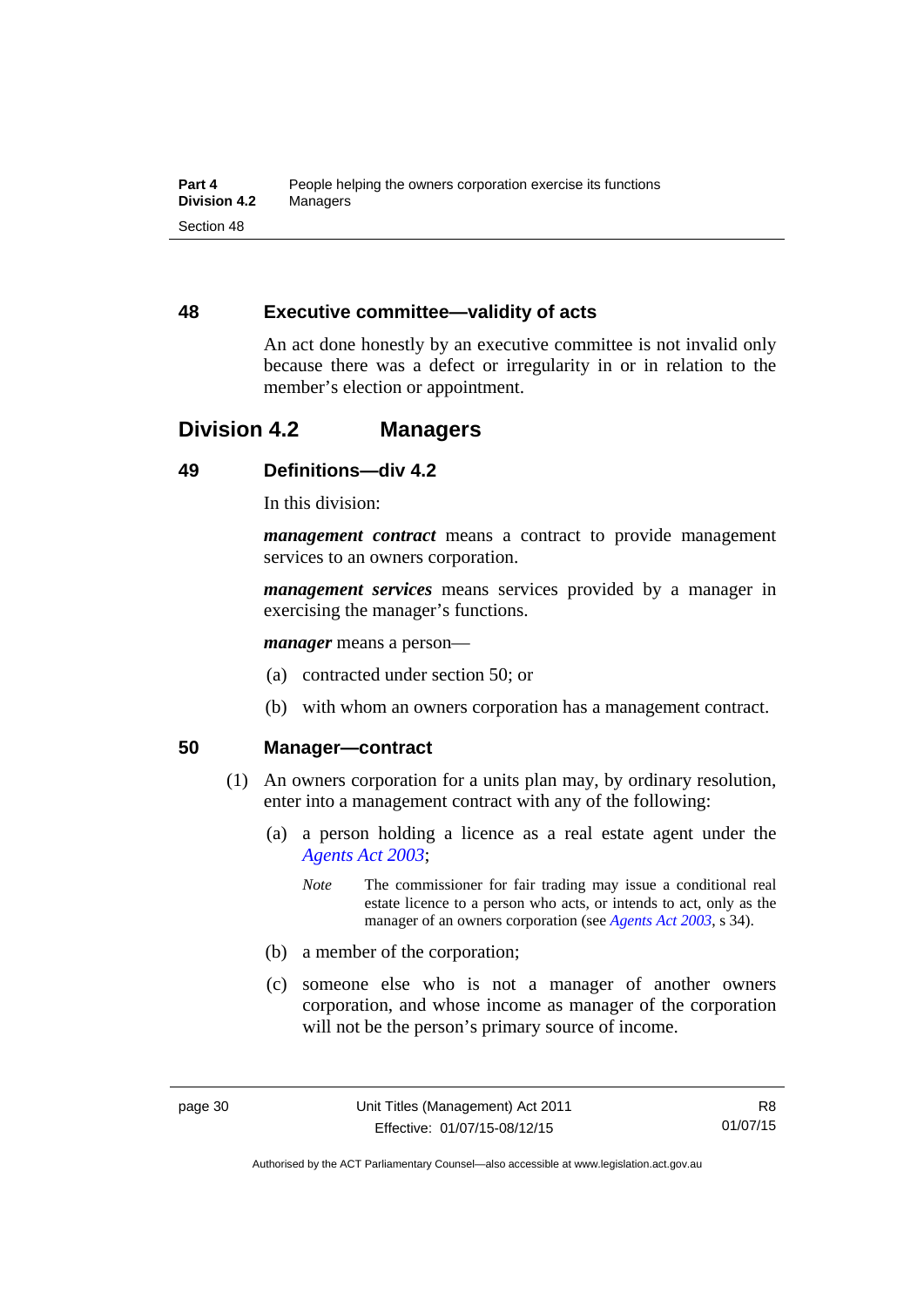## 48 Executive committee—validity of acts

An act done honestly by an executive committee is not invalid only because there was a defect or irregularity in or in relation to the member's election or appointment.

# Division 4.2 Managers

## 49 Definitions—div 4.2

In this division:

***management contract*** means a contract to provide management services to an owners corporation.

***management services*** means services provided by a manager in exercising the manager's functions.

***manager*** means a person—

(a) contracted under section 50; or

(b) with whom an owners corporation has a management contract.

## 50 Manager—contract

(1) An owners corporation for a units plan may, by ordinary resolution, enter into a management contract with any of the following:

(a) a person holding a licence as a real estate agent under the *Agents Act 2003*;

*Note* The commissioner for fair trading may issue a conditional real estate licence to a person who acts, or intends to act, only as the manager of an owners corporation (see *Agents Act 2003*, s 34).

(b) a member of the corporation;

(c) someone else who is not a manager of another owners corporation, and whose income as manager of the corporation will not be the person's primary source of income.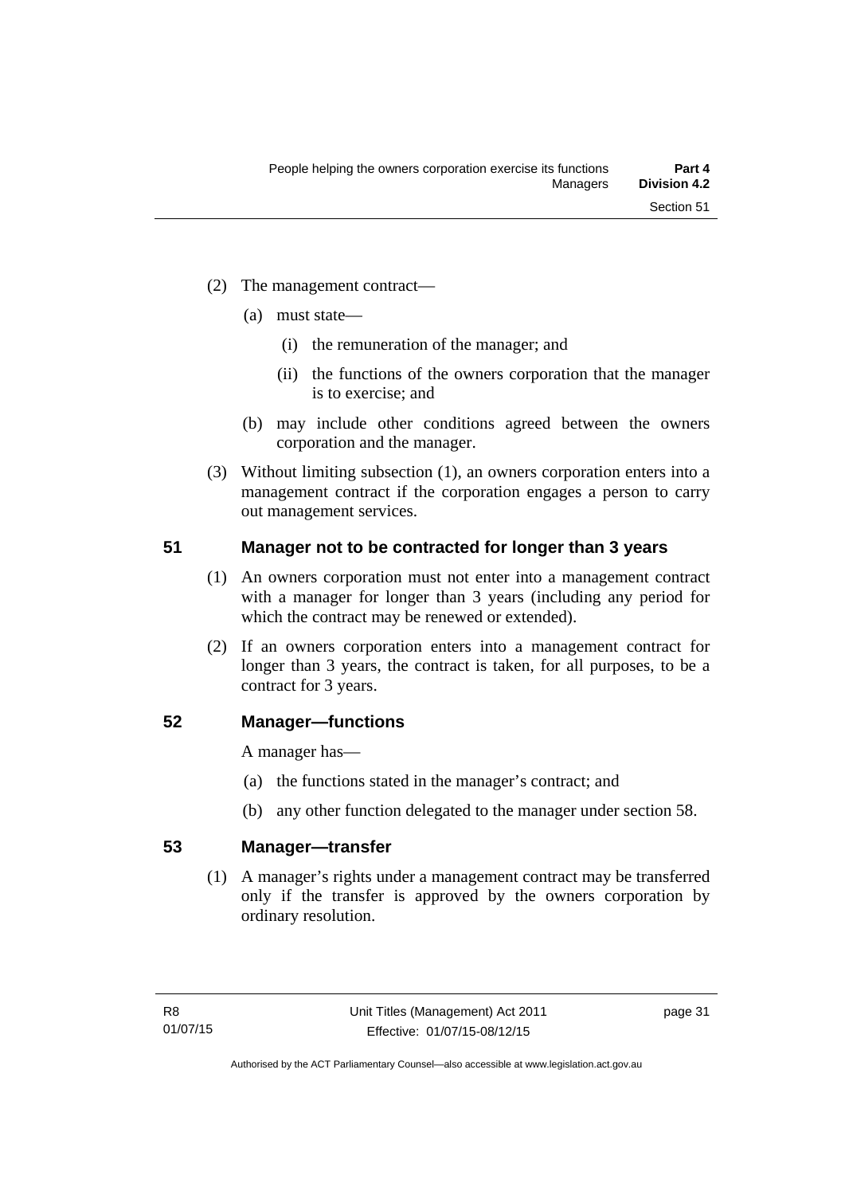(2) The management contract—

(a) must state—

(i) the remuneration of the manager; and

(ii) the functions of the owners corporation that the manager is to exercise; and

(b) may include other conditions agreed between the owners corporation and the manager.

(3) Without limiting subsection (1), an owners corporation enters into a management contract if the corporation engages a person to carry out management services.

## 51 Manager not to be contracted for longer than 3 years

(1) An owners corporation must not enter into a management contract with a manager for longer than 3 years (including any period for which the contract may be renewed or extended).

(2) If an owners corporation enters into a management contract for longer than 3 years, the contract is taken, for all purposes, to be a contract for 3 years.

## 52 Manager—functions

A manager has—

(a) the functions stated in the manager's contract; and

(b) any other function delegated to the manager under section 58.

## 53 Manager—transfer

(1) A manager's rights under a management contract may be transferred only if the transfer is approved by the owners corporation by ordinary resolution.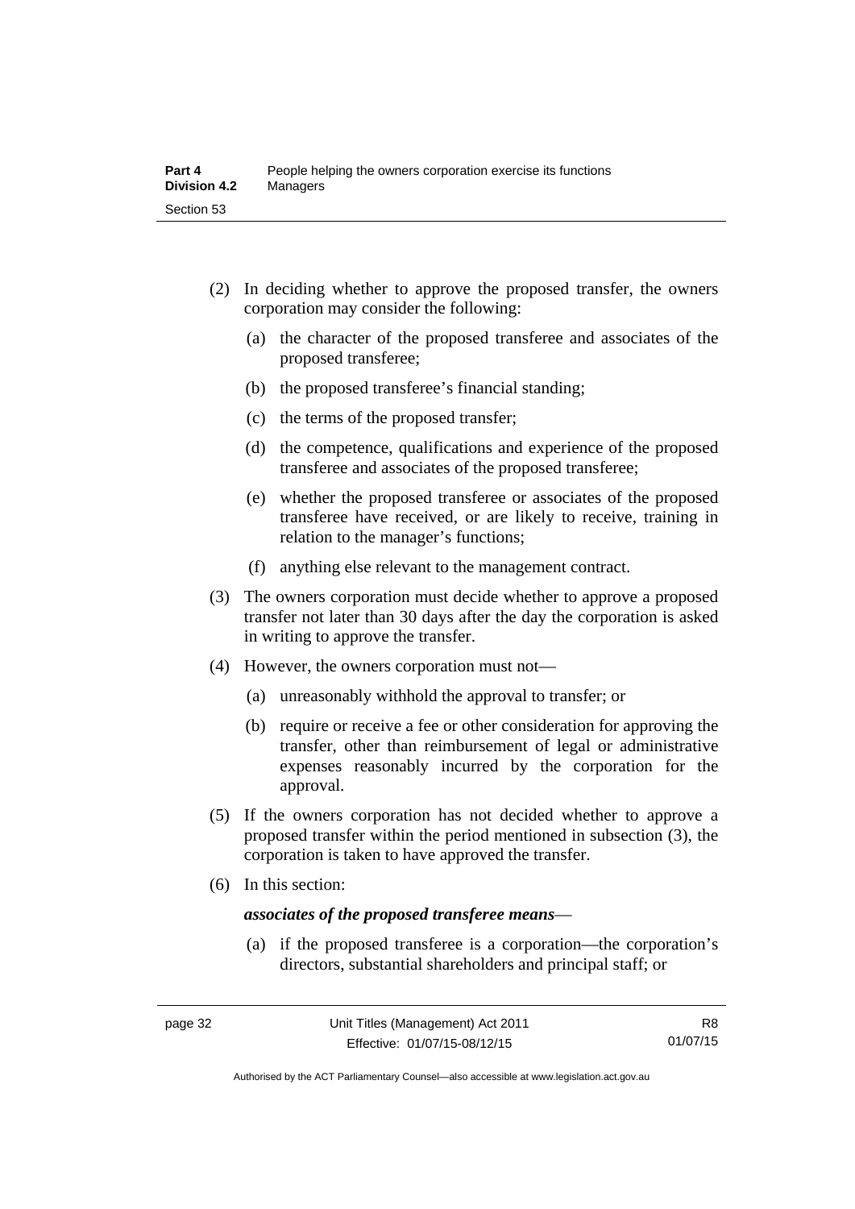(2) In deciding whether to approve the proposed transfer, the owners corporation may consider the following:

   (a) the character of the proposed transferee and associates of the proposed transferee;

   (b) the proposed transferee's financial standing;

   (c) the terms of the proposed transfer;

   (d) the competence, qualifications and experience of the proposed transferee and associates of the proposed transferee;

   (e) whether the proposed transferee or associates of the proposed transferee have received, or are likely to receive, training in relation to the manager's functions;

   (f) anything else relevant to the management contract.

(3) The owners corporation must decide whether to approve a proposed transfer not later than 30 days after the day the corporation is asked in writing to approve the transfer.

(4) However, the owners corporation must not—

   (a) unreasonably withhold the approval to transfer; or

   (b) require or receive a fee or other consideration for approving the transfer, other than reimbursement of legal or administrative expenses reasonably incurred by the corporation for the approval.

(5) If the owners corporation has not decided whether to approve a proposed transfer within the period mentioned in subsection (3), the corporation is taken to have approved the transfer.

(6) In this section:

***associates of the proposed transferee means***—

   (a) if the proposed transferee is a corporation—the corporation's directors, substantial shareholders and principal staff; or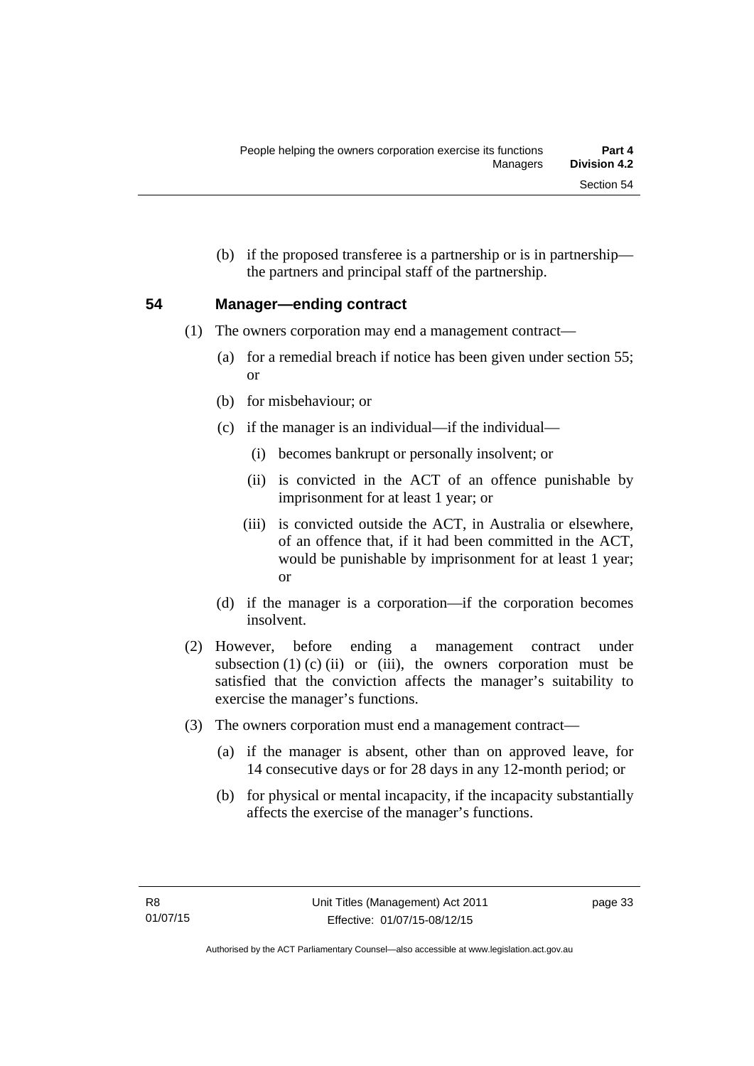(b) if the proposed transferee is a partnership or is in partnership—the partners and principal staff of the partnership.

## 54 Manager—ending contract

(1) The owners corporation may end a management contract—

(a) for a remedial breach if notice has been given under section 55; or

(b) for misbehaviour; or

(c) if the manager is an individual—if the individual—

(i) becomes bankrupt or personally insolvent; or

(ii) is convicted in the ACT of an offence punishable by imprisonment for at least 1 year; or

(iii) is convicted outside the ACT, in Australia or elsewhere, of an offence that, if it had been committed in the ACT, would be punishable by imprisonment for at least 1 year; or

(d) if the manager is a corporation—if the corporation becomes insolvent.

(2) However, before ending a management contract under subsection (1) (c) (ii) or (iii), the owners corporation must be satisfied that the conviction affects the manager's suitability to exercise the manager's functions.

(3) The owners corporation must end a management contract—

(a) if the manager is absent, other than on approved leave, for 14 consecutive days or for 28 days in any 12-month period; or

(b) for physical or mental incapacity, if the incapacity substantially affects the exercise of the manager's functions.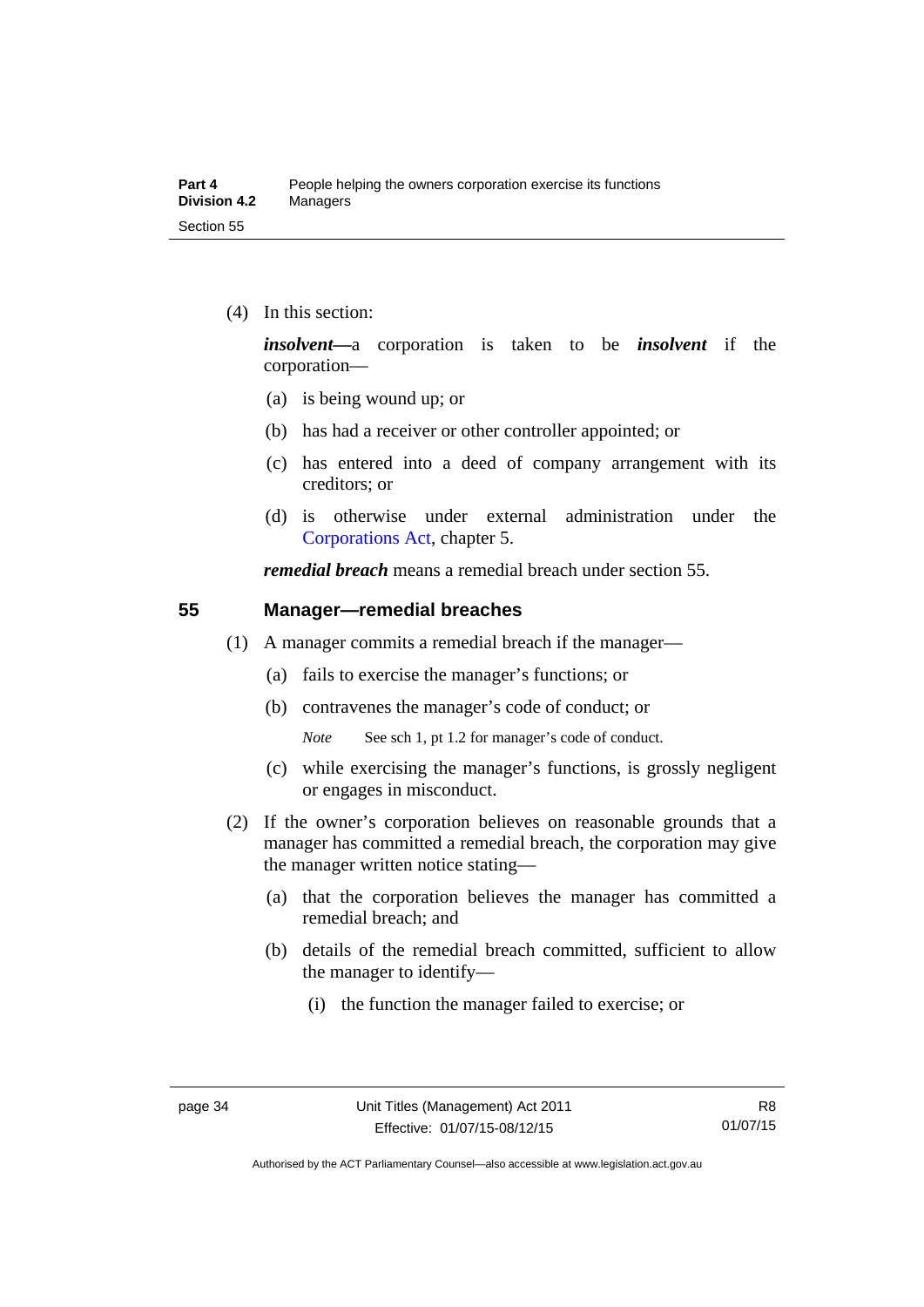(4) In this section:

***insolvent***—a corporation is taken to be ***insolvent*** if the corporation—

(a) is being wound up; or

(b) has had a receiver or other controller appointed; or

(c) has entered into a deed of company arrangement with its creditors; or

(d) is otherwise under external administration under the Corporations Act, chapter 5.

***remedial breach*** means a remedial breach under section 55.

## 55 Manager—remedial breaches

(1) A manager commits a remedial breach if the manager—

(a) fails to exercise the manager's functions; or

(b) contravenes the manager's code of conduct; or

*Note* See sch 1, pt 1.2 for manager's code of conduct.

(c) while exercising the manager's functions, is grossly negligent or engages in misconduct.

(2) If the owner's corporation believes on reasonable grounds that a manager has committed a remedial breach, the corporation may give the manager written notice stating—

(a) that the corporation believes the manager has committed a remedial breach; and

(b) details of the remedial breach committed, sufficient to allow the manager to identify—

(i) the function the manager failed to exercise; or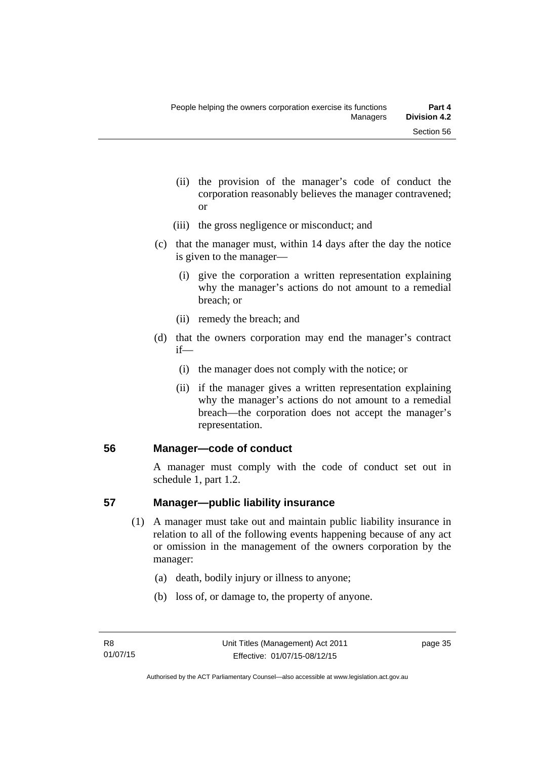(ii) the provision of the manager's code of conduct the corporation reasonably believes the manager contravened; or

(iii) the gross negligence or misconduct; and

(c) that the manager must, within 14 days after the day the notice is given to the manager—

(i) give the corporation a written representation explaining why the manager's actions do not amount to a remedial breach; or

(ii) remedy the breach; and

(d) that the owners corporation may end the manager's contract if—

(i) the manager does not comply with the notice; or

(ii) if the manager gives a written representation explaining why the manager's actions do not amount to a remedial breach—the corporation does not accept the manager's representation.

## 56 Manager—code of conduct

A manager must comply with the code of conduct set out in schedule 1, part 1.2.

## 57 Manager—public liability insurance

(1) A manager must take out and maintain public liability insurance in relation to all of the following events happening because of any act or omission in the management of the owners corporation by the manager:

(a) death, bodily injury or illness to anyone;

(b) loss of, or damage to, the property of anyone.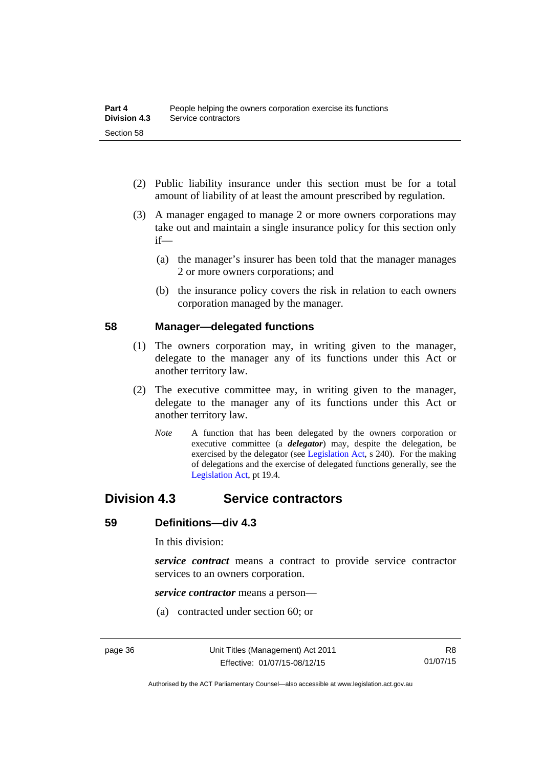(2) Public liability insurance under this section must be for a total amount of liability of at least the amount prescribed by regulation.

(3) A manager engaged to manage 2 or more owners corporations may take out and maintain a single insurance policy for this section only if—

(a) the manager's insurer has been told that the manager manages 2 or more owners corporations; and

(b) the insurance policy covers the risk in relation to each owners corporation managed by the manager.

### 58 Manager—delegated functions

(1) The owners corporation may, in writing given to the manager, delegate to the manager any of its functions under this Act or another territory law.

(2) The executive committee may, in writing given to the manager, delegate to the manager any of its functions under this Act or another territory law.

*Note* A function that has been delegated by the owners corporation or executive committee (a ***delegator***) may, despite the delegation, be exercised by the delegator (see Legislation Act, s 240). For the making of delegations and the exercise of delegated functions generally, see the Legislation Act, pt 19.4.

## Division 4.3 Service contractors

### 59 Definitions—div 4.3

In this division:

***service contract*** means a contract to provide service contractor services to an owners corporation.

***service contractor*** means a person—

(a) contracted under section 60; or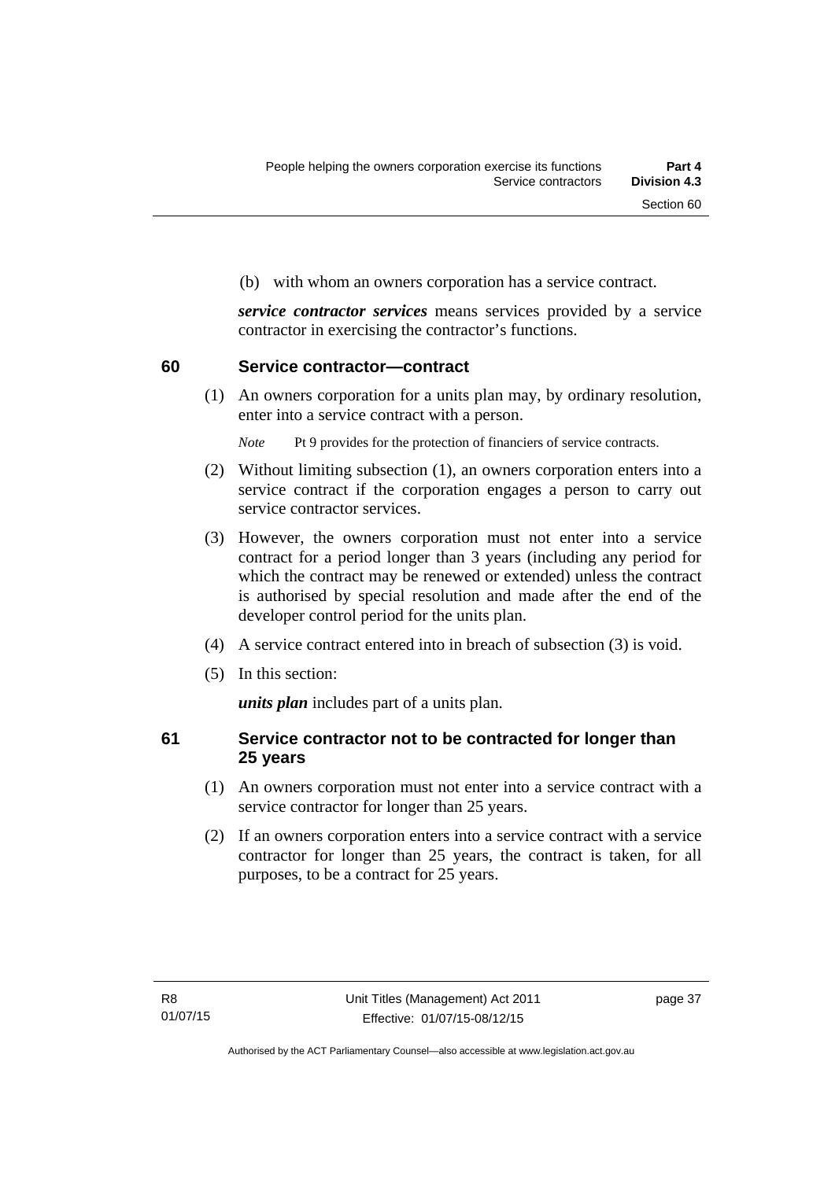(b) with whom an owners corporation has a service contract.

***service contractor services*** means services provided by a service contractor in exercising the contractor's functions.

## 60 Service contractor—contract

(1) An owners corporation for a units plan may, by ordinary resolution, enter into a service contract with a person.

*Note* Pt 9 provides for the protection of financiers of service contracts.

(2) Without limiting subsection (1), an owners corporation enters into a service contract if the corporation engages a person to carry out service contractor services.

(3) However, the owners corporation must not enter into a service contract for a period longer than 3 years (including any period for which the contract may be renewed or extended) unless the contract is authorised by special resolution and made after the end of the developer control period for the units plan.

(4) A service contract entered into in breach of subsection (3) is void.

(5) In this section:

***units plan*** includes part of a units plan.

## 61 Service contractor not to be contracted for longer than 25 years

(1) An owners corporation must not enter into a service contract with a service contractor for longer than 25 years.

(2) If an owners corporation enters into a service contract with a service contractor for longer than 25 years, the contract is taken, for all purposes, to be a contract for 25 years.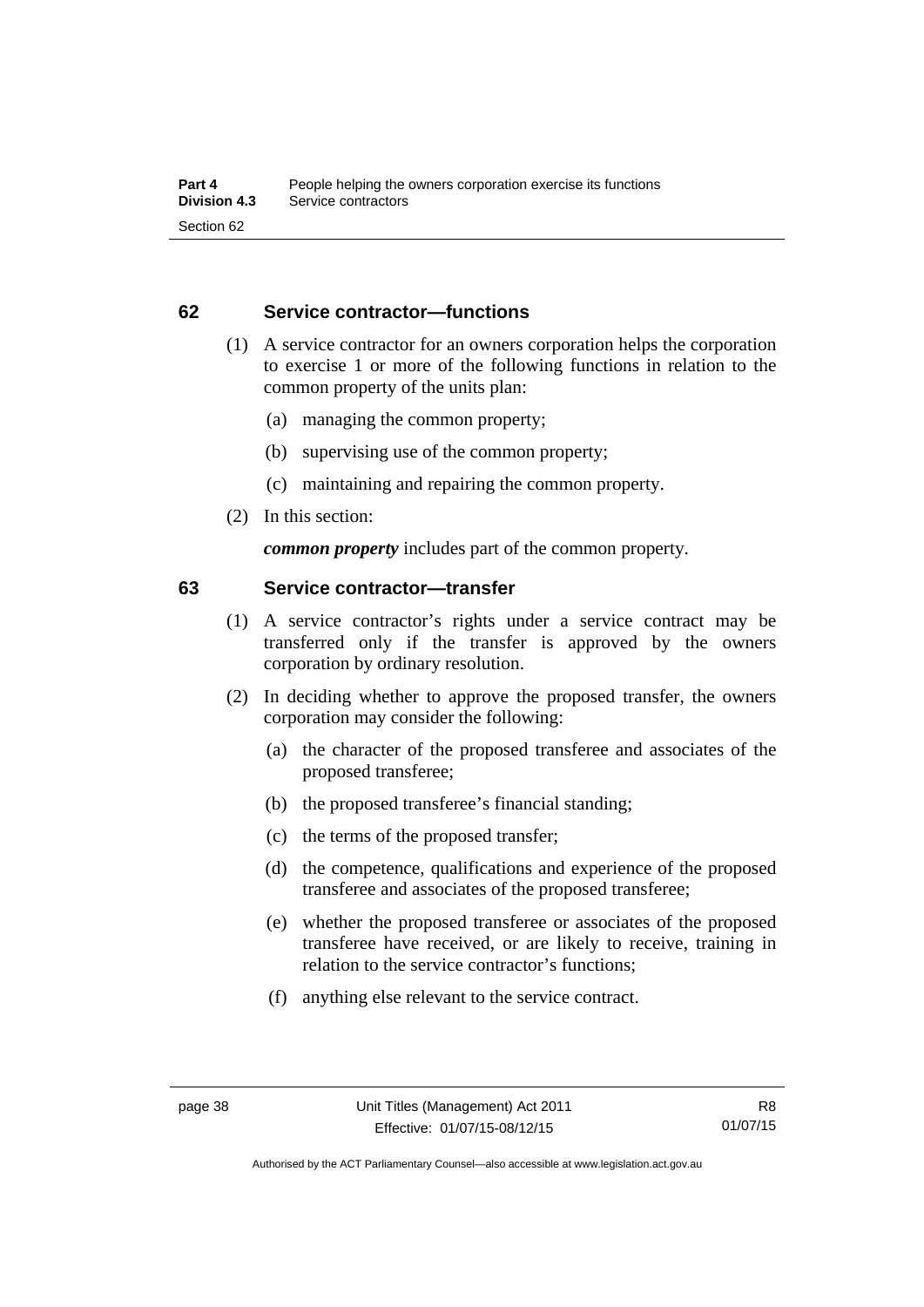## 62 Service contractor—functions

(1) A service contractor for an owners corporation helps the corporation to exercise 1 or more of the following functions in relation to the common property of the units plan:

(a) managing the common property;

(b) supervising use of the common property;

(c) maintaining and repairing the common property.

(2) In this section:

***common property*** includes part of the common property.

## 63 Service contractor—transfer

(1) A service contractor's rights under a service contract may be transferred only if the transfer is approved by the owners corporation by ordinary resolution.

(2) In deciding whether to approve the proposed transfer, the owners corporation may consider the following:

(a) the character of the proposed transferee and associates of the proposed transferee;

(b) the proposed transferee's financial standing;

(c) the terms of the proposed transfer;

(d) the competence, qualifications and experience of the proposed transferee and associates of the proposed transferee;

(e) whether the proposed transferee or associates of the proposed transferee have received, or are likely to receive, training in relation to the service contractor's functions;

(f) anything else relevant to the service contract.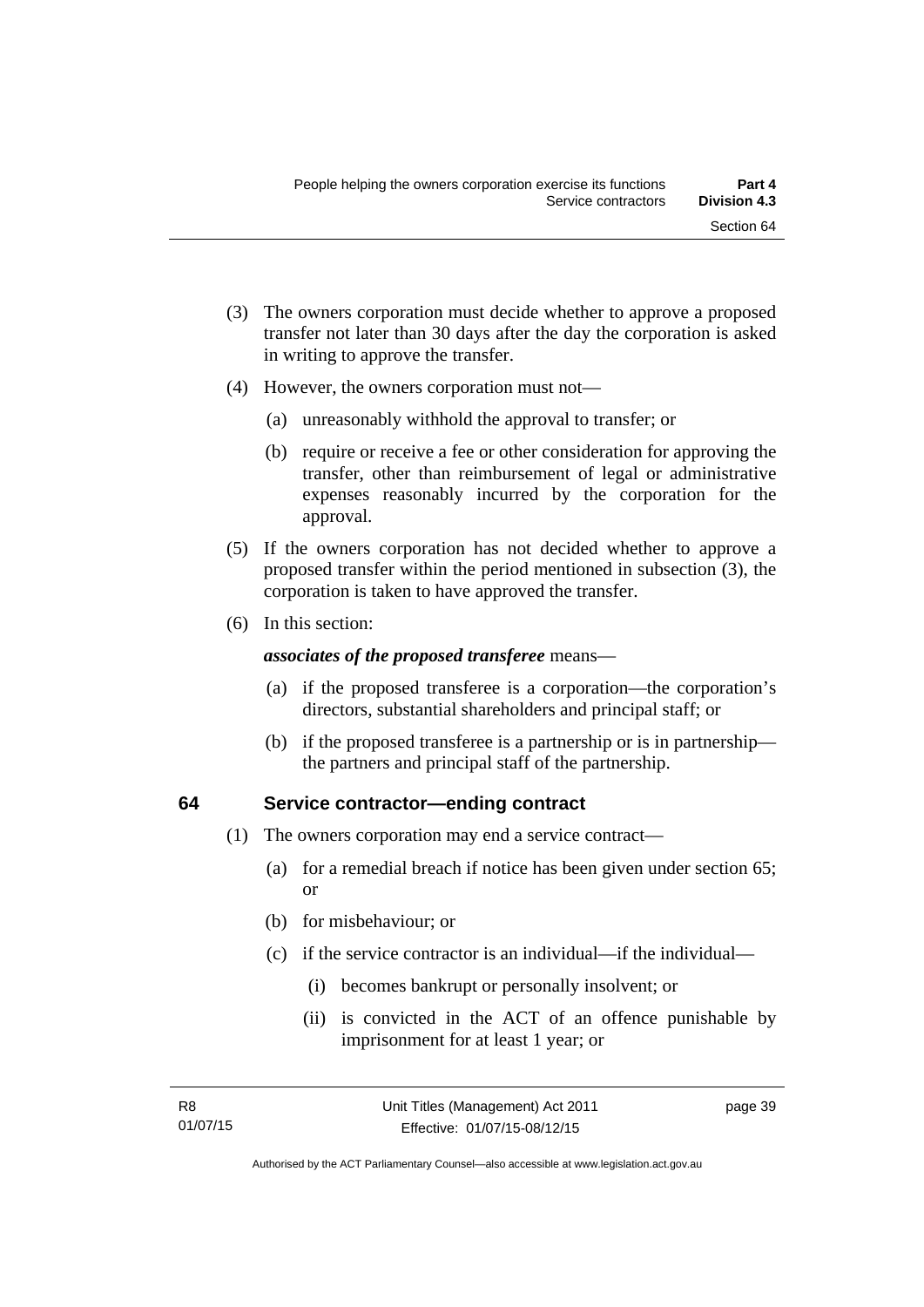(3) The owners corporation must decide whether to approve a proposed transfer not later than 30 days after the day the corporation is asked in writing to approve the transfer.

(4) However, the owners corporation must not—

(a) unreasonably withhold the approval to transfer; or

(b) require or receive a fee or other consideration for approving the transfer, other than reimbursement of legal or administrative expenses reasonably incurred by the corporation for the approval.

(5) If the owners corporation has not decided whether to approve a proposed transfer within the period mentioned in subsection (3), the corporation is taken to have approved the transfer.

(6) In this section:

***associates of the proposed transferee*** means—

(a) if the proposed transferee is a corporation—the corporation's directors, substantial shareholders and principal staff; or

(b) if the proposed transferee is a partnership or is in partnership—the partners and principal staff of the partnership.

## 64 Service contractor—ending contract

(1) The owners corporation may end a service contract—

(a) for a remedial breach if notice has been given under section 65; or

(b) for misbehaviour; or

(c) if the service contractor is an individual—if the individual—

(i) becomes bankrupt or personally insolvent; or

(ii) is convicted in the ACT of an offence punishable by imprisonment for at least 1 year; or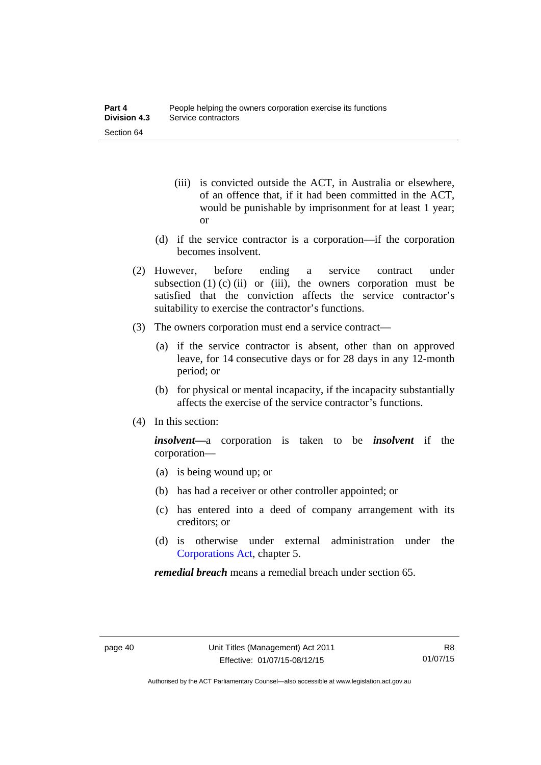(iii) is convicted outside the ACT, in Australia or elsewhere, of an offence that, if it had been committed in the ACT, would be punishable by imprisonment for at least 1 year; or

(d) if the service contractor is a corporation—if the corporation becomes insolvent.

(2) However, before ending a service contract under subsection (1) (c) (ii) or (iii), the owners corporation must be satisfied that the conviction affects the service contractor's suitability to exercise the contractor's functions.

(3) The owners corporation must end a service contract—

(a) if the service contractor is absent, other than on approved leave, for 14 consecutive days or for 28 days in any 12-month period; or

(b) for physical or mental incapacity, if the incapacity substantially affects the exercise of the service contractor's functions.

(4) In this section:

***insolvent***—a corporation is taken to be ***insolvent*** if the corporation—

(a) is being wound up; or

(b) has had a receiver or other controller appointed; or

(c) has entered into a deed of company arrangement with its creditors; or

(d) is otherwise under external administration under the Corporations Act, chapter 5.

***remedial breach*** means a remedial breach under section 65.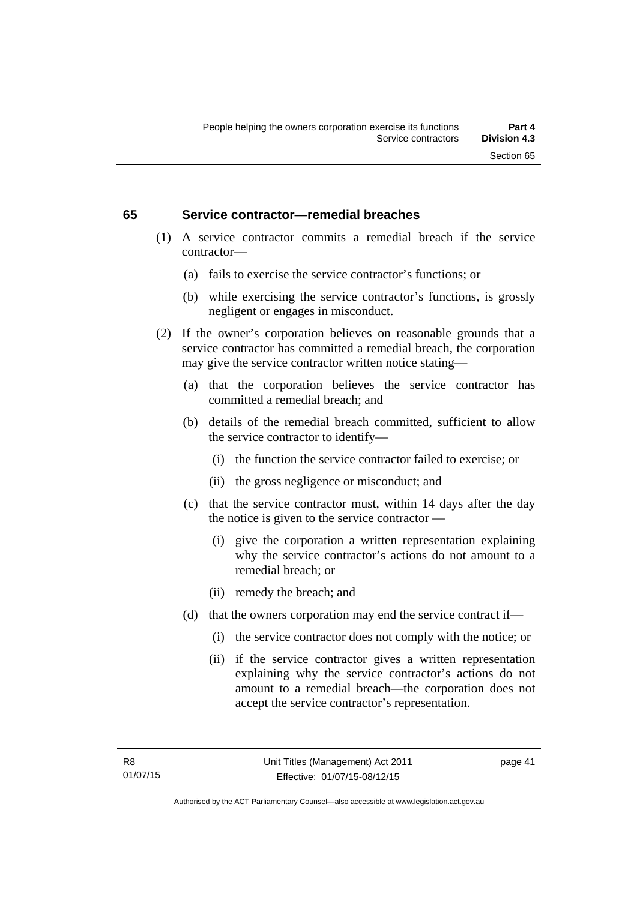## 65 Service contractor—remedial breaches

(1) A service contractor commits a remedial breach if the service contractor—

- (a) fails to exercise the service contractor's functions; or
- (b) while exercising the service contractor's functions, is grossly negligent or engages in misconduct.

(2) If the owner's corporation believes on reasonable grounds that a service contractor has committed a remedial breach, the corporation may give the service contractor written notice stating—

- (a) that the corporation believes the service contractor has committed a remedial breach; and
- (b) details of the remedial breach committed, sufficient to allow the service contractor to identify—
  - (i) the function the service contractor failed to exercise; or
  - (ii) the gross negligence or misconduct; and
- (c) that the service contractor must, within 14 days after the day the notice is given to the service contractor —
  - (i) give the corporation a written representation explaining why the service contractor's actions do not amount to a remedial breach; or
  - (ii) remedy the breach; and
- (d) that the owners corporation may end the service contract if—
  - (i) the service contractor does not comply with the notice; or
  - (ii) if the service contractor gives a written representation explaining why the service contractor's actions do not amount to a remedial breach—the corporation does not accept the service contractor's representation.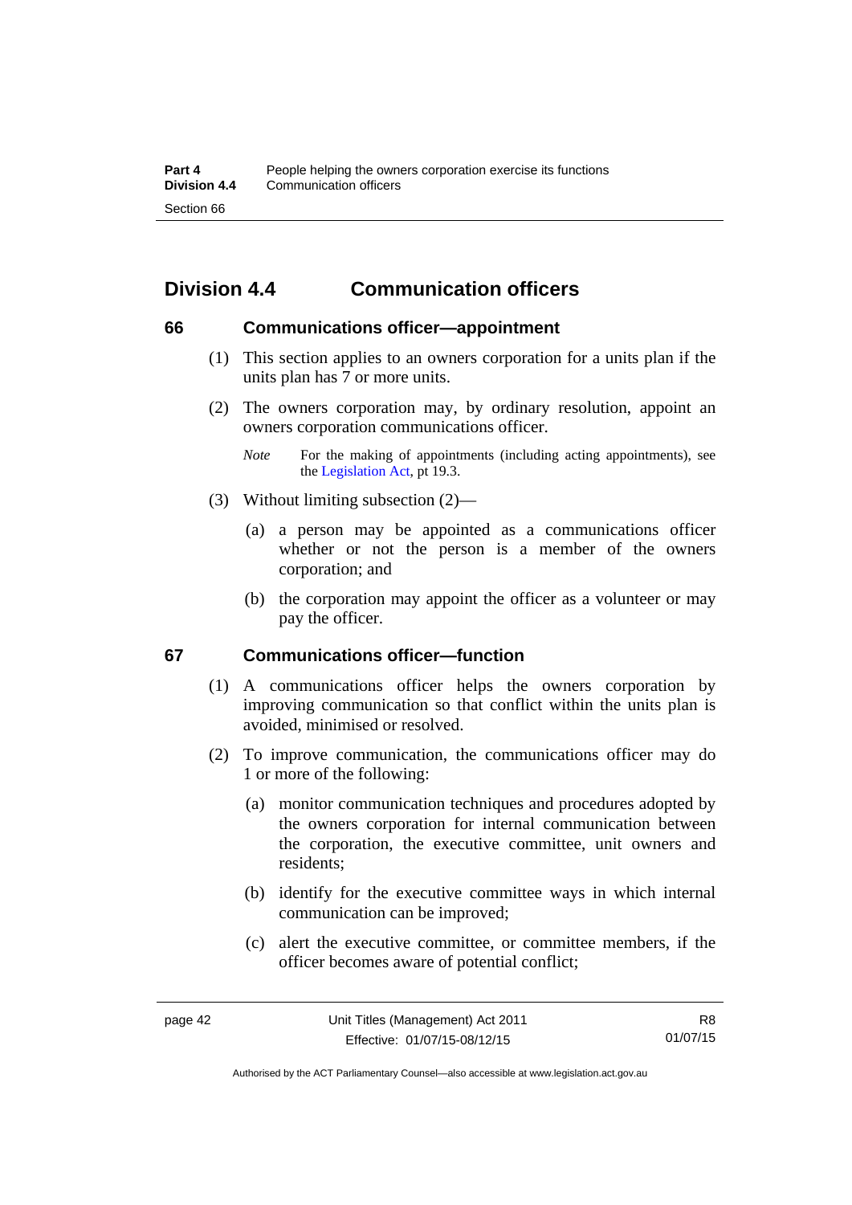## Division 4.4 Communication officers

### 66 Communications officer—appointment

(1) This section applies to an owners corporation for a units plan if the units plan has 7 or more units.

(2) The owners corporation may, by ordinary resolution, appoint an owners corporation communications officer.

*Note* For the making of appointments (including acting appointments), see the Legislation Act, pt 19.3.

(3) Without limiting subsection (2)—

(a) a person may be appointed as a communications officer whether or not the person is a member of the owners corporation; and

(b) the corporation may appoint the officer as a volunteer or may pay the officer.

### 67 Communications officer—function

(1) A communications officer helps the owners corporation by improving communication so that conflict within the units plan is avoided, minimised or resolved.

(2) To improve communication, the communications officer may do 1 or more of the following:

(a) monitor communication techniques and procedures adopted by the owners corporation for internal communication between the corporation, the executive committee, unit owners and residents;

(b) identify for the executive committee ways in which internal communication can be improved;

(c) alert the executive committee, or committee members, if the officer becomes aware of potential conflict;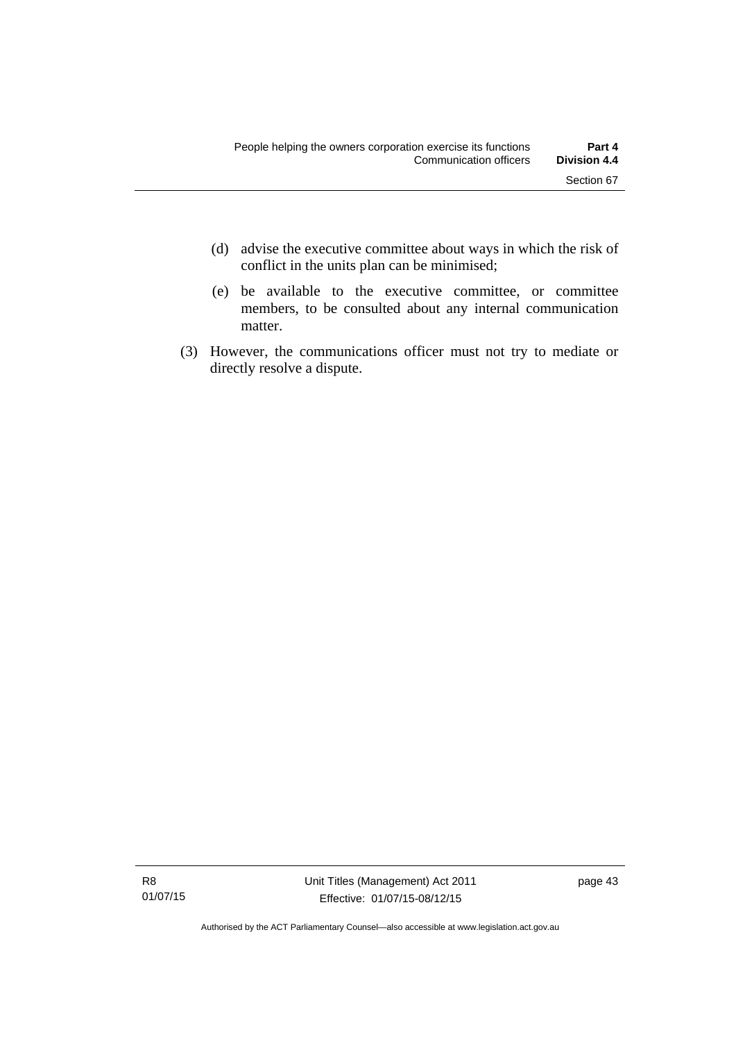(d) advise the executive committee about ways in which the risk of conflict in the units plan can be minimised;

(e) be available to the executive committee, or committee members, to be consulted about any internal communication matter.

(3) However, the communications officer must not try to mediate or directly resolve a dispute.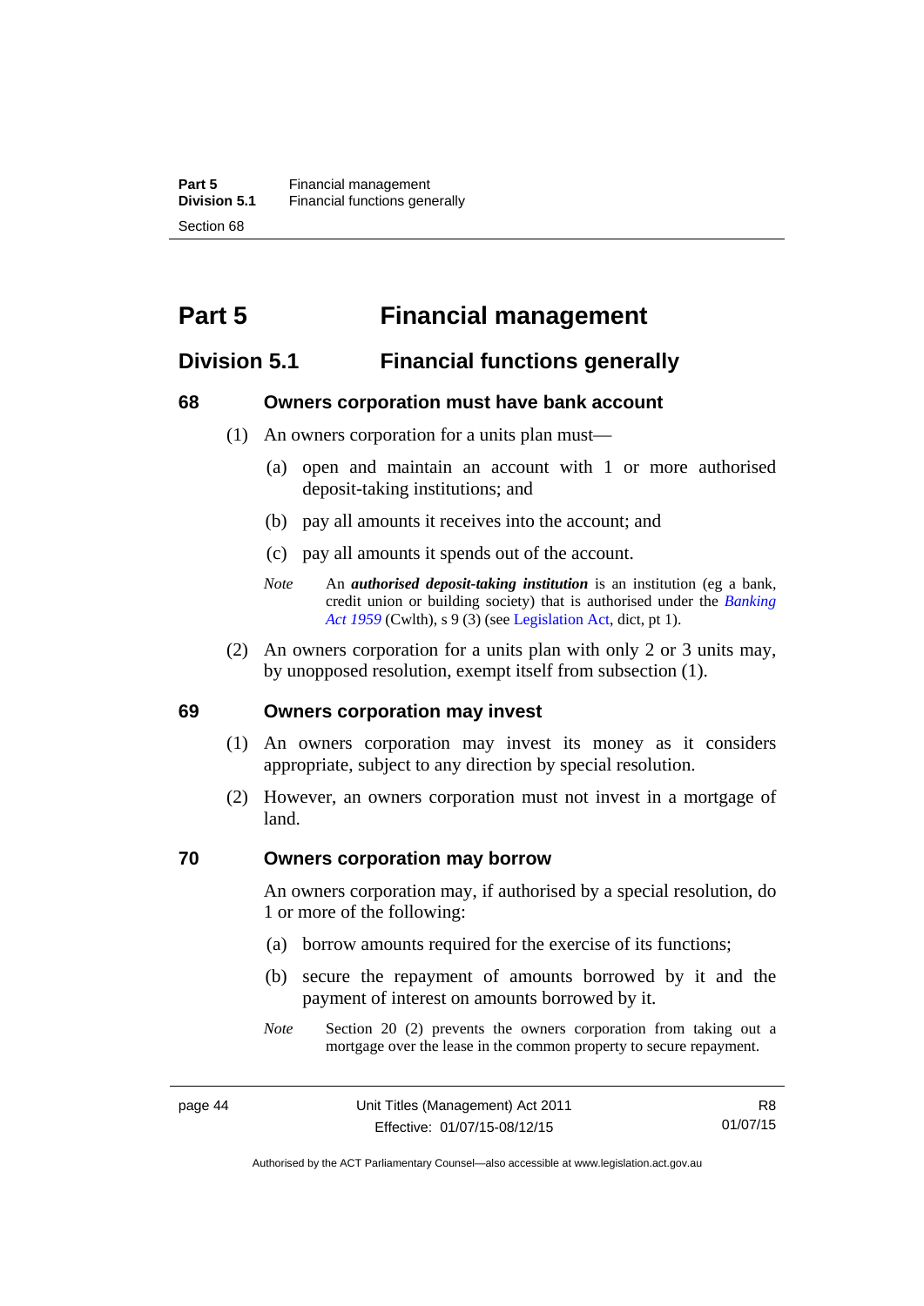# Part 5 Financial management

## Division 5.1 Financial functions generally

### 68 Owners corporation must have bank account

(1) An owners corporation for a units plan must—

(a) open and maintain an account with 1 or more authorised deposit-taking institutions; and

(b) pay all amounts it receives into the account; and

(c) pay all amounts it spends out of the account.

*Note* An ***authorised deposit-taking institution*** is an institution (eg a bank, credit union or building society) that is authorised under the *Banking Act 1959* (Cwlth), s 9 (3) (see Legislation Act, dict, pt 1).

(2) An owners corporation for a units plan with only 2 or 3 units may, by unopposed resolution, exempt itself from subsection (1).

### 69 Owners corporation may invest

(1) An owners corporation may invest its money as it considers appropriate, subject to any direction by special resolution.

(2) However, an owners corporation must not invest in a mortgage of land.

### 70 Owners corporation may borrow

An owners corporation may, if authorised by a special resolution, do 1 or more of the following:

(a) borrow amounts required for the exercise of its functions;

(b) secure the repayment of amounts borrowed by it and the payment of interest on amounts borrowed by it.

*Note* Section 20 (2) prevents the owners corporation from taking out a mortgage over the lease in the common property to secure repayment.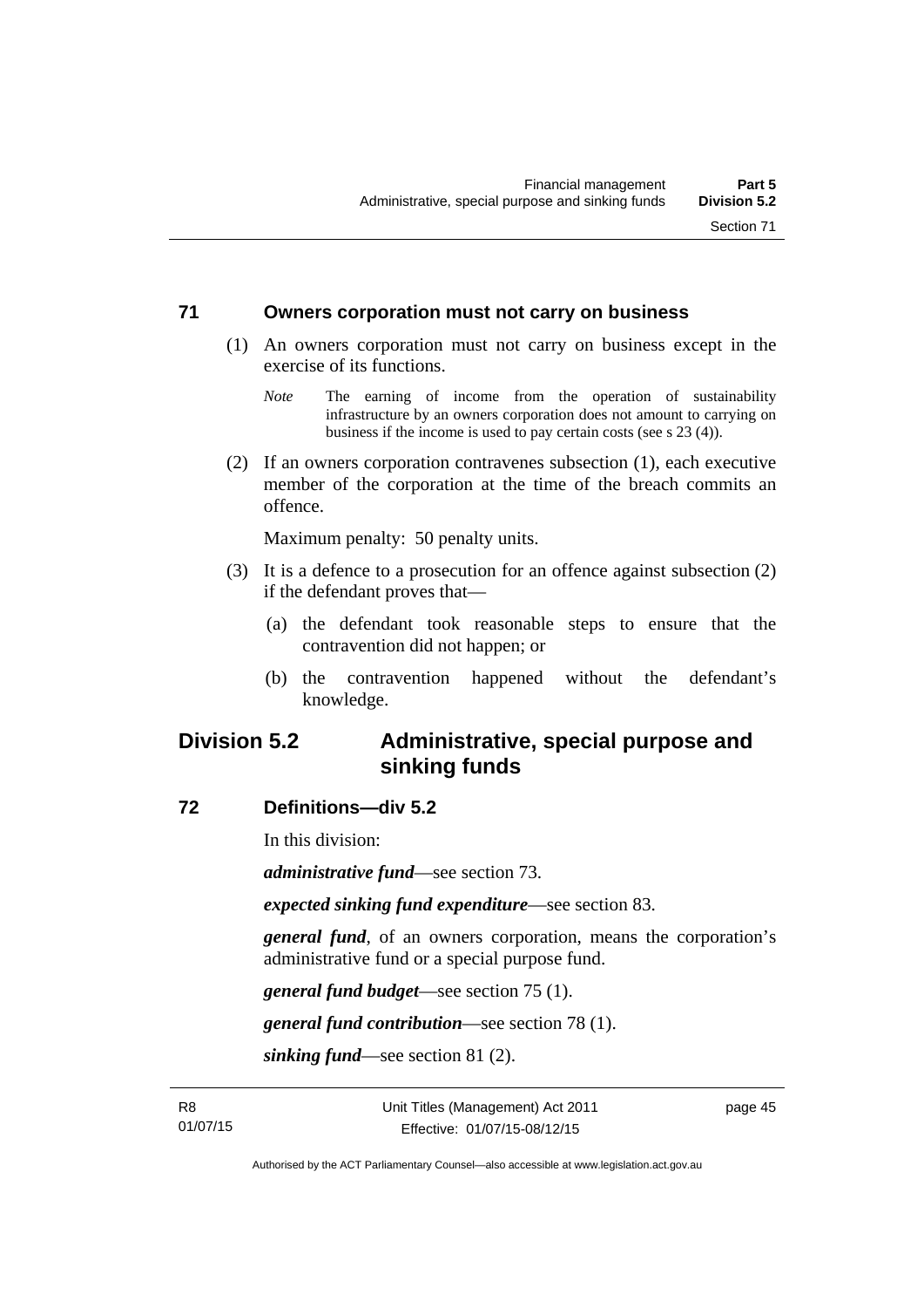### 71 Owners corporation must not carry on business

(1) An owners corporation must not carry on business except in the exercise of its functions.

*Note* The earning of income from the operation of sustainability infrastructure by an owners corporation does not amount to carrying on business if the income is used to pay certain costs (see s 23 (4)).

(2) If an owners corporation contravenes subsection (1), each executive member of the corporation at the time of the breach commits an offence.

Maximum penalty: 50 penalty units.

(3) It is a defence to a prosecution for an offence against subsection (2) if the defendant proves that—

(a) the defendant took reasonable steps to ensure that the contravention did not happen; or

(b) the contravention happened without the defendant's knowledge.

## Division 5.2 Administrative, special purpose and sinking funds

### 72 Definitions—div 5.2

In this division:

***administrative fund***—see section 73.

***expected sinking fund expenditure***—see section 83.

***general fund***, of an owners corporation, means the corporation's administrative fund or a special purpose fund.

***general fund budget***—see section 75 (1).

***general fund contribution***—see section 78 (1).

***sinking fund***—see section 81 (2).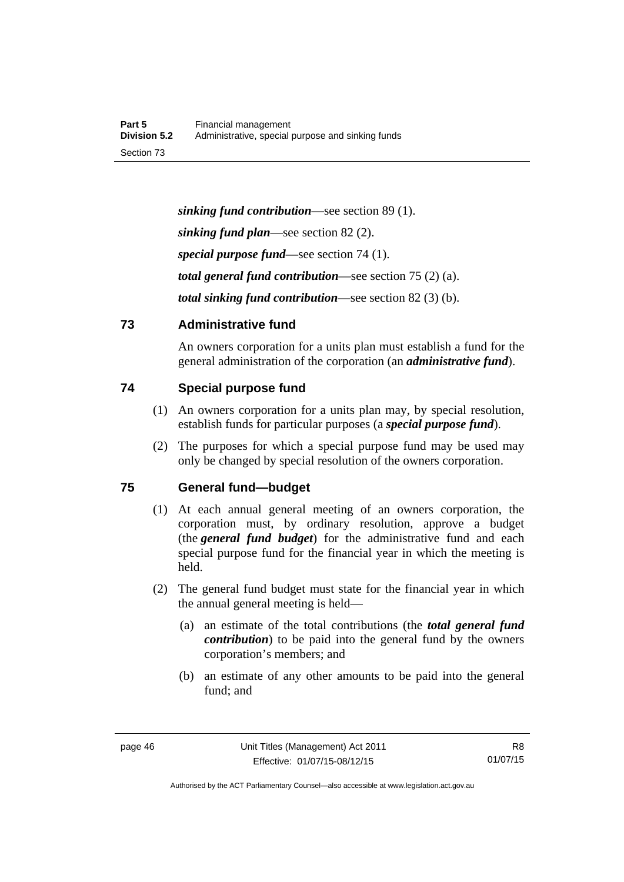***sinking fund contribution***—see section 89 (1).

***sinking fund plan***—see section 82 (2).

***special purpose fund***—see section 74 (1).

***total general fund contribution***—see section 75 (2) (a).

***total sinking fund contribution***—see section 82 (3) (b).

## 73 Administrative fund

An owners corporation for a units plan must establish a fund for the general administration of the corporation (an ***administrative fund***).

## 74 Special purpose fund

(1) An owners corporation for a units plan may, by special resolution, establish funds for particular purposes (a ***special purpose fund***).

(2) The purposes for which a special purpose fund may be used may only be changed by special resolution of the owners corporation.

## 75 General fund—budget

(1) At each annual general meeting of an owners corporation, the corporation must, by ordinary resolution, approve a budget (the ***general fund budget***) for the administrative fund and each special purpose fund for the financial year in which the meeting is held.

(2) The general fund budget must state for the financial year in which the annual general meeting is held—

(a) an estimate of the total contributions (the ***total general fund contribution***) to be paid into the general fund by the owners corporation's members; and

(b) an estimate of any other amounts to be paid into the general fund; and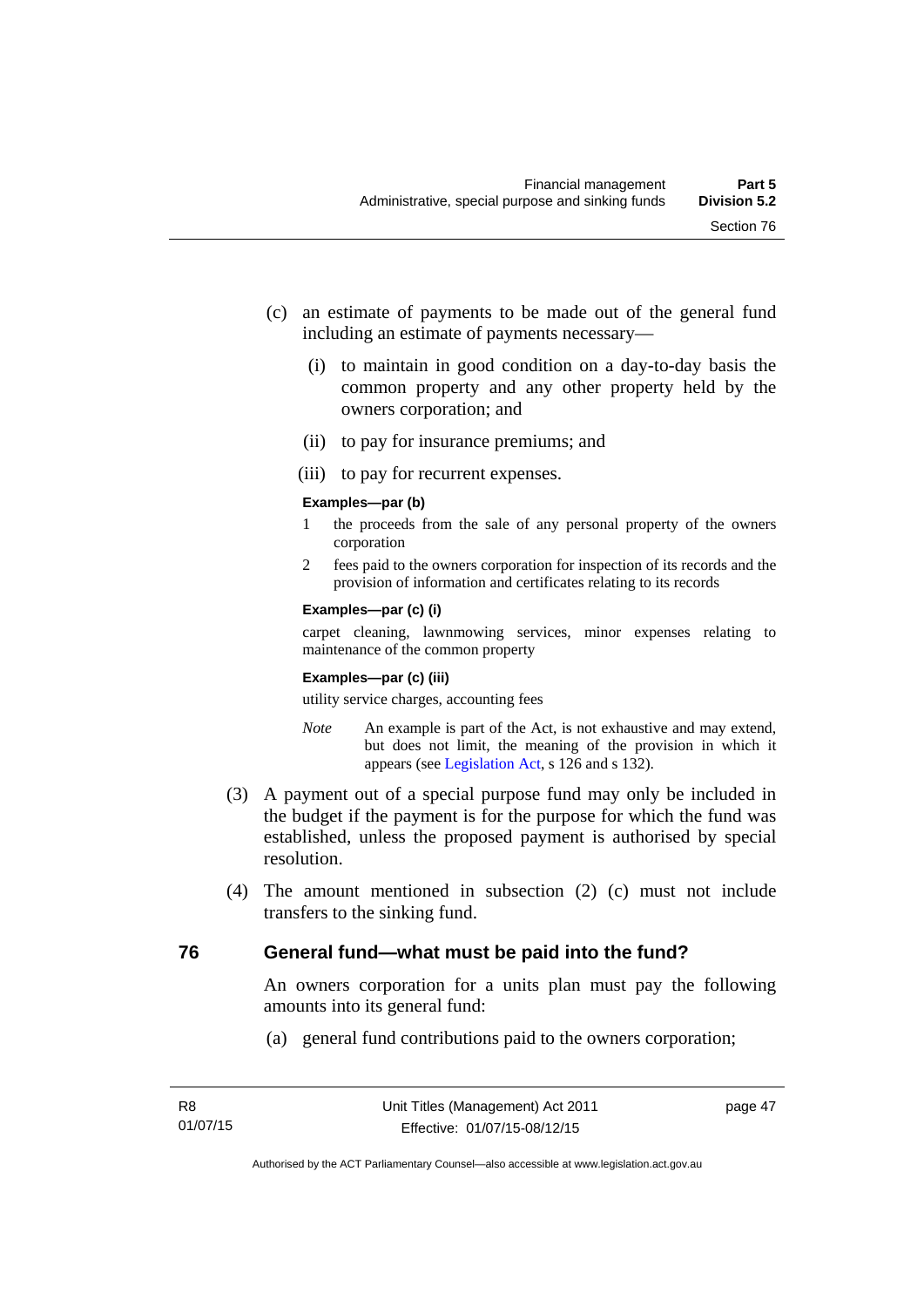(c) an estimate of payments to be made out of the general fund including an estimate of payments necessary—

(i) to maintain in good condition on a day-to-day basis the common property and any other property held by the owners corporation; and

(ii) to pay for insurance premiums; and

(iii) to pay for recurrent expenses.

**Examples—par (b)**

1 the proceeds from the sale of any personal property of the owners corporation

2 fees paid to the owners corporation for inspection of its records and the provision of information and certificates relating to its records

**Examples—par (c) (i)**

carpet cleaning, lawnmowing services, minor expenses relating to maintenance of the common property

**Examples—par (c) (iii)**

utility service charges, accounting fees

*Note* An example is part of the Act, is not exhaustive and may extend, but does not limit, the meaning of the provision in which it appears (see Legislation Act, s 126 and s 132).

(3) A payment out of a special purpose fund may only be included in the budget if the payment is for the purpose for which the fund was established, unless the proposed payment is authorised by special resolution.

(4) The amount mentioned in subsection (2) (c) must not include transfers to the sinking fund.

## 76 General fund—what must be paid into the fund?

An owners corporation for a units plan must pay the following amounts into its general fund:

(a) general fund contributions paid to the owners corporation;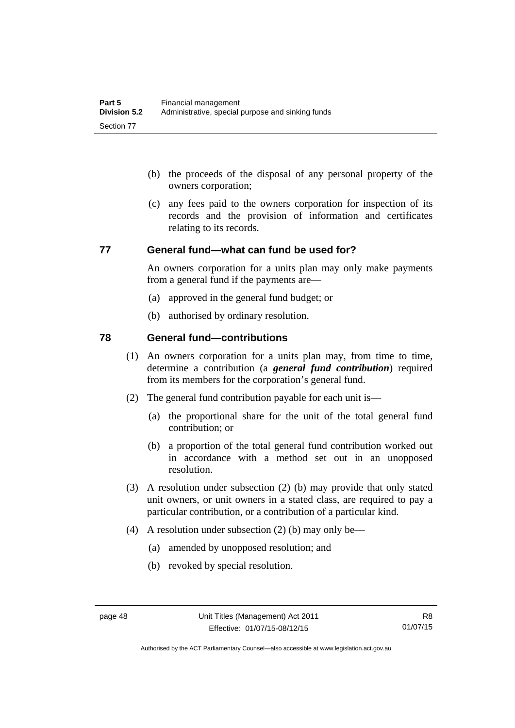(b) the proceeds of the disposal of any personal property of the owners corporation;

(c) any fees paid to the owners corporation for inspection of its records and the provision of information and certificates relating to its records.

## 77 General fund—what can fund be used for?

An owners corporation for a units plan may only make payments from a general fund if the payments are—

(a) approved in the general fund budget; or

(b) authorised by ordinary resolution.

## 78 General fund—contributions

(1) An owners corporation for a units plan may, from time to time, determine a contribution (a ***general fund contribution***) required from its members for the corporation's general fund.

(2) The general fund contribution payable for each unit is—

(a) the proportional share for the unit of the total general fund contribution; or

(b) a proportion of the total general fund contribution worked out in accordance with a method set out in an unopposed resolution.

(3) A resolution under subsection (2) (b) may provide that only stated unit owners, or unit owners in a stated class, are required to pay a particular contribution, or a contribution of a particular kind.

(4) A resolution under subsection (2) (b) may only be—

(a) amended by unopposed resolution; and

(b) revoked by special resolution.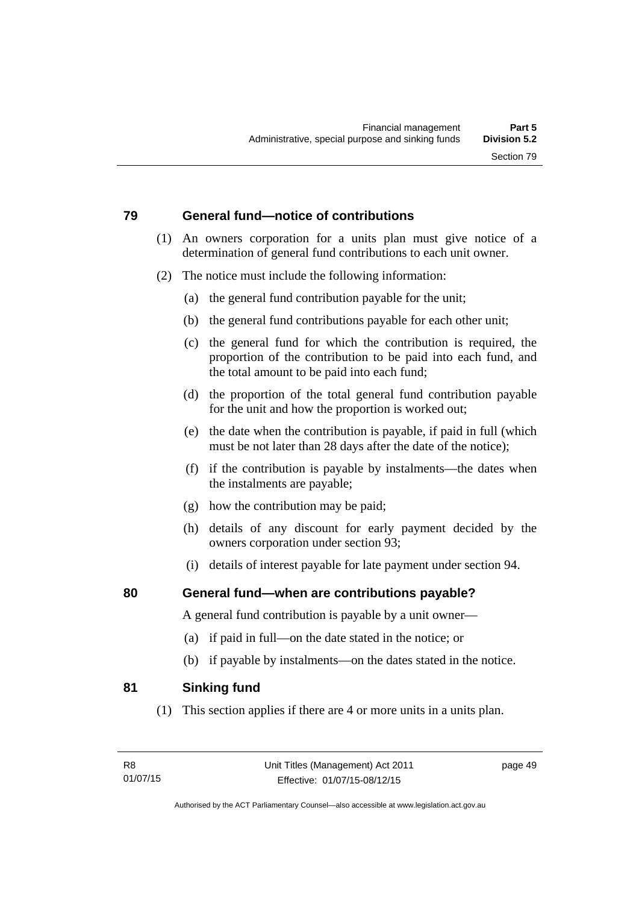## 79 General fund—notice of contributions

(1) An owners corporation for a units plan must give notice of a determination of general fund contributions to each unit owner.

(2) The notice must include the following information:

(a) the general fund contribution payable for the unit;

(b) the general fund contributions payable for each other unit;

(c) the general fund for which the contribution is required, the proportion of the contribution to be paid into each fund, and the total amount to be paid into each fund;

(d) the proportion of the total general fund contribution payable for the unit and how the proportion is worked out;

(e) the date when the contribution is payable, if paid in full (which must be not later than 28 days after the date of the notice);

(f) if the contribution is payable by instalments—the dates when the instalments are payable;

(g) how the contribution may be paid;

(h) details of any discount for early payment decided by the owners corporation under section 93;

(i) details of interest payable for late payment under section 94.

## 80 General fund—when are contributions payable?

A general fund contribution is payable by a unit owner—

(a) if paid in full—on the date stated in the notice; or

(b) if payable by instalments—on the dates stated in the notice.

## 81 Sinking fund

(1) This section applies if there are 4 or more units in a units plan.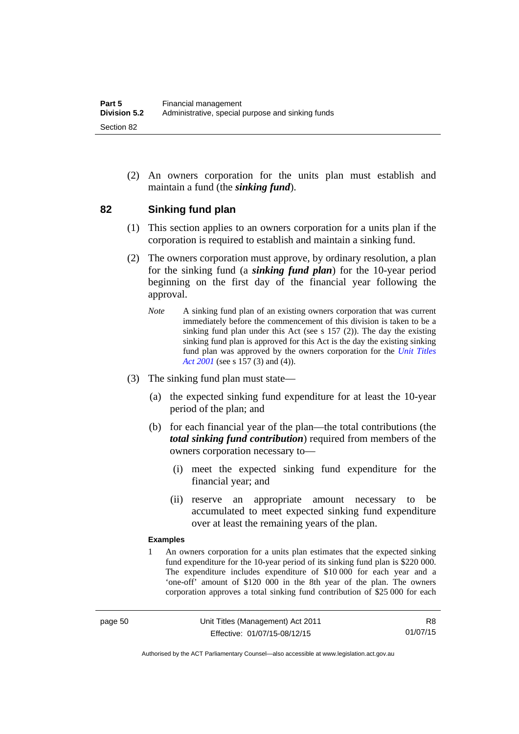(2) An owners corporation for the units plan must establish and maintain a fund (the ***sinking fund***).

## 82 Sinking fund plan

(1) This section applies to an owners corporation for a units plan if the corporation is required to establish and maintain a sinking fund.

(2) The owners corporation must approve, by ordinary resolution, a plan for the sinking fund (a ***sinking fund plan***) for the 10-year period beginning on the first day of the financial year following the approval.

*Note* A sinking fund plan of an existing owners corporation that was current immediately before the commencement of this division is taken to be a sinking fund plan under this Act (see s 157 (2)). The day the existing sinking fund plan is approved for this Act is the day the existing sinking fund plan was approved by the owners corporation for the *Unit Titles Act 2001* (see s 157 (3) and (4)).

(3) The sinking fund plan must state—

(a) the expected sinking fund expenditure for at least the 10-year period of the plan; and

(b) for each financial year of the plan—the total contributions (the ***total sinking fund contribution***) required from members of the owners corporation necessary to—

(i) meet the expected sinking fund expenditure for the financial year; and

(ii) reserve an appropriate amount necessary to be accumulated to meet expected sinking fund expenditure over at least the remaining years of the plan.

**Examples**

1 An owners corporation for a units plan estimates that the expected sinking fund expenditure for the 10-year period of its sinking fund plan is $220 000. The expenditure includes expenditure of $10 000 for each year and a 'one-off' amount of $120 000 in the 8th year of the plan. The owners corporation approves a total sinking fund contribution of $25 000 for each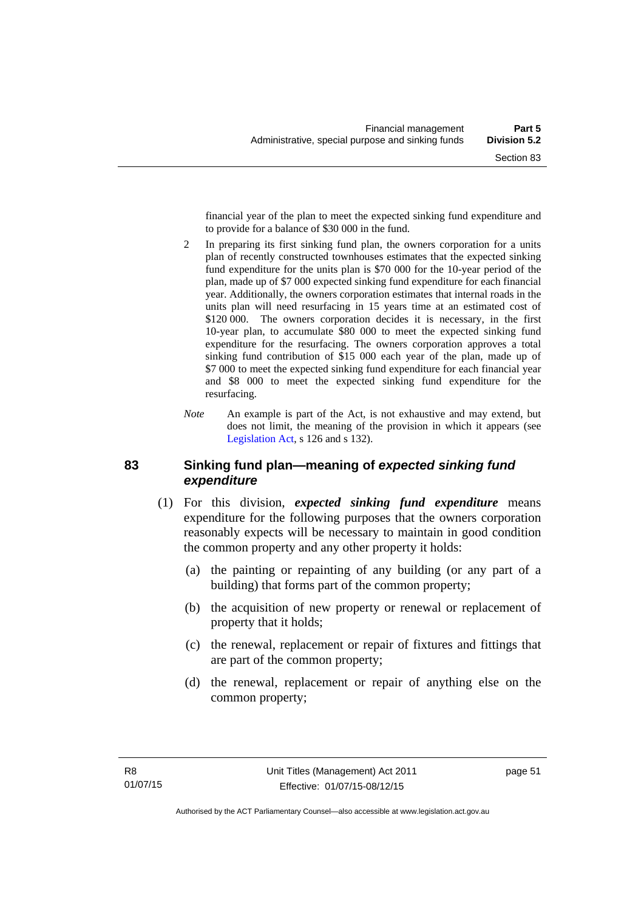financial year of the plan to meet the expected sinking fund expenditure and to provide for a balance of $30 000 in the fund.

2 In preparing its first sinking fund plan, the owners corporation for a units plan of recently constructed townhouses estimates that the expected sinking fund expenditure for the units plan is $70 000 for the 10-year period of the plan, made up of $7 000 expected sinking fund expenditure for each financial year. Additionally, the owners corporation estimates that internal roads in the units plan will need resurfacing in 15 years time at an estimated cost of $120 000. The owners corporation decides it is necessary, in the first 10-year plan, to accumulate $80 000 to meet the expected sinking fund expenditure for the resurfacing. The owners corporation approves a total sinking fund contribution of $15 000 each year of the plan, made up of $7 000 to meet the expected sinking fund expenditure for each financial year and $8 000 to meet the expected sinking fund expenditure for the resurfacing.

*Note* An example is part of the Act, is not exhaustive and may extend, but does not limit, the meaning of the provision in which it appears (see Legislation Act, s 126 and s 132).

## 83 Sinking fund plan—meaning of *expected sinking fund expenditure*

(1) For this division, ***expected sinking fund expenditure*** means expenditure for the following purposes that the owners corporation reasonably expects will be necessary to maintain in good condition the common property and any other property it holds:

(a) the painting or repainting of any building (or any part of a building) that forms part of the common property;

(b) the acquisition of new property or renewal or replacement of property that it holds;

(c) the renewal, replacement or repair of fixtures and fittings that are part of the common property;

(d) the renewal, replacement or repair of anything else on the common property;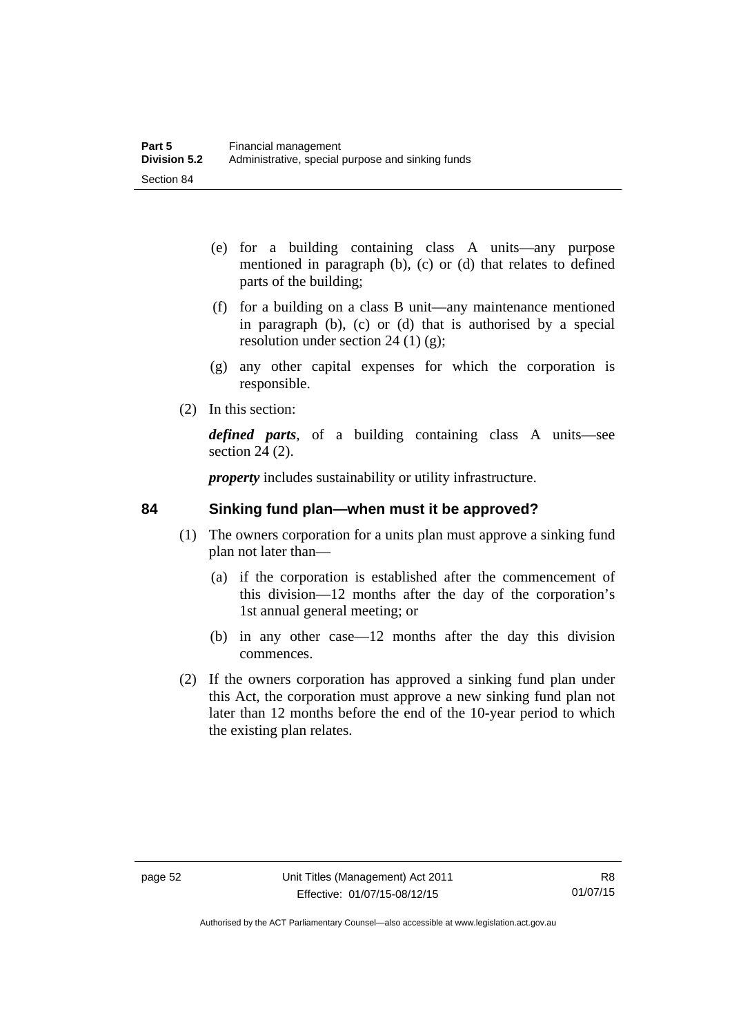(e) for a building containing class A units—any purpose mentioned in paragraph (b), (c) or (d) that relates to defined parts of the building;

(f) for a building on a class B unit—any maintenance mentioned in paragraph (b), (c) or (d) that is authorised by a special resolution under section 24 (1) (g);

(g) any other capital expenses for which the corporation is responsible.

(2) In this section:

***defined parts***, of a building containing class A units—see section 24 (2).

***property*** includes sustainability or utility infrastructure.

## 84 Sinking fund plan—when must it be approved?

(1) The owners corporation for a units plan must approve a sinking fund plan not later than—

(a) if the corporation is established after the commencement of this division—12 months after the day of the corporation's 1st annual general meeting; or

(b) in any other case—12 months after the day this division commences.

(2) If the owners corporation has approved a sinking fund plan under this Act, the corporation must approve a new sinking fund plan not later than 12 months before the end of the 10-year period to which the existing plan relates.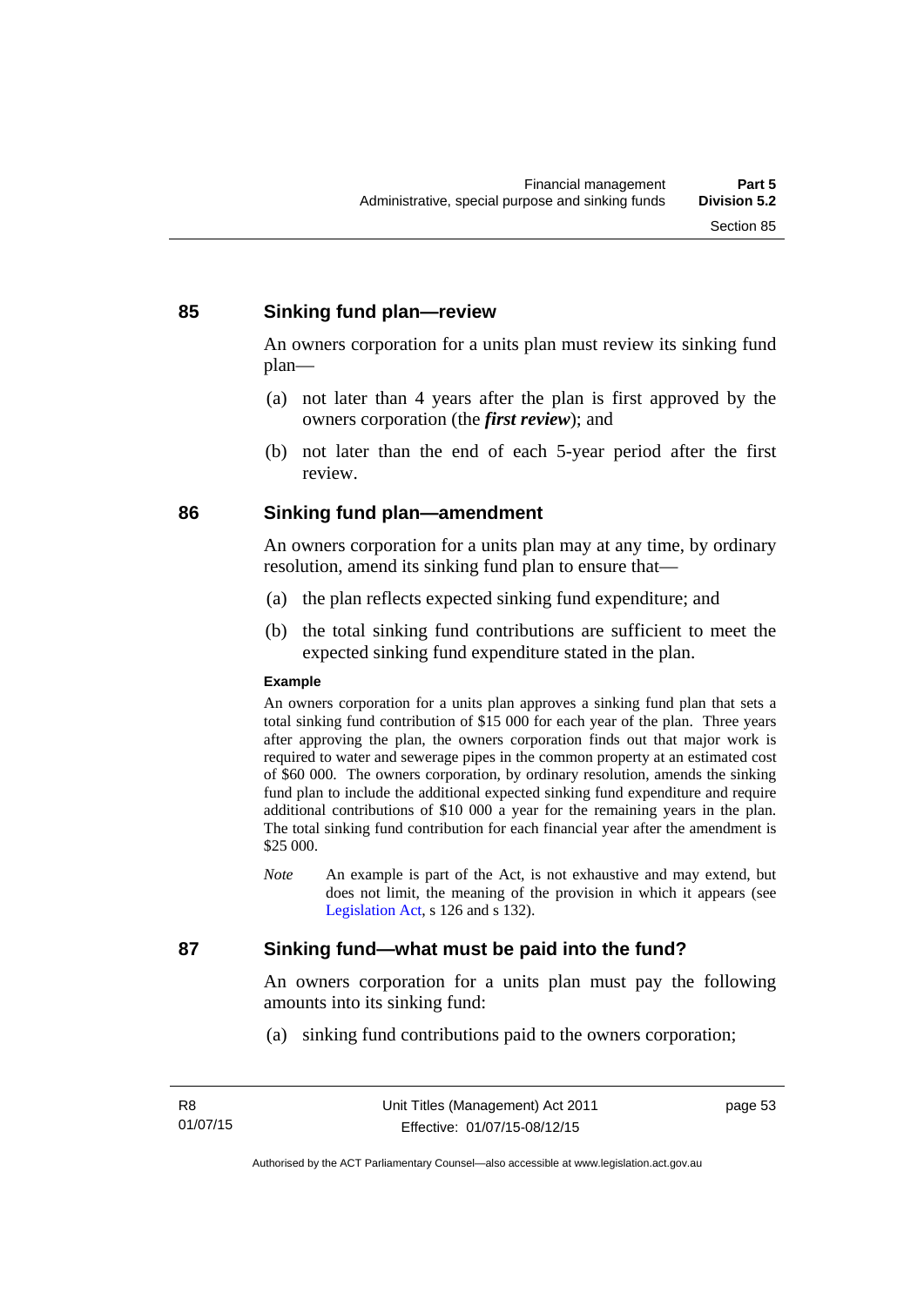## 85 Sinking fund plan—review

An owners corporation for a units plan must review its sinking fund plan—

(a) not later than 4 years after the plan is first approved by the owners corporation (the ***first review***); and

(b) not later than the end of each 5-year period after the first review.

## 86 Sinking fund plan—amendment

An owners corporation for a units plan may at any time, by ordinary resolution, amend its sinking fund plan to ensure that—

(a) the plan reflects expected sinking fund expenditure; and

(b) the total sinking fund contributions are sufficient to meet the expected sinking fund expenditure stated in the plan.

**Example**

An owners corporation for a units plan approves a sinking fund plan that sets a total sinking fund contribution of $15 000 for each year of the plan. Three years after approving the plan, the owners corporation finds out that major work is required to water and sewerage pipes in the common property at an estimated cost of $60 000. The owners corporation, by ordinary resolution, amends the sinking fund plan to include the additional expected sinking fund expenditure and require additional contributions of $10 000 a year for the remaining years in the plan. The total sinking fund contribution for each financial year after the amendment is $25 000.

*Note* An example is part of the Act, is not exhaustive and may extend, but does not limit, the meaning of the provision in which it appears (see Legislation Act, s 126 and s 132).

## 87 Sinking fund—what must be paid into the fund?

An owners corporation for a units plan must pay the following amounts into its sinking fund:

(a) sinking fund contributions paid to the owners corporation;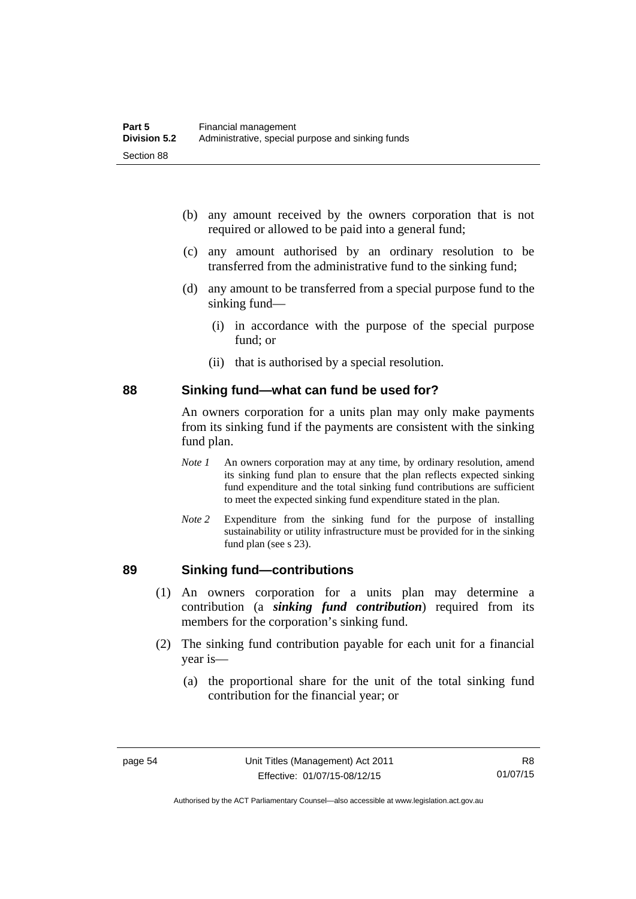(b) any amount received by the owners corporation that is not required or allowed to be paid into a general fund;

(c) any amount authorised by an ordinary resolution to be transferred from the administrative fund to the sinking fund;

(d) any amount to be transferred from a special purpose fund to the sinking fund—

(i) in accordance with the purpose of the special purpose fund; or

(ii) that is authorised by a special resolution.

## 88 Sinking fund—what can fund be used for?

An owners corporation for a units plan may only make payments from its sinking fund if the payments are consistent with the sinking fund plan.

*Note 1* An owners corporation may at any time, by ordinary resolution, amend its sinking fund plan to ensure that the plan reflects expected sinking fund expenditure and the total sinking fund contributions are sufficient to meet the expected sinking fund expenditure stated in the plan.

*Note 2* Expenditure from the sinking fund for the purpose of installing sustainability or utility infrastructure must be provided for in the sinking fund plan (see s 23).

## 89 Sinking fund—contributions

(1) An owners corporation for a units plan may determine a contribution (a ***sinking fund contribution***) required from its members for the corporation's sinking fund.

(2) The sinking fund contribution payable for each unit for a financial year is—

(a) the proportional share for the unit of the total sinking fund contribution for the financial year; or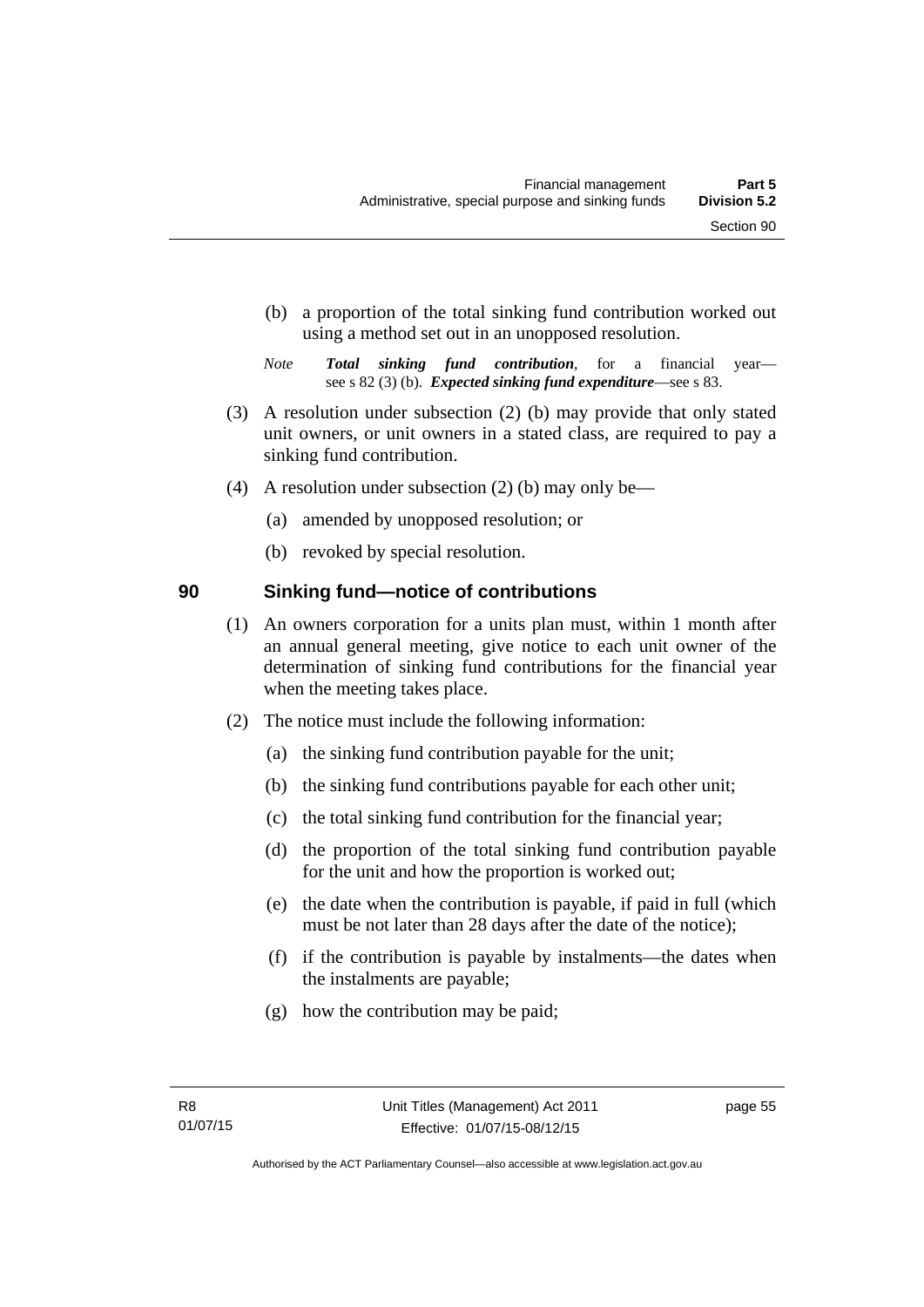(b) a proportion of the total sinking fund contribution worked out using a method set out in an unopposed resolution.

*Note* ***Total sinking fund contribution***, for a financial year—see s 82 (3) (b). ***Expected sinking fund expenditure***—see s 83.

(3) A resolution under subsection (2) (b) may provide that only stated unit owners, or unit owners in a stated class, are required to pay a sinking fund contribution.

(4) A resolution under subsection (2) (b) may only be—

(a) amended by unopposed resolution; or

(b) revoked by special resolution.

## 90 Sinking fund—notice of contributions

(1) An owners corporation for a units plan must, within 1 month after an annual general meeting, give notice to each unit owner of the determination of sinking fund contributions for the financial year when the meeting takes place.

(2) The notice must include the following information:

(a) the sinking fund contribution payable for the unit;

(b) the sinking fund contributions payable for each other unit;

(c) the total sinking fund contribution for the financial year;

(d) the proportion of the total sinking fund contribution payable for the unit and how the proportion is worked out;

(e) the date when the contribution is payable, if paid in full (which must be not later than 28 days after the date of the notice);

(f) if the contribution is payable by instalments—the dates when the instalments are payable;

(g) how the contribution may be paid;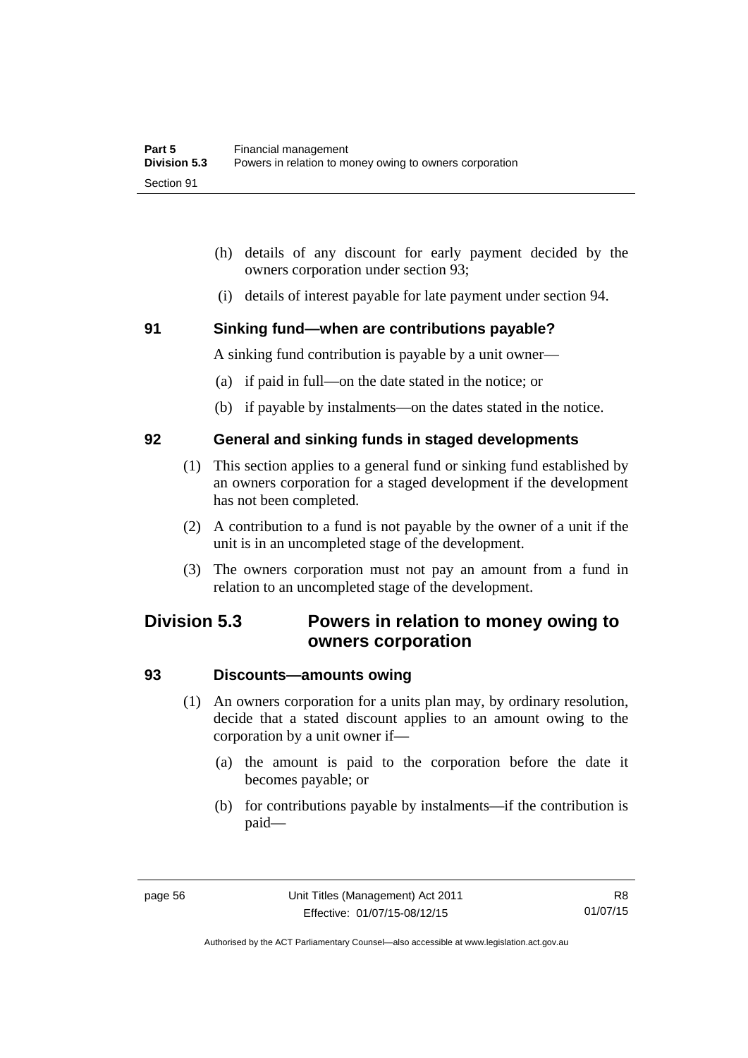(h) details of any discount for early payment decided by the owners corporation under section 93;

(i) details of interest payable for late payment under section 94.

### 91 Sinking fund—when are contributions payable?

A sinking fund contribution is payable by a unit owner—

(a) if paid in full—on the date stated in the notice; or

(b) if payable by instalments—on the dates stated in the notice.

### 92 General and sinking funds in staged developments

(1) This section applies to a general fund or sinking fund established by an owners corporation for a staged development if the development has not been completed.

(2) A contribution to a fund is not payable by the owner of a unit if the unit is in an uncompleted stage of the development.

(3) The owners corporation must not pay an amount from a fund in relation to an uncompleted stage of the development.

## Division 5.3 Powers in relation to money owing to owners corporation

### 93 Discounts—amounts owing

(1) An owners corporation for a units plan may, by ordinary resolution, decide that a stated discount applies to an amount owing to the corporation by a unit owner if—

(a) the amount is paid to the corporation before the date it becomes payable; or

(b) for contributions payable by instalments—if the contribution is paid—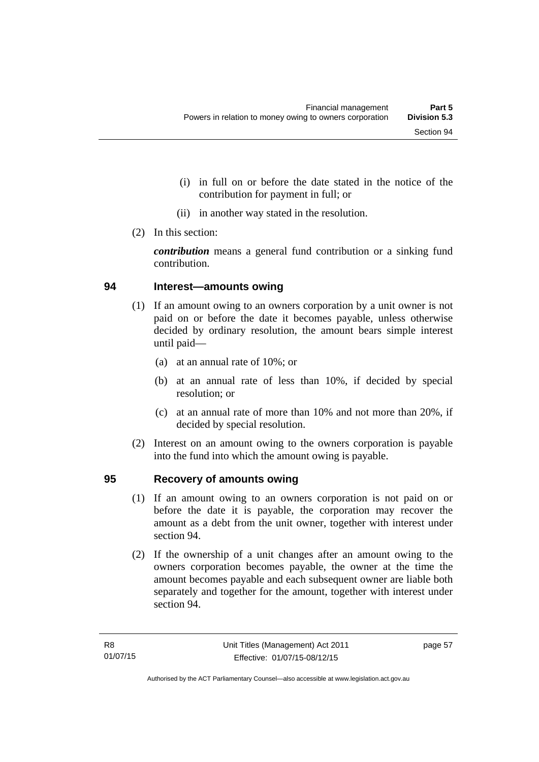(i) in full on or before the date stated in the notice of the contribution for payment in full; or

(ii) in another way stated in the resolution.

(2) In this section:

***contribution*** means a general fund contribution or a sinking fund contribution.

## 94 Interest—amounts owing

(1) If an amount owing to an owners corporation by a unit owner is not paid on or before the date it becomes payable, unless otherwise decided by ordinary resolution, the amount bears simple interest until paid—

(a) at an annual rate of 10%; or

(b) at an annual rate of less than 10%, if decided by special resolution; or

(c) at an annual rate of more than 10% and not more than 20%, if decided by special resolution.

(2) Interest on an amount owing to the owners corporation is payable into the fund into which the amount owing is payable.

## 95 Recovery of amounts owing

(1) If an amount owing to an owners corporation is not paid on or before the date it is payable, the corporation may recover the amount as a debt from the unit owner, together with interest under section 94.

(2) If the ownership of a unit changes after an amount owing to the owners corporation becomes payable, the owner at the time the amount becomes payable and each subsequent owner are liable both separately and together for the amount, together with interest under section 94.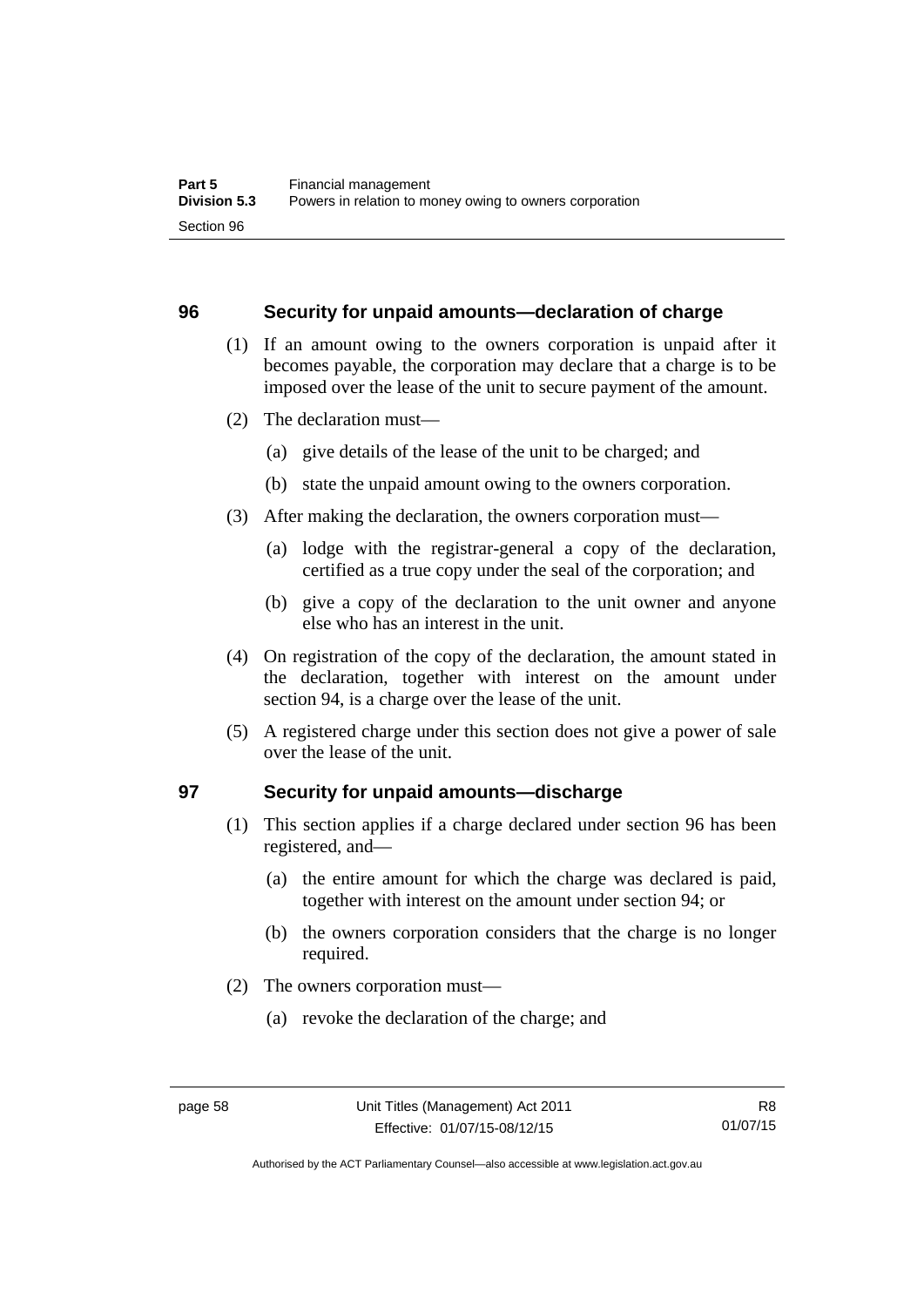## 96 Security for unpaid amounts—declaration of charge

(1) If an amount owing to the owners corporation is unpaid after it becomes payable, the corporation may declare that a charge is to be imposed over the lease of the unit to secure payment of the amount.

(2) The declaration must—

(a) give details of the lease of the unit to be charged; and

(b) state the unpaid amount owing to the owners corporation.

(3) After making the declaration, the owners corporation must—

(a) lodge with the registrar-general a copy of the declaration, certified as a true copy under the seal of the corporation; and

(b) give a copy of the declaration to the unit owner and anyone else who has an interest in the unit.

(4) On registration of the copy of the declaration, the amount stated in the declaration, together with interest on the amount under section 94, is a charge over the lease of the unit.

(5) A registered charge under this section does not give a power of sale over the lease of the unit.

## 97 Security for unpaid amounts—discharge

(1) This section applies if a charge declared under section 96 has been registered, and—

(a) the entire amount for which the charge was declared is paid, together with interest on the amount under section 94; or

(b) the owners corporation considers that the charge is no longer required.

(2) The owners corporation must—

(a) revoke the declaration of the charge; and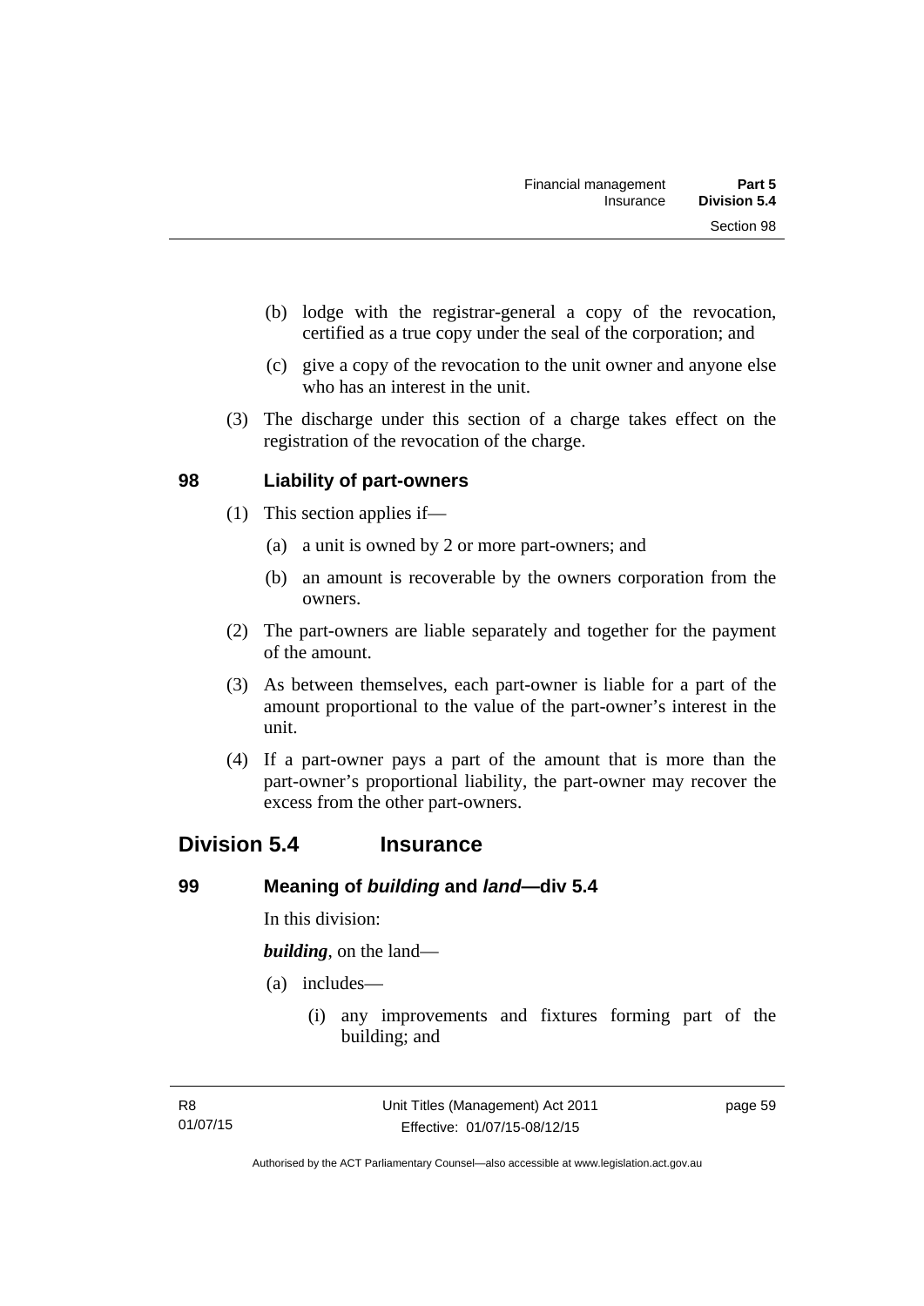(b) lodge with the registrar-general a copy of the revocation, certified as a true copy under the seal of the corporation; and

(c) give a copy of the revocation to the unit owner and anyone else who has an interest in the unit.

(3) The discharge under this section of a charge takes effect on the registration of the revocation of the charge.

### 98 Liability of part-owners

(1) This section applies if—

(a) a unit is owned by 2 or more part-owners; and

(b) an amount is recoverable by the owners corporation from the owners.

(2) The part-owners are liable separately and together for the payment of the amount.

(3) As between themselves, each part-owner is liable for a part of the amount proportional to the value of the part-owner's interest in the unit.

(4) If a part-owner pays a part of the amount that is more than the part-owner's proportional liability, the part-owner may recover the excess from the other part-owners.

## Division 5.4 Insurance

### 99 Meaning of *building* and *land*—div 5.4

In this division:

***building***, on the land—

(a) includes—

(i) any improvements and fixtures forming part of the building; and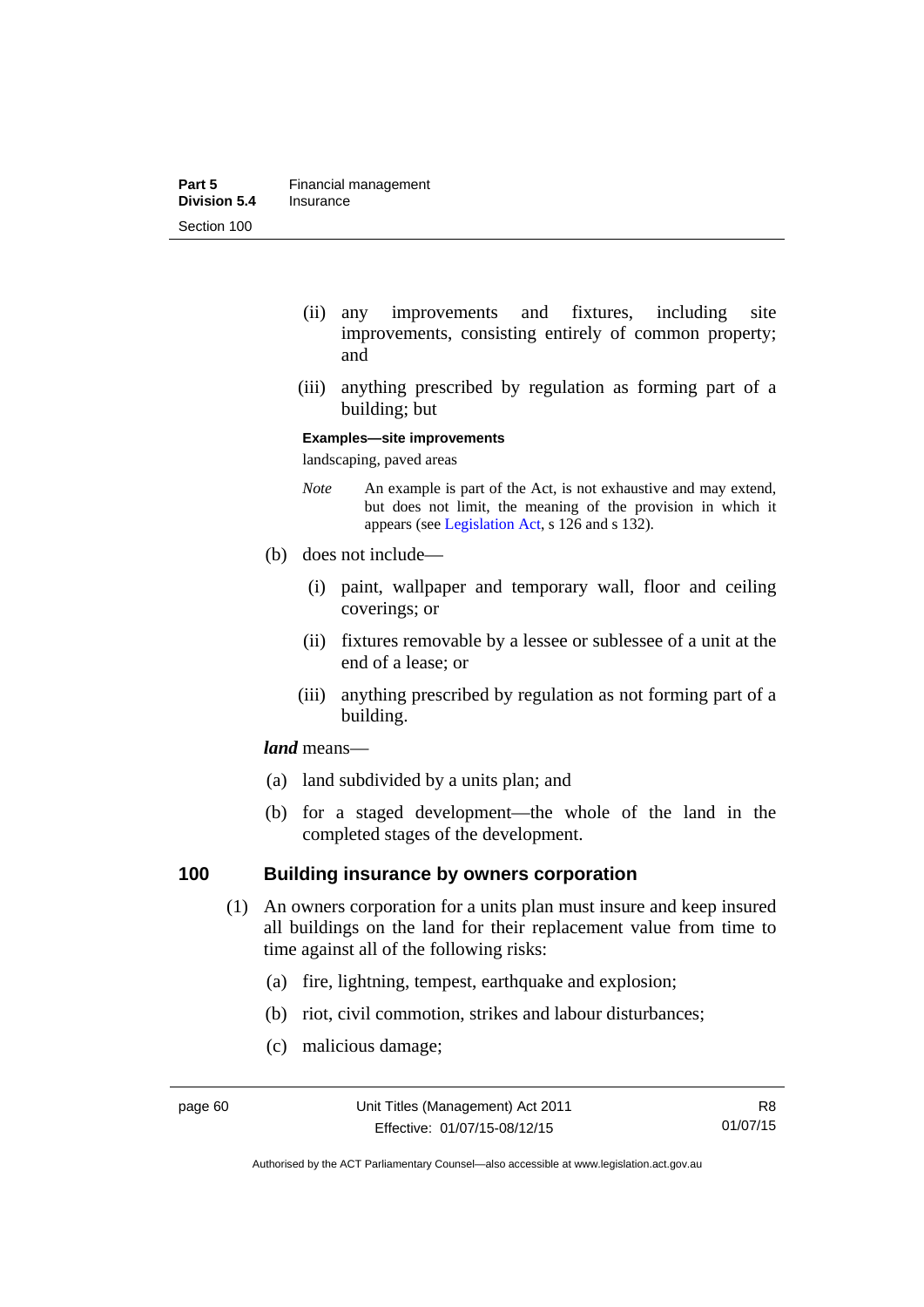(ii) any improvements and fixtures, including site improvements, consisting entirely of common property; and

(iii) anything prescribed by regulation as forming part of a building; but

**Examples—site improvements**

landscaping, paved areas

*Note* An example is part of the Act, is not exhaustive and may extend, but does not limit, the meaning of the provision in which it appears (see Legislation Act, s 126 and s 132).

(b) does not include—

(i) paint, wallpaper and temporary wall, floor and ceiling coverings; or

(ii) fixtures removable by a lessee or sublessee of a unit at the end of a lease; or

(iii) anything prescribed by regulation as not forming part of a building.

***land*** means—

(a) land subdivided by a units plan; and

(b) for a staged development—the whole of the land in the completed stages of the development.

## 100 Building insurance by owners corporation

(1) An owners corporation for a units plan must insure and keep insured all buildings on the land for their replacement value from time to time against all of the following risks:

(a) fire, lightning, tempest, earthquake and explosion;

(b) riot, civil commotion, strikes and labour disturbances;

(c) malicious damage;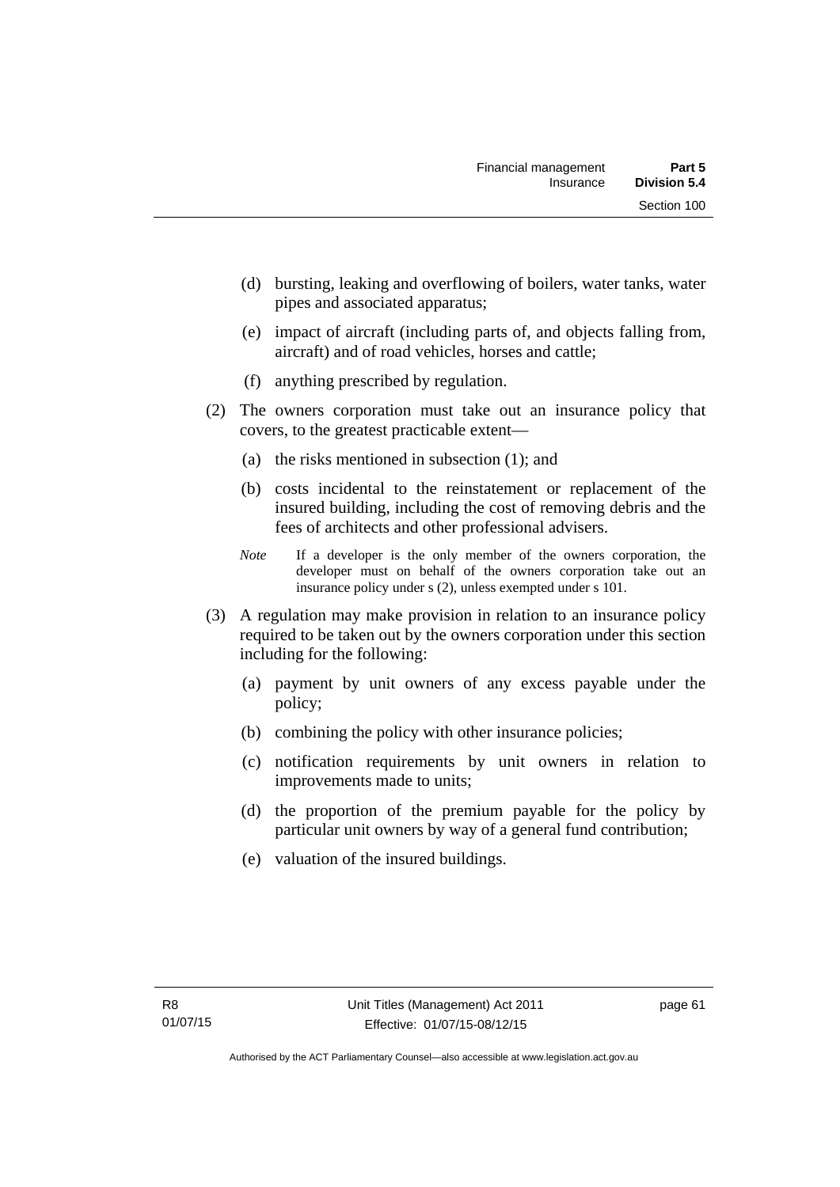(d) bursting, leaking and overflowing of boilers, water tanks, water pipes and associated apparatus;

(e) impact of aircraft (including parts of, and objects falling from, aircraft) and of road vehicles, horses and cattle;

(f) anything prescribed by regulation.

(2) The owners corporation must take out an insurance policy that covers, to the greatest practicable extent—

(a) the risks mentioned in subsection (1); and

(b) costs incidental to the reinstatement or replacement of the insured building, including the cost of removing debris and the fees of architects and other professional advisers.

*Note* If a developer is the only member of the owners corporation, the developer must on behalf of the owners corporation take out an insurance policy under s (2), unless exempted under s 101.

(3) A regulation may make provision in relation to an insurance policy required to be taken out by the owners corporation under this section including for the following:

(a) payment by unit owners of any excess payable under the policy;

(b) combining the policy with other insurance policies;

(c) notification requirements by unit owners in relation to improvements made to units;

(d) the proportion of the premium payable for the policy by particular unit owners by way of a general fund contribution;

(e) valuation of the insured buildings.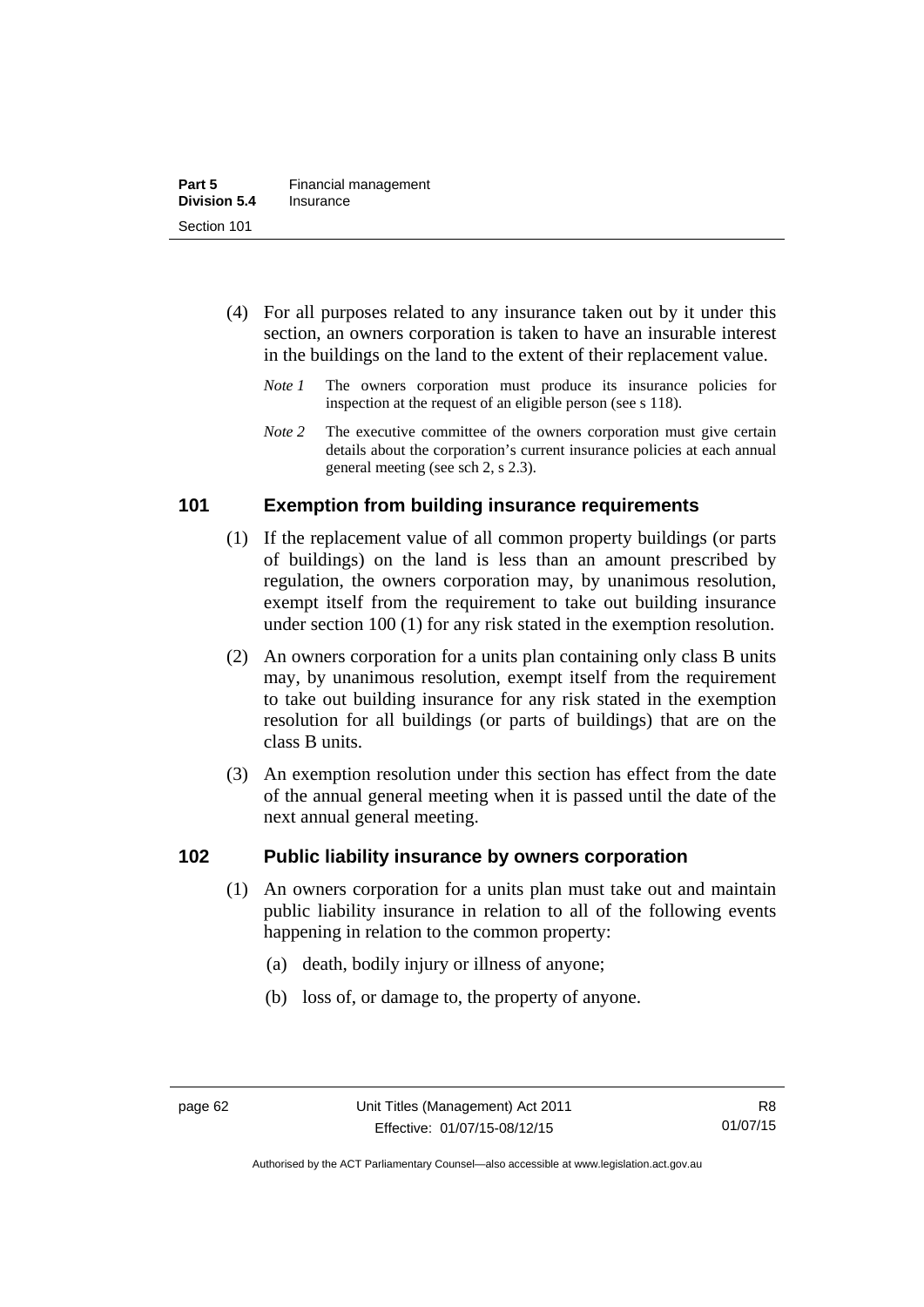(4) For all purposes related to any insurance taken out by it under this section, an owners corporation is taken to have an insurable interest in the buildings on the land to the extent of their replacement value.

*Note 1* The owners corporation must produce its insurance policies for inspection at the request of an eligible person (see s 118).

*Note 2* The executive committee of the owners corporation must give certain details about the corporation's current insurance policies at each annual general meeting (see sch 2, s 2.3).

## 101 Exemption from building insurance requirements

(1) If the replacement value of all common property buildings (or parts of buildings) on the land is less than an amount prescribed by regulation, the owners corporation may, by unanimous resolution, exempt itself from the requirement to take out building insurance under section 100 (1) for any risk stated in the exemption resolution.

(2) An owners corporation for a units plan containing only class B units may, by unanimous resolution, exempt itself from the requirement to take out building insurance for any risk stated in the exemption resolution for all buildings (or parts of buildings) that are on the class B units.

(3) An exemption resolution under this section has effect from the date of the annual general meeting when it is passed until the date of the next annual general meeting.

## 102 Public liability insurance by owners corporation

(1) An owners corporation for a units plan must take out and maintain public liability insurance in relation to all of the following events happening in relation to the common property:

(a) death, bodily injury or illness of anyone;

(b) loss of, or damage to, the property of anyone.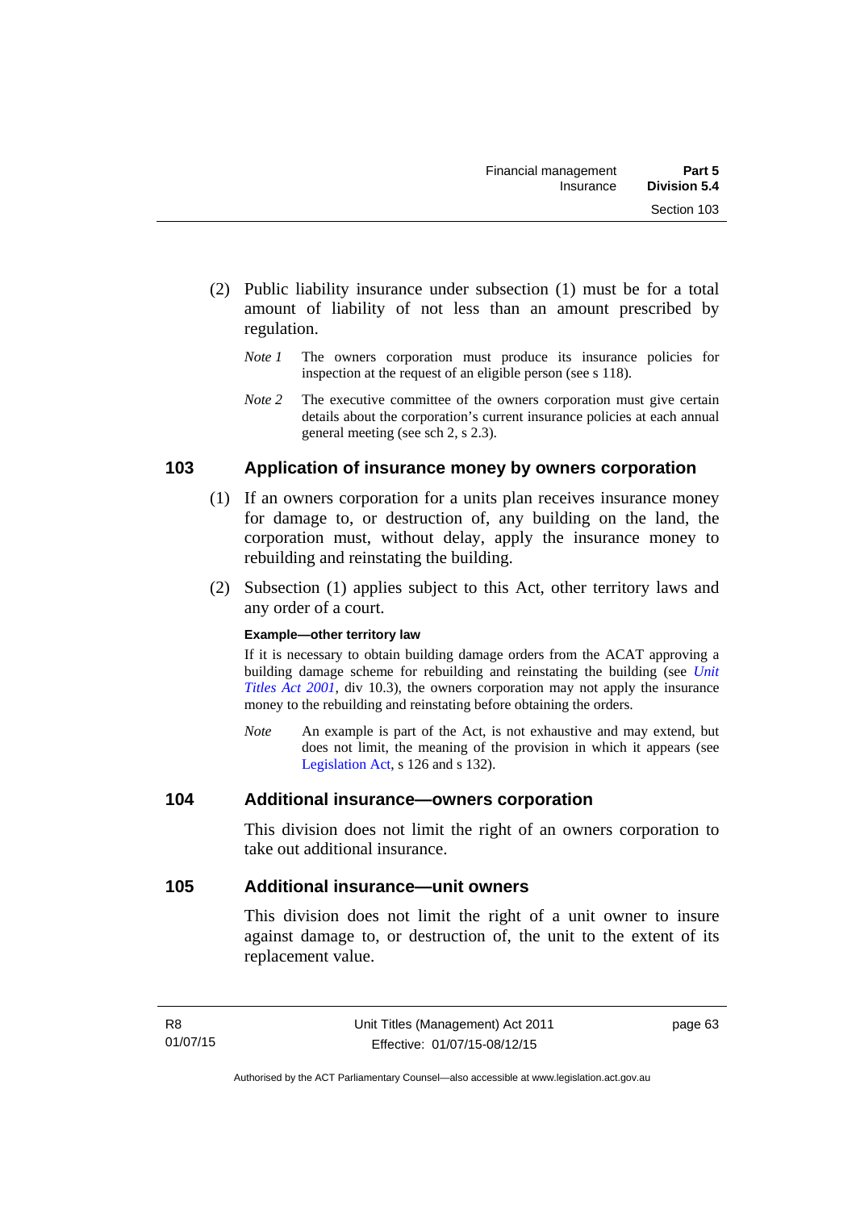(2) Public liability insurance under subsection (1) must be for a total amount of liability of not less than an amount prescribed by regulation.

*Note 1* The owners corporation must produce its insurance policies for inspection at the request of an eligible person (see s 118).

*Note 2* The executive committee of the owners corporation must give certain details about the corporation's current insurance policies at each annual general meeting (see sch 2, s 2.3).

## 103 Application of insurance money by owners corporation

(1) If an owners corporation for a units plan receives insurance money for damage to, or destruction of, any building on the land, the corporation must, without delay, apply the insurance money to rebuilding and reinstating the building.

(2) Subsection (1) applies subject to this Act, other territory laws and any order of a court.

**Example—other territory law**

If it is necessary to obtain building damage orders from the ACAT approving a building damage scheme for rebuilding and reinstating the building (see *Unit Titles Act 2001*, div 10.3), the owners corporation may not apply the insurance money to the rebuilding and reinstating before obtaining the orders.

*Note* An example is part of the Act, is not exhaustive and may extend, but does not limit, the meaning of the provision in which it appears (see Legislation Act, s 126 and s 132).

## 104 Additional insurance—owners corporation

This division does not limit the right of an owners corporation to take out additional insurance.

## 105 Additional insurance—unit owners

This division does not limit the right of a unit owner to insure against damage to, or destruction of, the unit to the extent of its replacement value.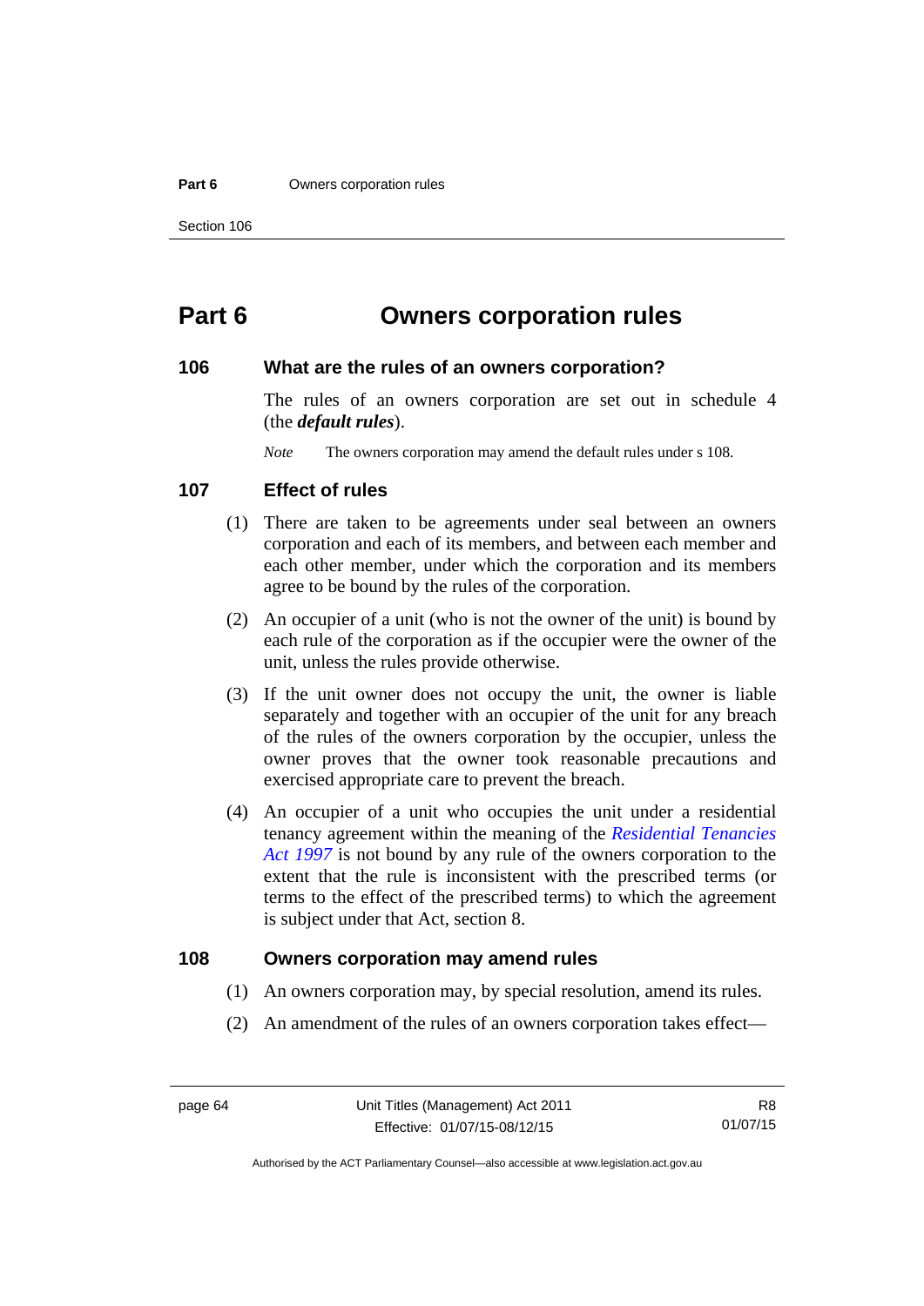# Part 6 Owners corporation rules

## 106 What are the rules of an owners corporation?

The rules of an owners corporation are set out in schedule 4 (the ***default rules***).

*Note* The owners corporation may amend the default rules under s 108.

## 107 Effect of rules

(1) There are taken to be agreements under seal between an owners corporation and each of its members, and between each member and each other member, under which the corporation and its members agree to be bound by the rules of the corporation.

(2) An occupier of a unit (who is not the owner of the unit) is bound by each rule of the corporation as if the occupier were the owner of the unit, unless the rules provide otherwise.

(3) If the unit owner does not occupy the unit, the owner is liable separately and together with an occupier of the unit for any breach of the rules of the owners corporation by the occupier, unless the owner proves that the owner took reasonable precautions and exercised appropriate care to prevent the breach.

(4) An occupier of a unit who occupies the unit under a residential tenancy agreement within the meaning of the *Residential Tenancies Act 1997* is not bound by any rule of the owners corporation to the extent that the rule is inconsistent with the prescribed terms (or terms to the effect of the prescribed terms) to which the agreement is subject under that Act, section 8.

## 108 Owners corporation may amend rules

(1) An owners corporation may, by special resolution, amend its rules.

(2) An amendment of the rules of an owners corporation takes effect—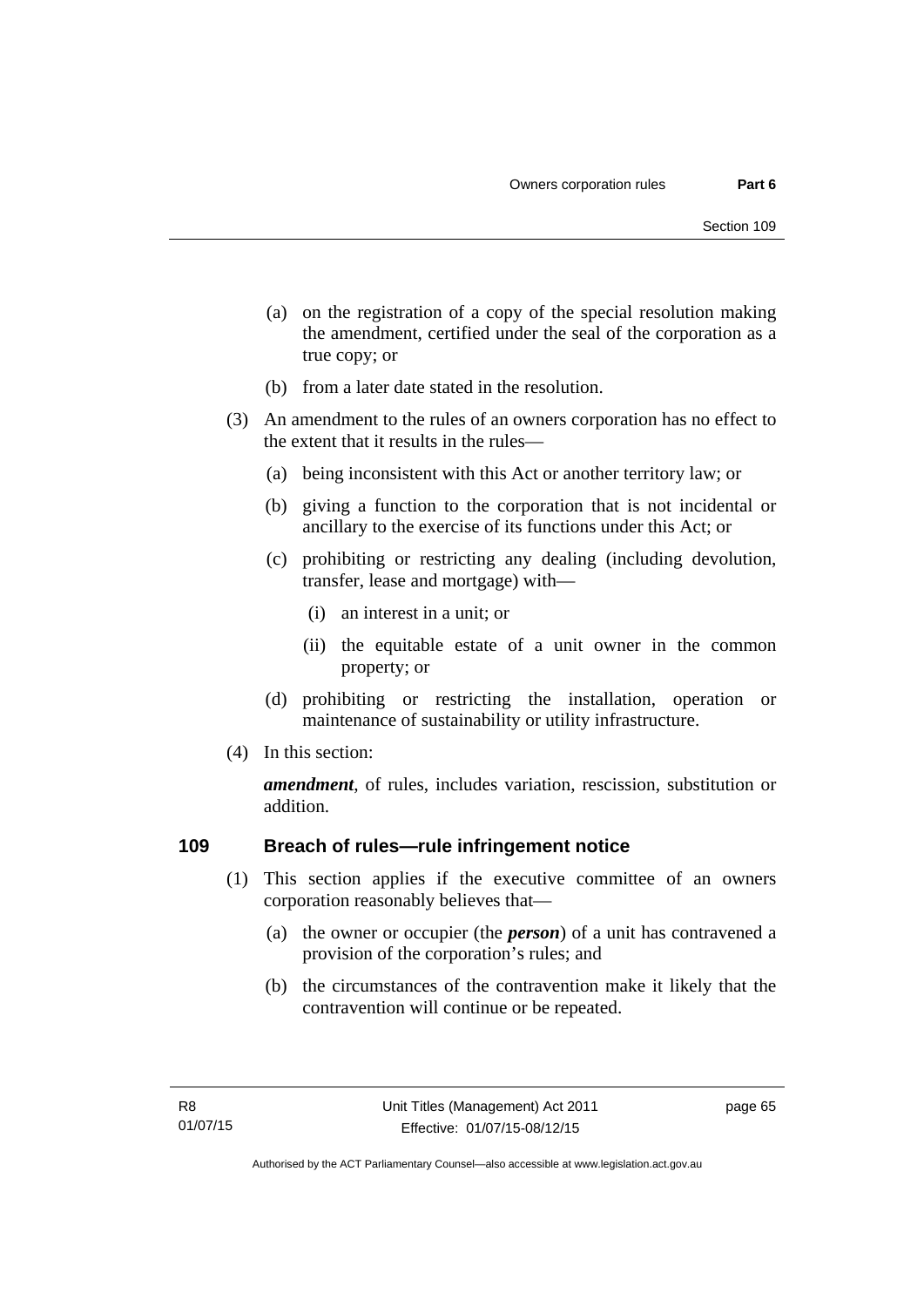(a) on the registration of a copy of the special resolution making the amendment, certified under the seal of the corporation as a true copy; or

(b) from a later date stated in the resolution.

(3) An amendment to the rules of an owners corporation has no effect to the extent that it results in the rules—

(a) being inconsistent with this Act or another territory law; or

(b) giving a function to the corporation that is not incidental or ancillary to the exercise of its functions under this Act; or

(c) prohibiting or restricting any dealing (including devolution, transfer, lease and mortgage) with—

(i) an interest in a unit; or

(ii) the equitable estate of a unit owner in the common property; or

(d) prohibiting or restricting the installation, operation or maintenance of sustainability or utility infrastructure.

(4) In this section:

***amendment***, of rules, includes variation, rescission, substitution or addition.

## 109 Breach of rules—rule infringement notice

(1) This section applies if the executive committee of an owners corporation reasonably believes that—

(a) the owner or occupier (the ***person***) of a unit has contravened a provision of the corporation's rules; and

(b) the circumstances of the contravention make it likely that the contravention will continue or be repeated.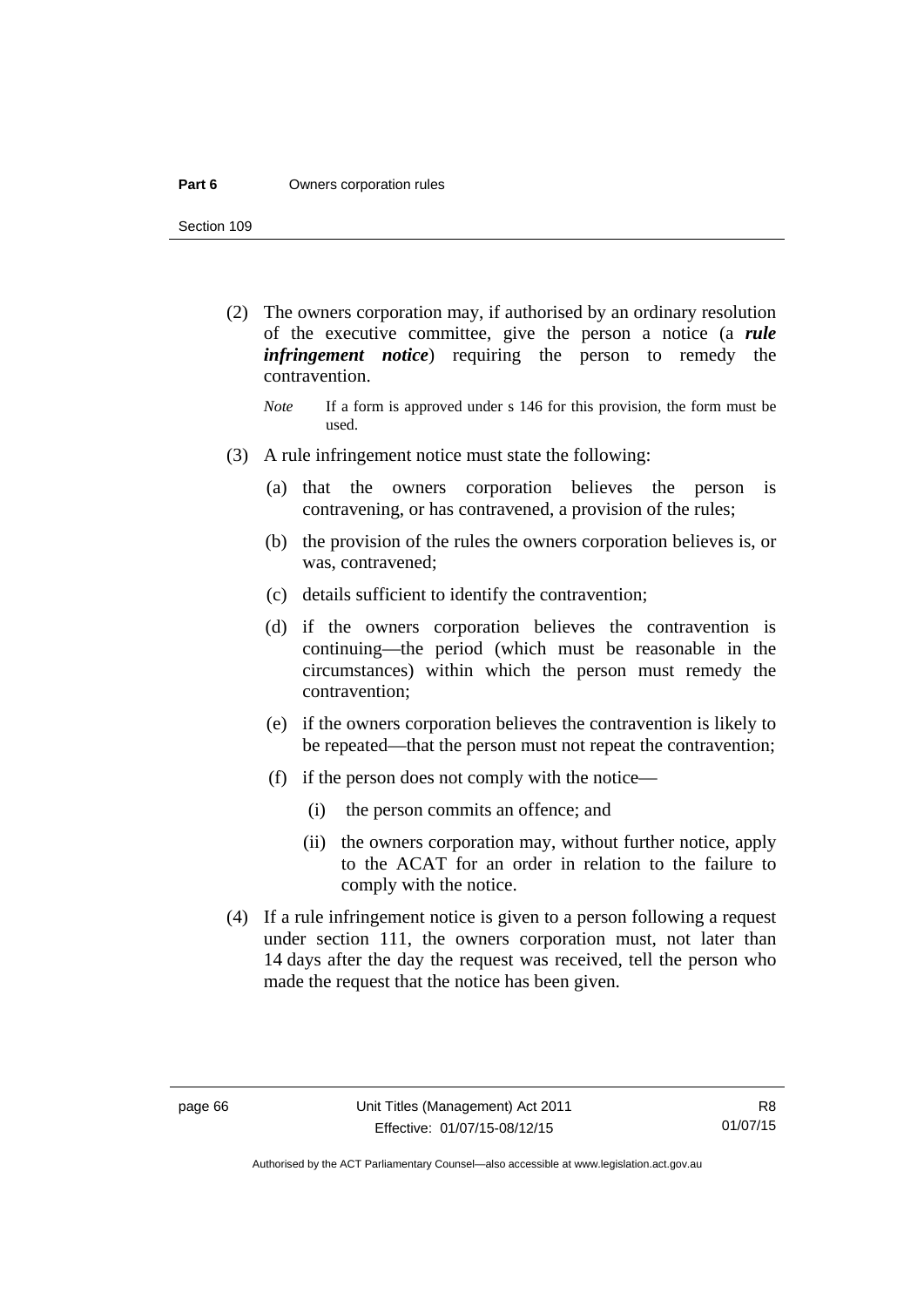(2) The owners corporation may, if authorised by an ordinary resolution of the executive committee, give the person a notice (a ***rule infringement notice***) requiring the person to remedy the contravention.

*Note* If a form is approved under s 146 for this provision, the form must be used.

(3) A rule infringement notice must state the following:

(a) that the owners corporation believes the person is contravening, or has contravened, a provision of the rules;

(b) the provision of the rules the owners corporation believes is, or was, contravened;

(c) details sufficient to identify the contravention;

(d) if the owners corporation believes the contravention is continuing—the period (which must be reasonable in the circumstances) within which the person must remedy the contravention;

(e) if the owners corporation believes the contravention is likely to be repeated—that the person must not repeat the contravention;

(f) if the person does not comply with the notice—

(i) the person commits an offence; and

(ii) the owners corporation may, without further notice, apply to the ACAT for an order in relation to the failure to comply with the notice.

(4) If a rule infringement notice is given to a person following a request under section 111, the owners corporation must, not later than 14 days after the day the request was received, tell the person who made the request that the notice has been given.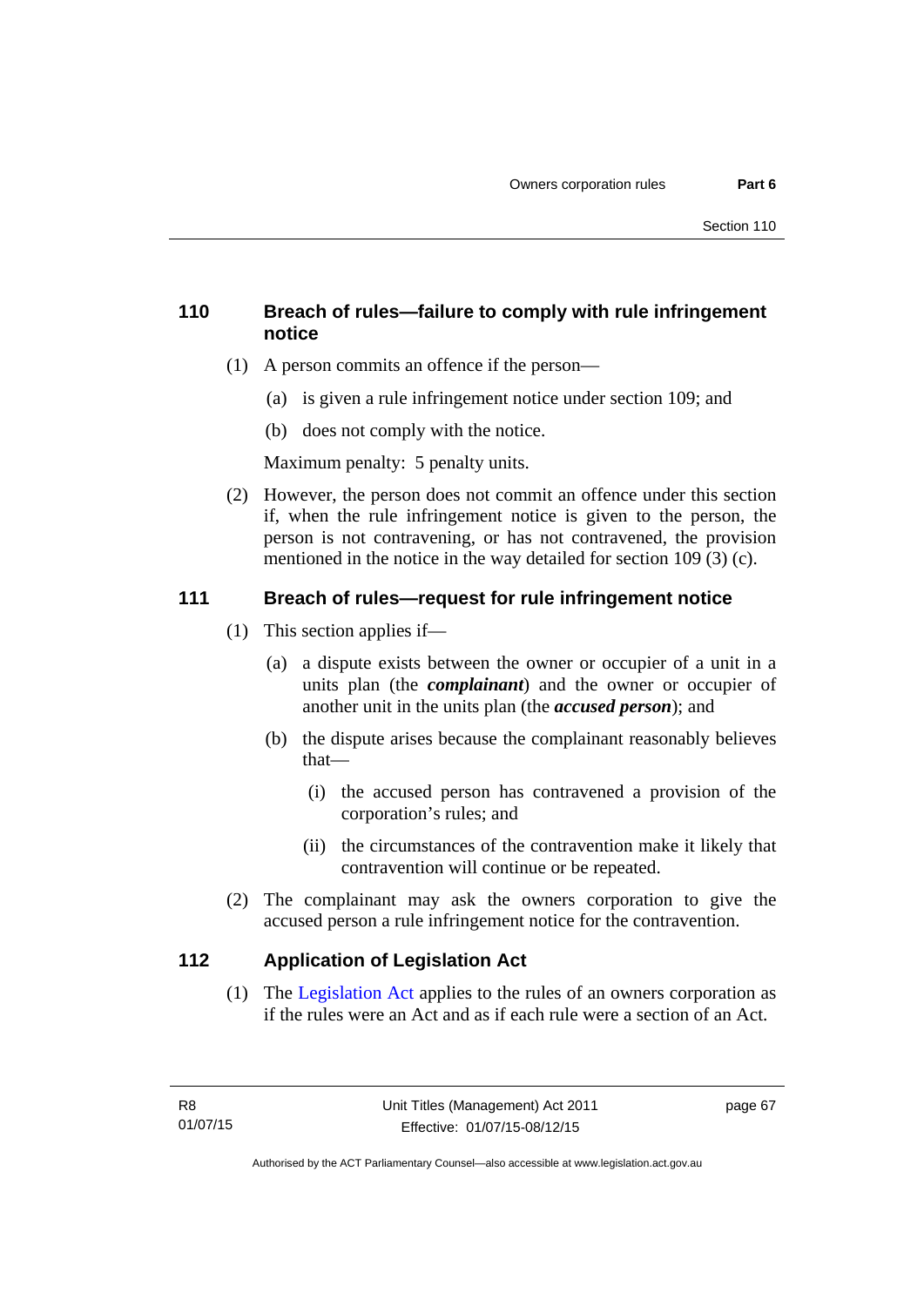### 110 Breach of rules—failure to comply with rule infringement notice

(1) A person commits an offence if the person—

(a) is given a rule infringement notice under section 109; and

(b) does not comply with the notice.

Maximum penalty: 5 penalty units.

(2) However, the person does not commit an offence under this section if, when the rule infringement notice is given to the person, the person is not contravening, or has not contravened, the provision mentioned in the notice in the way detailed for section 109 (3) (c).

### 111 Breach of rules—request for rule infringement notice

(1) This section applies if—

(a) a dispute exists between the owner or occupier of a unit in a units plan (the ***complainant***) and the owner or occupier of another unit in the units plan (the ***accused person***); and

(b) the dispute arises because the complainant reasonably believes that—

(i) the accused person has contravened a provision of the corporation's rules; and

(ii) the circumstances of the contravention make it likely that contravention will continue or be repeated.

(2) The complainant may ask the owners corporation to give the accused person a rule infringement notice for the contravention.

### 112 Application of Legislation Act

(1) The Legislation Act applies to the rules of an owners corporation as if the rules were an Act and as if each rule were a section of an Act.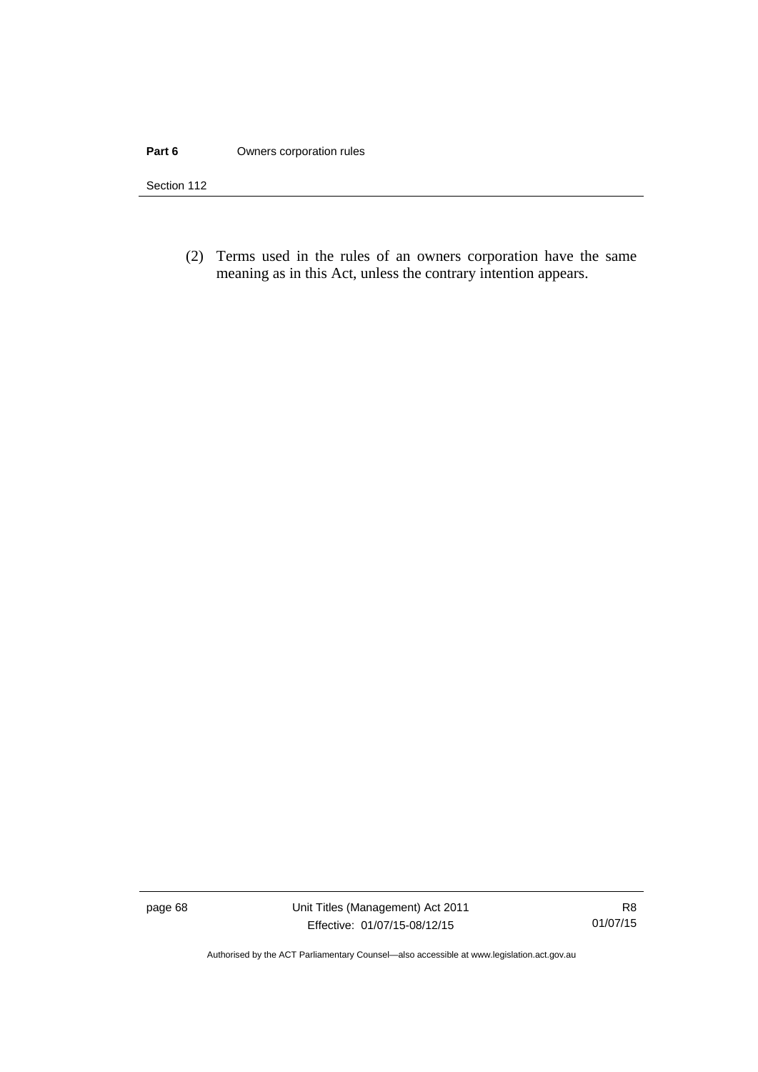(2) Terms used in the rules of an owners corporation have the same meaning as in this Act, unless the contrary intention appears.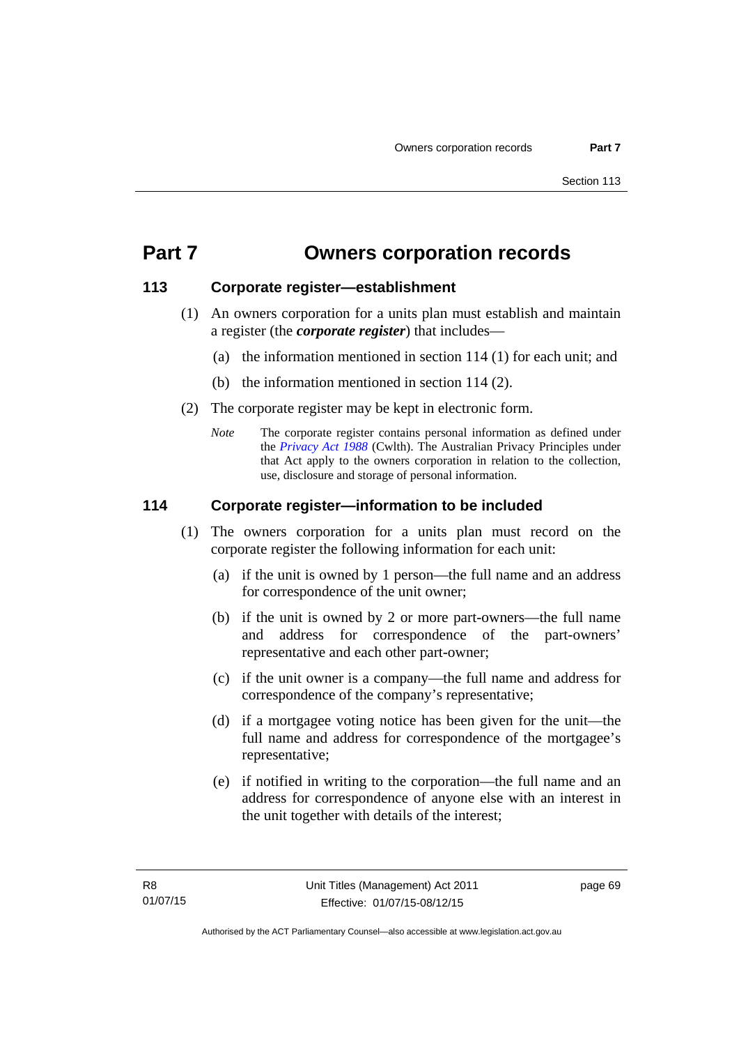# Part 7 Owners corporation records

## 113 Corporate register—establishment

(1) An owners corporation for a units plan must establish and maintain a register (the ***corporate register***) that includes—

(a) the information mentioned in section 114 (1) for each unit; and

(b) the information mentioned in section 114 (2).

(2) The corporate register may be kept in electronic form.

*Note* The corporate register contains personal information as defined under the *Privacy Act 1988* (Cwlth). The Australian Privacy Principles under that Act apply to the owners corporation in relation to the collection, use, disclosure and storage of personal information.

## 114 Corporate register—information to be included

(1) The owners corporation for a units plan must record on the corporate register the following information for each unit:

(a) if the unit is owned by 1 person—the full name and an address for correspondence of the unit owner;

(b) if the unit is owned by 2 or more part-owners—the full name and address for correspondence of the part-owners' representative and each other part-owner;

(c) if the unit owner is a company—the full name and address for correspondence of the company's representative;

(d) if a mortgagee voting notice has been given for the unit—the full name and address for correspondence of the mortgagee's representative;

(e) if notified in writing to the corporation—the full name and an address for correspondence of anyone else with an interest in the unit together with details of the interest;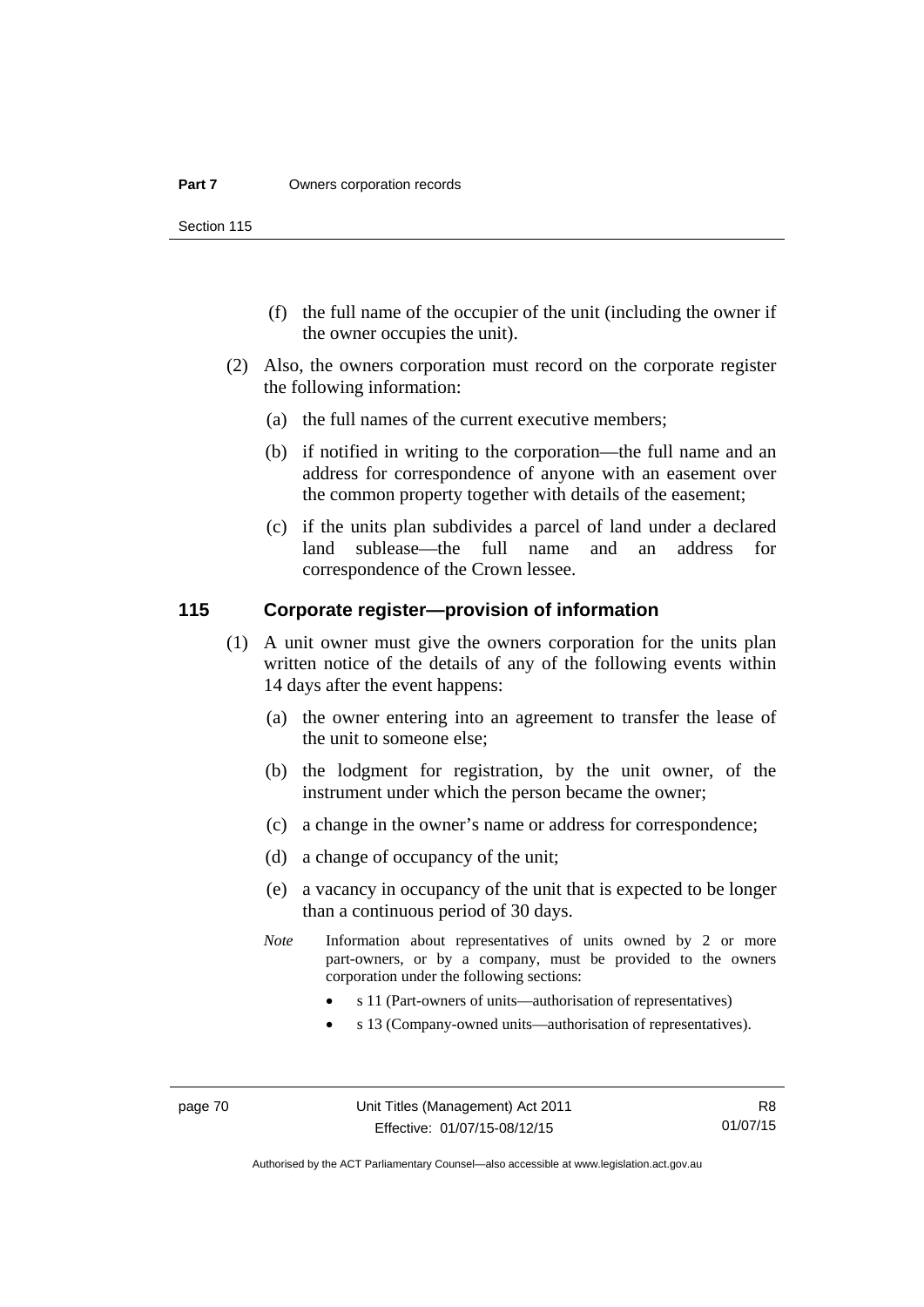(f) the full name of the occupier of the unit (including the owner if the owner occupies the unit).

(2) Also, the owners corporation must record on the corporate register the following information:

(a) the full names of the current executive members;

(b) if notified in writing to the corporation—the full name and an address for correspondence of anyone with an easement over the common property together with details of the easement;

(c) if the units plan subdivides a parcel of land under a declared land sublease—the full name and an address for correspondence of the Crown lessee.

## 115 Corporate register—provision of information

(1) A unit owner must give the owners corporation for the units plan written notice of the details of any of the following events within 14 days after the event happens:

(a) the owner entering into an agreement to transfer the lease of the unit to someone else;

(b) the lodgment for registration, by the unit owner, of the instrument under which the person became the owner;

(c) a change in the owner's name or address for correspondence;

(d) a change of occupancy of the unit;

(e) a vacancy in occupancy of the unit that is expected to be longer than a continuous period of 30 days.

*Note* Information about representatives of units owned by 2 or more part-owners, or by a company, must be provided to the owners corporation under the following sections:

- s 11 (Part-owners of units—authorisation of representatives)
- s 13 (Company-owned units—authorisation of representatives).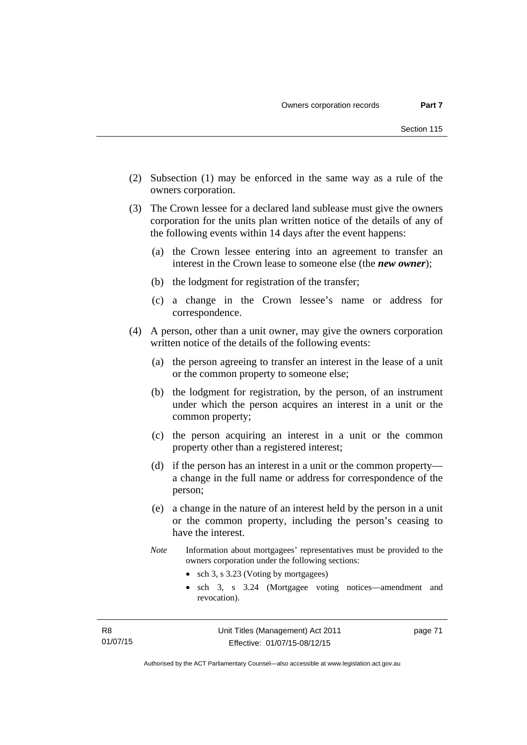(2) Subsection (1) may be enforced in the same way as a rule of the owners corporation.

(3) The Crown lessee for a declared land sublease must give the owners corporation for the units plan written notice of the details of any of the following events within 14 days after the event happens:

(a) the Crown lessee entering into an agreement to transfer an interest in the Crown lease to someone else (the ***new owner***);

(b) the lodgment for registration of the transfer;

(c) a change in the Crown lessee's name or address for correspondence.

(4) A person, other than a unit owner, may give the owners corporation written notice of the details of the following events:

(a) the person agreeing to transfer an interest in the lease of a unit or the common property to someone else;

(b) the lodgment for registration, by the person, of an instrument under which the person acquires an interest in a unit or the common property;

(c) the person acquiring an interest in a unit or the common property other than a registered interest;

(d) if the person has an interest in a unit or the common property—a change in the full name or address for correspondence of the person;

(e) a change in the nature of an interest held by the person in a unit or the common property, including the person's ceasing to have the interest.

*Note* Information about mortgagees' representatives must be provided to the owners corporation under the following sections:

- sch 3, s 3.23 (Voting by mortgagees)
- sch 3, s 3.24 (Mortgagee voting notices—amendment and revocation).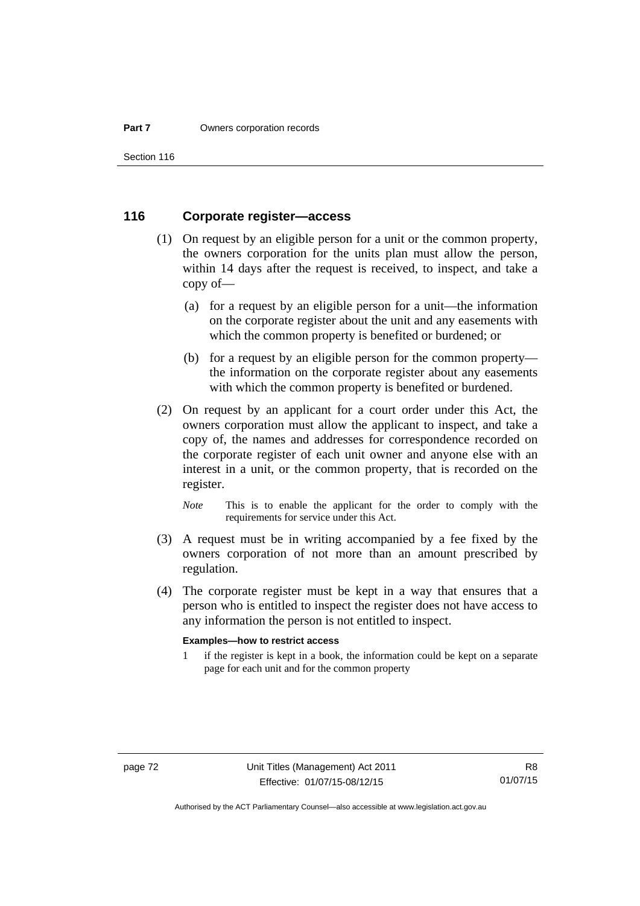## 116 Corporate register—access

(1) On request by an eligible person for a unit or the common property, the owners corporation for the units plan must allow the person, within 14 days after the request is received, to inspect, and take a copy of—

(a) for a request by an eligible person for a unit—the information on the corporate register about the unit and any easements with which the common property is benefited or burdened; or

(b) for a request by an eligible person for the common property—the information on the corporate register about any easements with which the common property is benefited or burdened.

(2) On request by an applicant for a court order under this Act, the owners corporation must allow the applicant to inspect, and take a copy of, the names and addresses for correspondence recorded on the corporate register of each unit owner and anyone else with an interest in a unit, or the common property, that is recorded on the register.

*Note* This is to enable the applicant for the order to comply with the requirements for service under this Act.

(3) A request must be in writing accompanied by a fee fixed by the owners corporation of not more than an amount prescribed by regulation.

(4) The corporate register must be kept in a way that ensures that a person who is entitled to inspect the register does not have access to any information the person is not entitled to inspect.

**Examples—how to restrict access**

1 if the register is kept in a book, the information could be kept on a separate page for each unit and for the common property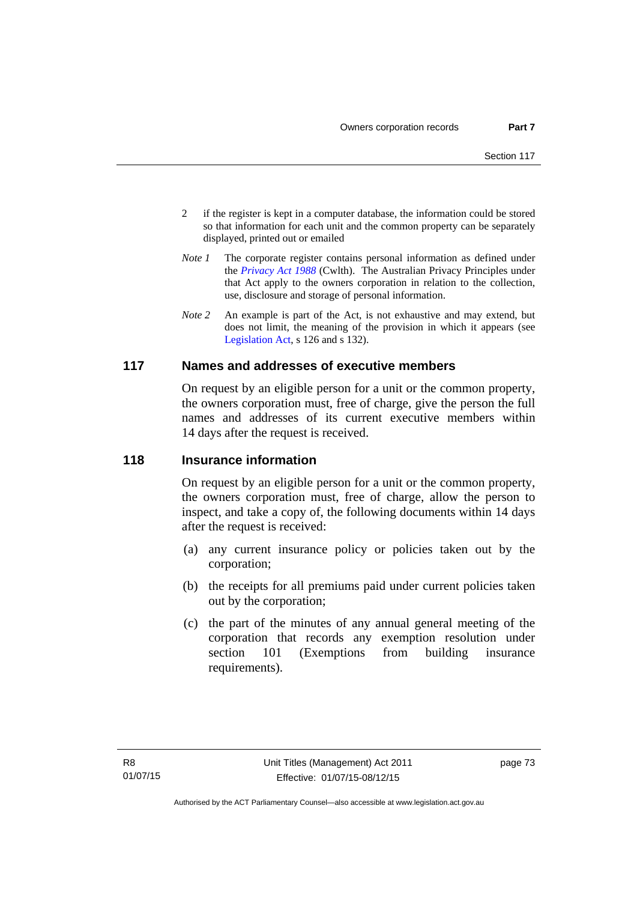2 if the register is kept in a computer database, the information could be stored so that information for each unit and the common property can be separately displayed, printed out or emailed

*Note 1* The corporate register contains personal information as defined under the *Privacy Act 1988* (Cwlth). The Australian Privacy Principles under that Act apply to the owners corporation in relation to the collection, use, disclosure and storage of personal information.

*Note 2* An example is part of the Act, is not exhaustive and may extend, but does not limit, the meaning of the provision in which it appears (see Legislation Act, s 126 and s 132).

## 117 Names and addresses of executive members

On request by an eligible person for a unit or the common property, the owners corporation must, free of charge, give the person the full names and addresses of its current executive members within 14 days after the request is received.

## 118 Insurance information

On request by an eligible person for a unit or the common property, the owners corporation must, free of charge, allow the person to inspect, and take a copy of, the following documents within 14 days after the request is received:

(a) any current insurance policy or policies taken out by the corporation;

(b) the receipts for all premiums paid under current policies taken out by the corporation;

(c) the part of the minutes of any annual general meeting of the corporation that records any exemption resolution under section 101 (Exemptions from building insurance requirements).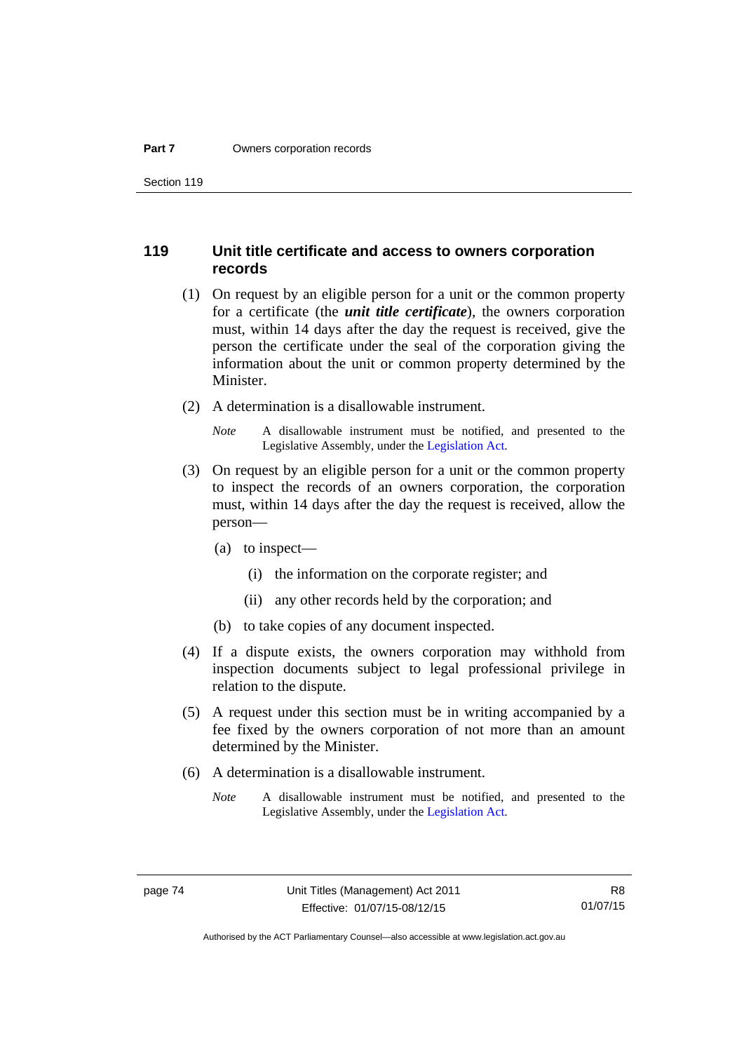## 119 Unit title certificate and access to owners corporation records

(1) On request by an eligible person for a unit or the common property for a certificate (the ***unit title certificate***), the owners corporation must, within 14 days after the day the request is received, give the person the certificate under the seal of the corporation giving the information about the unit or common property determined by the Minister.

(2) A determination is a disallowable instrument.

*Note* A disallowable instrument must be notified, and presented to the Legislative Assembly, under the Legislation Act.

(3) On request by an eligible person for a unit or the common property to inspect the records of an owners corporation, the corporation must, within 14 days after the day the request is received, allow the person—

(a) to inspect—

(i) the information on the corporate register; and

(ii) any other records held by the corporation; and

(b) to take copies of any document inspected.

(4) If a dispute exists, the owners corporation may withhold from inspection documents subject to legal professional privilege in relation to the dispute.

(5) A request under this section must be in writing accompanied by a fee fixed by the owners corporation of not more than an amount determined by the Minister.

(6) A determination is a disallowable instrument.

*Note* A disallowable instrument must be notified, and presented to the Legislative Assembly, under the Legislation Act.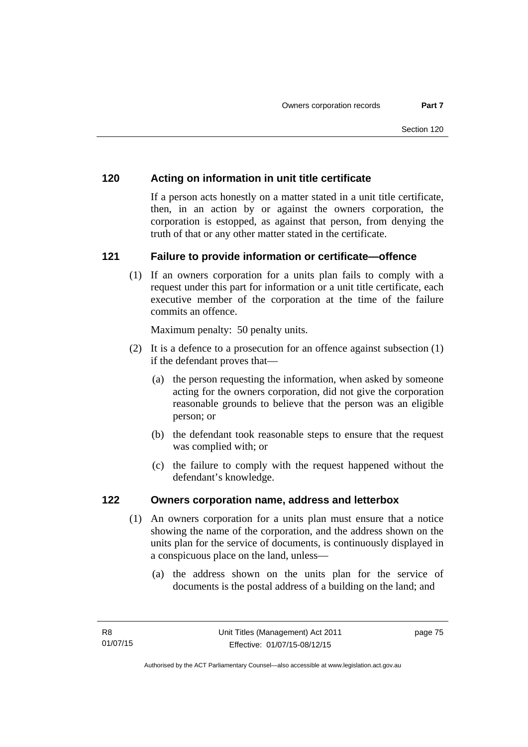### 120 Acting on information in unit title certificate

If a person acts honestly on a matter stated in a unit title certificate, then, in an action by or against the owners corporation, the corporation is estopped, as against that person, from denying the truth of that or any other matter stated in the certificate.

### 121 Failure to provide information or certificate—offence

(1) If an owners corporation for a units plan fails to comply with a request under this part for information or a unit title certificate, each executive member of the corporation at the time of the failure commits an offence.

Maximum penalty: 50 penalty units.

(2) It is a defence to a prosecution for an offence against subsection (1) if the defendant proves that—

(a) the person requesting the information, when asked by someone acting for the owners corporation, did not give the corporation reasonable grounds to believe that the person was an eligible person; or

(b) the defendant took reasonable steps to ensure that the request was complied with; or

(c) the failure to comply with the request happened without the defendant's knowledge.

### 122 Owners corporation name, address and letterbox

(1) An owners corporation for a units plan must ensure that a notice showing the name of the corporation, and the address shown on the units plan for the service of documents, is continuously displayed in a conspicuous place on the land, unless—

(a) the address shown on the units plan for the service of documents is the postal address of a building on the land; and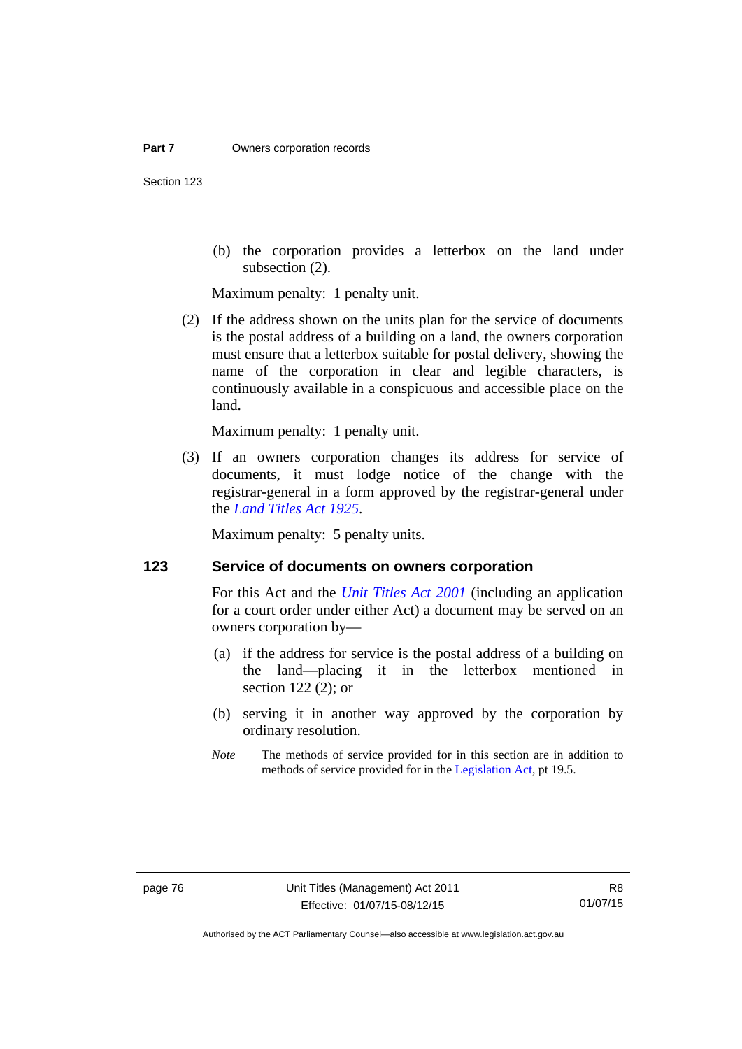(b) the corporation provides a letterbox on the land under subsection (2).

Maximum penalty: 1 penalty unit.

(2) If the address shown on the units plan for the service of documents is the postal address of a building on a land, the owners corporation must ensure that a letterbox suitable for postal delivery, showing the name of the corporation in clear and legible characters, is continuously available in a conspicuous and accessible place on the land.

Maximum penalty: 1 penalty unit.

(3) If an owners corporation changes its address for service of documents, it must lodge notice of the change with the registrar-general in a form approved by the registrar-general under the *Land Titles Act 1925*.

Maximum penalty: 5 penalty units.

## 123 Service of documents on owners corporation

For this Act and the *Unit Titles Act 2001* (including an application for a court order under either Act) a document may be served on an owners corporation by—

(a) if the address for service is the postal address of a building on the land—placing it in the letterbox mentioned in section 122 (2); or

(b) serving it in another way approved by the corporation by ordinary resolution.

*Note* The methods of service provided for in this section are in addition to methods of service provided for in the Legislation Act, pt 19.5.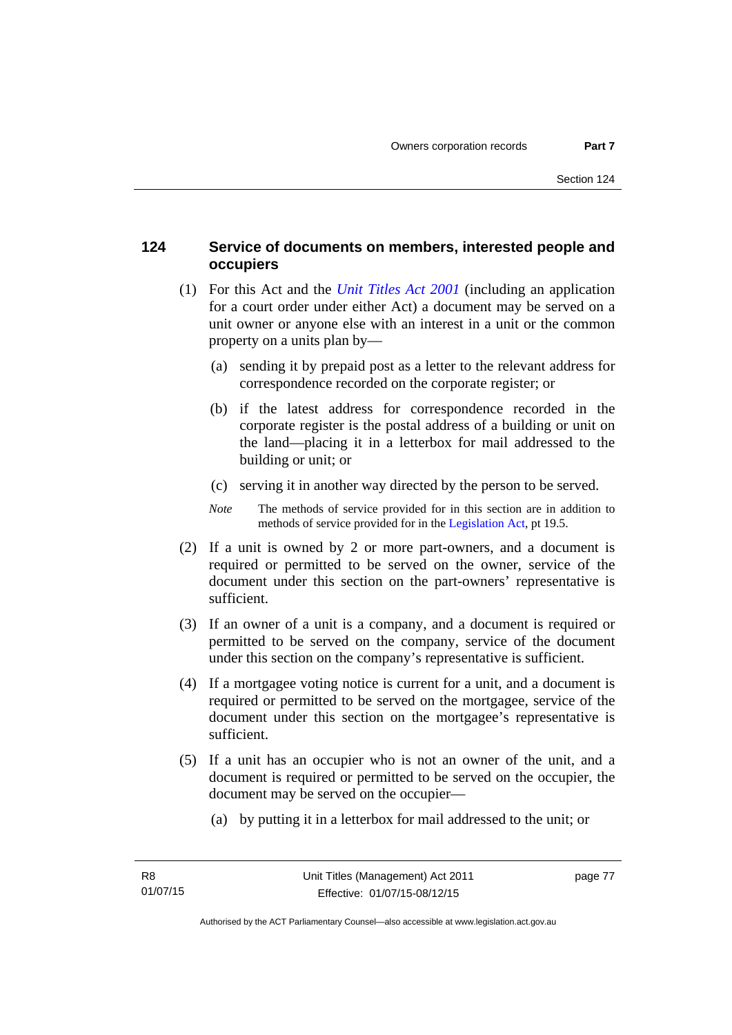### 124 Service of documents on members, interested people and occupiers

(1) For this Act and the *Unit Titles Act 2001* (including an application for a court order under either Act) a document may be served on a unit owner or anyone else with an interest in a unit or the common property on a units plan by—

(a) sending it by prepaid post as a letter to the relevant address for correspondence recorded on the corporate register; or

(b) if the latest address for correspondence recorded in the corporate register is the postal address of a building or unit on the land—placing it in a letterbox for mail addressed to the building or unit; or

(c) serving it in another way directed by the person to be served.

*Note* The methods of service provided for in this section are in addition to methods of service provided for in the Legislation Act, pt 19.5.

(2) If a unit is owned by 2 or more part-owners, and a document is required or permitted to be served on the owner, service of the document under this section on the part-owners' representative is sufficient.

(3) If an owner of a unit is a company, and a document is required or permitted to be served on the company, service of the document under this section on the company's representative is sufficient.

(4) If a mortgagee voting notice is current for a unit, and a document is required or permitted to be served on the mortgagee, service of the document under this section on the mortgagee's representative is sufficient.

(5) If a unit has an occupier who is not an owner of the unit, and a document is required or permitted to be served on the occupier, the document may be served on the occupier—

(a) by putting it in a letterbox for mail addressed to the unit; or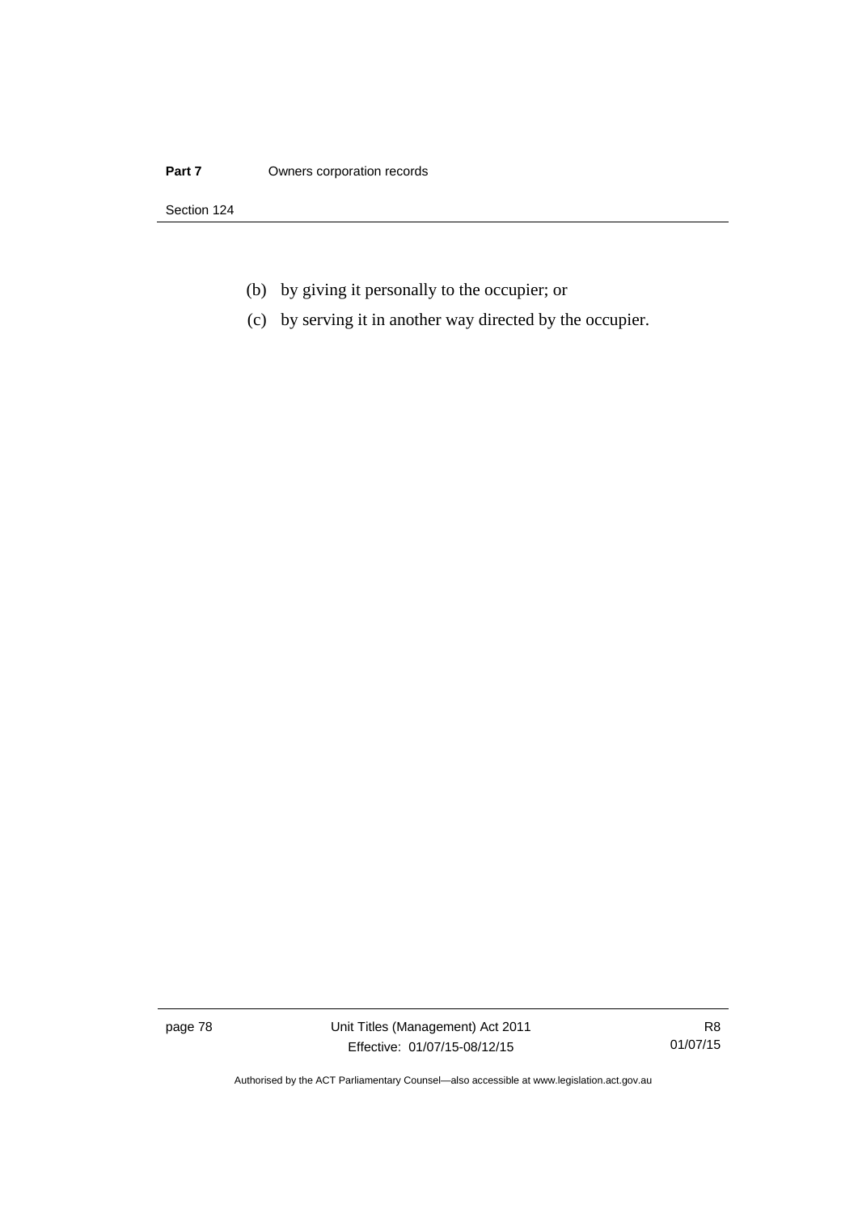(b) by giving it personally to the occupier; or

(c) by serving it in another way directed by the occupier.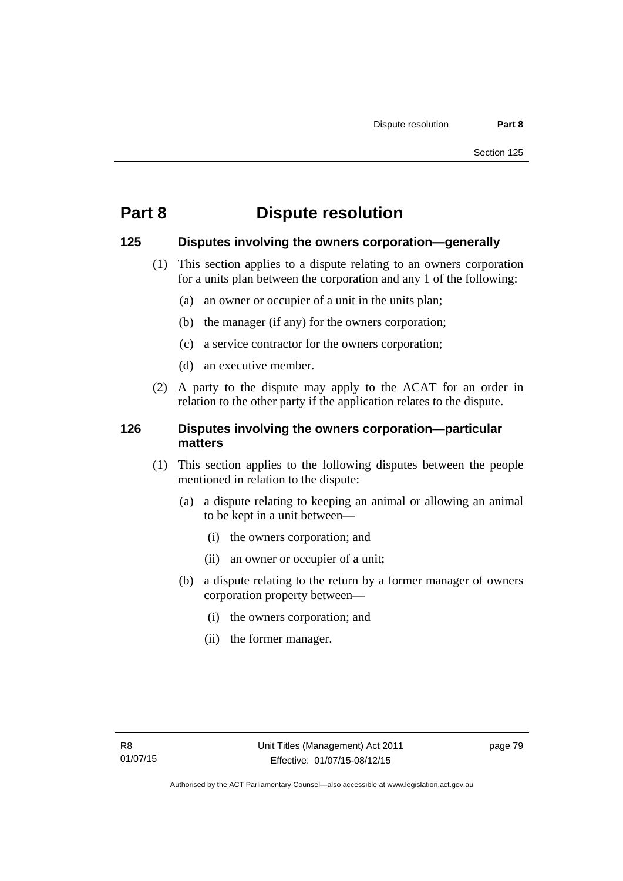# Part 8 Dispute resolution

## 125 Disputes involving the owners corporation—generally

(1) This section applies to a dispute relating to an owners corporation for a units plan between the corporation and any 1 of the following:

(a) an owner or occupier of a unit in the units plan;

(b) the manager (if any) for the owners corporation;

(c) a service contractor for the owners corporation;

(d) an executive member.

(2) A party to the dispute may apply to the ACAT for an order in relation to the other party if the application relates to the dispute.

## 126 Disputes involving the owners corporation—particular matters

(1) This section applies to the following disputes between the people mentioned in relation to the dispute:

(a) a dispute relating to keeping an animal or allowing an animal to be kept in a unit between—

(i) the owners corporation; and

(ii) an owner or occupier of a unit;

(b) a dispute relating to the return by a former manager of owners corporation property between—

(i) the owners corporation; and

(ii) the former manager.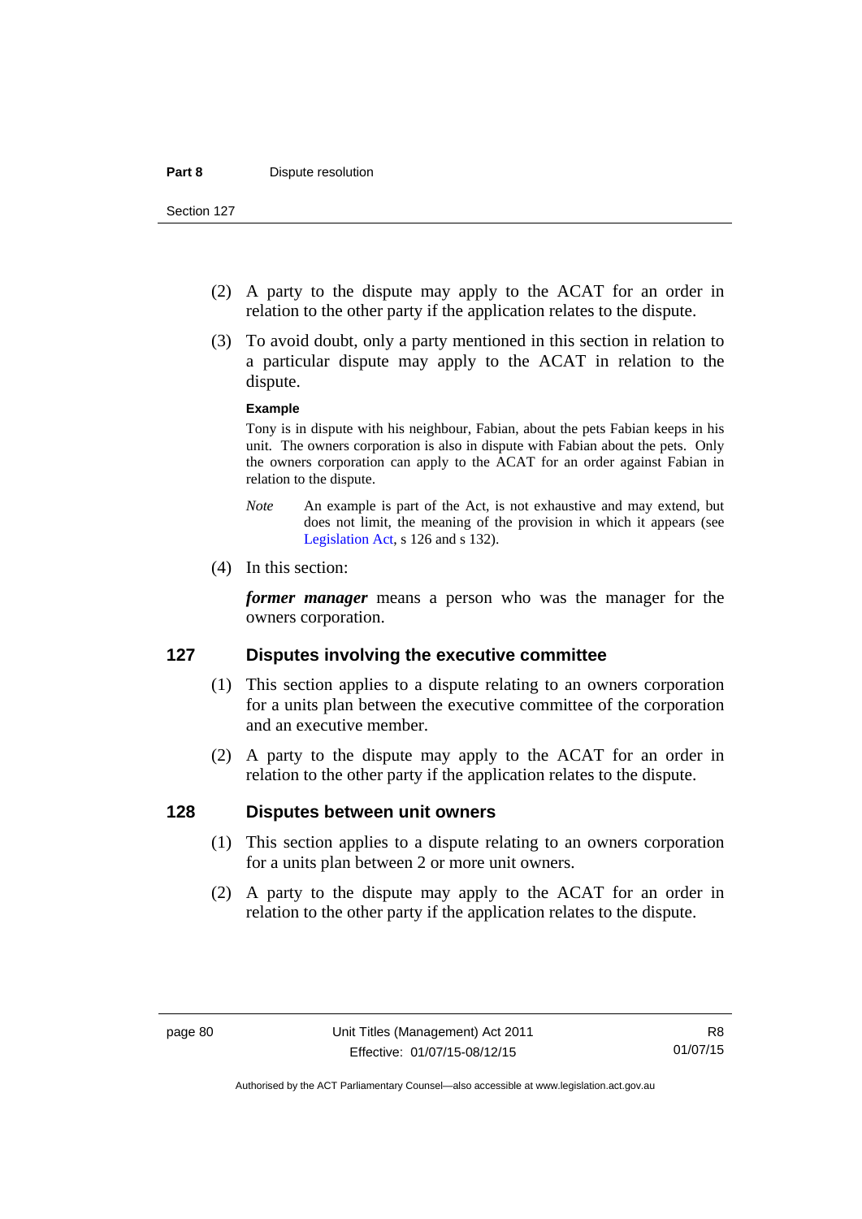(2) A party to the dispute may apply to the ACAT for an order in relation to the other party if the application relates to the dispute.

(3) To avoid doubt, only a party mentioned in this section in relation to a particular dispute may apply to the ACAT in relation to the dispute.

**Example**

Tony is in dispute with his neighbour, Fabian, about the pets Fabian keeps in his unit. The owners corporation is also in dispute with Fabian about the pets. Only the owners corporation can apply to the ACAT for an order against Fabian in relation to the dispute.

*Note* An example is part of the Act, is not exhaustive and may extend, but does not limit, the meaning of the provision in which it appears (see Legislation Act, s 126 and s 132).

(4) In this section:

***former manager*** means a person who was the manager for the owners corporation.

## 127 Disputes involving the executive committee

(1) This section applies to a dispute relating to an owners corporation for a units plan between the executive committee of the corporation and an executive member.

(2) A party to the dispute may apply to the ACAT for an order in relation to the other party if the application relates to the dispute.

## 128 Disputes between unit owners

(1) This section applies to a dispute relating to an owners corporation for a units plan between 2 or more unit owners.

(2) A party to the dispute may apply to the ACAT for an order in relation to the other party if the application relates to the dispute.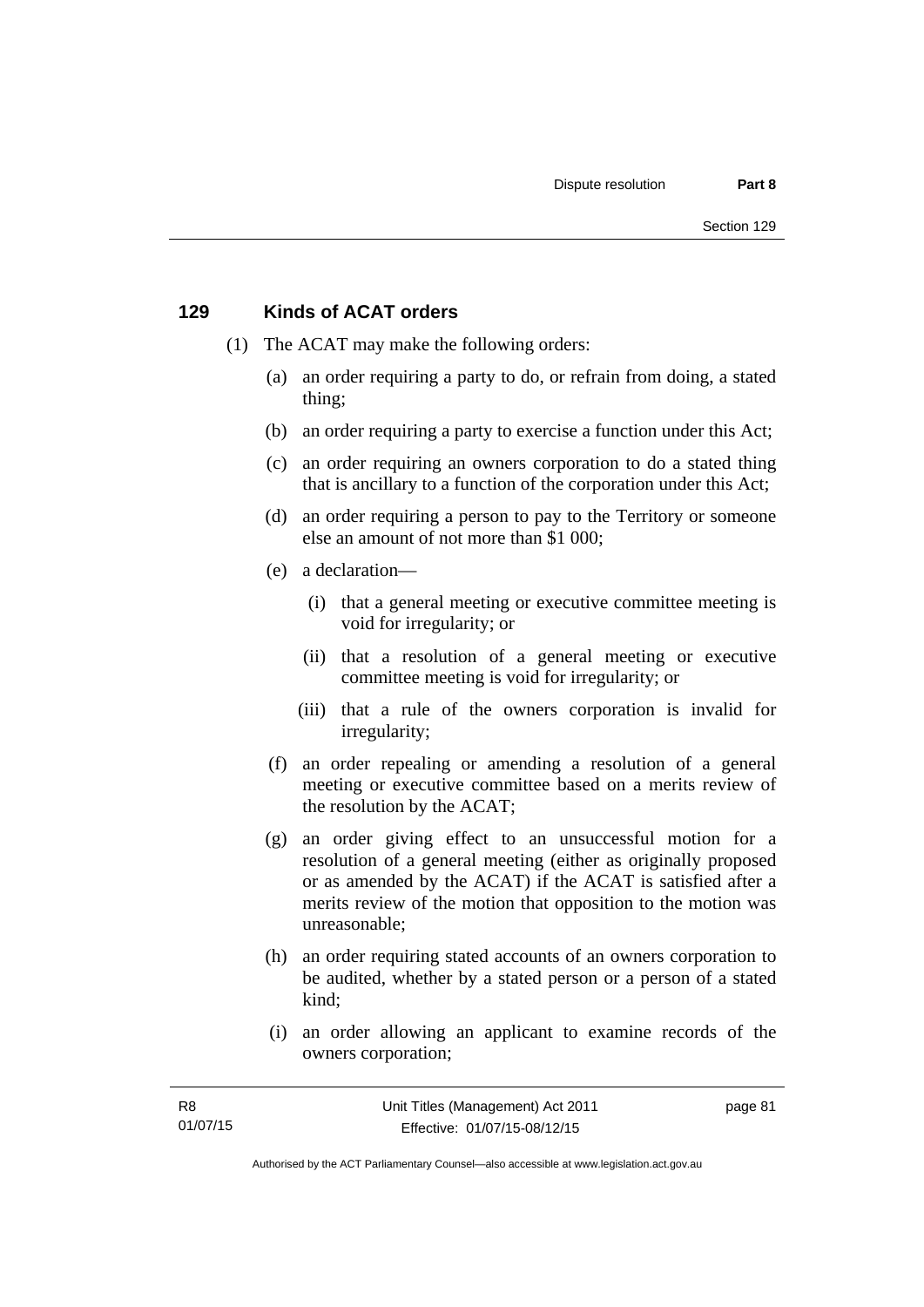## 129 Kinds of ACAT orders

(1) The ACAT may make the following orders:

(a) an order requiring a party to do, or refrain from doing, a stated thing;

(b) an order requiring a party to exercise a function under this Act;

(c) an order requiring an owners corporation to do a stated thing that is ancillary to a function of the corporation under this Act;

(d) an order requiring a person to pay to the Territory or someone else an amount of not more than $1 000;

(e) a declaration—

(i) that a general meeting or executive committee meeting is void for irregularity; or

(ii) that a resolution of a general meeting or executive committee meeting is void for irregularity; or

(iii) that a rule of the owners corporation is invalid for irregularity;

(f) an order repealing or amending a resolution of a general meeting or executive committee based on a merits review of the resolution by the ACAT;

(g) an order giving effect to an unsuccessful motion for a resolution of a general meeting (either as originally proposed or as amended by the ACAT) if the ACAT is satisfied after a merits review of the motion that opposition to the motion was unreasonable;

(h) an order requiring stated accounts of an owners corporation to be audited, whether by a stated person or a person of a stated kind;

(i) an order allowing an applicant to examine records of the owners corporation;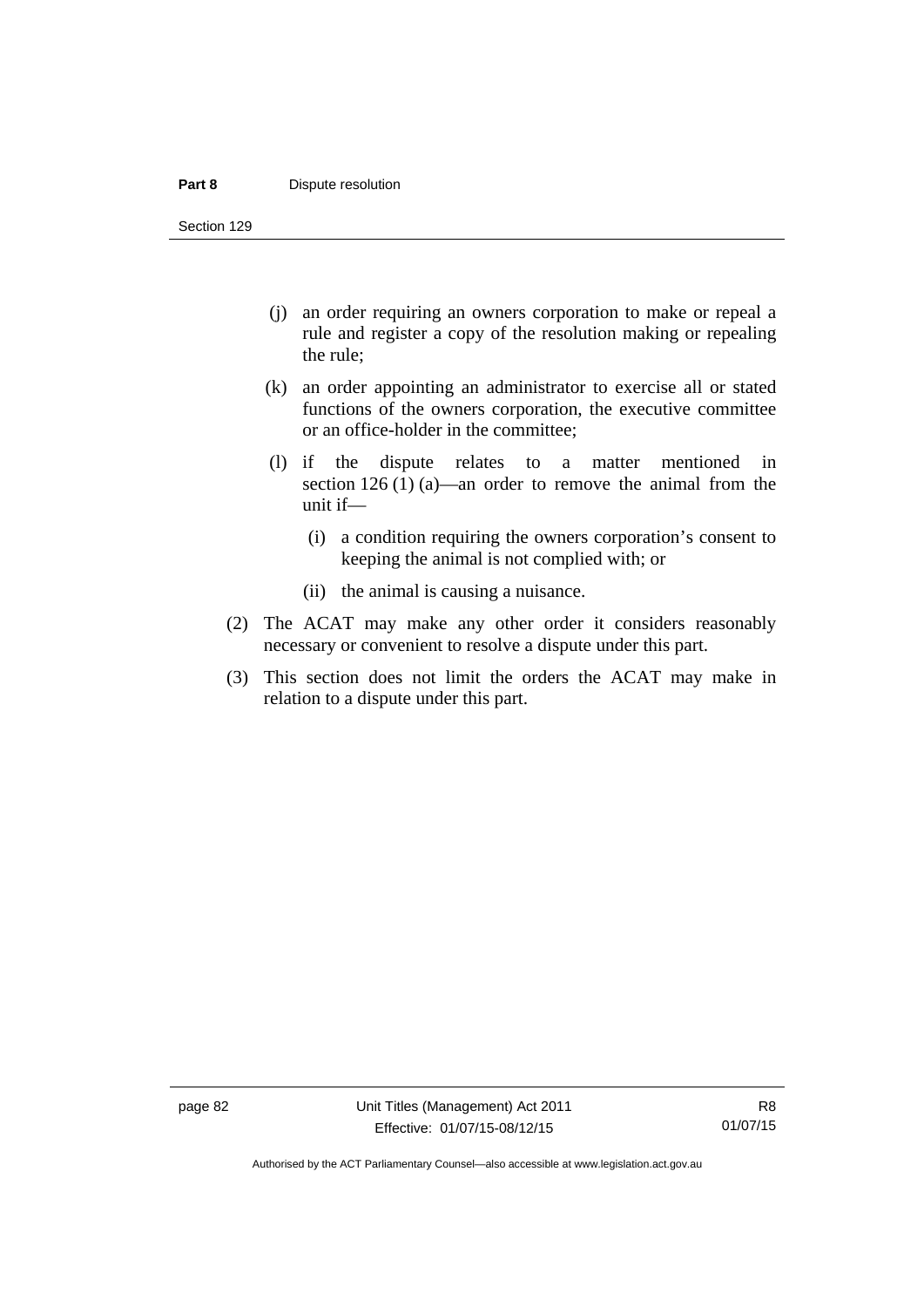(j) an order requiring an owners corporation to make or repeal a rule and register a copy of the resolution making or repealing the rule;

(k) an order appointing an administrator to exercise all or stated functions of the owners corporation, the executive committee or an office-holder in the committee;

(l) if the dispute relates to a matter mentioned in section 126 (1) (a)—an order to remove the animal from the unit if—

(i) a condition requiring the owners corporation's consent to keeping the animal is not complied with; or

(ii) the animal is causing a nuisance.

(2) The ACAT may make any other order it considers reasonably necessary or convenient to resolve a dispute under this part.

(3) This section does not limit the orders the ACAT may make in relation to a dispute under this part.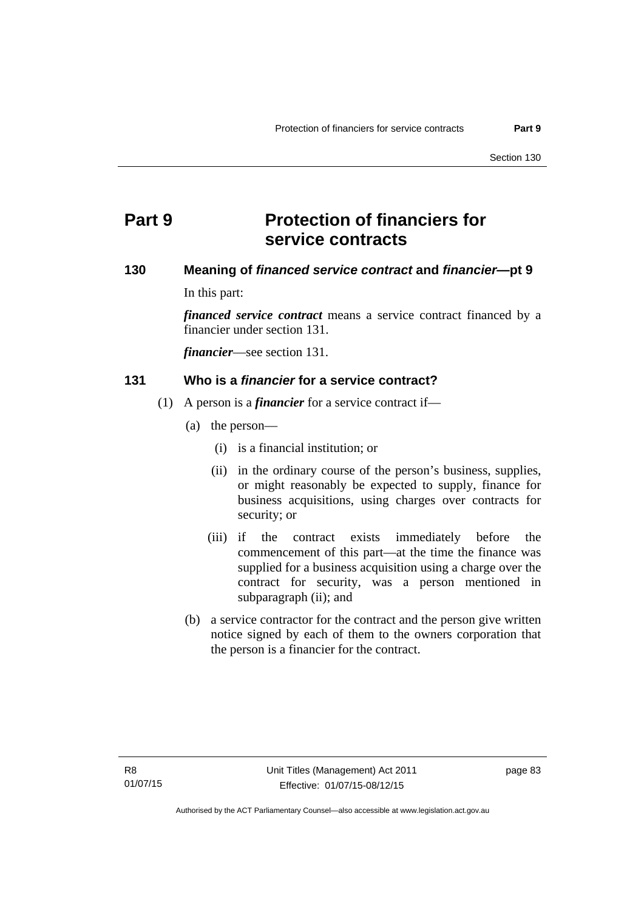# Part 9 Protection of financiers for service contracts

## 130 Meaning of *financed service contract* and *financier*—pt 9

In this part:

***financed service contract*** means a service contract financed by a financier under section 131.

***financier***—see section 131.

## 131 Who is a *financier* for a service contract?

(1) A person is a ***financier*** for a service contract if—

(a) the person—

(i) is a financial institution; or

(ii) in the ordinary course of the person's business, supplies, or might reasonably be expected to supply, finance for business acquisitions, using charges over contracts for security; or

(iii) if the contract exists immediately before the commencement of this part—at the time the finance was supplied for a business acquisition using a charge over the contract for security, was a person mentioned in subparagraph (ii); and

(b) a service contractor for the contract and the person give written notice signed by each of them to the owners corporation that the person is a financier for the contract.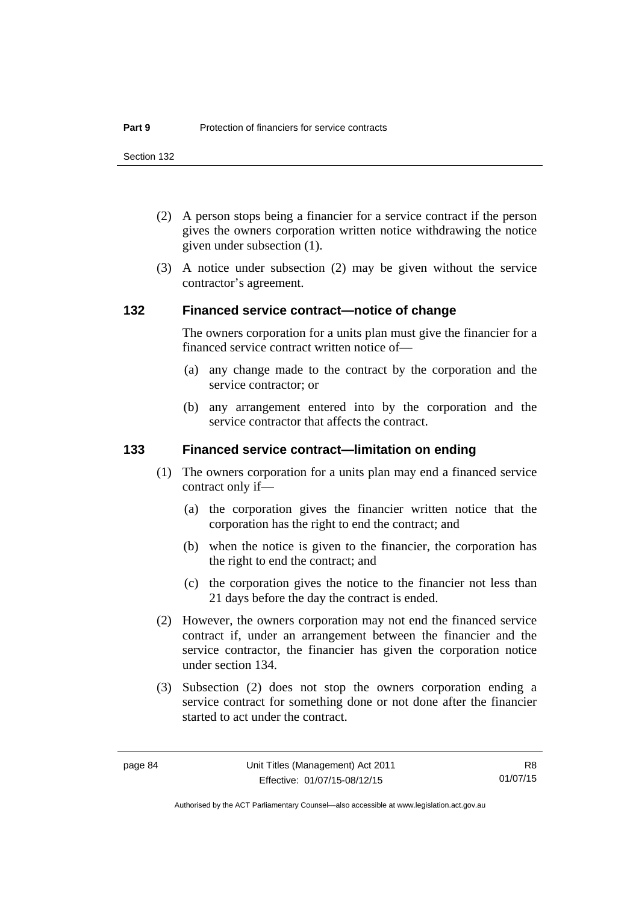(2) A person stops being a financier for a service contract if the person gives the owners corporation written notice withdrawing the notice given under subsection (1).

(3) A notice under subsection (2) may be given without the service contractor's agreement.

### 132 Financed service contract—notice of change

The owners corporation for a units plan must give the financier for a financed service contract written notice of—

(a) any change made to the contract by the corporation and the service contractor; or

(b) any arrangement entered into by the corporation and the service contractor that affects the contract.

### 133 Financed service contract—limitation on ending

(1) The owners corporation for a units plan may end a financed service contract only if—

(a) the corporation gives the financier written notice that the corporation has the right to end the contract; and

(b) when the notice is given to the financier, the corporation has the right to end the contract; and

(c) the corporation gives the notice to the financier not less than 21 days before the day the contract is ended.

(2) However, the owners corporation may not end the financed service contract if, under an arrangement between the financier and the service contractor, the financier has given the corporation notice under section 134.

(3) Subsection (2) does not stop the owners corporation ending a service contract for something done or not done after the financier started to act under the contract.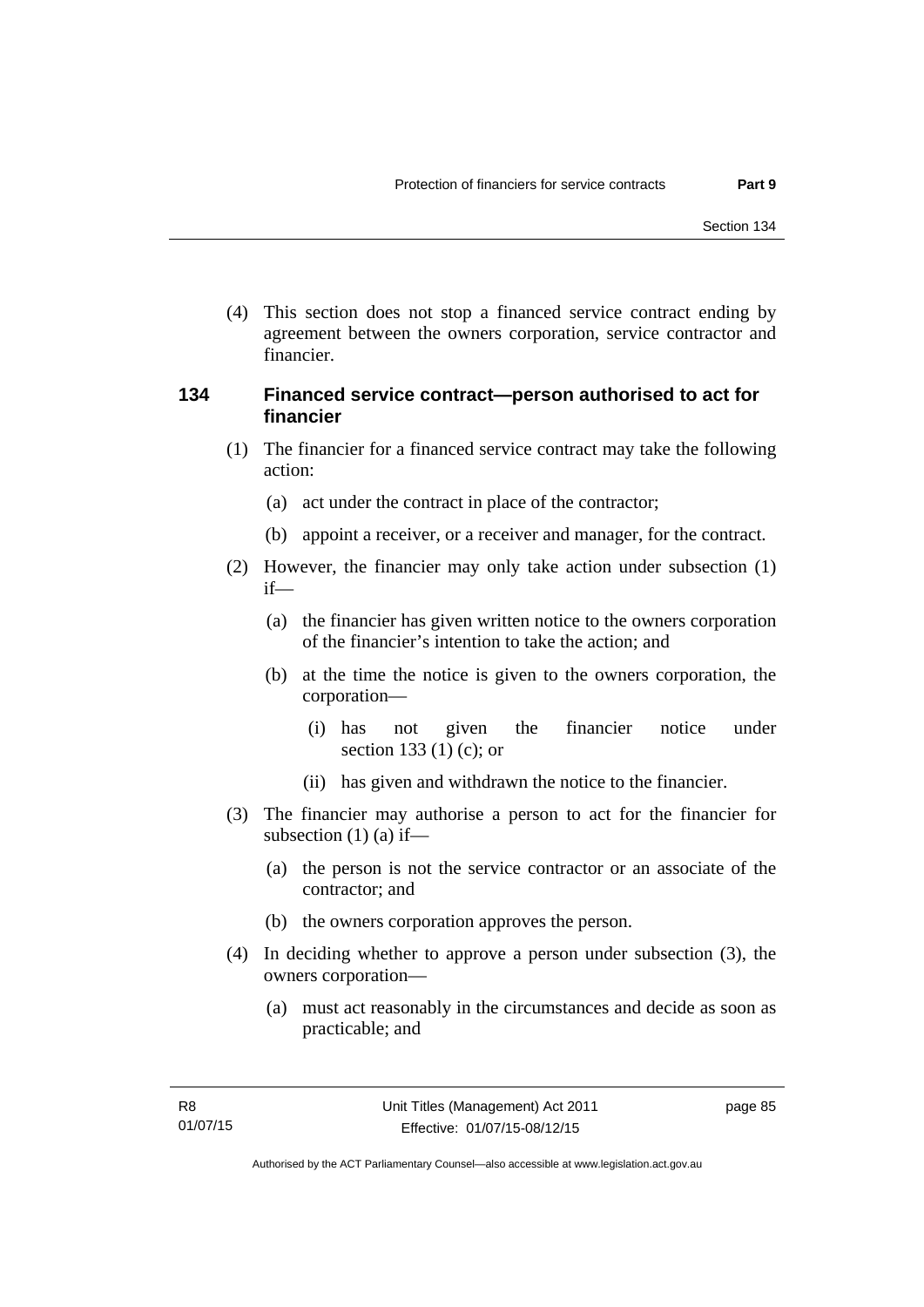(4) This section does not stop a financed service contract ending by agreement between the owners corporation, service contractor and financier.

### 134 Financed service contract—person authorised to act for financier

(1) The financier for a financed service contract may take the following action:

(a) act under the contract in place of the contractor;

(b) appoint a receiver, or a receiver and manager, for the contract.

(2) However, the financier may only take action under subsection (1) if—

(a) the financier has given written notice to the owners corporation of the financier's intention to take the action; and

(b) at the time the notice is given to the owners corporation, the corporation—

(i) has not given the financier notice under section 133 (1) (c); or

(ii) has given and withdrawn the notice to the financier.

(3) The financier may authorise a person to act for the financier for subsection (1) (a) if—

(a) the person is not the service contractor or an associate of the contractor; and

(b) the owners corporation approves the person.

(4) In deciding whether to approve a person under subsection (3), the owners corporation—

(a) must act reasonably in the circumstances and decide as soon as practicable; and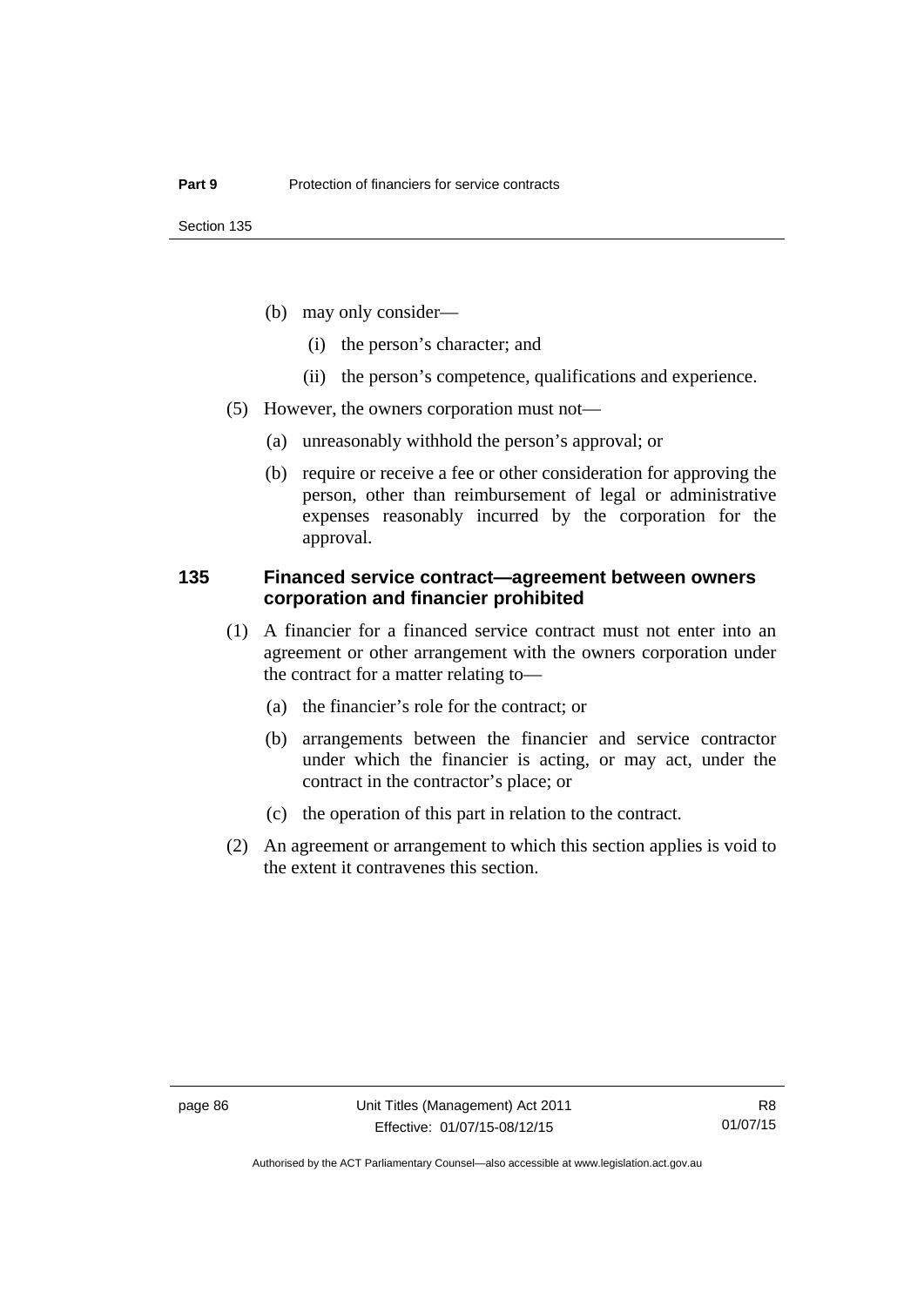(b) may only consider—

(i) the person's character; and

(ii) the person's competence, qualifications and experience.

(5) However, the owners corporation must not—

(a) unreasonably withhold the person's approval; or

(b) require or receive a fee or other consideration for approving the person, other than reimbursement of legal or administrative expenses reasonably incurred by the corporation for the approval.

### 135 Financed service contract—agreement between owners corporation and financier prohibited

(1) A financier for a financed service contract must not enter into an agreement or other arrangement with the owners corporation under the contract for a matter relating to—

(a) the financier's role for the contract; or

(b) arrangements between the financier and service contractor under which the financier is acting, or may act, under the contract in the contractor's place; or

(c) the operation of this part in relation to the contract.

(2) An agreement or arrangement to which this section applies is void to the extent it contravenes this section.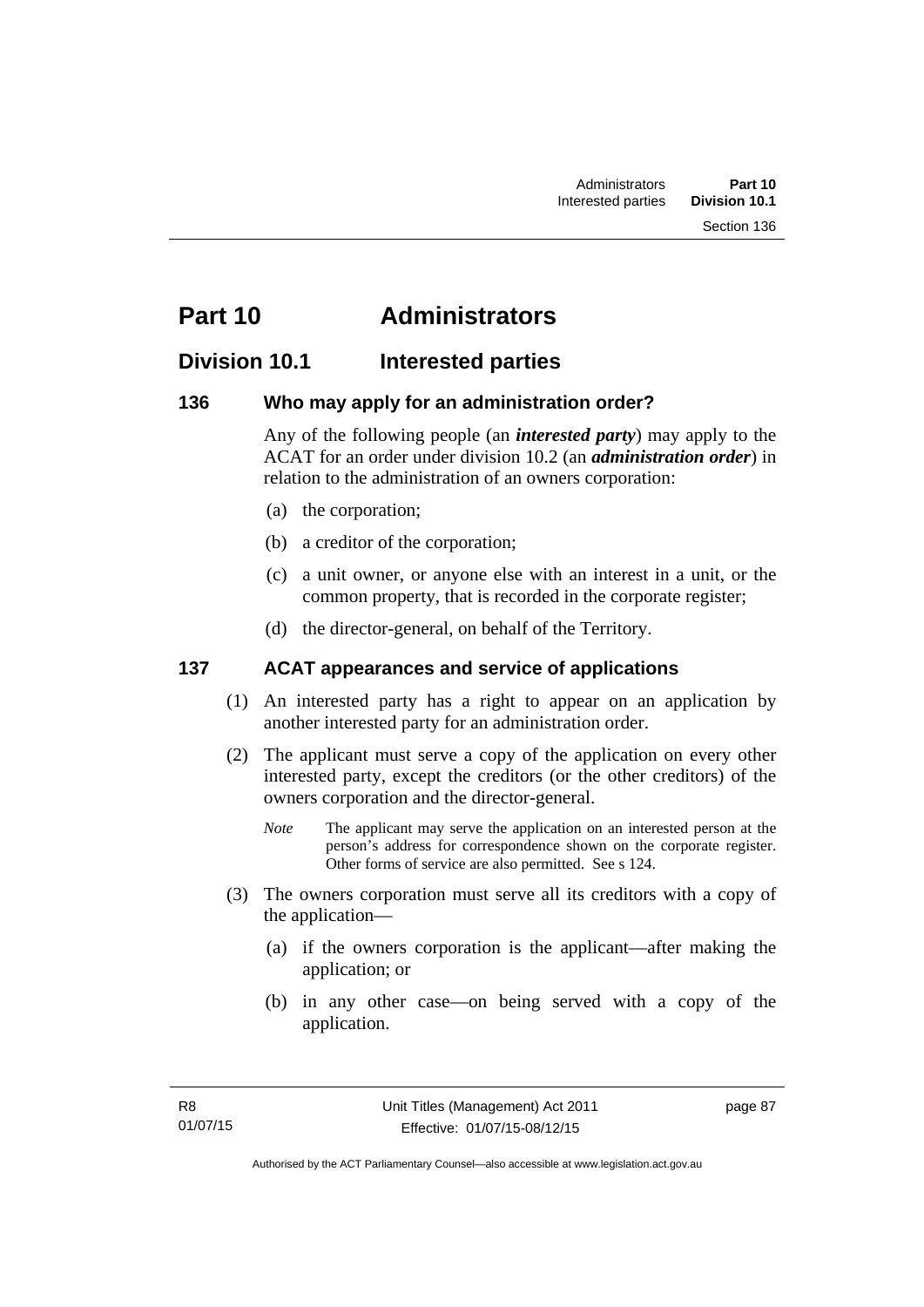# Part 10 Administrators

## Division 10.1 Interested parties

### 136 Who may apply for an administration order?

Any of the following people (an ***interested party***) may apply to the ACAT for an order under division 10.2 (an ***administration order***) in relation to the administration of an owners corporation:

(a) the corporation;

(b) a creditor of the corporation;

(c) a unit owner, or anyone else with an interest in a unit, or the common property, that is recorded in the corporate register;

(d) the director-general, on behalf of the Territory.

### 137 ACAT appearances and service of applications

(1) An interested party has a right to appear on an application by another interested party for an administration order.

(2) The applicant must serve a copy of the application on every other interested party, except the creditors (or the other creditors) of the owners corporation and the director-general.

*Note* The applicant may serve the application on an interested person at the person's address for correspondence shown on the corporate register. Other forms of service are also permitted. See s 124.

(3) The owners corporation must serve all its creditors with a copy of the application—

(a) if the owners corporation is the applicant—after making the application; or

(b) in any other case—on being served with a copy of the application.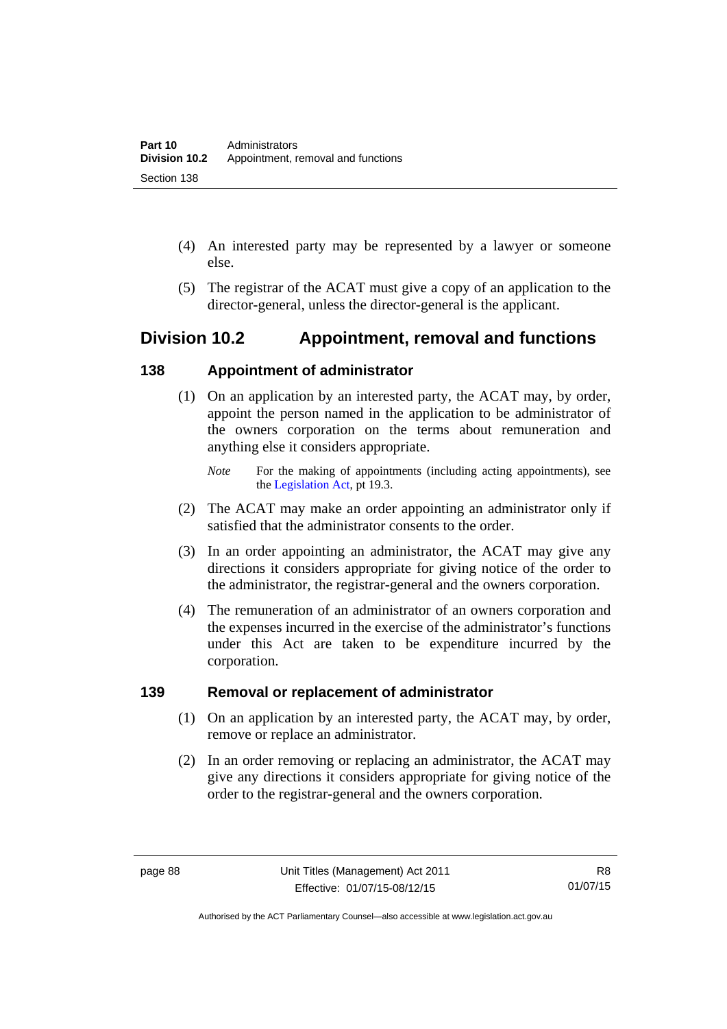(4) An interested party may be represented by a lawyer or someone else.

(5) The registrar of the ACAT must give a copy of an application to the director-general, unless the director-general is the applicant.

## Division 10.2 Appointment, removal and functions

### 138 Appointment of administrator

(1) On an application by an interested party, the ACAT may, by order, appoint the person named in the application to be administrator of the owners corporation on the terms about remuneration and anything else it considers appropriate.

*Note* For the making of appointments (including acting appointments), see the Legislation Act, pt 19.3.

(2) The ACAT may make an order appointing an administrator only if satisfied that the administrator consents to the order.

(3) In an order appointing an administrator, the ACAT may give any directions it considers appropriate for giving notice of the order to the administrator, the registrar-general and the owners corporation.

(4) The remuneration of an administrator of an owners corporation and the expenses incurred in the exercise of the administrator's functions under this Act are taken to be expenditure incurred by the corporation.

### 139 Removal or replacement of administrator

(1) On an application by an interested party, the ACAT may, by order, remove or replace an administrator.

(2) In an order removing or replacing an administrator, the ACAT may give any directions it considers appropriate for giving notice of the order to the registrar-general and the owners corporation.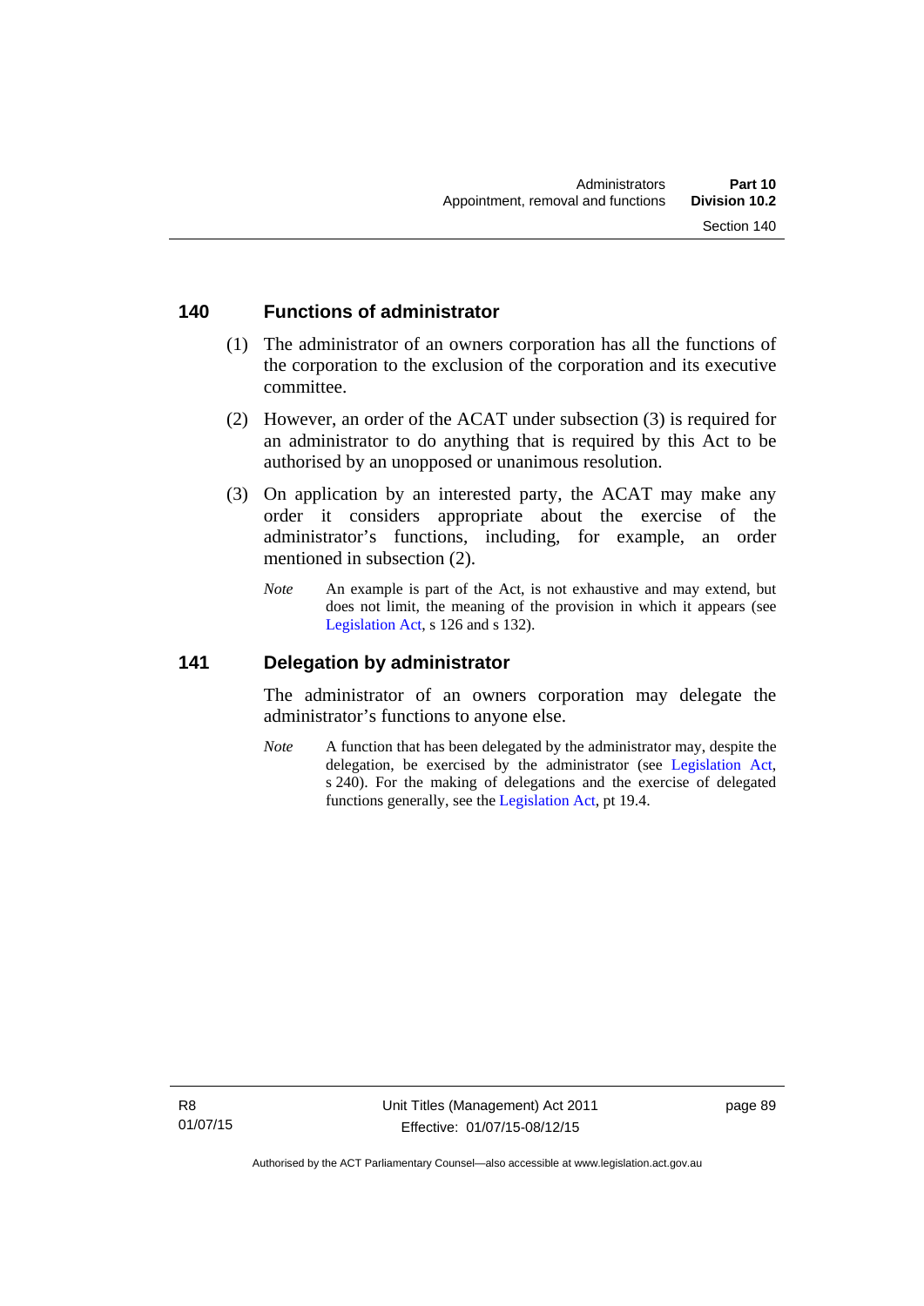## 140 Functions of administrator

(1) The administrator of an owners corporation has all the functions of the corporation to the exclusion of the corporation and its executive committee.

(2) However, an order of the ACAT under subsection (3) is required for an administrator to do anything that is required by this Act to be authorised by an unopposed or unanimous resolution.

(3) On application by an interested party, the ACAT may make any order it considers appropriate about the exercise of the administrator's functions, including, for example, an order mentioned in subsection (2).

*Note* An example is part of the Act, is not exhaustive and may extend, but does not limit, the meaning of the provision in which it appears (see Legislation Act, s 126 and s 132).

## 141 Delegation by administrator

The administrator of an owners corporation may delegate the administrator's functions to anyone else.

*Note* A function that has been delegated by the administrator may, despite the delegation, be exercised by the administrator (see Legislation Act, s 240). For the making of delegations and the exercise of delegated functions generally, see the Legislation Act, pt 19.4.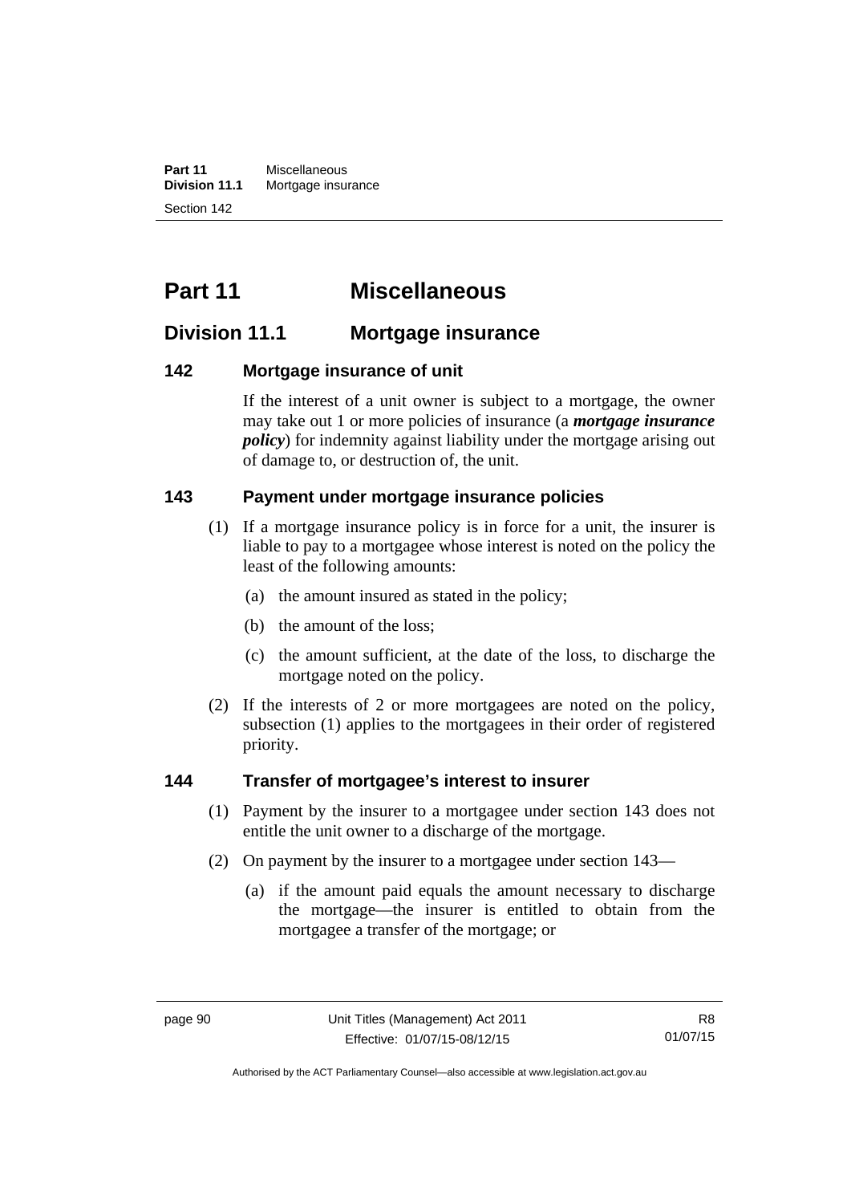# Part 11 Miscellaneous

## Division 11.1 Mortgage insurance

### 142 Mortgage insurance of unit

If the interest of a unit owner is subject to a mortgage, the owner may take out 1 or more policies of insurance (a ***mortgage insurance policy***) for indemnity against liability under the mortgage arising out of damage to, or destruction of, the unit.

### 143 Payment under mortgage insurance policies

(1) If a mortgage insurance policy is in force for a unit, the insurer is liable to pay to a mortgagee whose interest is noted on the policy the least of the following amounts:

(a) the amount insured as stated in the policy;

(b) the amount of the loss;

(c) the amount sufficient, at the date of the loss, to discharge the mortgage noted on the policy.

(2) If the interests of 2 or more mortgagees are noted on the policy, subsection (1) applies to the mortgagees in their order of registered priority.

### 144 Transfer of mortgagee's interest to insurer

(1) Payment by the insurer to a mortgagee under section 143 does not entitle the unit owner to a discharge of the mortgage.

(2) On payment by the insurer to a mortgagee under section 143—

(a) if the amount paid equals the amount necessary to discharge the mortgage—the insurer is entitled to obtain from the mortgagee a transfer of the mortgage; or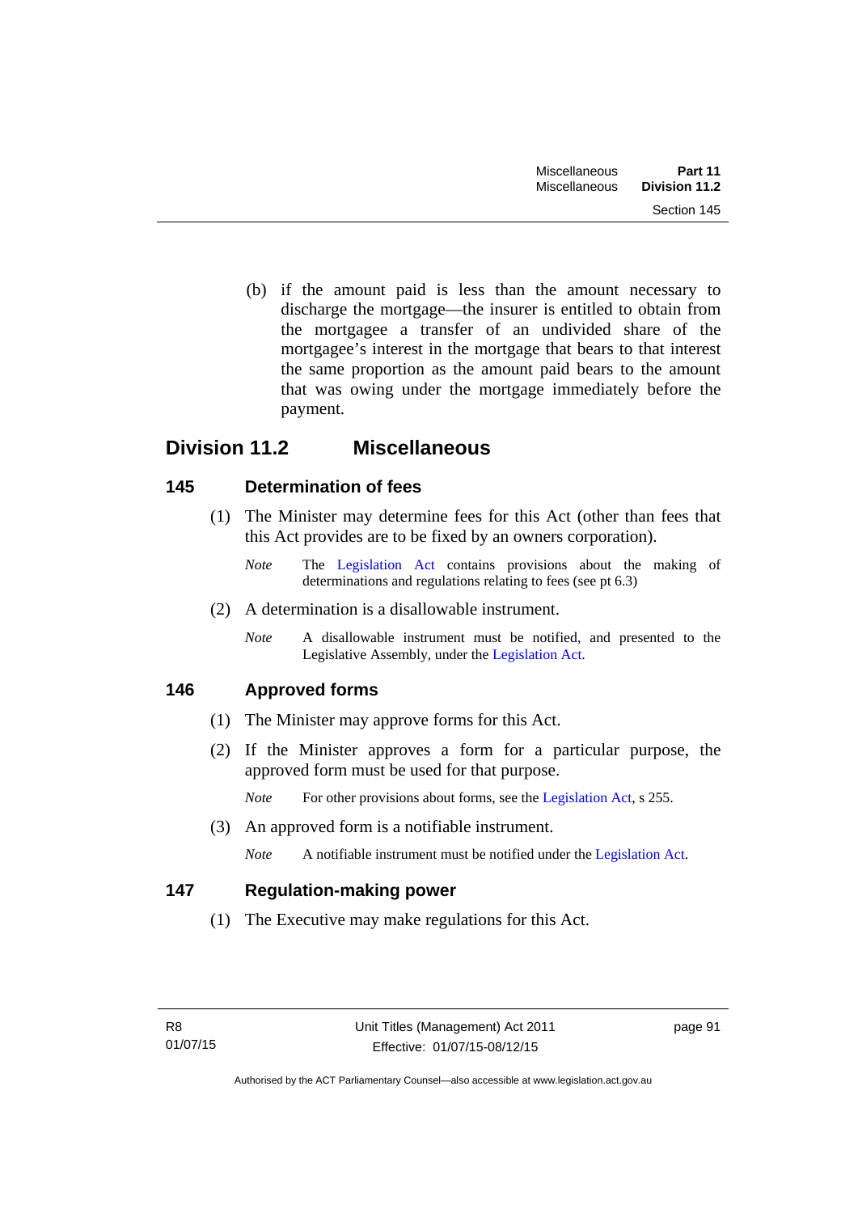(b) if the amount paid is less than the amount necessary to discharge the mortgage—the insurer is entitled to obtain from the mortgagee a transfer of an undivided share of the mortgagee's interest in the mortgage that bears to that interest the same proportion as the amount paid bears to the amount that was owing under the mortgage immediately before the payment.

## Division 11.2 Miscellaneous

### 145 Determination of fees

(1) The Minister may determine fees for this Act (other than fees that this Act provides are to be fixed by an owners corporation).

*Note* The Legislation Act contains provisions about the making of determinations and regulations relating to fees (see pt 6.3)

(2) A determination is a disallowable instrument.

*Note* A disallowable instrument must be notified, and presented to the Legislative Assembly, under the Legislation Act.

### 146 Approved forms

(1) The Minister may approve forms for this Act.

(2) If the Minister approves a form for a particular purpose, the approved form must be used for that purpose.

*Note* For other provisions about forms, see the Legislation Act, s 255.

(3) An approved form is a notifiable instrument.

*Note* A notifiable instrument must be notified under the Legislation Act.

### 147 Regulation-making power

(1) The Executive may make regulations for this Act.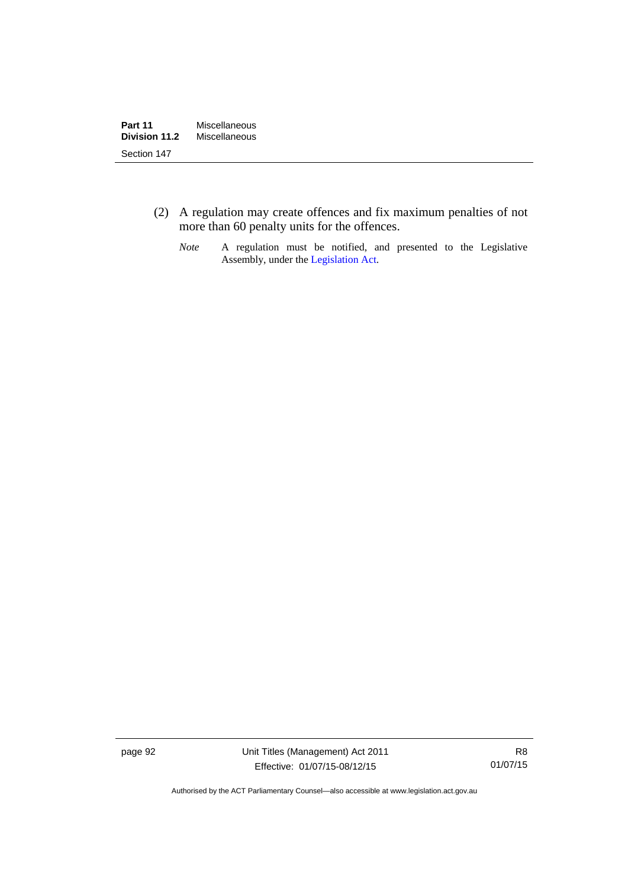(2) A regulation may create offences and fix maximum penalties of not more than 60 penalty units for the offences.

*Note* A regulation must be notified, and presented to the Legislative Assembly, under the Legislation Act.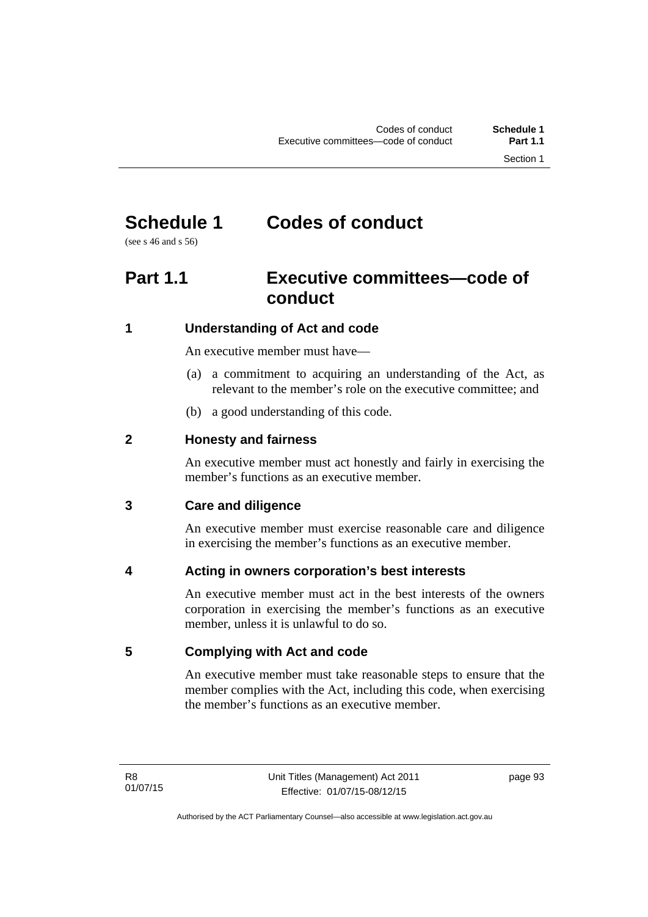# Schedule 1 Codes of conduct

(see s 46 and s 56)

## Part 1.1 Executive committees—code of conduct

### 1 Understanding of Act and code

An executive member must have—

(a) a commitment to acquiring an understanding of the Act, as relevant to the member's role on the executive committee; and

(b) a good understanding of this code.

### 2 Honesty and fairness

An executive member must act honestly and fairly in exercising the member's functions as an executive member.

### 3 Care and diligence

An executive member must exercise reasonable care and diligence in exercising the member's functions as an executive member.

### 4 Acting in owners corporation's best interests

An executive member must act in the best interests of the owners corporation in exercising the member's functions as an executive member, unless it is unlawful to do so.

### 5 Complying with Act and code

An executive member must take reasonable steps to ensure that the member complies with the Act, including this code, when exercising the member's functions as an executive member.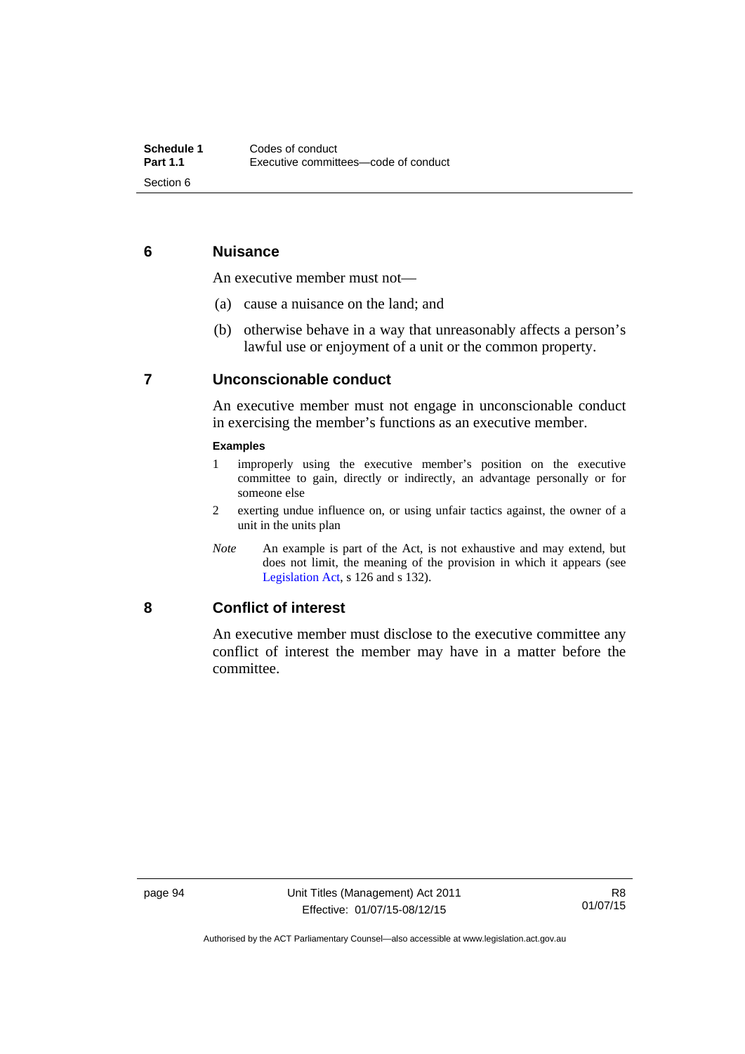## 6 Nuisance

An executive member must not—

(a) cause a nuisance on the land; and

(b) otherwise behave in a way that unreasonably affects a person's lawful use or enjoyment of a unit or the common property.

## 7 Unconscionable conduct

An executive member must not engage in unconscionable conduct in exercising the member's functions as an executive member.

**Examples**

1 improperly using the executive member's position on the executive committee to gain, directly or indirectly, an advantage personally or for someone else

2 exerting undue influence on, or using unfair tactics against, the owner of a unit in the units plan

*Note* An example is part of the Act, is not exhaustive and may extend, but does not limit, the meaning of the provision in which it appears (see Legislation Act, s 126 and s 132).

## 8 Conflict of interest

An executive member must disclose to the executive committee any conflict of interest the member may have in a matter before the committee.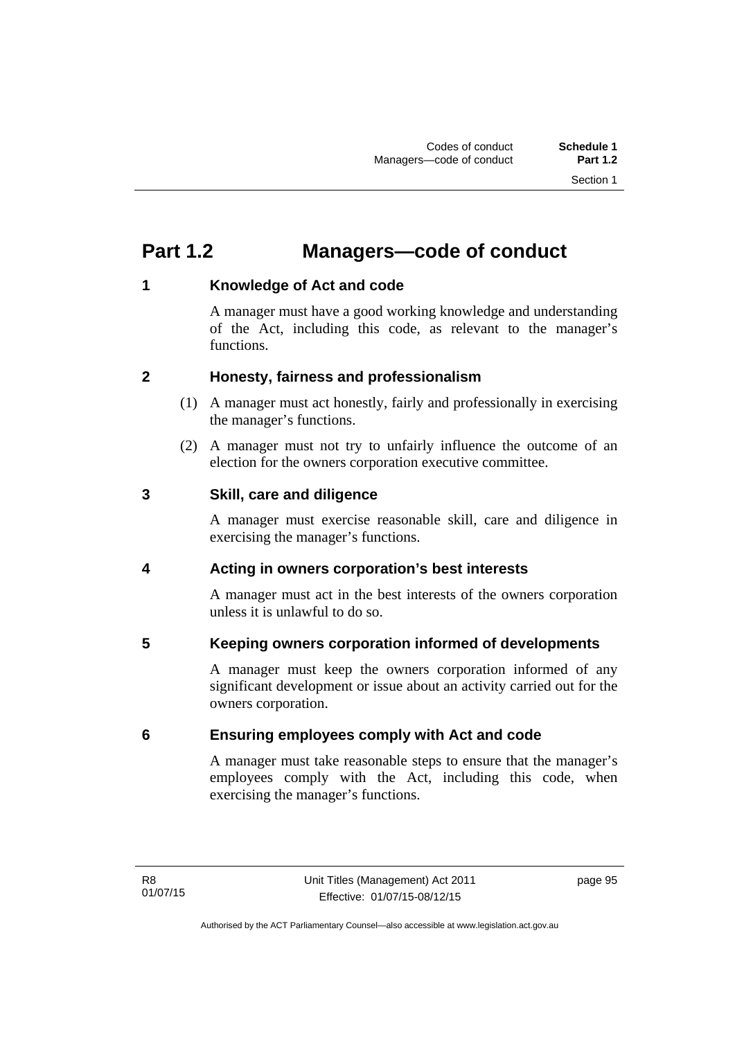# Part 1.2 Managers—code of conduct

## 1 Knowledge of Act and code

A manager must have a good working knowledge and understanding of the Act, including this code, as relevant to the manager's functions.

## 2 Honesty, fairness and professionalism

(1) A manager must act honestly, fairly and professionally in exercising the manager's functions.

(2) A manager must not try to unfairly influence the outcome of an election for the owners corporation executive committee.

## 3 Skill, care and diligence

A manager must exercise reasonable skill, care and diligence in exercising the manager's functions.

## 4 Acting in owners corporation's best interests

A manager must act in the best interests of the owners corporation unless it is unlawful to do so.

## 5 Keeping owners corporation informed of developments

A manager must keep the owners corporation informed of any significant development or issue about an activity carried out for the owners corporation.

## 6 Ensuring employees comply with Act and code

A manager must take reasonable steps to ensure that the manager's employees comply with the Act, including this code, when exercising the manager's functions.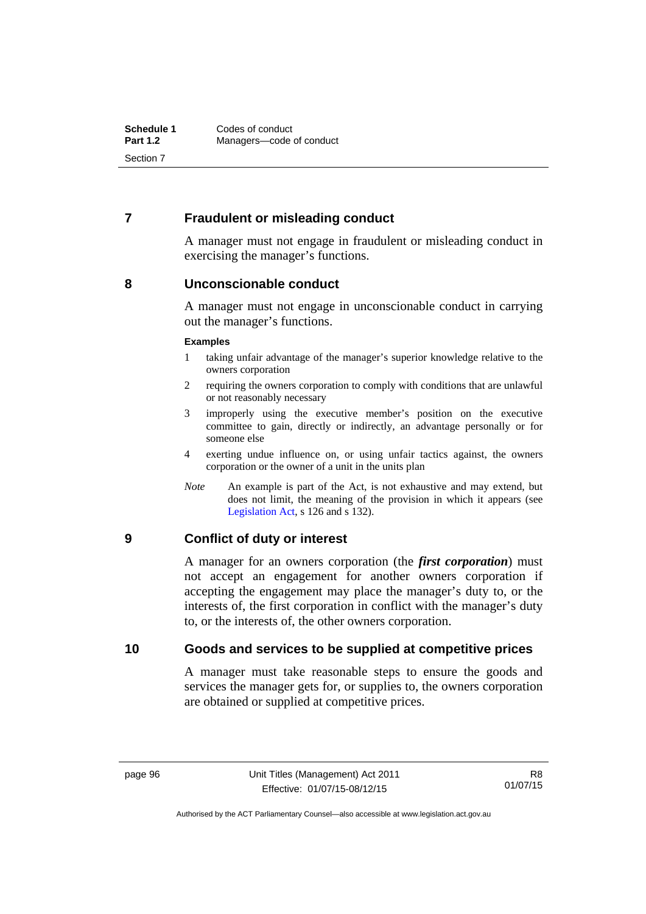## 7 Fraudulent or misleading conduct

A manager must not engage in fraudulent or misleading conduct in exercising the manager's functions.

## 8 Unconscionable conduct

A manager must not engage in unconscionable conduct in carrying out the manager's functions.

**Examples**

1. taking unfair advantage of the manager's superior knowledge relative to the owners corporation
2. requiring the owners corporation to comply with conditions that are unlawful or not reasonably necessary
3. improperly using the executive member's position on the executive committee to gain, directly or indirectly, an advantage personally or for someone else
4. exerting undue influence on, or using unfair tactics against, the owners corporation or the owner of a unit in the units plan

*Note* An example is part of the Act, is not exhaustive and may extend, but does not limit, the meaning of the provision in which it appears (see Legislation Act, s 126 and s 132).

## 9 Conflict of duty or interest

A manager for an owners corporation (the ***first corporation***) must not accept an engagement for another owners corporation if accepting the engagement may place the manager's duty to, or the interests of, the first corporation in conflict with the manager's duty to, or the interests of, the other owners corporation.

## 10 Goods and services to be supplied at competitive prices

A manager must take reasonable steps to ensure the goods and services the manager gets for, or supplies to, the owners corporation are obtained or supplied at competitive prices.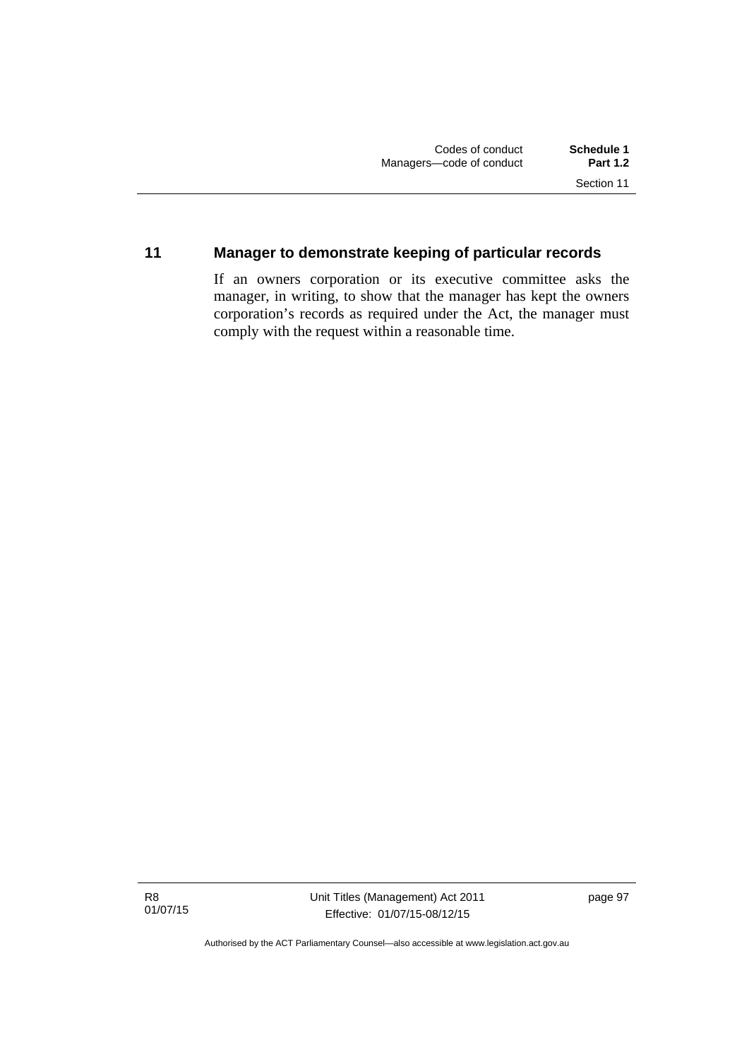## 11 Manager to demonstrate keeping of particular records

If an owners corporation or its executive committee asks the manager, in writing, to show that the manager has kept the owners corporation's records as required under the Act, the manager must comply with the request within a reasonable time.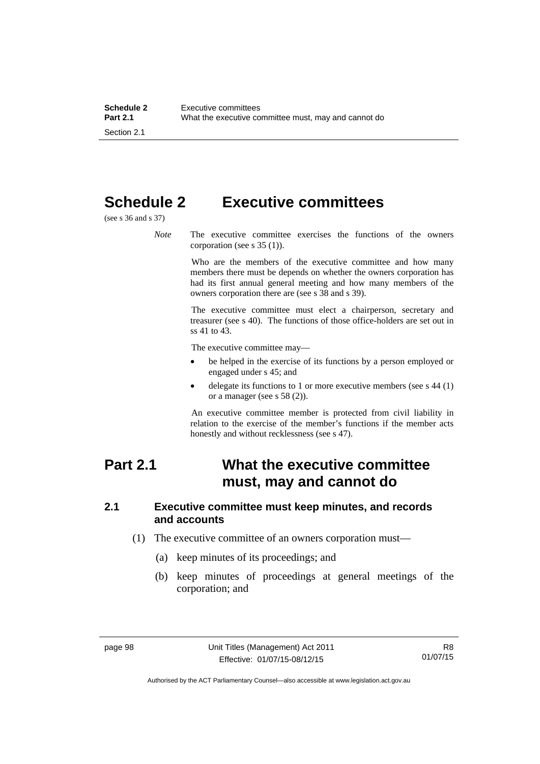# Schedule 2 Executive committees

(see s 36 and s 37)

*Note* The executive committee exercises the functions of the owners corporation (see s 35 (1)).

Who are the members of the executive committee and how many members there must be depends on whether the owners corporation has had its first annual general meeting and how many members of the owners corporation there are (see s 38 and s 39).

The executive committee must elect a chairperson, secretary and treasurer (see s 40). The functions of those office-holders are set out in ss 41 to 43.

The executive committee may—

- be helped in the exercise of its functions by a person employed or engaged under s 45; and
- delegate its functions to 1 or more executive members (see s 44 (1) or a manager (see s 58 (2)).

An executive committee member is protected from civil liability in relation to the exercise of the member's functions if the member acts honestly and without recklessness (see s 47).

## Part 2.1 What the executive committee must, may and cannot do

### 2.1 Executive committee must keep minutes, and records and accounts

(1) The executive committee of an owners corporation must—

(a) keep minutes of its proceedings; and

(b) keep minutes of proceedings at general meetings of the corporation; and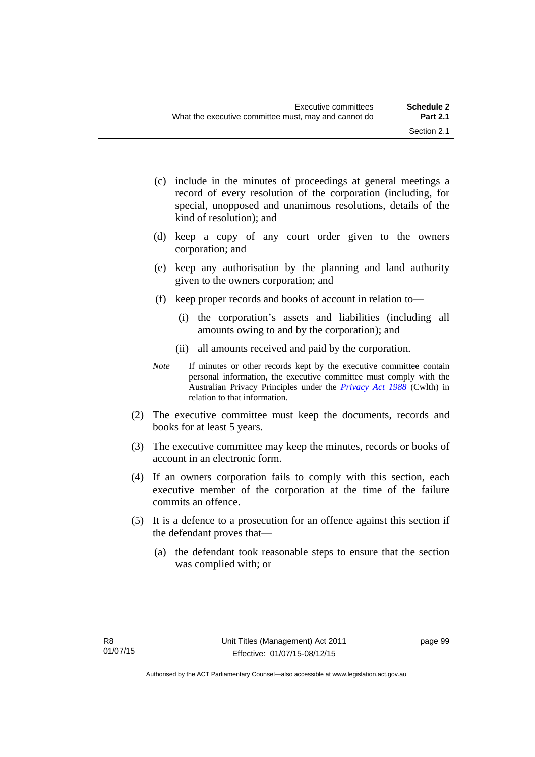(c) include in the minutes of proceedings at general meetings a record of every resolution of the corporation (including, for special, unopposed and unanimous resolutions, details of the kind of resolution); and

(d) keep a copy of any court order given to the owners corporation; and

(e) keep any authorisation by the planning and land authority given to the owners corporation; and

(f) keep proper records and books of account in relation to—

  (i) the corporation's assets and liabilities (including all amounts owing to and by the corporation); and

  (ii) all amounts received and paid by the corporation.

*Note* If minutes or other records kept by the executive committee contain personal information, the executive committee must comply with the Australian Privacy Principles under the *Privacy Act 1988* (Cwlth) in relation to that information.

(2) The executive committee must keep the documents, records and books for at least 5 years.

(3) The executive committee may keep the minutes, records or books of account in an electronic form.

(4) If an owners corporation fails to comply with this section, each executive member of the corporation at the time of the failure commits an offence.

(5) It is a defence to a prosecution for an offence against this section if the defendant proves that—

  (a) the defendant took reasonable steps to ensure that the section was complied with; or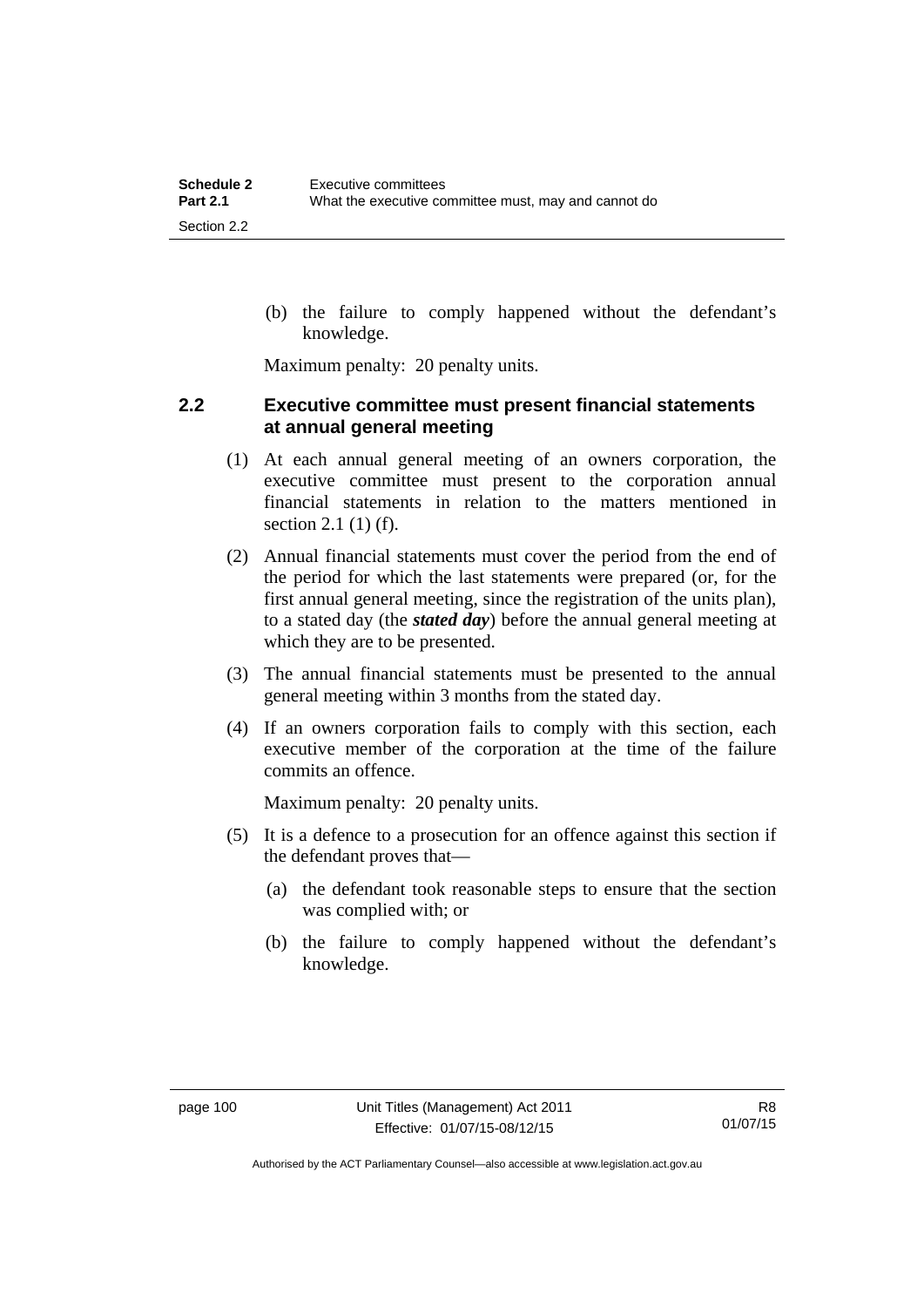(b) the failure to comply happened without the defendant's knowledge.

Maximum penalty: 20 penalty units.

## 2.2 Executive committee must present financial statements at annual general meeting

(1) At each annual general meeting of an owners corporation, the executive committee must present to the corporation annual financial statements in relation to the matters mentioned in section 2.1 (1) (f).

(2) Annual financial statements must cover the period from the end of the period for which the last statements were prepared (or, for the first annual general meeting, since the registration of the units plan), to a stated day (the ***stated day***) before the annual general meeting at which they are to be presented.

(3) The annual financial statements must be presented to the annual general meeting within 3 months from the stated day.

(4) If an owners corporation fails to comply with this section, each executive member of the corporation at the time of the failure commits an offence.

Maximum penalty: 20 penalty units.

(5) It is a defence to a prosecution for an offence against this section if the defendant proves that—

(a) the defendant took reasonable steps to ensure that the section was complied with; or

(b) the failure to comply happened without the defendant's knowledge.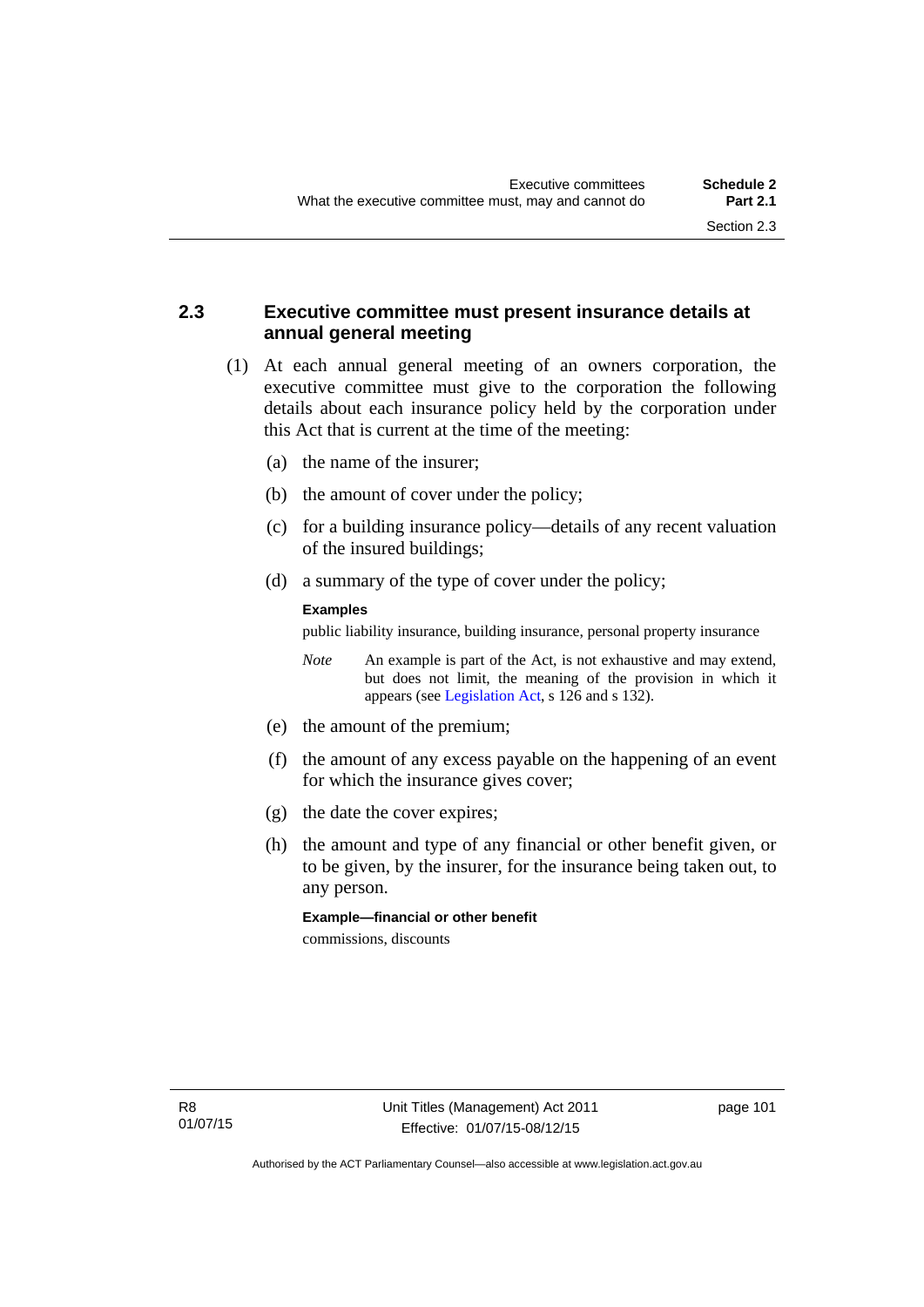## 2.3 Executive committee must present insurance details at annual general meeting

(1) At each annual general meeting of an owners corporation, the executive committee must give to the corporation the following details about each insurance policy held by the corporation under this Act that is current at the time of the meeting:

(a) the name of the insurer;

(b) the amount of cover under the policy;

(c) for a building insurance policy—details of any recent valuation of the insured buildings;

(d) a summary of the type of cover under the policy;

**Examples**

public liability insurance, building insurance, personal property insurance

*Note* An example is part of the Act, is not exhaustive and may extend, but does not limit, the meaning of the provision in which it appears (see Legislation Act, s 126 and s 132).

(e) the amount of the premium;

(f) the amount of any excess payable on the happening of an event for which the insurance gives cover;

(g) the date the cover expires;

(h) the amount and type of any financial or other benefit given, or to be given, by the insurer, for the insurance being taken out, to any person.

**Example—financial or other benefit**

commissions, discounts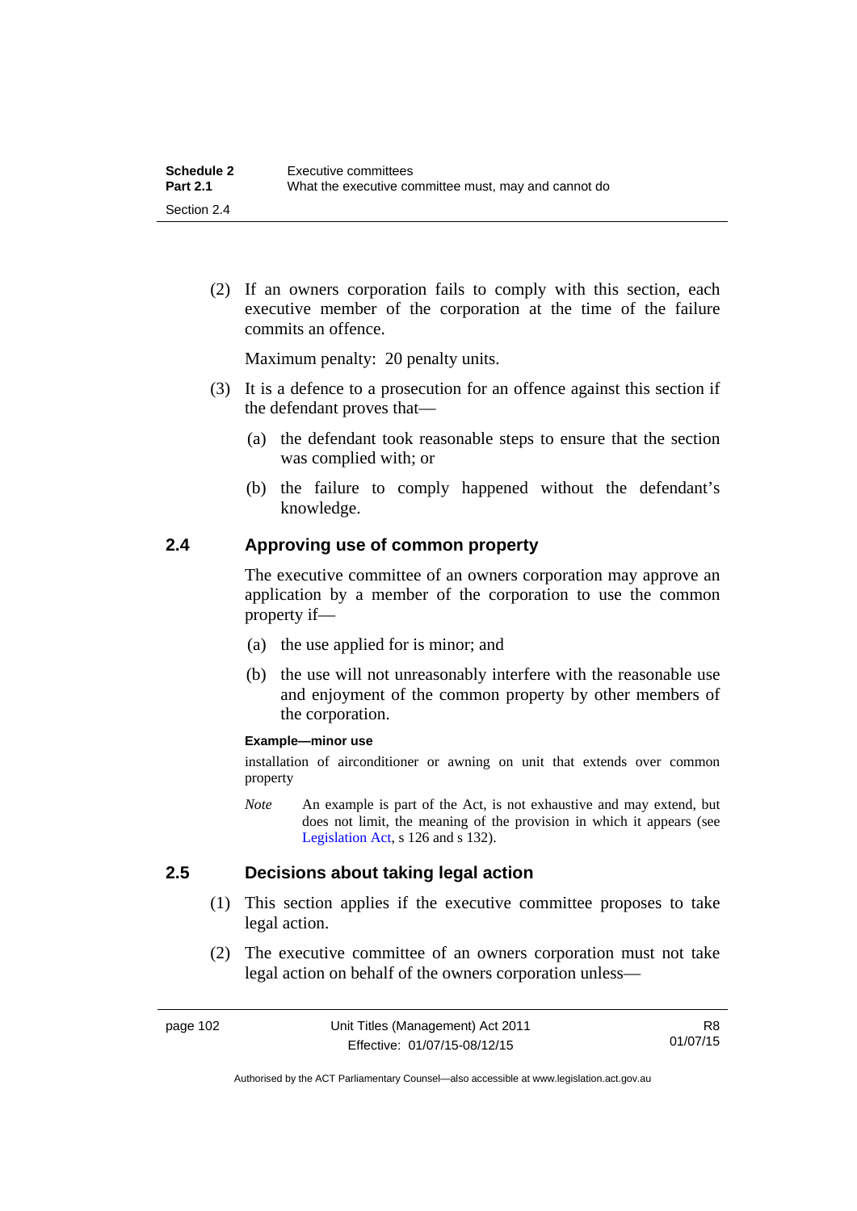(2) If an owners corporation fails to comply with this section, each executive member of the corporation at the time of the failure commits an offence.

Maximum penalty: 20 penalty units.

(3) It is a defence to a prosecution for an offence against this section if the defendant proves that—

(a) the defendant took reasonable steps to ensure that the section was complied with; or

(b) the failure to comply happened without the defendant's knowledge.

## 2.4 Approving use of common property

The executive committee of an owners corporation may approve an application by a member of the corporation to use the common property if—

(a) the use applied for is minor; and

(b) the use will not unreasonably interfere with the reasonable use and enjoyment of the common property by other members of the corporation.

**Example—minor use**

installation of airconditioner or awning on unit that extends over common property

*Note* An example is part of the Act, is not exhaustive and may extend, but does not limit, the meaning of the provision in which it appears (see Legislation Act, s 126 and s 132).

## 2.5 Decisions about taking legal action

(1) This section applies if the executive committee proposes to take legal action.

(2) The executive committee of an owners corporation must not take legal action on behalf of the owners corporation unless—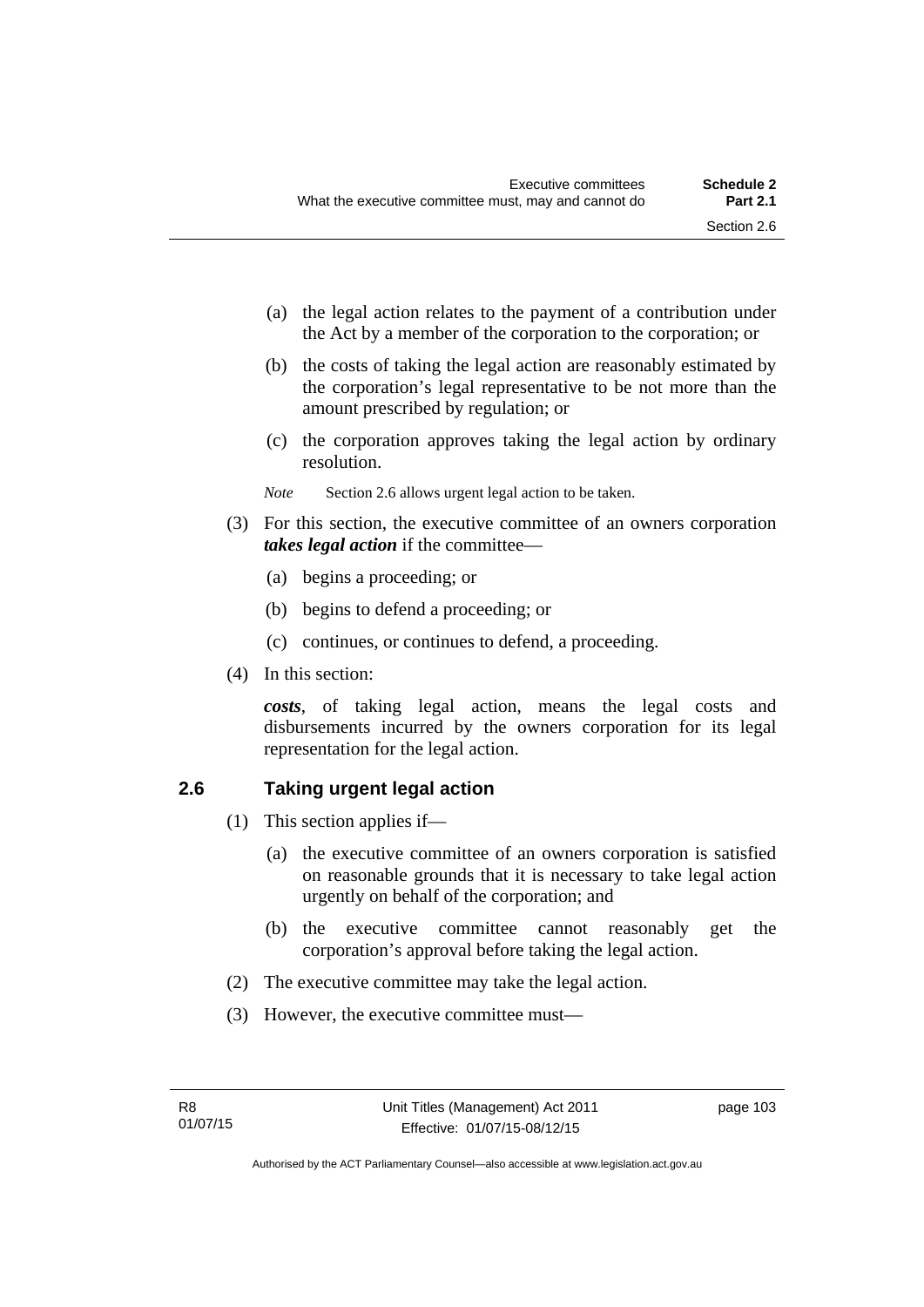(a) the legal action relates to the payment of a contribution under the Act by a member of the corporation to the corporation; or

(b) the costs of taking the legal action are reasonably estimated by the corporation's legal representative to be not more than the amount prescribed by regulation; or

(c) the corporation approves taking the legal action by ordinary resolution.

*Note* Section 2.6 allows urgent legal action to be taken.

(3) For this section, the executive committee of an owners corporation ***takes legal action*** if the committee—

(a) begins a proceeding; or

(b) begins to defend a proceeding; or

(c) continues, or continues to defend, a proceeding.

(4) In this section:

***costs***, of taking legal action, means the legal costs and disbursements incurred by the owners corporation for its legal representation for the legal action.

## 2.6 Taking urgent legal action

(1) This section applies if—

(a) the executive committee of an owners corporation is satisfied on reasonable grounds that it is necessary to take legal action urgently on behalf of the corporation; and

(b) the executive committee cannot reasonably get the corporation's approval before taking the legal action.

(2) The executive committee may take the legal action.

(3) However, the executive committee must—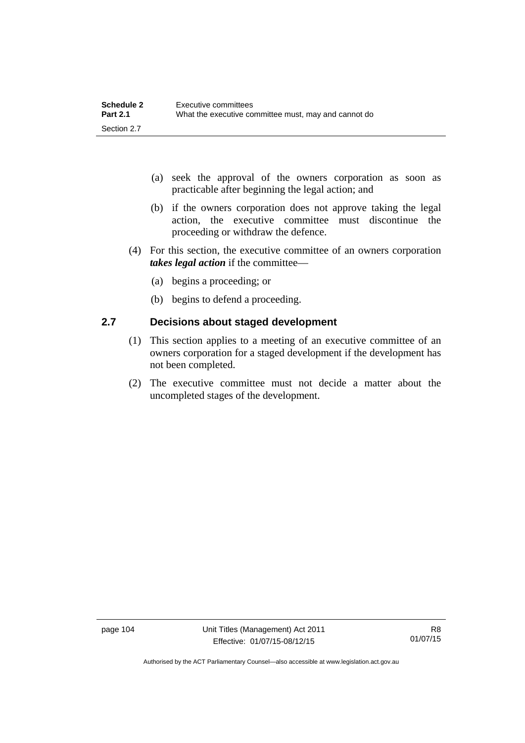(a) seek the approval of the owners corporation as soon as practicable after beginning the legal action; and

(b) if the owners corporation does not approve taking the legal action, the executive committee must discontinue the proceeding or withdraw the defence.

(4) For this section, the executive committee of an owners corporation ***takes legal action*** if the committee—

(a) begins a proceeding; or

(b) begins to defend a proceeding.

## 2.7 Decisions about staged development

(1) This section applies to a meeting of an executive committee of an owners corporation for a staged development if the development has not been completed.

(2) The executive committee must not decide a matter about the uncompleted stages of the development.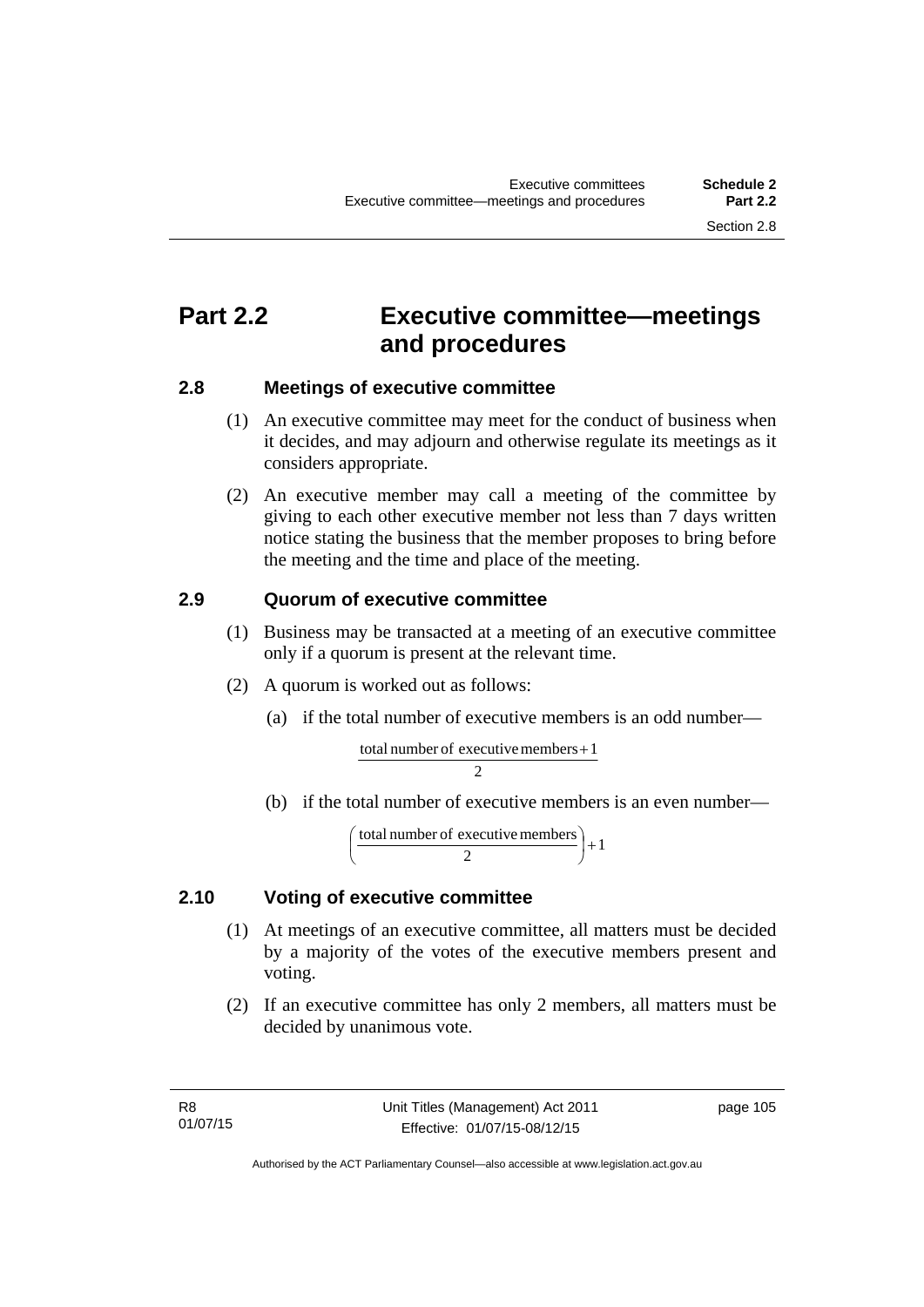# Part 2.2 Executive committee—meetings and procedures

## 2.8 Meetings of executive committee

(1) An executive committee may meet for the conduct of business when it decides, and may adjourn and otherwise regulate its meetings as it considers appropriate.

(2) An executive member may call a meeting of the committee by giving to each other executive member not less than 7 days written notice stating the business that the member proposes to bring before the meeting and the time and place of the meeting.

## 2.9 Quorum of executive committee

(1) Business may be transacted at a meeting of an executive committee only if a quorum is present at the relevant time.

(2) A quorum is worked out as follows:

(a) if the total number of executive members is an odd number—

$$\frac{\text{total number of executive members} + 1}{2}$$

(b) if the total number of executive members is an even number—

$$\left(\frac{\text{total number of executive members}}{2}\right) + 1$$

## 2.10 Voting of executive committee

(1) At meetings of an executive committee, all matters must be decided by a majority of the votes of the executive members present and voting.

(2) If an executive committee has only 2 members, all matters must be decided by unanimous vote.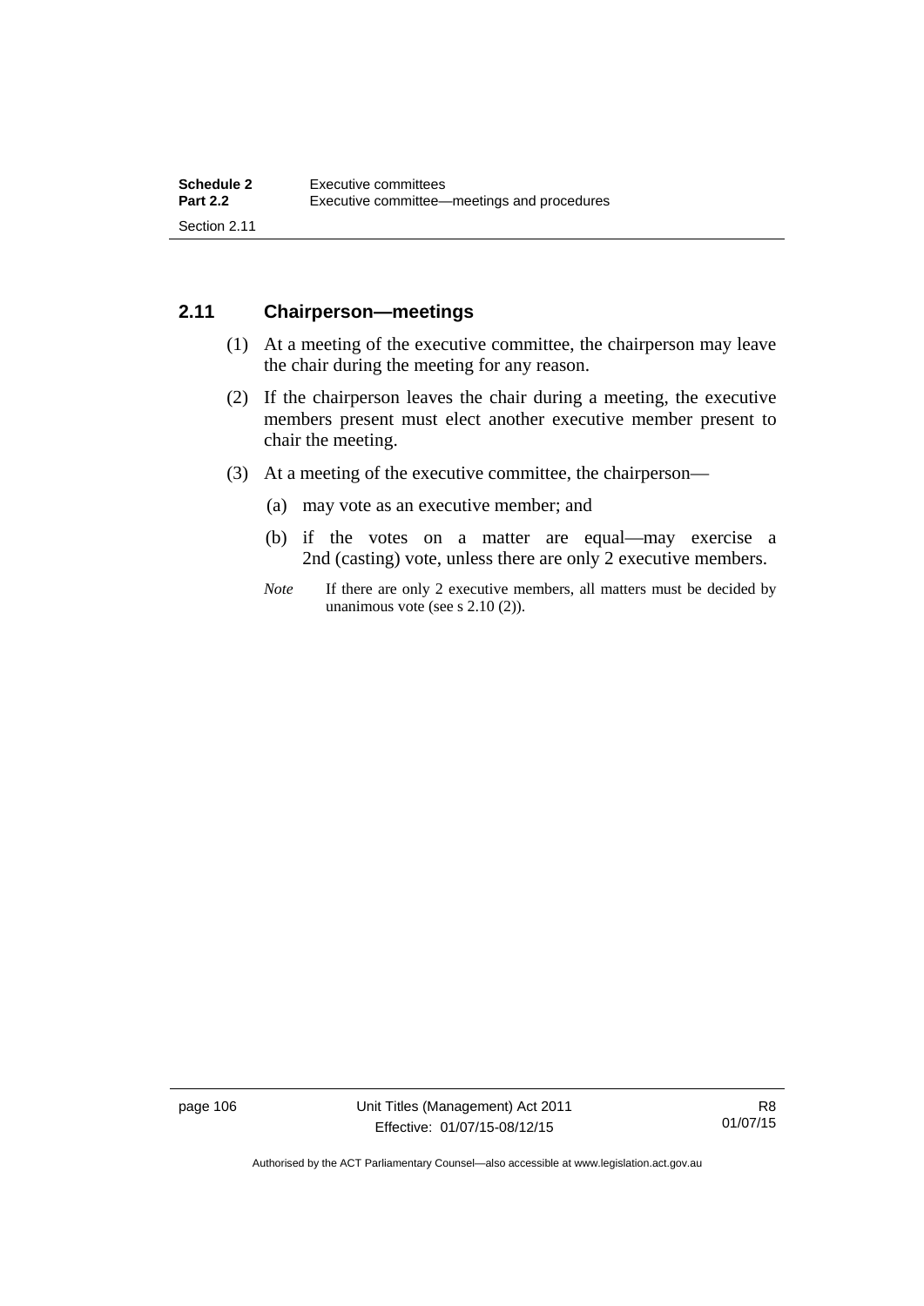## 2.11 Chairperson—meetings

(1) At a meeting of the executive committee, the chairperson may leave the chair during the meeting for any reason.

(2) If the chairperson leaves the chair during a meeting, the executive members present must elect another executive member present to chair the meeting.

(3) At a meeting of the executive committee, the chairperson—

(a) may vote as an executive member; and

(b) if the votes on a matter are equal—may exercise a 2nd (casting) vote, unless there are only 2 executive members.

*Note* If there are only 2 executive members, all matters must be decided by unanimous vote (see s 2.10 (2)).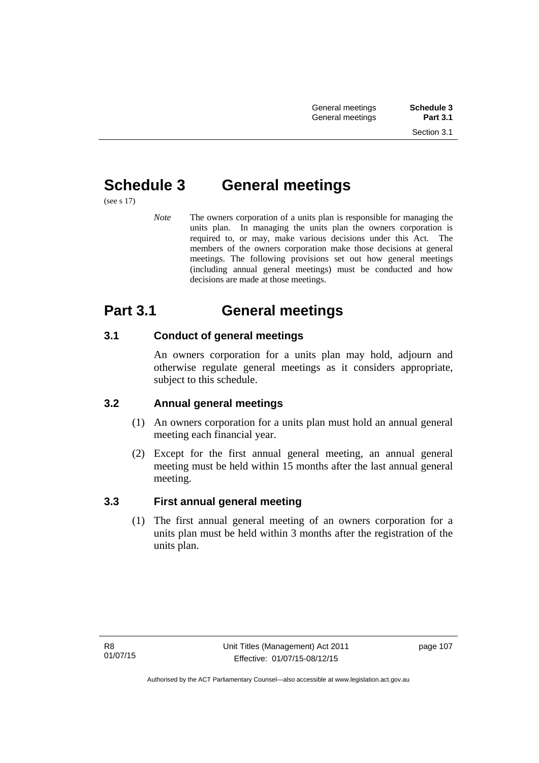# Schedule 3 General meetings

(see s 17)

*Note* The owners corporation of a units plan is responsible for managing the units plan. In managing the units plan the owners corporation is required to, or may, make various decisions under this Act. The members of the owners corporation make those decisions at general meetings. The following provisions set out how general meetings (including annual general meetings) must be conducted and how decisions are made at those meetings.

# Part 3.1 General meetings

### 3.1 Conduct of general meetings

An owners corporation for a units plan may hold, adjourn and otherwise regulate general meetings as it considers appropriate, subject to this schedule.

### 3.2 Annual general meetings

(1) An owners corporation for a units plan must hold an annual general meeting each financial year.

(2) Except for the first annual general meeting, an annual general meeting must be held within 15 months after the last annual general meeting.

### 3.3 First annual general meeting

(1) The first annual general meeting of an owners corporation for a units plan must be held within 3 months after the registration of the units plan.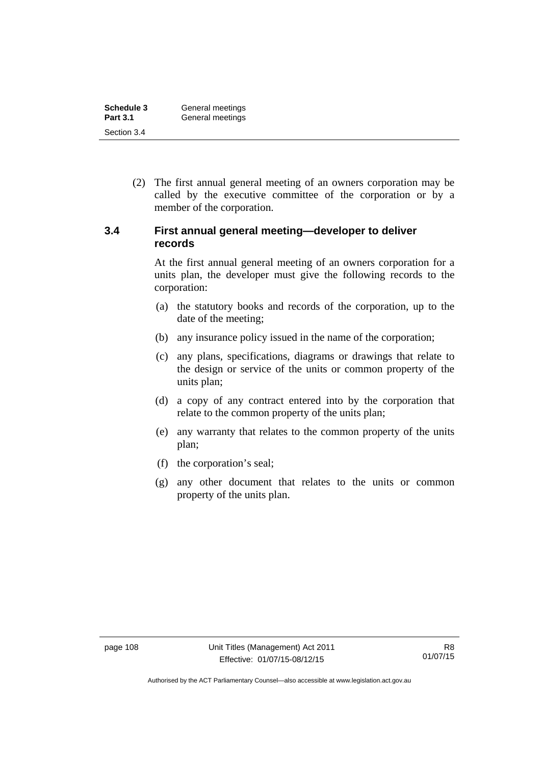(2) The first annual general meeting of an owners corporation may be called by the executive committee of the corporation or by a member of the corporation.

### 3.4 First annual general meeting—developer to deliver records

At the first annual general meeting of an owners corporation for a units plan, the developer must give the following records to the corporation:

(a) the statutory books and records of the corporation, up to the date of the meeting;

(b) any insurance policy issued in the name of the corporation;

(c) any plans, specifications, diagrams or drawings that relate to the design or service of the units or common property of the units plan;

(d) a copy of any contract entered into by the corporation that relate to the common property of the units plan;

(e) any warranty that relates to the common property of the units plan;

(f) the corporation's seal;

(g) any other document that relates to the units or common property of the units plan.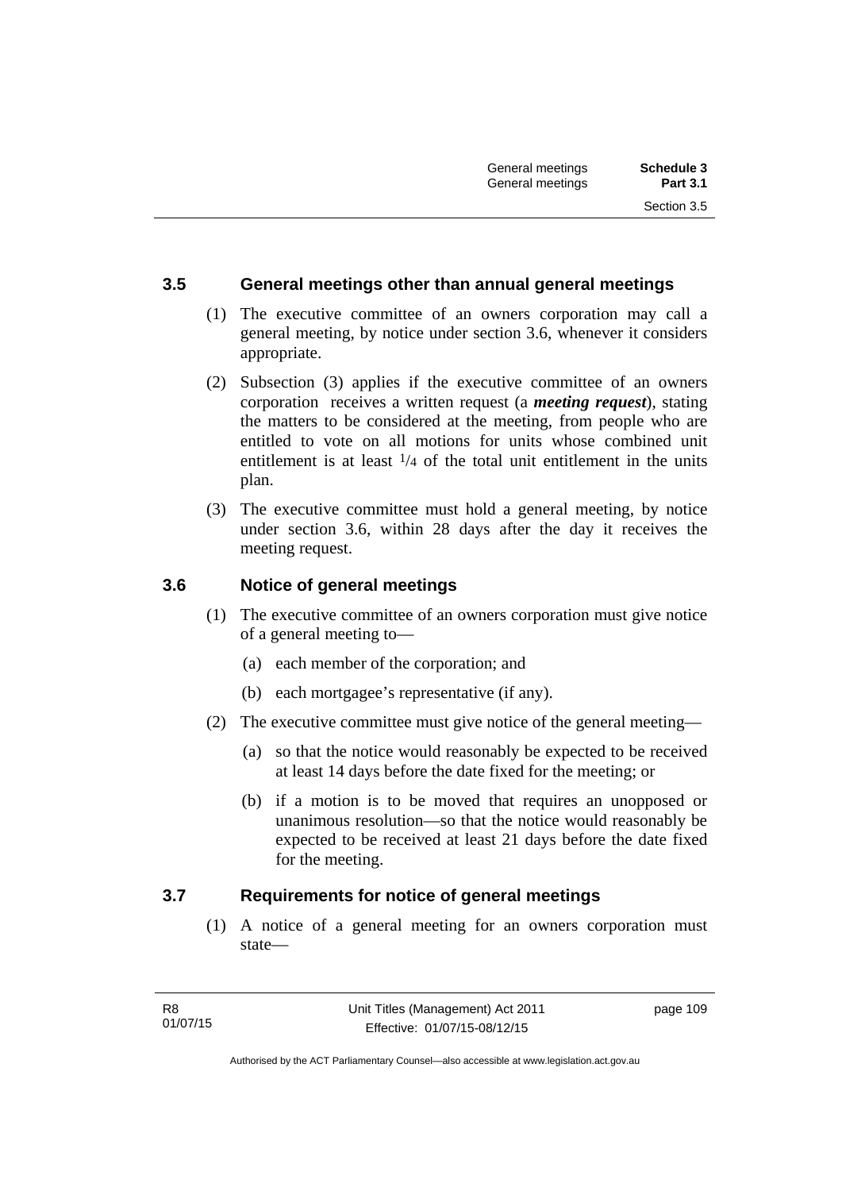### 3.5 General meetings other than annual general meetings

(1) The executive committee of an owners corporation may call a general meeting, by notice under section 3.6, whenever it considers appropriate.

(2) Subsection (3) applies if the executive committee of an owners corporation receives a written request (a ***meeting request***), stating the matters to be considered at the meeting, from people who are entitled to vote on all motions for units whose combined unit entitlement is at least $1/4$ of the total unit entitlement in the units plan.

(3) The executive committee must hold a general meeting, by notice under section 3.6, within 28 days after the day it receives the meeting request.

### 3.6 Notice of general meetings

(1) The executive committee of an owners corporation must give notice of a general meeting to—

(a) each member of the corporation; and

(b) each mortgagee's representative (if any).

(2) The executive committee must give notice of the general meeting—

(a) so that the notice would reasonably be expected to be received at least 14 days before the date fixed for the meeting; or

(b) if a motion is to be moved that requires an unopposed or unanimous resolution—so that the notice would reasonably be expected to be received at least 21 days before the date fixed for the meeting.

### 3.7 Requirements for notice of general meetings

(1) A notice of a general meeting for an owners corporation must state—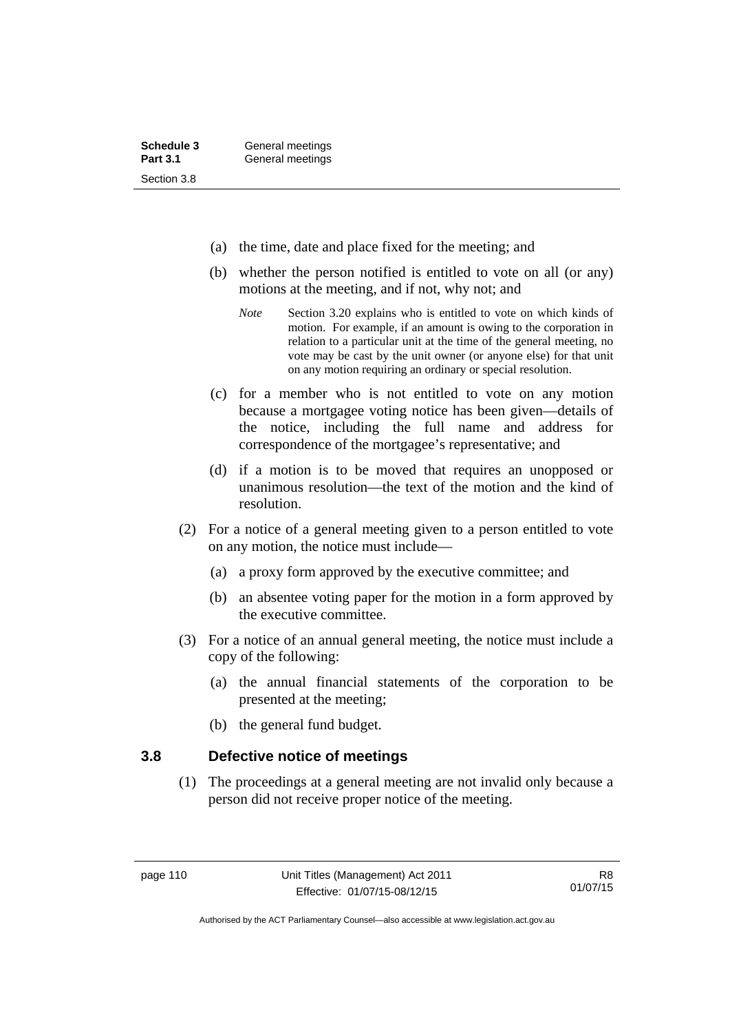(a) the time, date and place fixed for the meeting; and

(b) whether the person notified is entitled to vote on all (or any) motions at the meeting, and if not, why not; and

*Note* Section 3.20 explains who is entitled to vote on which kinds of motion. For example, if an amount is owing to the corporation in relation to a particular unit at the time of the general meeting, no vote may be cast by the unit owner (or anyone else) for that unit on any motion requiring an ordinary or special resolution.

(c) for a member who is not entitled to vote on any motion because a mortgagee voting notice has been given—details of the notice, including the full name and address for correspondence of the mortgagee's representative; and

(d) if a motion is to be moved that requires an unopposed or unanimous resolution—the text of the motion and the kind of resolution.

(2) For a notice of a general meeting given to a person entitled to vote on any motion, the notice must include—

(a) a proxy form approved by the executive committee; and

(b) an absentee voting paper for the motion in a form approved by the executive committee.

(3) For a notice of an annual general meeting, the notice must include a copy of the following:

(a) the annual financial statements of the corporation to be presented at the meeting;

(b) the general fund budget.

### 3.8 Defective notice of meetings

(1) The proceedings at a general meeting are not invalid only because a person did not receive proper notice of the meeting.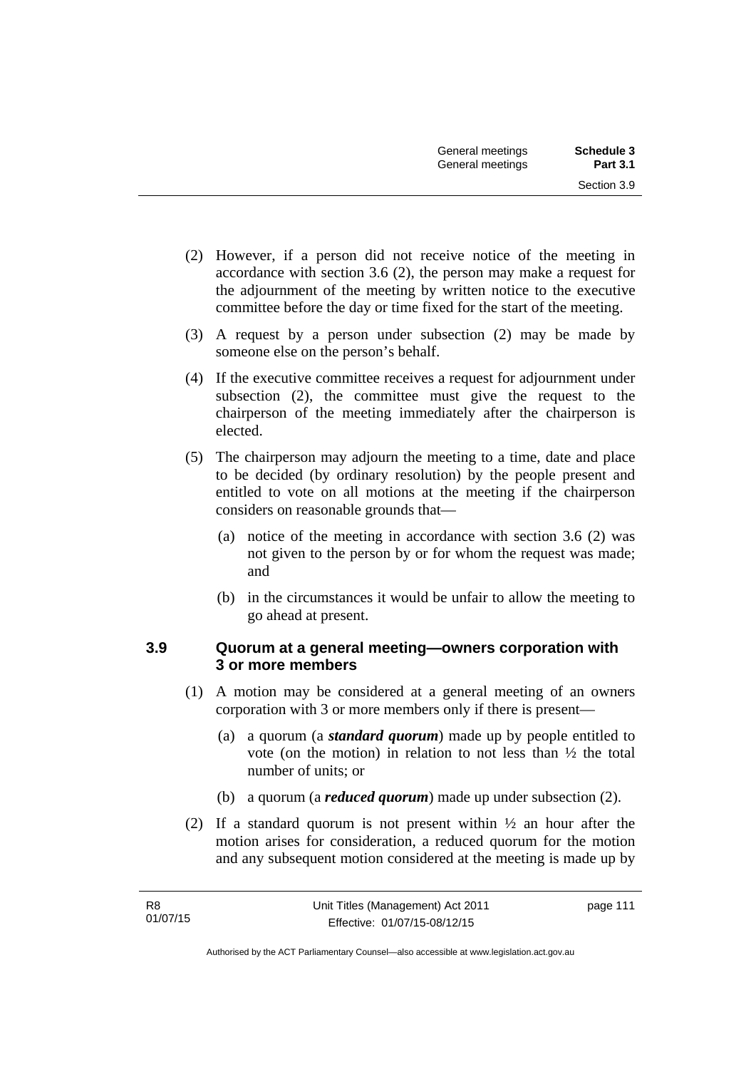(2) However, if a person did not receive notice of the meeting in accordance with section 3.6 (2), the person may make a request for the adjournment of the meeting by written notice to the executive committee before the day or time fixed for the start of the meeting.

(3) A request by a person under subsection (2) may be made by someone else on the person's behalf.

(4) If the executive committee receives a request for adjournment under subsection (2), the committee must give the request to the chairperson of the meeting immediately after the chairperson is elected.

(5) The chairperson may adjourn the meeting to a time, date and place to be decided (by ordinary resolution) by the people present and entitled to vote on all motions at the meeting if the chairperson considers on reasonable grounds that—

   (a) notice of the meeting in accordance with section 3.6 (2) was not given to the person by or for whom the request was made; and

   (b) in the circumstances it would be unfair to allow the meeting to go ahead at present.

### 3.9 Quorum at a general meeting—owners corporation with 3 or more members

(1) A motion may be considered at a general meeting of an owners corporation with 3 or more members only if there is present—

   (a) a quorum (a ***standard quorum***) made up by people entitled to vote (on the motion) in relation to not less than ½ the total number of units; or

   (b) a quorum (a ***reduced quorum***) made up under subsection (2).

(2) If a standard quorum is not present within ½ an hour after the motion arises for consideration, a reduced quorum for the motion and any subsequent motion considered at the meeting is made up by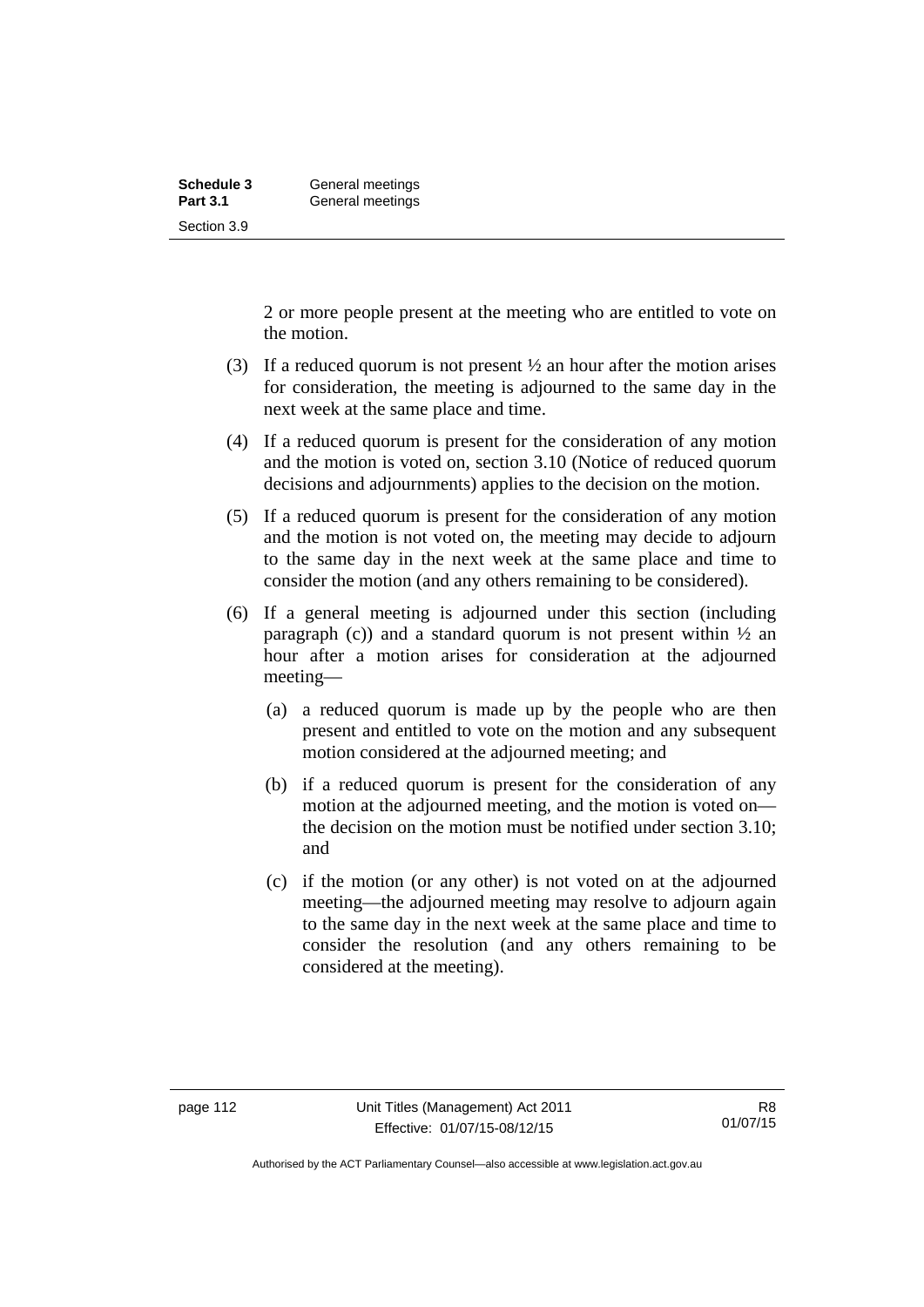2 or more people present at the meeting who are entitled to vote on the motion.

(3) If a reduced quorum is not present ½ an hour after the motion arises for consideration, the meeting is adjourned to the same day in the next week at the same place and time.

(4) If a reduced quorum is present for the consideration of any motion and the motion is voted on, section 3.10 (Notice of reduced quorum decisions and adjournments) applies to the decision on the motion.

(5) If a reduced quorum is present for the consideration of any motion and the motion is not voted on, the meeting may decide to adjourn to the same day in the next week at the same place and time to consider the motion (and any others remaining to be considered).

(6) If a general meeting is adjourned under this section (including paragraph (c)) and a standard quorum is not present within ½ an hour after a motion arises for consideration at the adjourned meeting—

(a) a reduced quorum is made up by the people who are then present and entitled to vote on the motion and any subsequent motion considered at the adjourned meeting; and

(b) if a reduced quorum is present for the consideration of any motion at the adjourned meeting, and the motion is voted on—the decision on the motion must be notified under section 3.10; and

(c) if the motion (or any other) is not voted on at the adjourned meeting—the adjourned meeting may resolve to adjourn again to the same day in the next week at the same place and time to consider the resolution (and any others remaining to be considered at the meeting).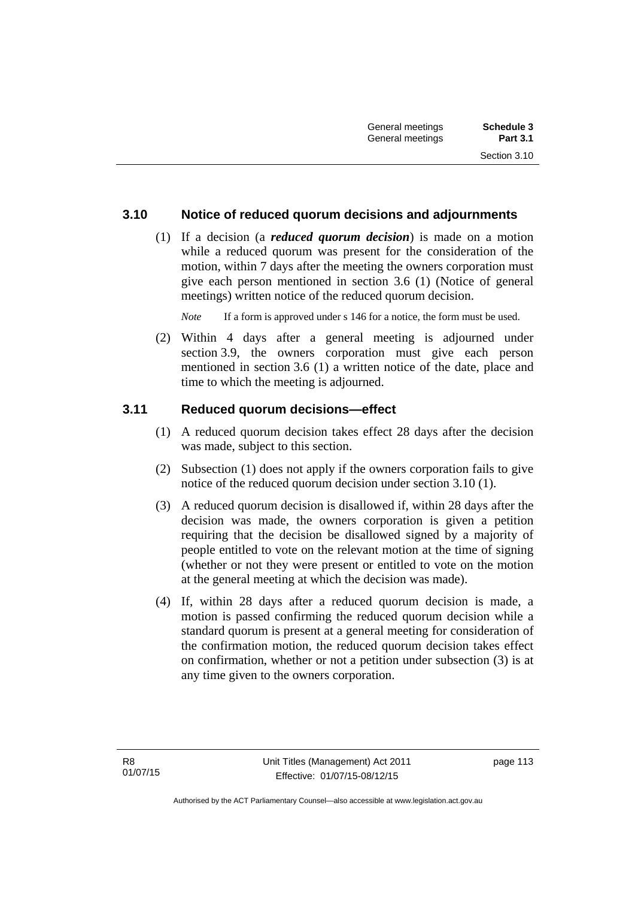### 3.10 Notice of reduced quorum decisions and adjournments

(1) If a decision (a ***reduced quorum decision***) is made on a motion while a reduced quorum was present for the consideration of the motion, within 7 days after the meeting the owners corporation must give each person mentioned in section 3.6 (1) (Notice of general meetings) written notice of the reduced quorum decision.

*Note* If a form is approved under s 146 for a notice, the form must be used.

(2) Within 4 days after a general meeting is adjourned under section 3.9, the owners corporation must give each person mentioned in section 3.6 (1) a written notice of the date, place and time to which the meeting is adjourned.

### 3.11 Reduced quorum decisions—effect

(1) A reduced quorum decision takes effect 28 days after the decision was made, subject to this section.

(2) Subsection (1) does not apply if the owners corporation fails to give notice of the reduced quorum decision under section 3.10 (1).

(3) A reduced quorum decision is disallowed if, within 28 days after the decision was made, the owners corporation is given a petition requiring that the decision be disallowed signed by a majority of people entitled to vote on the relevant motion at the time of signing (whether or not they were present or entitled to vote on the motion at the general meeting at which the decision was made).

(4) If, within 28 days after a reduced quorum decision is made, a motion is passed confirming the reduced quorum decision while a standard quorum is present at a general meeting for consideration of the confirmation motion, the reduced quorum decision takes effect on confirmation, whether or not a petition under subsection (3) is at any time given to the owners corporation.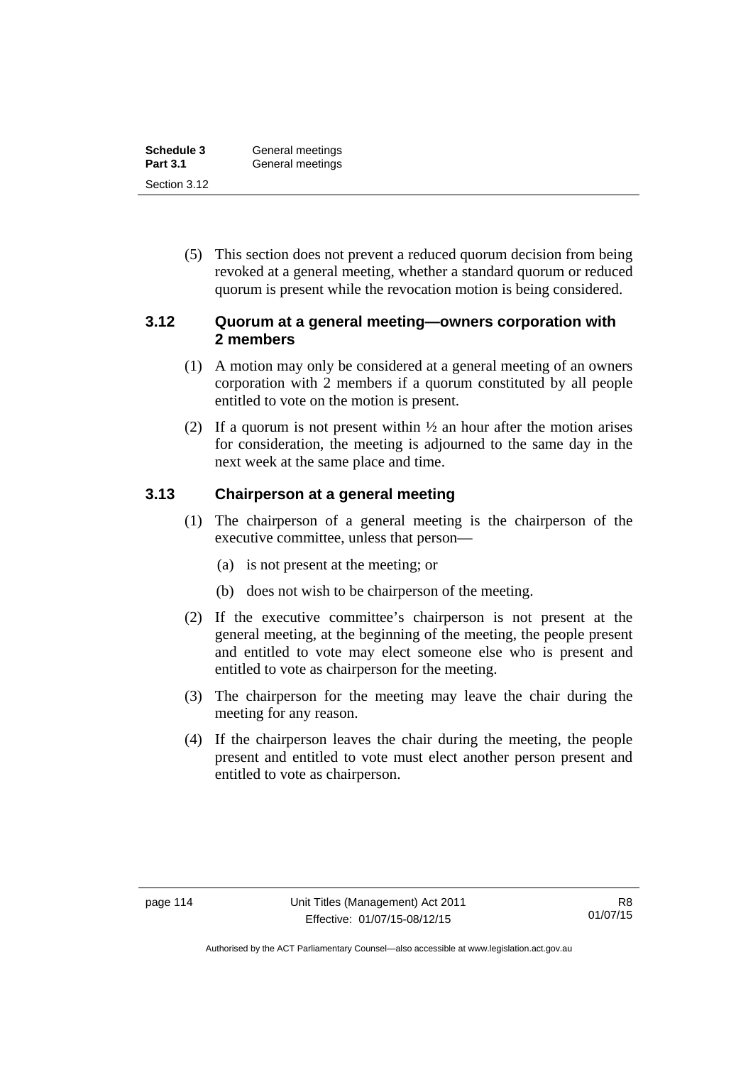(5) This section does not prevent a reduced quorum decision from being revoked at a general meeting, whether a standard quorum or reduced quorum is present while the revocation motion is being considered.

### 3.12 Quorum at a general meeting—owners corporation with 2 members

(1) A motion may only be considered at a general meeting of an owners corporation with 2 members if a quorum constituted by all people entitled to vote on the motion is present.

(2) If a quorum is not present within ½ an hour after the motion arises for consideration, the meeting is adjourned to the same day in the next week at the same place and time.

### 3.13 Chairperson at a general meeting

(1) The chairperson of a general meeting is the chairperson of the executive committee, unless that person—

(a) is not present at the meeting; or

(b) does not wish to be chairperson of the meeting.

(2) If the executive committee's chairperson is not present at the general meeting, at the beginning of the meeting, the people present and entitled to vote may elect someone else who is present and entitled to vote as chairperson for the meeting.

(3) The chairperson for the meeting may leave the chair during the meeting for any reason.

(4) If the chairperson leaves the chair during the meeting, the people present and entitled to vote must elect another person present and entitled to vote as chairperson.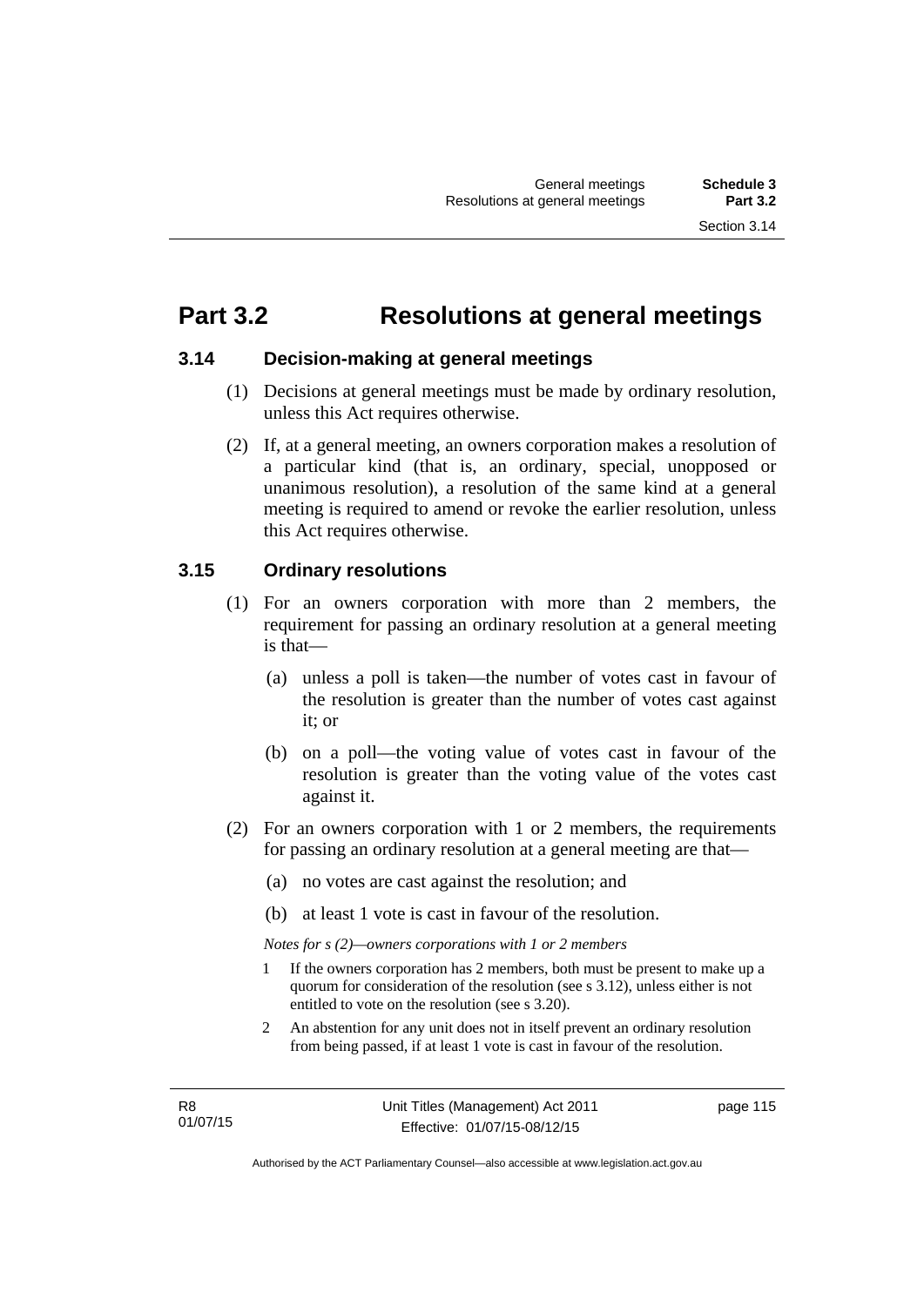# Part 3.2 Resolutions at general meetings

## 3.14 Decision-making at general meetings

(1) Decisions at general meetings must be made by ordinary resolution, unless this Act requires otherwise.

(2) If, at a general meeting, an owners corporation makes a resolution of a particular kind (that is, an ordinary, special, unopposed or unanimous resolution), a resolution of the same kind at a general meeting is required to amend or revoke the earlier resolution, unless this Act requires otherwise.

## 3.15 Ordinary resolutions

(1) For an owners corporation with more than 2 members, the requirement for passing an ordinary resolution at a general meeting is that—

(a) unless a poll is taken—the number of votes cast in favour of the resolution is greater than the number of votes cast against it; or

(b) on a poll—the voting value of votes cast in favour of the resolution is greater than the voting value of the votes cast against it.

(2) For an owners corporation with 1 or 2 members, the requirements for passing an ordinary resolution at a general meeting are that—

(a) no votes are cast against the resolution; and

(b) at least 1 vote is cast in favour of the resolution.

*Notes for s (2)—owners corporations with 1 or 2 members*

1 If the owners corporation has 2 members, both must be present to make up a quorum for consideration of the resolution (see s 3.12), unless either is not entitled to vote on the resolution (see s 3.20).

2 An abstention for any unit does not in itself prevent an ordinary resolution from being passed, if at least 1 vote is cast in favour of the resolution.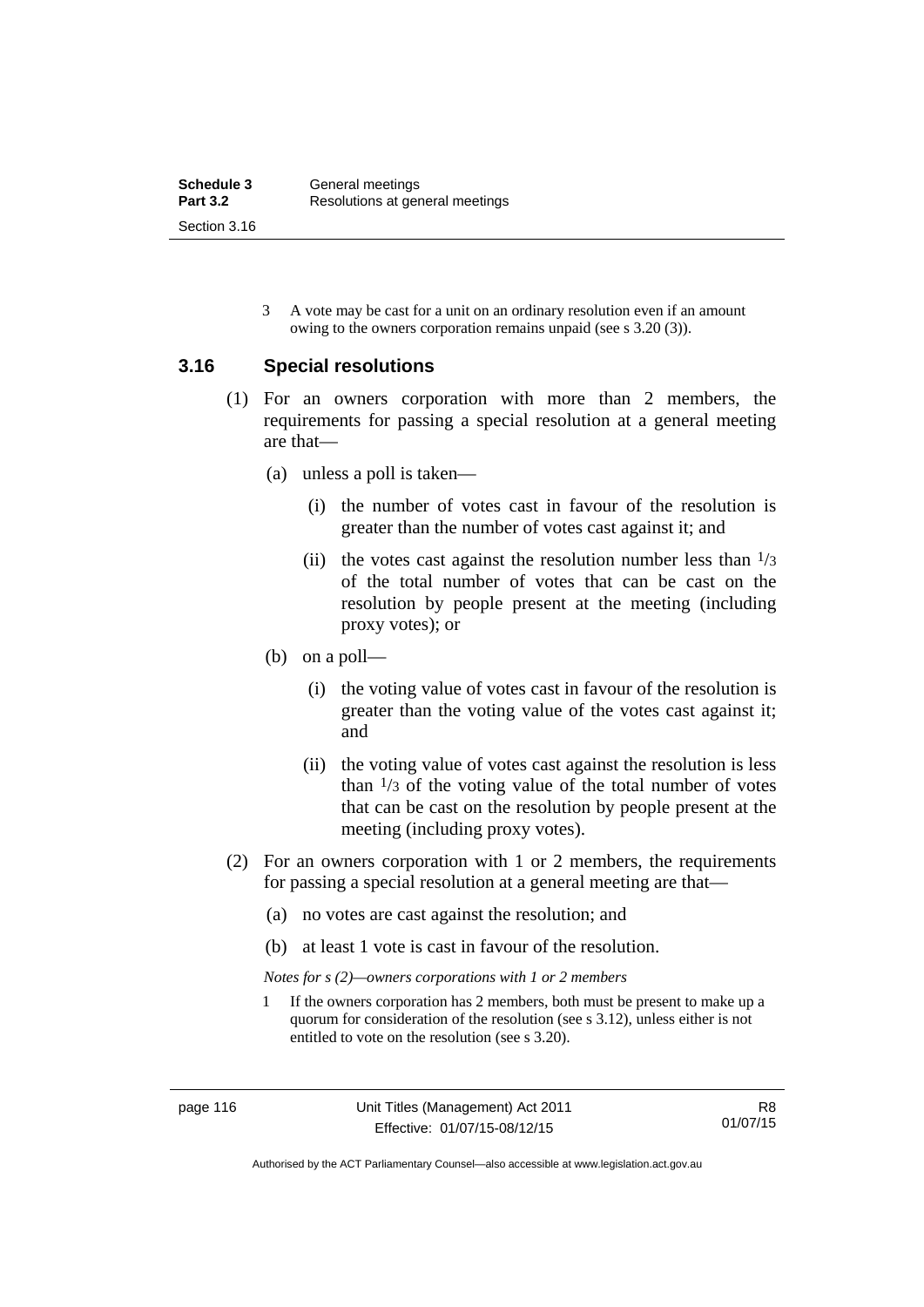3 A vote may be cast for a unit on an ordinary resolution even if an amount owing to the owners corporation remains unpaid (see s 3.20 (3)).

## 3.16 Special resolutions

(1) For an owners corporation with more than 2 members, the requirements for passing a special resolution at a general meeting are that—

(a) unless a poll is taken—

(i) the number of votes cast in favour of the resolution is greater than the number of votes cast against it; and

(ii) the votes cast against the resolution number less than $1/3$ of the total number of votes that can be cast on the resolution by people present at the meeting (including proxy votes); or

(b) on a poll—

(i) the voting value of votes cast in favour of the resolution is greater than the voting value of the votes cast against it; and

(ii) the voting value of votes cast against the resolution is less than $1/3$ of the voting value of the total number of votes that can be cast on the resolution by people present at the meeting (including proxy votes).

(2) For an owners corporation with 1 or 2 members, the requirements for passing a special resolution at a general meeting are that—

(a) no votes are cast against the resolution; and

(b) at least 1 vote is cast in favour of the resolution.

*Notes for s (2)—owners corporations with 1 or 2 members*

1 If the owners corporation has 2 members, both must be present to make up a quorum for consideration of the resolution (see s 3.12), unless either is not entitled to vote on the resolution (see s 3.20).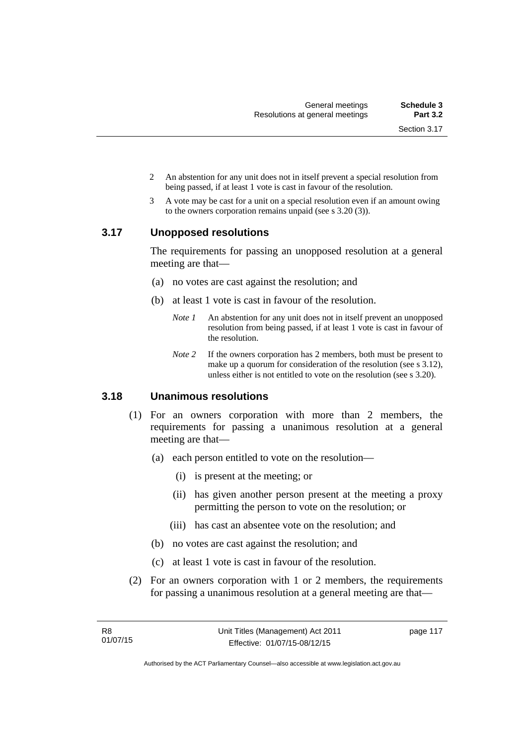2 An abstention for any unit does not in itself prevent a special resolution from being passed, if at least 1 vote is cast in favour of the resolution.

3 A vote may be cast for a unit on a special resolution even if an amount owing to the owners corporation remains unpaid (see s 3.20 (3)).

## 3.17 Unopposed resolutions

The requirements for passing an unopposed resolution at a general meeting are that—

(a) no votes are cast against the resolution; and

(b) at least 1 vote is cast in favour of the resolution.

*Note 1* An abstention for any unit does not in itself prevent an unopposed resolution from being passed, if at least 1 vote is cast in favour of the resolution.

*Note 2* If the owners corporation has 2 members, both must be present to make up a quorum for consideration of the resolution (see s 3.12), unless either is not entitled to vote on the resolution (see s 3.20).

## 3.18 Unanimous resolutions

(1) For an owners corporation with more than 2 members, the requirements for passing a unanimous resolution at a general meeting are that—

(a) each person entitled to vote on the resolution—

(i) is present at the meeting; or

(ii) has given another person present at the meeting a proxy permitting the person to vote on the resolution; or

(iii) has cast an absentee vote on the resolution; and

(b) no votes are cast against the resolution; and

(c) at least 1 vote is cast in favour of the resolution.

(2) For an owners corporation with 1 or 2 members, the requirements for passing a unanimous resolution at a general meeting are that—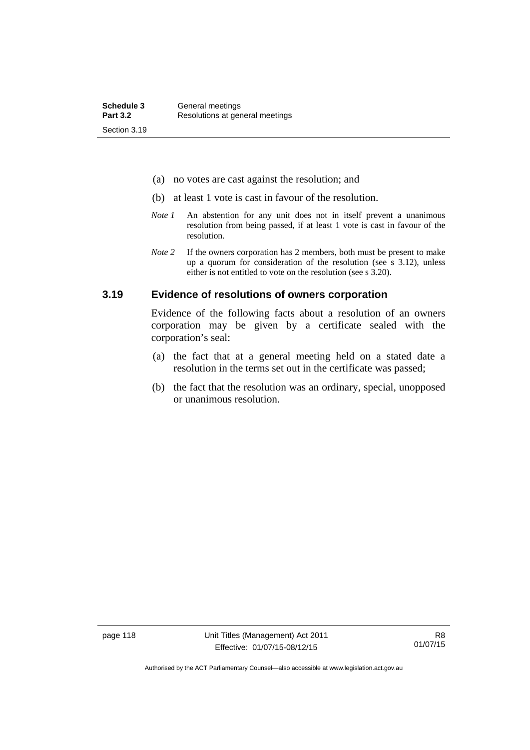(a) no votes are cast against the resolution; and

(b) at least 1 vote is cast in favour of the resolution.

*Note 1* An abstention for any unit does not in itself prevent a unanimous resolution from being passed, if at least 1 vote is cast in favour of the resolution.

*Note 2* If the owners corporation has 2 members, both must be present to make up a quorum for consideration of the resolution (see s 3.12), unless either is not entitled to vote on the resolution (see s 3.20).

## 3.19 Evidence of resolutions of owners corporation

Evidence of the following facts about a resolution of an owners corporation may be given by a certificate sealed with the corporation's seal:

(a) the fact that at a general meeting held on a stated date a resolution in the terms set out in the certificate was passed;

(b) the fact that the resolution was an ordinary, special, unopposed or unanimous resolution.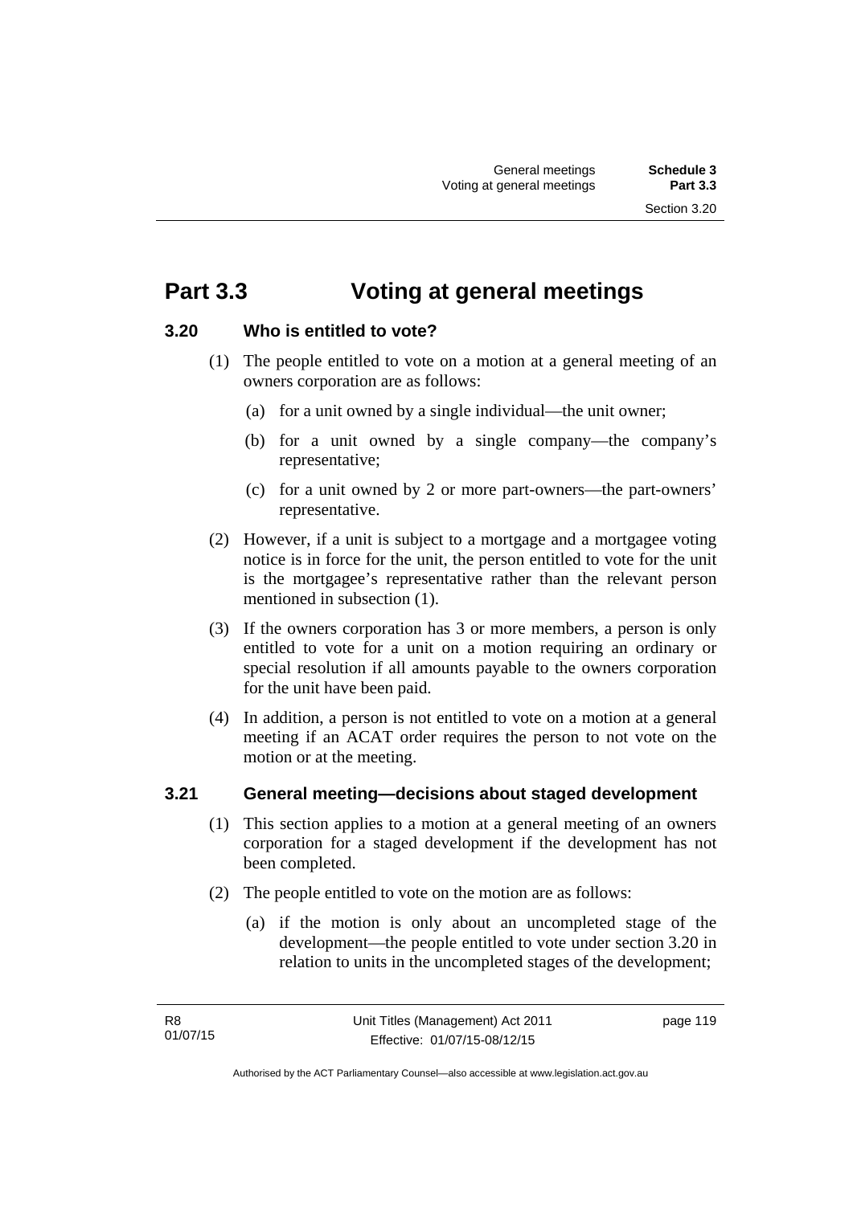# Part 3.3 Voting at general meetings

## 3.20 Who is entitled to vote?

(1) The people entitled to vote on a motion at a general meeting of an owners corporation are as follows:

(a) for a unit owned by a single individual—the unit owner;

(b) for a unit owned by a single company—the company's representative;

(c) for a unit owned by 2 or more part-owners—the part-owners' representative.

(2) However, if a unit is subject to a mortgage and a mortgagee voting notice is in force for the unit, the person entitled to vote for the unit is the mortgagee's representative rather than the relevant person mentioned in subsection (1).

(3) If the owners corporation has 3 or more members, a person is only entitled to vote for a unit on a motion requiring an ordinary or special resolution if all amounts payable to the owners corporation for the unit have been paid.

(4) In addition, a person is not entitled to vote on a motion at a general meeting if an ACAT order requires the person to not vote on the motion or at the meeting.

## 3.21 General meeting—decisions about staged development

(1) This section applies to a motion at a general meeting of an owners corporation for a staged development if the development has not been completed.

(2) The people entitled to vote on the motion are as follows:

(a) if the motion is only about an uncompleted stage of the development—the people entitled to vote under section 3.20 in relation to units in the uncompleted stages of the development;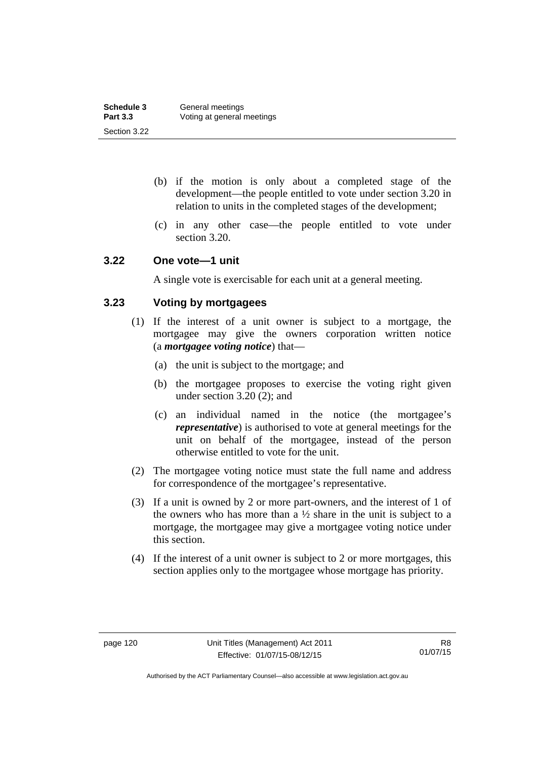(b) if the motion is only about a completed stage of the development—the people entitled to vote under section 3.20 in relation to units in the completed stages of the development;

(c) in any other case—the people entitled to vote under section 3.20.

### 3.22 One vote—1 unit

A single vote is exercisable for each unit at a general meeting.

### 3.23 Voting by mortgagees

(1) If the interest of a unit owner is subject to a mortgage, the mortgagee may give the owners corporation written notice (a ***mortgagee voting notice***) that—

(a) the unit is subject to the mortgage; and

(b) the mortgagee proposes to exercise the voting right given under section 3.20 (2); and

(c) an individual named in the notice (the mortgagee's ***representative***) is authorised to vote at general meetings for the unit on behalf of the mortgagee, instead of the person otherwise entitled to vote for the unit.

(2) The mortgagee voting notice must state the full name and address for correspondence of the mortgagee's representative.

(3) If a unit is owned by 2 or more part-owners, and the interest of 1 of the owners who has more than a ½ share in the unit is subject to a mortgage, the mortgagee may give a mortgagee voting notice under this section.

(4) If the interest of a unit owner is subject to 2 or more mortgages, this section applies only to the mortgagee whose mortgage has priority.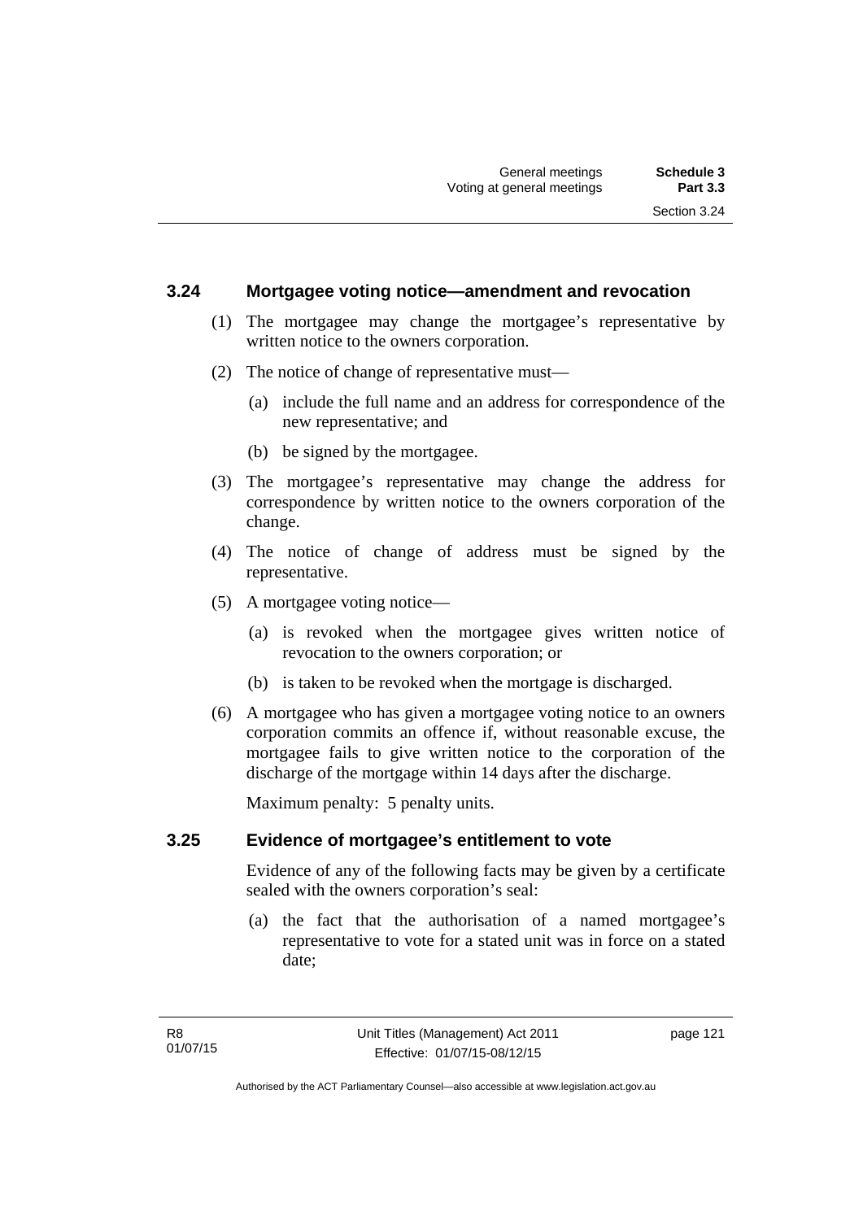### 3.24 Mortgagee voting notice—amendment and revocation

(1) The mortgagee may change the mortgagee's representative by written notice to the owners corporation.

(2) The notice of change of representative must—

  (a) include the full name and an address for correspondence of the new representative; and

  (b) be signed by the mortgagee.

(3) The mortgagee's representative may change the address for correspondence by written notice to the owners corporation of the change.

(4) The notice of change of address must be signed by the representative.

(5) A mortgagee voting notice—

  (a) is revoked when the mortgagee gives written notice of revocation to the owners corporation; or

  (b) is taken to be revoked when the mortgage is discharged.

(6) A mortgagee who has given a mortgagee voting notice to an owners corporation commits an offence if, without reasonable excuse, the mortgagee fails to give written notice to the corporation of the discharge of the mortgage within 14 days after the discharge.

Maximum penalty: 5 penalty units.

### 3.25 Evidence of mortgagee's entitlement to vote

Evidence of any of the following facts may be given by a certificate sealed with the owners corporation's seal:

  (a) the fact that the authorisation of a named mortgagee's representative to vote for a stated unit was in force on a stated date;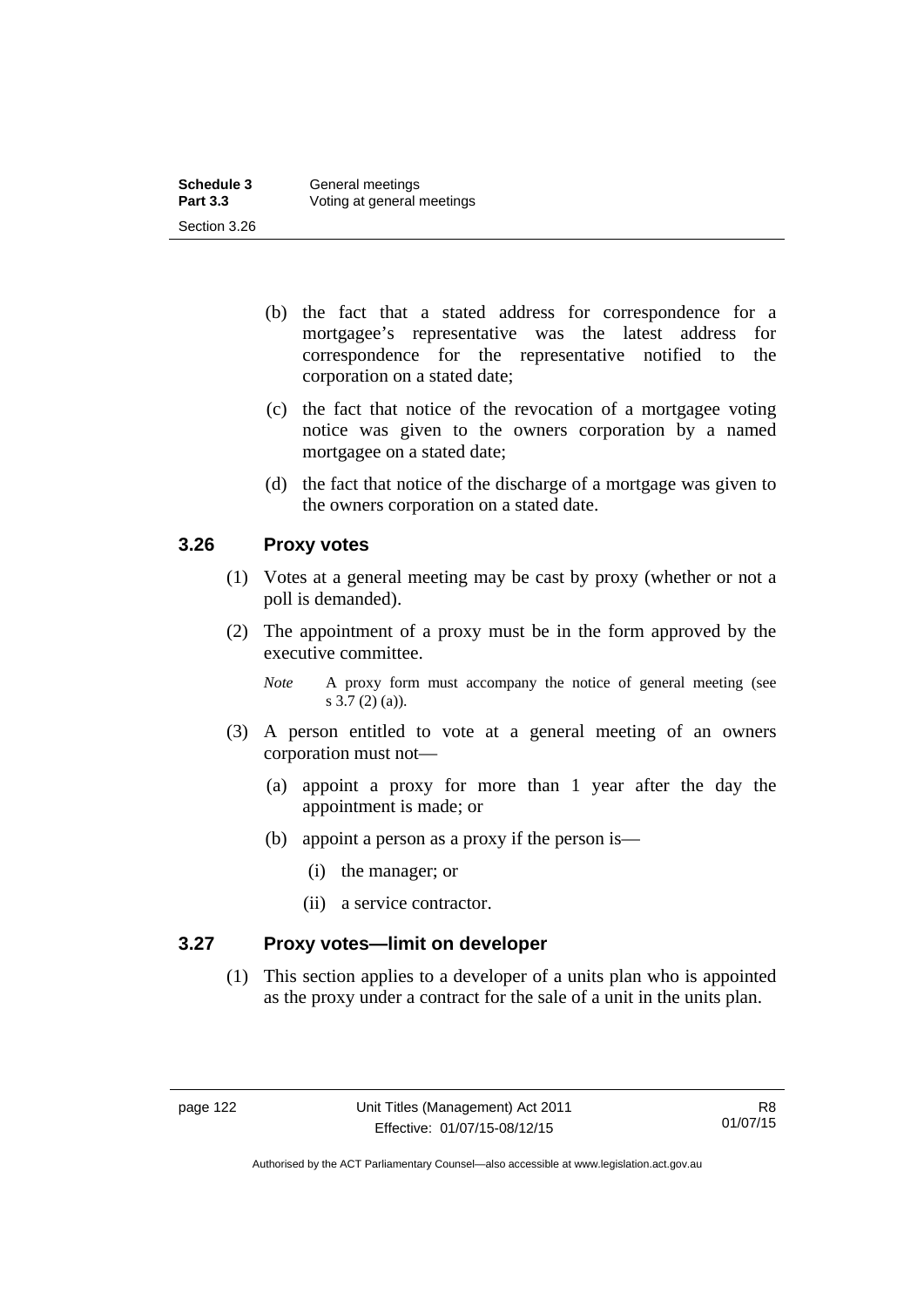(b) the fact that a stated address for correspondence for a mortgagee's representative was the latest address for correspondence for the representative notified to the corporation on a stated date;

(c) the fact that notice of the revocation of a mortgagee voting notice was given to the owners corporation by a named mortgagee on a stated date;

(d) the fact that notice of the discharge of a mortgage was given to the owners corporation on a stated date.

### 3.26 Proxy votes

(1) Votes at a general meeting may be cast by proxy (whether or not a poll is demanded).

(2) The appointment of a proxy must be in the form approved by the executive committee.

*Note* A proxy form must accompany the notice of general meeting (see s 3.7 (2) (a)).

(3) A person entitled to vote at a general meeting of an owners corporation must not—

(a) appoint a proxy for more than 1 year after the day the appointment is made; or

(b) appoint a person as a proxy if the person is—

(i) the manager; or

(ii) a service contractor.

### 3.27 Proxy votes—limit on developer

(1) This section applies to a developer of a units plan who is appointed as the proxy under a contract for the sale of a unit in the units plan.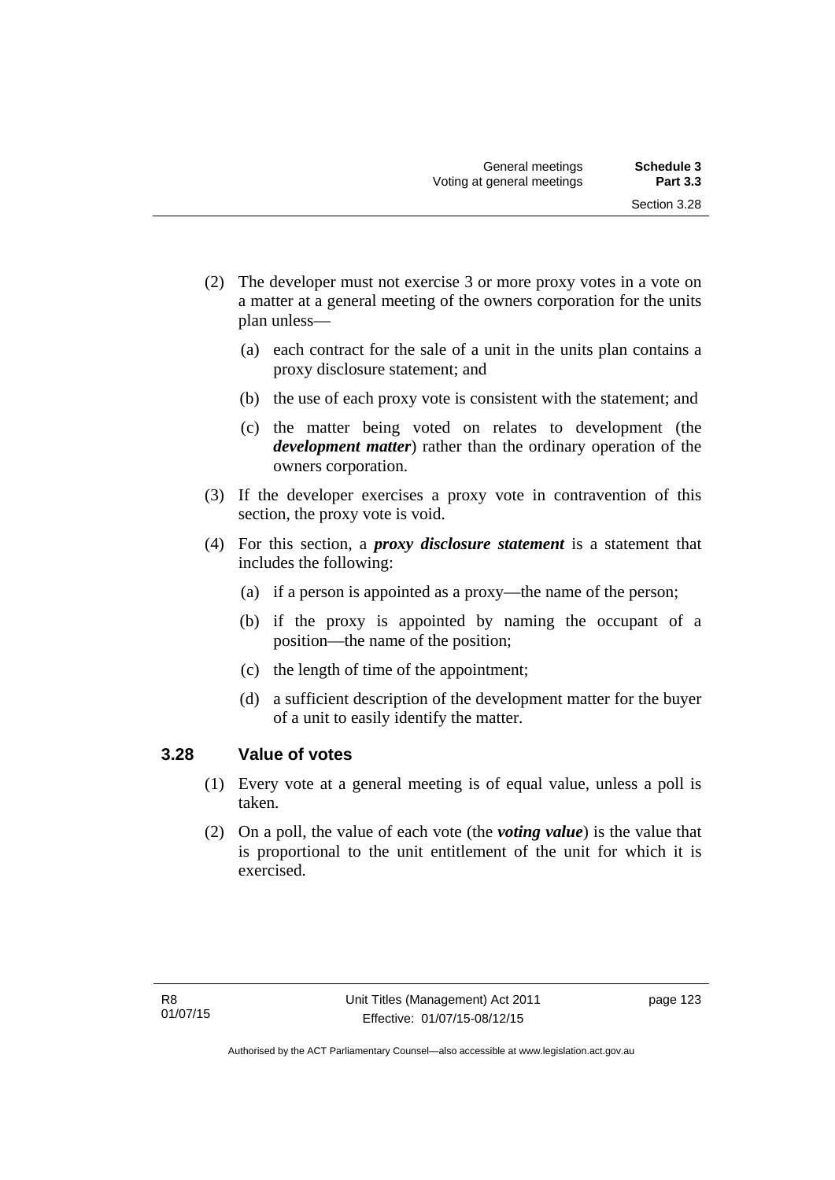(2) The developer must not exercise 3 or more proxy votes in a vote on a matter at a general meeting of the owners corporation for the units plan unless—

(a) each contract for the sale of a unit in the units plan contains a proxy disclosure statement; and

(b) the use of each proxy vote is consistent with the statement; and

(c) the matter being voted on relates to development (the ***development matter***) rather than the ordinary operation of the owners corporation.

(3) If the developer exercises a proxy vote in contravention of this section, the proxy vote is void.

(4) For this section, a ***proxy disclosure statement*** is a statement that includes the following:

(a) if a person is appointed as a proxy—the name of the person;

(b) if the proxy is appointed by naming the occupant of a position—the name of the position;

(c) the length of time of the appointment;

(d) a sufficient description of the development matter for the buyer of a unit to easily identify the matter.

## 3.28 Value of votes

(1) Every vote at a general meeting is of equal value, unless a poll is taken.

(2) On a poll, the value of each vote (the ***voting value***) is the value that is proportional to the unit entitlement of the unit for which it is exercised.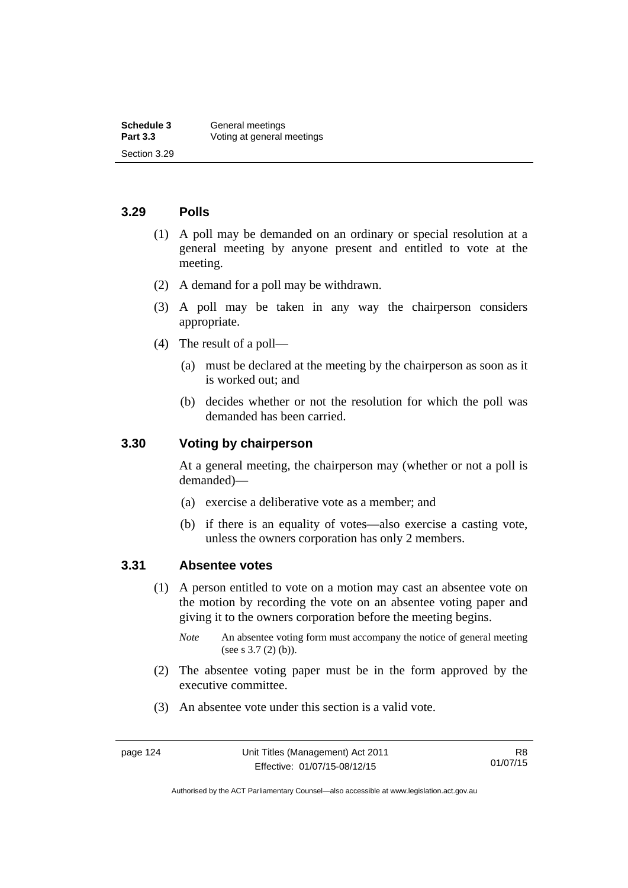### 3.29 Polls

(1) A poll may be demanded on an ordinary or special resolution at a general meeting by anyone present and entitled to vote at the meeting.

(2) A demand for a poll may be withdrawn.

(3) A poll may be taken in any way the chairperson considers appropriate.

(4) The result of a poll—

(a) must be declared at the meeting by the chairperson as soon as it is worked out; and

(b) decides whether or not the resolution for which the poll was demanded has been carried.

### 3.30 Voting by chairperson

At a general meeting, the chairperson may (whether or not a poll is demanded)—

(a) exercise a deliberative vote as a member; and

(b) if there is an equality of votes—also exercise a casting vote, unless the owners corporation has only 2 members.

### 3.31 Absentee votes

(1) A person entitled to vote on a motion may cast an absentee vote on the motion by recording the vote on an absentee voting paper and giving it to the owners corporation before the meeting begins.

*Note* An absentee voting form must accompany the notice of general meeting (see s 3.7 (2) (b)).

(2) The absentee voting paper must be in the form approved by the executive committee.

(3) An absentee vote under this section is a valid vote.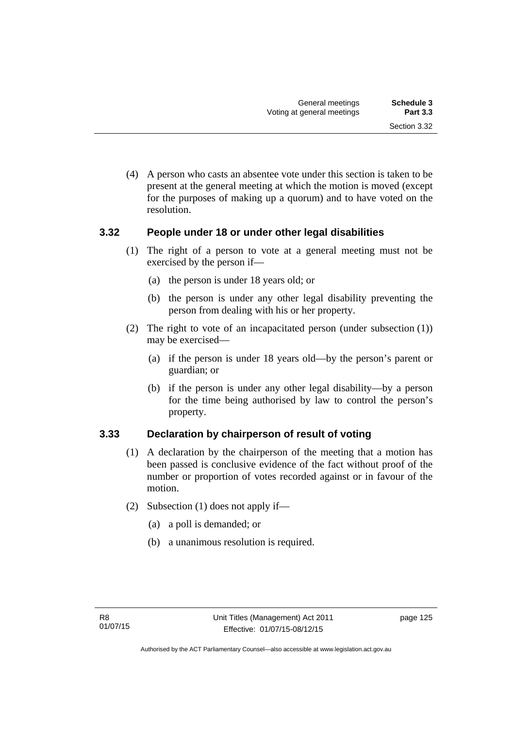(4) A person who casts an absentee vote under this section is taken to be present at the general meeting at which the motion is moved (except for the purposes of making up a quorum) and to have voted on the resolution.

### 3.32 People under 18 or under other legal disabilities

(1) The right of a person to vote at a general meeting must not be exercised by the person if—

(a) the person is under 18 years old; or

(b) the person is under any other legal disability preventing the person from dealing with his or her property.

(2) The right to vote of an incapacitated person (under subsection (1)) may be exercised—

(a) if the person is under 18 years old—by the person's parent or guardian; or

(b) if the person is under any other legal disability—by a person for the time being authorised by law to control the person's property.

### 3.33 Declaration by chairperson of result of voting

(1) A declaration by the chairperson of the meeting that a motion has been passed is conclusive evidence of the fact without proof of the number or proportion of votes recorded against or in favour of the motion.

(2) Subsection (1) does not apply if—

(a) a poll is demanded; or

(b) a unanimous resolution is required.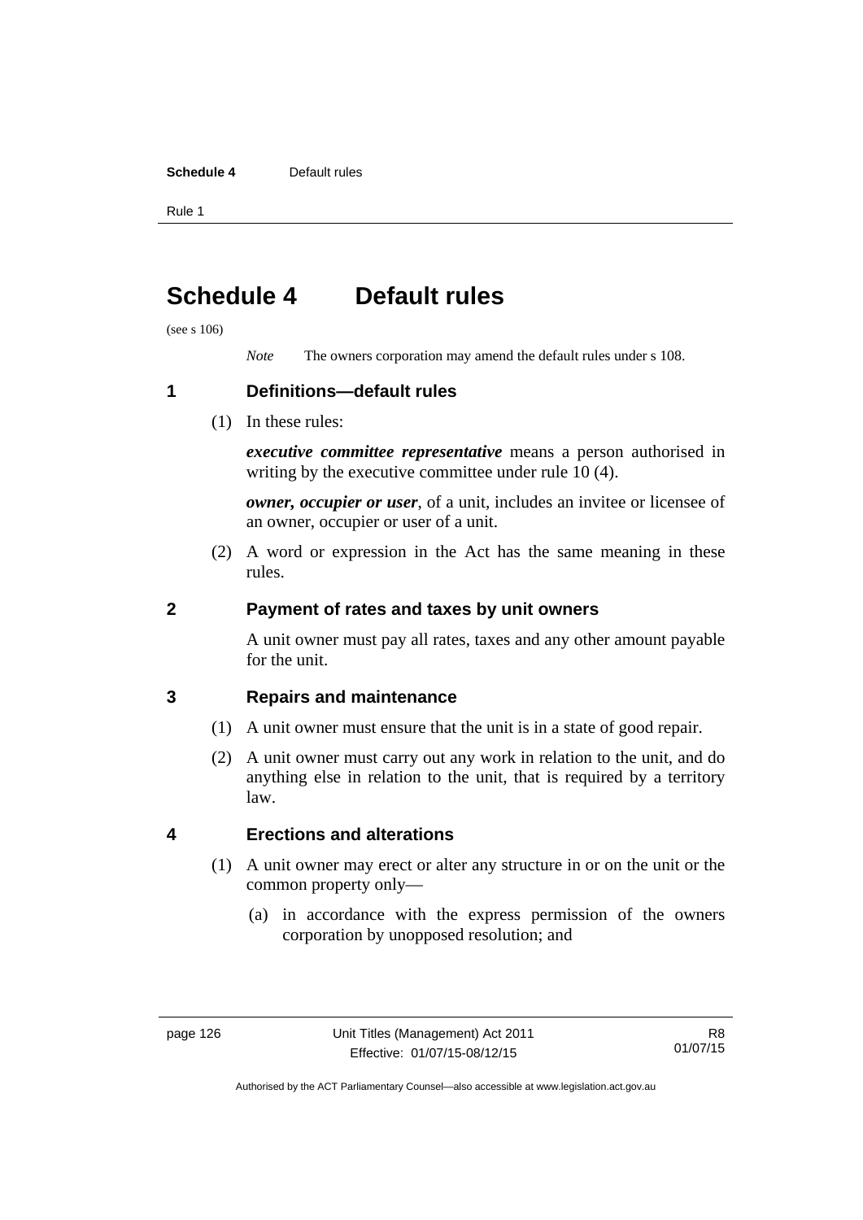# Schedule 4 Default rules

(see s 106)

*Note* The owners corporation may amend the default rules under s 108.

## 1 Definitions—default rules

(1) In these rules:

***executive committee representative*** means a person authorised in writing by the executive committee under rule 10 (4).

***owner, occupier or user***, of a unit, includes an invitee or licensee of an owner, occupier or user of a unit.

(2) A word or expression in the Act has the same meaning in these rules.

## 2 Payment of rates and taxes by unit owners

A unit owner must pay all rates, taxes and any other amount payable for the unit.

## 3 Repairs and maintenance

(1) A unit owner must ensure that the unit is in a state of good repair.

(2) A unit owner must carry out any work in relation to the unit, and do anything else in relation to the unit, that is required by a territory law.

## 4 Erections and alterations

(1) A unit owner may erect or alter any structure in or on the unit or the common property only—

(a) in accordance with the express permission of the owners corporation by unopposed resolution; and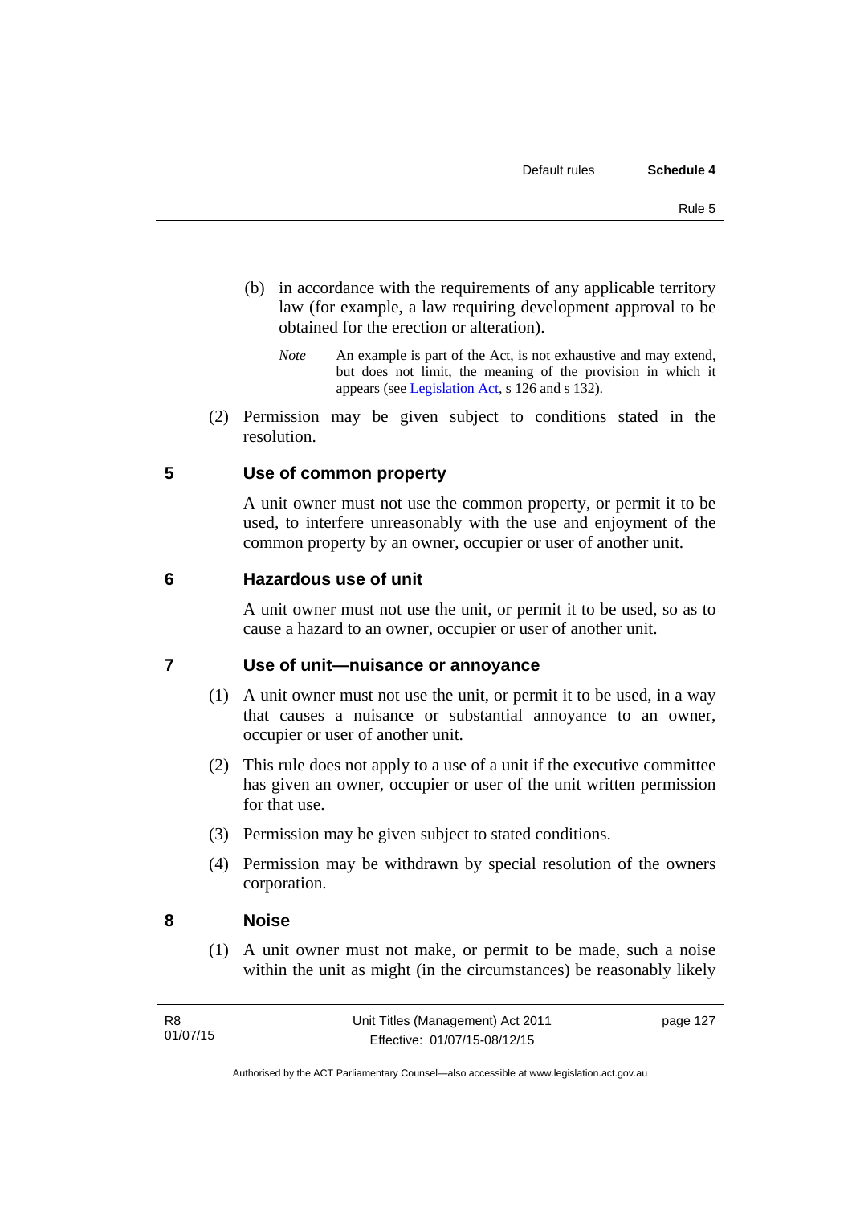(b) in accordance with the requirements of any applicable territory law (for example, a law requiring development approval to be obtained for the erection or alteration).

*Note* An example is part of the Act, is not exhaustive and may extend, but does not limit, the meaning of the provision in which it appears (see Legislation Act, s 126 and s 132).

(2) Permission may be given subject to conditions stated in the resolution.

### 5 Use of common property

A unit owner must not use the common property, or permit it to be used, to interfere unreasonably with the use and enjoyment of the common property by an owner, occupier or user of another unit.

### 6 Hazardous use of unit

A unit owner must not use the unit, or permit it to be used, so as to cause a hazard to an owner, occupier or user of another unit.

### 7 Use of unit—nuisance or annoyance

(1) A unit owner must not use the unit, or permit it to be used, in a way that causes a nuisance or substantial annoyance to an owner, occupier or user of another unit.

(2) This rule does not apply to a use of a unit if the executive committee has given an owner, occupier or user of the unit written permission for that use.

(3) Permission may be given subject to stated conditions.

(4) Permission may be withdrawn by special resolution of the owners corporation.

### 8 Noise

(1) A unit owner must not make, or permit to be made, such a noise within the unit as might (in the circumstances) be reasonably likely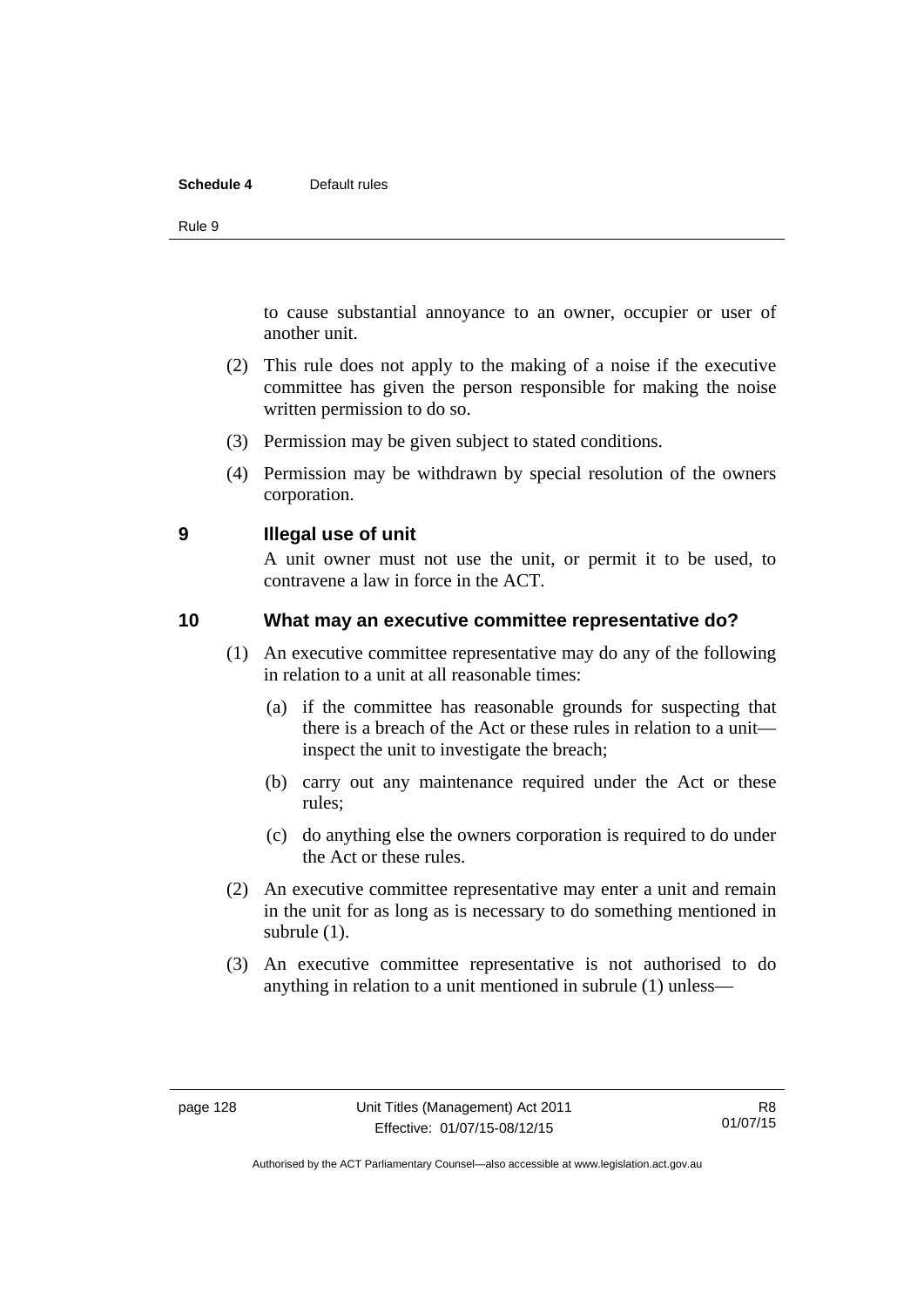to cause substantial annoyance to an owner, occupier or user of another unit.

(2) This rule does not apply to the making of a noise if the executive committee has given the person responsible for making the noise written permission to do so.

(3) Permission may be given subject to stated conditions.

(4) Permission may be withdrawn by special resolution of the owners corporation.

### 9 Illegal use of unit

A unit owner must not use the unit, or permit it to be used, to contravene a law in force in the ACT.

### 10 What may an executive committee representative do?

(1) An executive committee representative may do any of the following in relation to a unit at all reasonable times:

(a) if the committee has reasonable grounds for suspecting that there is a breach of the Act or these rules in relation to a unit—inspect the unit to investigate the breach;

(b) carry out any maintenance required under the Act or these rules;

(c) do anything else the owners corporation is required to do under the Act or these rules.

(2) An executive committee representative may enter a unit and remain in the unit for as long as is necessary to do something mentioned in subrule (1).

(3) An executive committee representative is not authorised to do anything in relation to a unit mentioned in subrule (1) unless—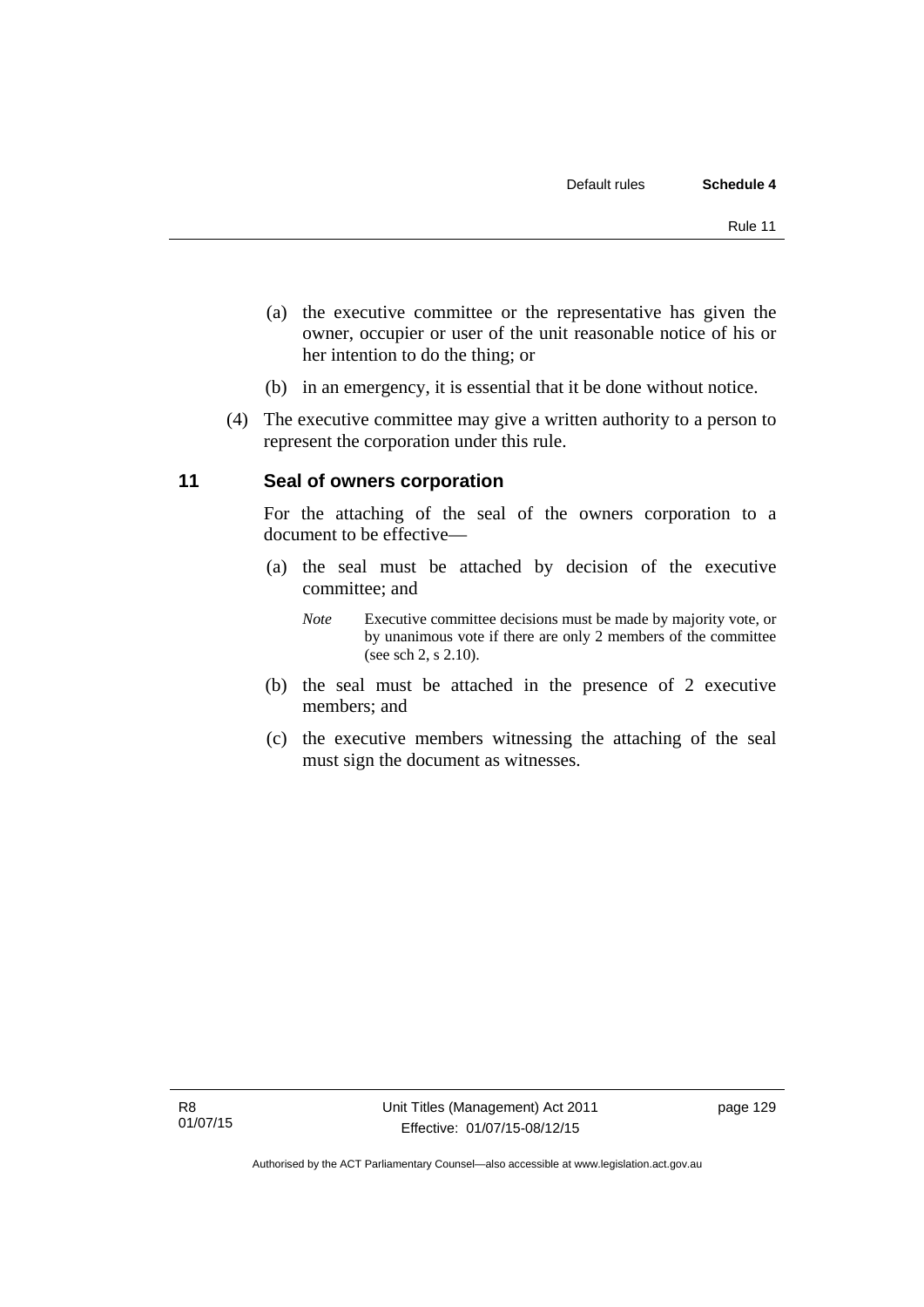(a) the executive committee or the representative has given the owner, occupier or user of the unit reasonable notice of his or her intention to do the thing; or

(b) in an emergency, it is essential that it be done without notice.

(4) The executive committee may give a written authority to a person to represent the corporation under this rule.

## 11 Seal of owners corporation

For the attaching of the seal of the owners corporation to a document to be effective—

(a) the seal must be attached by decision of the executive committee; and

*Note* Executive committee decisions must be made by majority vote, or by unanimous vote if there are only 2 members of the committee (see sch 2, s 2.10).

(b) the seal must be attached in the presence of 2 executive members; and

(c) the executive members witnessing the attaching of the seal must sign the document as witnesses.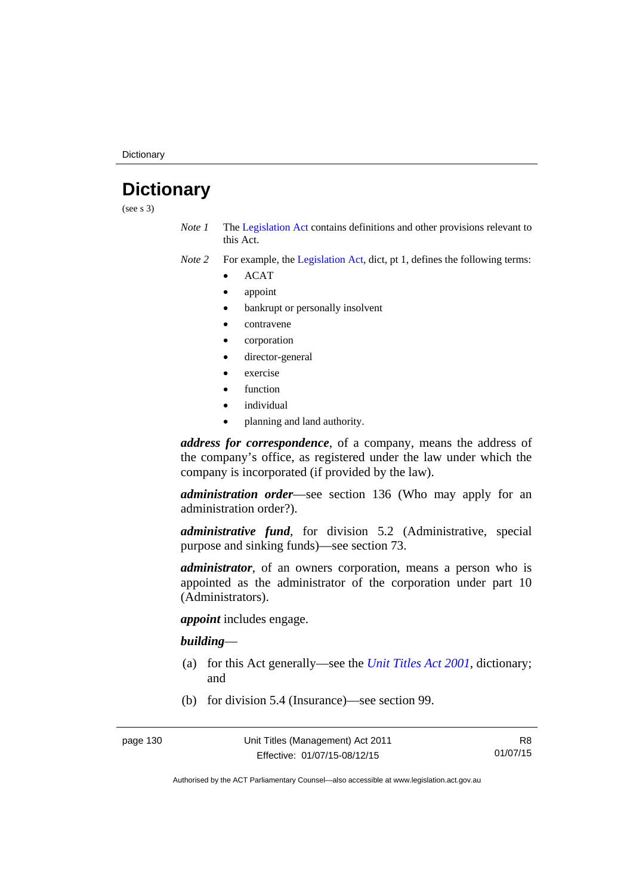# Dictionary

(see s 3)

*Note 1* The Legislation Act contains definitions and other provisions relevant to this Act.

*Note 2* For example, the Legislation Act, dict, pt 1, defines the following terms:

- ACAT
- appoint
- bankrupt or personally insolvent
- contravene
- corporation
- director-general
- exercise
- function
- individual
- planning and land authority.

***address for correspondence***, of a company, means the address of the company's office, as registered under the law under which the company is incorporated (if provided by the law).

***administration order***—see section 136 (Who may apply for an administration order?).

***administrative fund***, for division 5.2 (Administrative, special purpose and sinking funds)—see section 73.

***administrator***, of an owners corporation, means a person who is appointed as the administrator of the corporation under part 10 (Administrators).

***appoint*** includes engage.

***building***—

(a) for this Act generally—see the *Unit Titles Act 2001*, dictionary; and

(b) for division 5.4 (Insurance)—see section 99.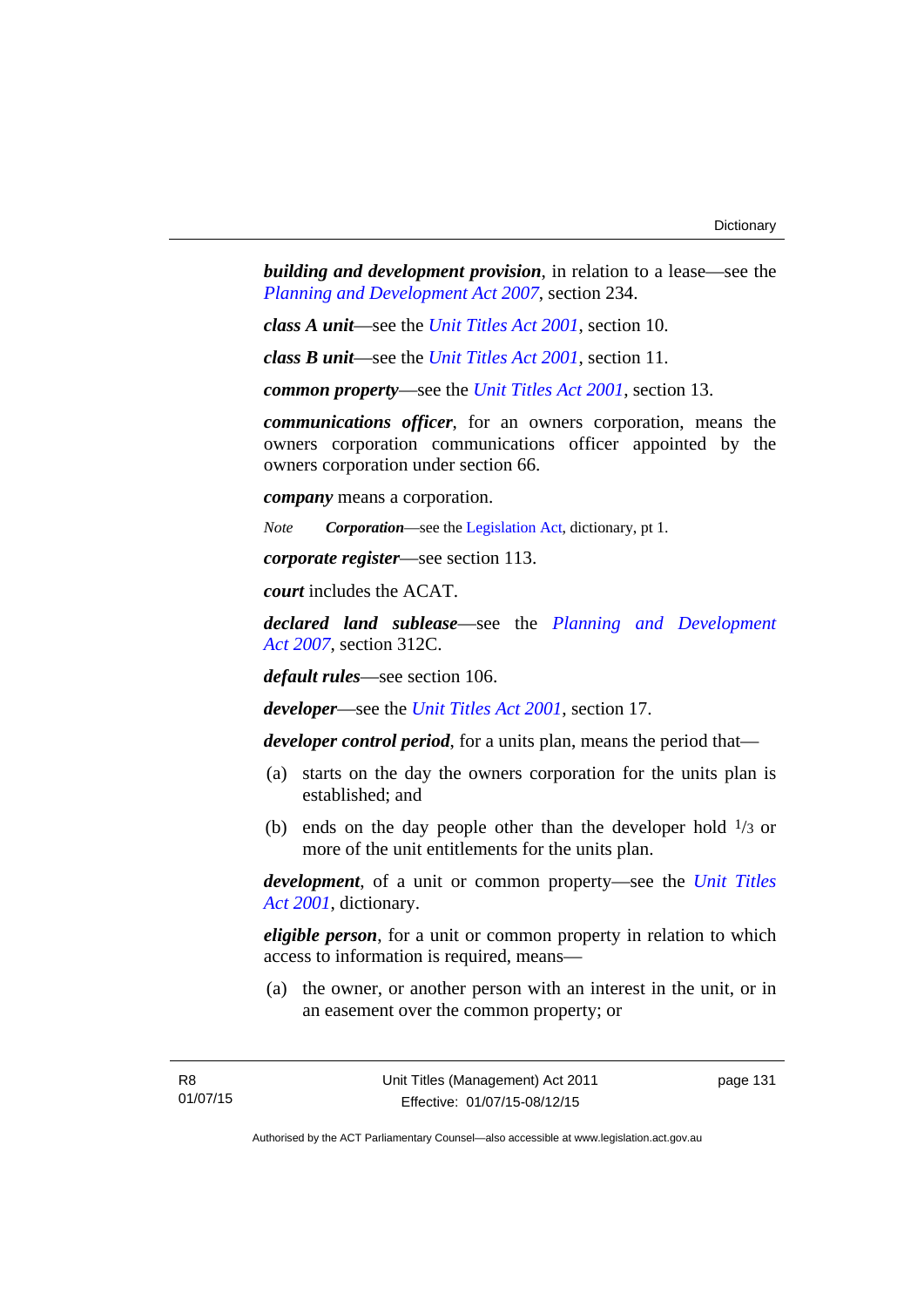***building and development provision***, in relation to a lease—see the *Planning and Development Act 2007*, section 234.

***class A unit***—see the *Unit Titles Act 2001*, section 10.

***class B unit***—see the *Unit Titles Act 2001*, section 11.

***common property***—see the *Unit Titles Act 2001*, section 13.

***communications officer***, for an owners corporation, means the owners corporation communications officer appointed by the owners corporation under section 66.

***company*** means a corporation.

*Note* ***Corporation***—see the Legislation Act, dictionary, pt 1.

***corporate register***—see section 113.

***court*** includes the ACAT.

***declared land sublease***—see the *Planning and Development Act 2007*, section 312C.

***default rules***—see section 106.

***developer***—see the *Unit Titles Act 2001*, section 17.

***developer control period***, for a units plan, means the period that—

(a) starts on the day the owners corporation for the units plan is established; and

(b) ends on the day people other than the developer hold $^{1}/_{3}$ or more of the unit entitlements for the units plan.

***development***, of a unit or common property—see the *Unit Titles Act 2001*, dictionary.

***eligible person***, for a unit or common property in relation to which access to information is required, means—

(a) the owner, or another person with an interest in the unit, or in an easement over the common property; or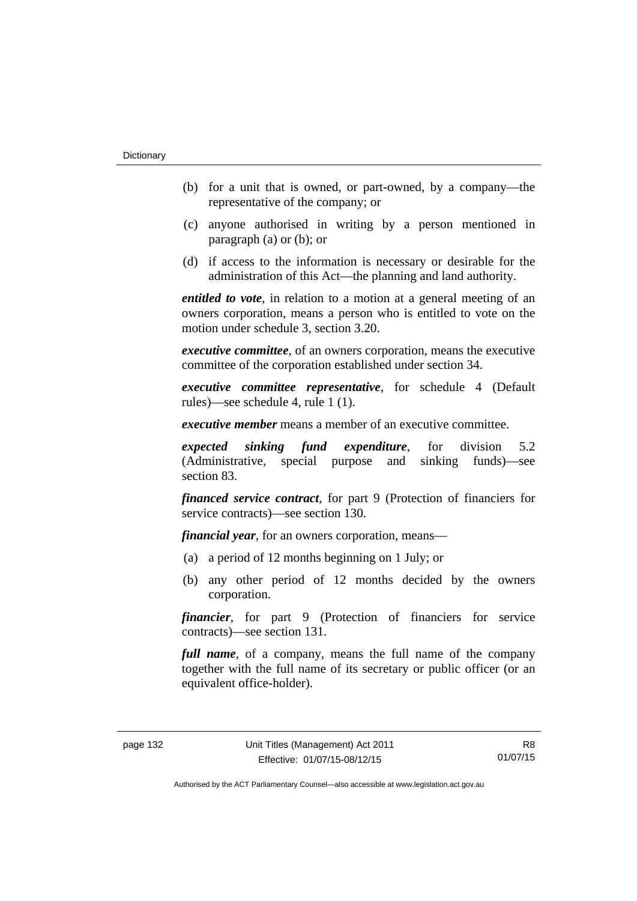(b) for a unit that is owned, or part-owned, by a company—the representative of the company; or

(c) anyone authorised in writing by a person mentioned in paragraph (a) or (b); or

(d) if access to the information is necessary or desirable for the administration of this Act—the planning and land authority.

***entitled to vote***, in relation to a motion at a general meeting of an owners corporation, means a person who is entitled to vote on the motion under schedule 3, section 3.20.

***executive committee***, of an owners corporation, means the executive committee of the corporation established under section 34.

***executive committee representative***, for schedule 4 (Default rules)—see schedule 4, rule 1 (1).

***executive member*** means a member of an executive committee.

***expected sinking fund expenditure***, for division 5.2 (Administrative, special purpose and sinking funds)—see section 83.

***financed service contract***, for part 9 (Protection of financiers for service contracts)—see section 130.

***financial year***, for an owners corporation, means—

(a) a period of 12 months beginning on 1 July; or

(b) any other period of 12 months decided by the owners corporation.

***financier***, for part 9 (Protection of financiers for service contracts)—see section 131.

***full name***, of a company, means the full name of the company together with the full name of its secretary or public officer (or an equivalent office-holder).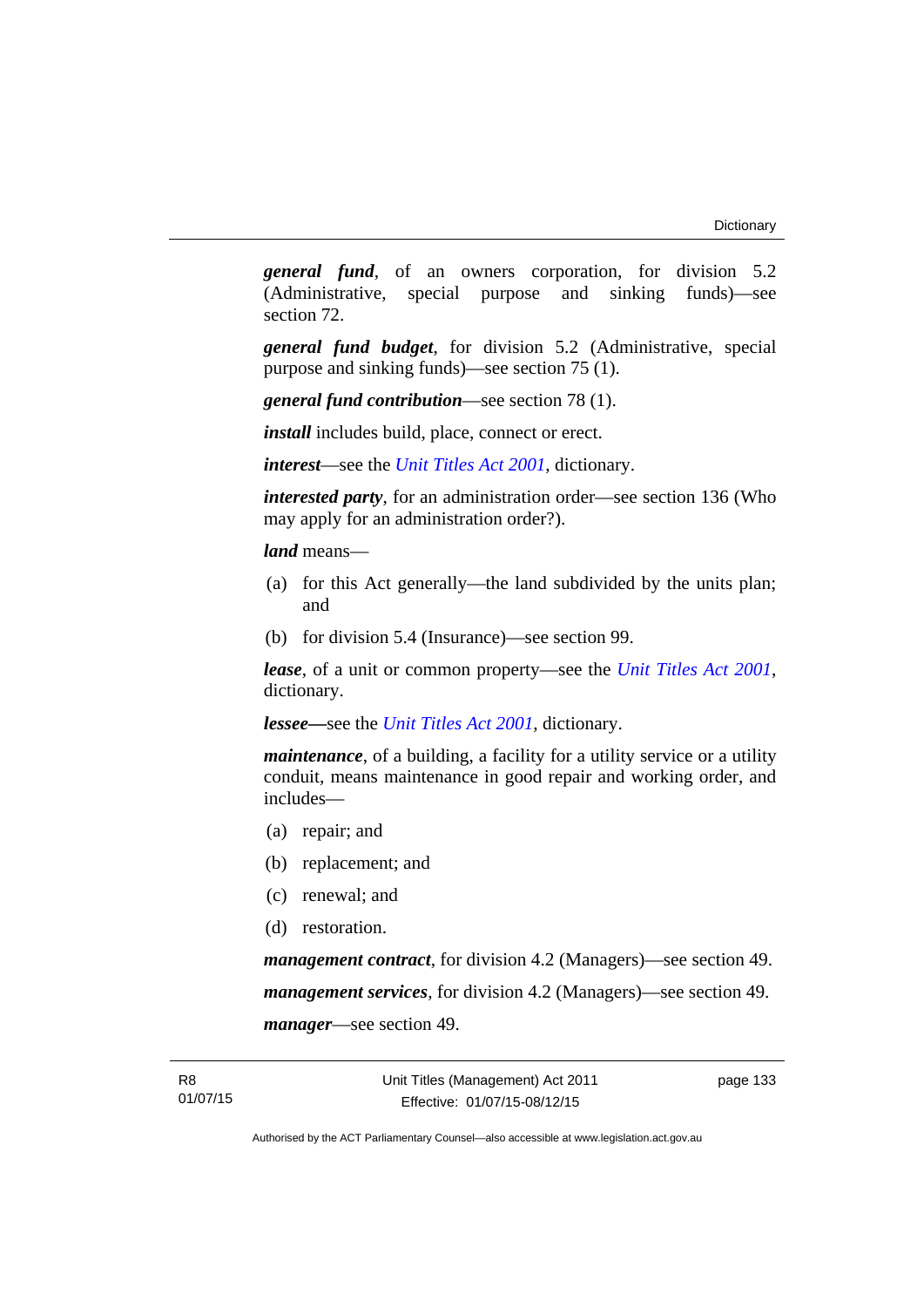***general fund***, of an owners corporation, for division 5.2 (Administrative, special purpose and sinking funds)—see section 72.

***general fund budget***, for division 5.2 (Administrative, special purpose and sinking funds)—see section 75 (1).

***general fund contribution***—see section 78 (1).

***install*** includes build, place, connect or erect.

***interest***—see the *Unit Titles Act 2001*, dictionary.

***interested party***, for an administration order—see section 136 (Who may apply for an administration order?).

***land*** means—

(a) for this Act generally—the land subdivided by the units plan; and

(b) for division 5.4 (Insurance)—see section 99.

***lease***, of a unit or common property—see the *Unit Titles Act 2001*, dictionary.

***lessee***—see the *Unit Titles Act 2001*, dictionary.

***maintenance***, of a building, a facility for a utility service or a utility conduit, means maintenance in good repair and working order, and includes—

(a) repair; and

(b) replacement; and

(c) renewal; and

(d) restoration.

***management contract***, for division 4.2 (Managers)—see section 49.

***management services***, for division 4.2 (Managers)—see section 49.

***manager***—see section 49.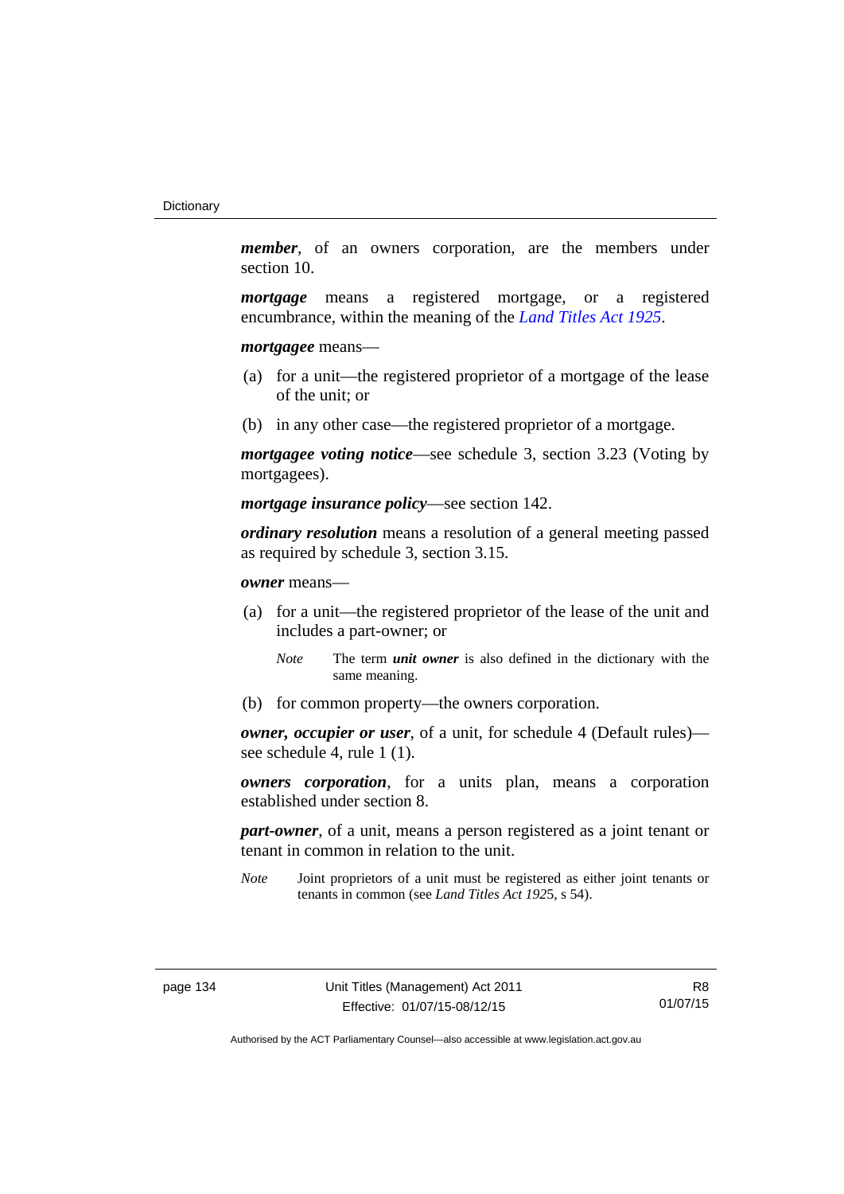***member***, of an owners corporation, are the members under section 10.

***mortgage*** means a registered mortgage, or a registered encumbrance, within the meaning of the *Land Titles Act 1925*.

***mortgagee*** means—

(a) for a unit—the registered proprietor of a mortgage of the lease of the unit; or

(b) in any other case—the registered proprietor of a mortgage.

***mortgagee voting notice***—see schedule 3, section 3.23 (Voting by mortgagees).

***mortgage insurance policy***—see section 142.

***ordinary resolution*** means a resolution of a general meeting passed as required by schedule 3, section 3.15.

***owner*** means—

(a) for a unit—the registered proprietor of the lease of the unit and includes a part-owner; or

*Note* The term ***unit owner*** is also defined in the dictionary with the same meaning.

(b) for common property—the owners corporation.

***owner, occupier or user***, of a unit, for schedule 4 (Default rules)—see schedule 4, rule 1 (1).

***owners corporation***, for a units plan, means a corporation established under section 8.

***part-owner***, of a unit, means a person registered as a joint tenant or tenant in common in relation to the unit.

*Note* Joint proprietors of a unit must be registered as either joint tenants or tenants in common (see *Land Titles Act 1925*, s 54).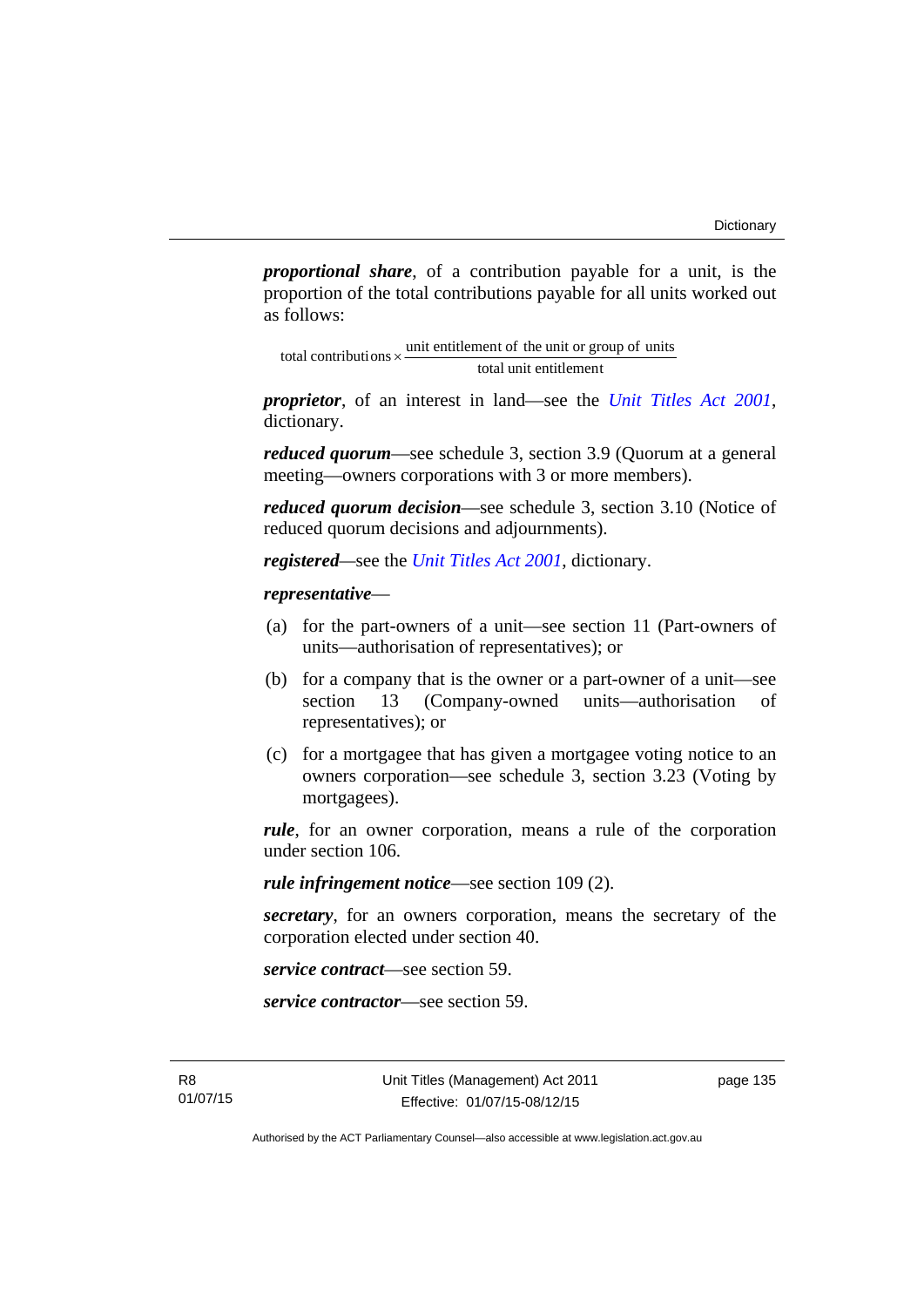***proportional share***, of a contribution payable for a unit, is the proportion of the total contributions payable for all units worked out as follows:

$$\text{total contributions} \times \frac{\text{unit entitlement of the unit or group of units}}{\text{total unit entitlement}}$$

***proprietor***, of an interest in land—see the *Unit Titles Act 2001*, dictionary.

***reduced quorum***—see schedule 3, section 3.9 (Quorum at a general meeting—owners corporations with 3 or more members).

***reduced quorum decision***—see schedule 3, section 3.10 (Notice of reduced quorum decisions and adjournments).

***registered***—see the *Unit Titles Act 2001*, dictionary.

***representative***—

(a) for the part-owners of a unit—see section 11 (Part-owners of units—authorisation of representatives); or

(b) for a company that is the owner or a part-owner of a unit—see section 13 (Company-owned units—authorisation of representatives); or

(c) for a mortgagee that has given a mortgagee voting notice to an owners corporation—see schedule 3, section 3.23 (Voting by mortgagees).

***rule***, for an owner corporation, means a rule of the corporation under section 106.

***rule infringement notice***—see section 109 (2).

***secretary***, for an owners corporation, means the secretary of the corporation elected under section 40.

***service contract***—see section 59.

***service contractor***—see section 59.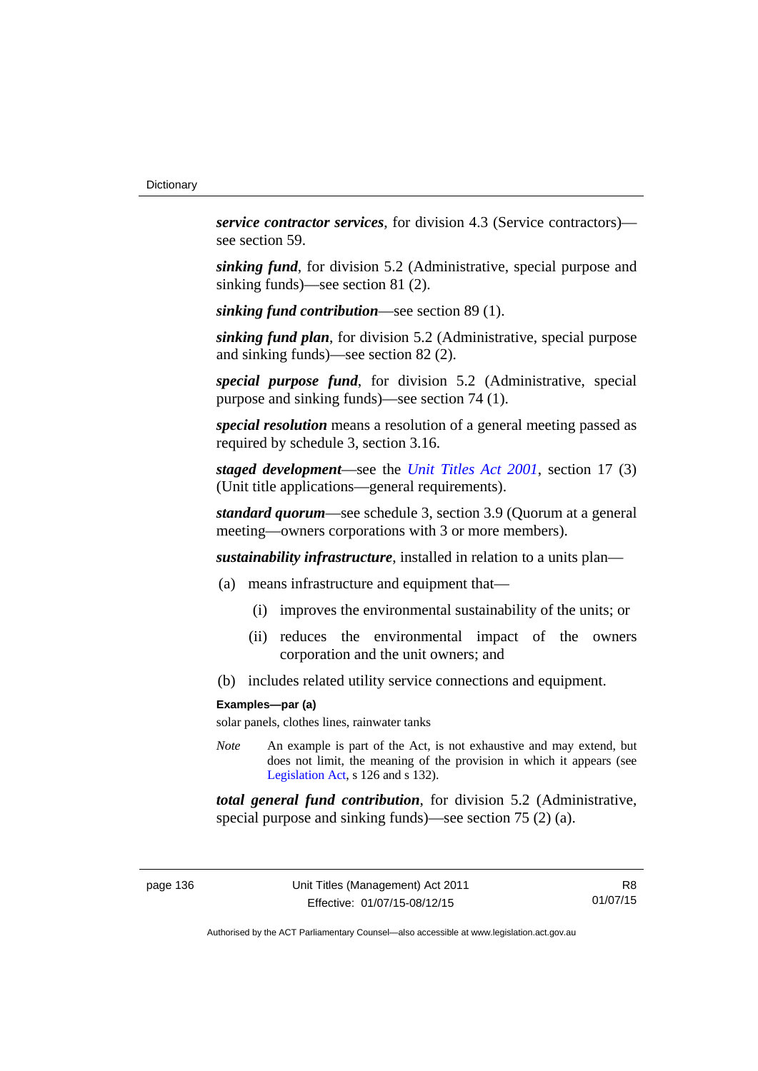***service contractor services***, for division 4.3 (Service contractors)—see section 59.

***sinking fund***, for division 5.2 (Administrative, special purpose and sinking funds)—see section 81 (2).

***sinking fund contribution***—see section 89 (1).

***sinking fund plan***, for division 5.2 (Administrative, special purpose and sinking funds)—see section 82 (2).

***special purpose fund***, for division 5.2 (Administrative, special purpose and sinking funds)—see section 74 (1).

***special resolution*** means a resolution of a general meeting passed as required by schedule 3, section 3.16.

***staged development***—see the *Unit Titles Act 2001*, section 17 (3) (Unit title applications—general requirements).

***standard quorum***—see schedule 3, section 3.9 (Quorum at a general meeting—owners corporations with 3 or more members).

***sustainability infrastructure***, installed in relation to a units plan—

(a) means infrastructure and equipment that—

(i) improves the environmental sustainability of the units; or

(ii) reduces the environmental impact of the owners corporation and the unit owners; and

(b) includes related utility service connections and equipment.

**Examples—par (a)**

solar panels, clothes lines, rainwater tanks

*Note* An example is part of the Act, is not exhaustive and may extend, but does not limit, the meaning of the provision in which it appears (see Legislation Act, s 126 and s 132).

***total general fund contribution***, for division 5.2 (Administrative, special purpose and sinking funds)—see section 75 (2) (a).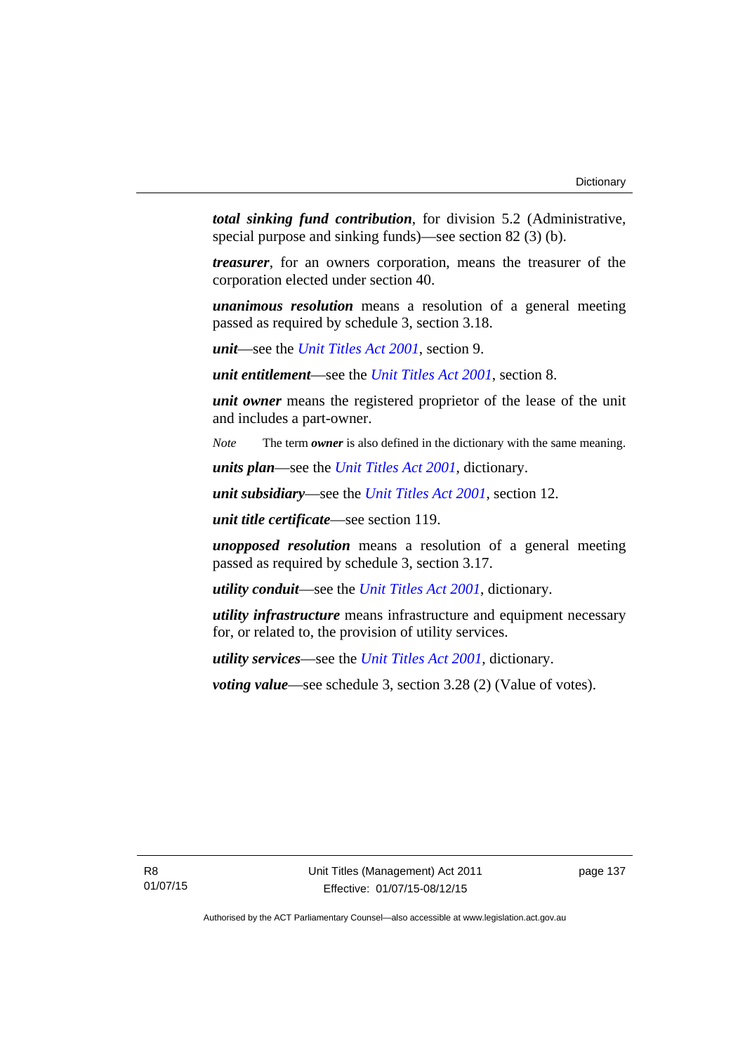***total sinking fund contribution***, for division 5.2 (Administrative, special purpose and sinking funds)—see section 82 (3) (b).

***treasurer***, for an owners corporation, means the treasurer of the corporation elected under section 40.

***unanimous resolution*** means a resolution of a general meeting passed as required by schedule 3, section 3.18.

***unit***—see the *Unit Titles Act 2001*, section 9.

***unit entitlement***—see the *Unit Titles Act 2001*, section 8.

***unit owner*** means the registered proprietor of the lease of the unit and includes a part-owner.

*Note* The term ***owner*** is also defined in the dictionary with the same meaning.

***units plan***—see the *Unit Titles Act 2001*, dictionary.

***unit subsidiary***—see the *Unit Titles Act 2001*, section 12.

***unit title certificate***—see section 119.

***unopposed resolution*** means a resolution of a general meeting passed as required by schedule 3, section 3.17.

***utility conduit***—see the *Unit Titles Act 2001*, dictionary.

***utility infrastructure*** means infrastructure and equipment necessary for, or related to, the provision of utility services.

***utility services***—see the *Unit Titles Act 2001*, dictionary.

***voting value***—see schedule 3, section 3.28 (2) (Value of votes).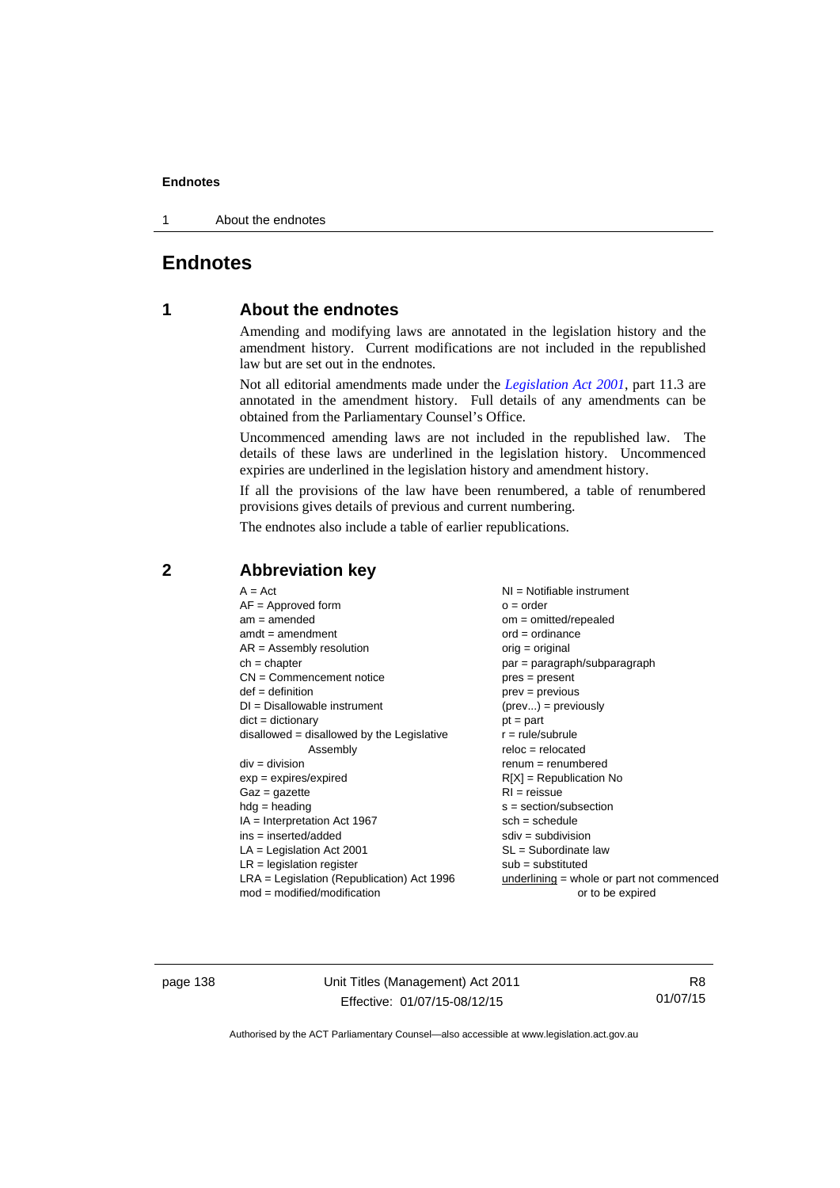# Endnotes

## 1 About the endnotes

Amending and modifying laws are annotated in the legislation history and the amendment history. Current modifications are not included in the republished law but are set out in the endnotes.

Not all editorial amendments made under the *Legislation Act 2001*, part 11.3 are annotated in the amendment history. Full details of any amendments can be obtained from the Parliamentary Counsel's Office.

Uncommenced amending laws are not included in the republished law. The details of these laws are underlined in the legislation history. Uncommenced expiries are underlined in the legislation history and amendment history.

If all the provisions of the law have been renumbered, a table of renumbered provisions gives details of previous and current numbering.

The endnotes also include a table of earlier republications.

## 2 Abbreviation key

A = Act
AF = Approved form
am = amended
amdt = amendment
AR = Assembly resolution
ch = chapter
CN = Commencement notice
def = definition
DI = Disallowable instrument
dict = dictionary
disallowed = disallowed by the Legislative Assembly
div = division
exp = expires/expired
Gaz = gazette
hdg = heading
IA = Interpretation Act 1967
ins = inserted/added
LA = Legislation Act 2001
LR = legislation register
LRA = Legislation (Republication) Act 1996
mod = modified/modification
NI = Notifiable instrument
o = order
om = omitted/repealed
ord = ordinance
orig = original
par = paragraph/subparagraph
pres = present
prev = previous
(prev...) = previously
pt = part
r = rule/subrule
reloc = relocated
renum = renumbered
R[X] = Republication No
RI = reissue
s = section/subsection
sch = schedule
sdiv = subdivision
SL = Subordinate law
sub = substituted
underlining = whole or part not commenced or to be expired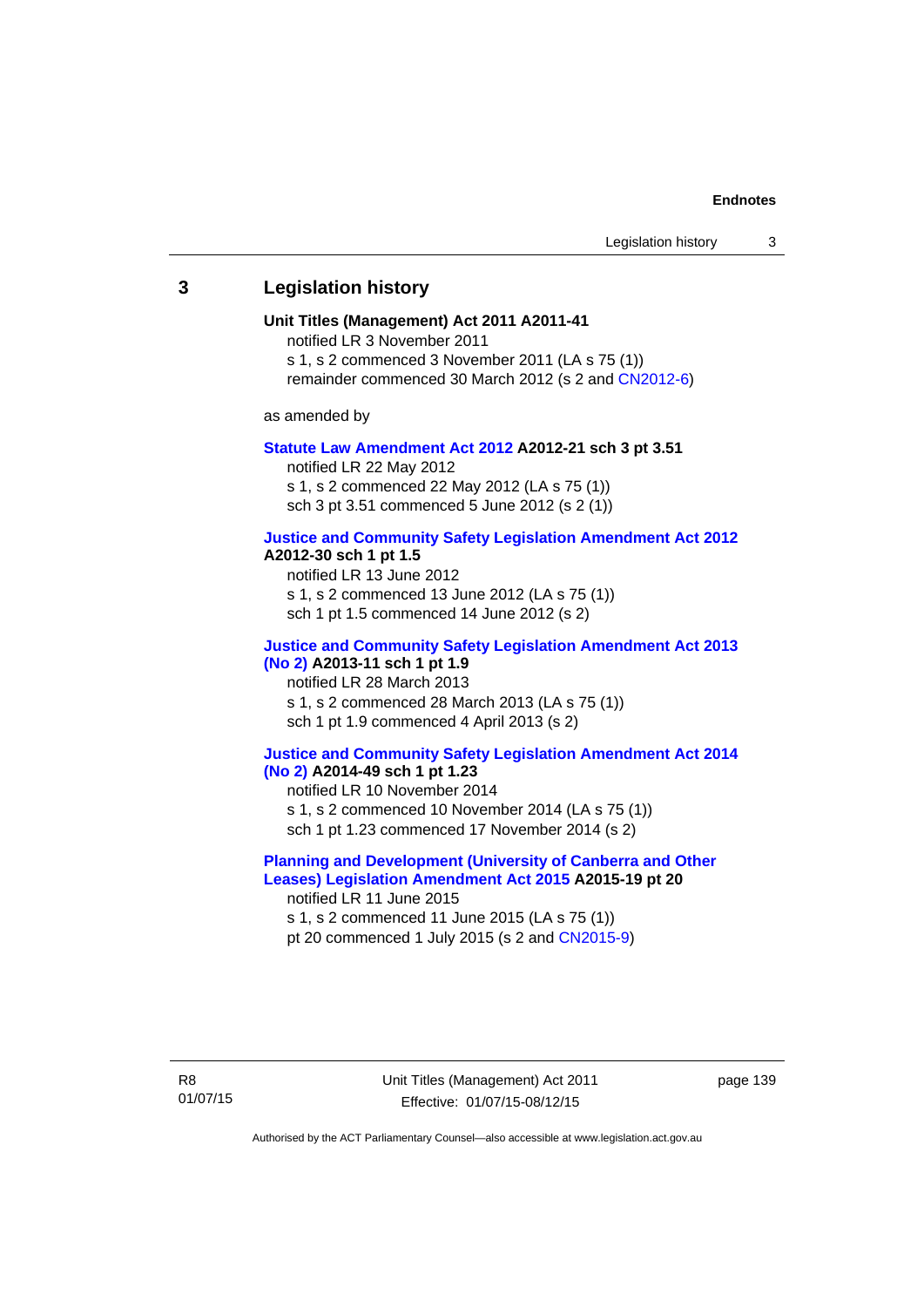## 3 Legislation history

**Unit Titles (Management) Act 2011 A2011-41**

notified LR 3 November 2011

s 1, s 2 commenced 3 November 2011 (LA s 75 (1))

remainder commenced 30 March 2012 (s 2 and CN2012-6)

as amended by

**Statute Law Amendment Act 2012 A2012-21 sch 3 pt 3.51**

notified LR 22 May 2012

s 1, s 2 commenced 22 May 2012 (LA s 75 (1))

sch 3 pt 3.51 commenced 5 June 2012 (s 2 (1))

**Justice and Community Safety Legislation Amendment Act 2012 A2012-30 sch 1 pt 1.5**

notified LR 13 June 2012

s 1, s 2 commenced 13 June 2012 (LA s 75 (1))

sch 1 pt 1.5 commenced 14 June 2012 (s 2)

**Justice and Community Safety Legislation Amendment Act 2013 (No 2) A2013-11 sch 1 pt 1.9**

notified LR 28 March 2013

s 1, s 2 commenced 28 March 2013 (LA s 75 (1))

sch 1 pt 1.9 commenced 4 April 2013 (s 2)

**Justice and Community Safety Legislation Amendment Act 2014 (No 2) A2014-49 sch 1 pt 1.23**

notified LR 10 November 2014

s 1, s 2 commenced 10 November 2014 (LA s 75 (1))

sch 1 pt 1.23 commenced 17 November 2014 (s 2)

**Planning and Development (University of Canberra and Other Leases) Legislation Amendment Act 2015 A2015-19 pt 20**

notified LR 11 June 2015

s 1, s 2 commenced 11 June 2015 (LA s 75 (1))

pt 20 commenced 1 July 2015 (s 2 and CN2015-9)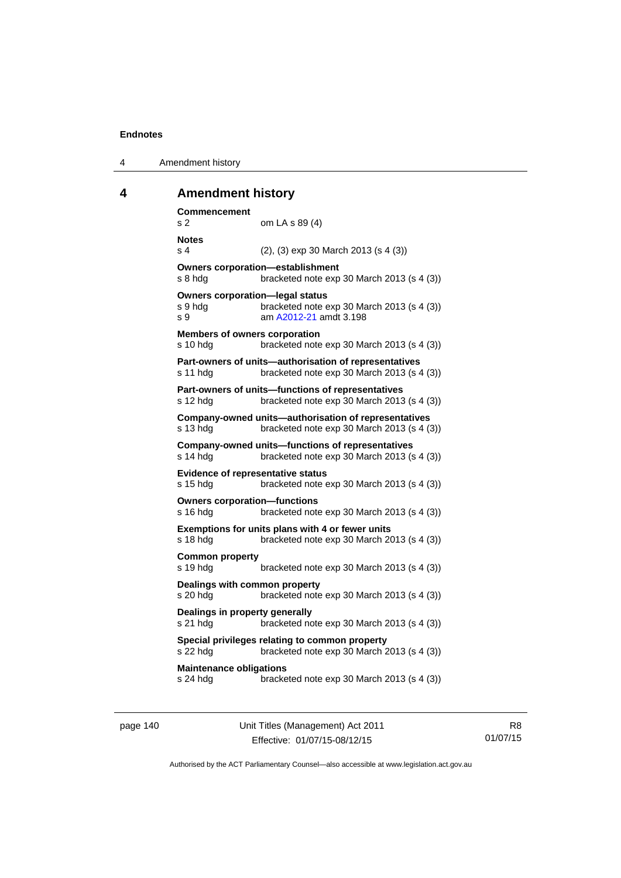## 4 Amendment history

**Commencement**
s 2 om LA s 89 (4)

**Notes**
s 4 (2), (3) exp 30 March 2013 (s 4 (3))

**Owners corporation—establishment**
s 8 hdg bracketed note exp 30 March 2013 (s 4 (3))

**Owners corporation—legal status**
s 9 hdg bracketed note exp 30 March 2013 (s 4 (3))
s 9 am A2012-21 amdt 3.198

**Members of owners corporation**
s 10 hdg bracketed note exp 30 March 2013 (s 4 (3))

**Part-owners of units—authorisation of representatives**
s 11 hdg bracketed note exp 30 March 2013 (s 4 (3))

**Part-owners of units—functions of representatives**
s 12 hdg bracketed note exp 30 March 2013 (s 4 (3))

**Company-owned units—authorisation of representatives**
s 13 hdg bracketed note exp 30 March 2013 (s 4 (3))

**Company-owned units—functions of representatives**
s 14 hdg bracketed note exp 30 March 2013 (s 4 (3))

**Evidence of representative status**
s 15 hdg bracketed note exp 30 March 2013 (s 4 (3))

**Owners corporation—functions**
s 16 hdg bracketed note exp 30 March 2013 (s 4 (3))

**Exemptions for units plans with 4 or fewer units**
s 18 hdg bracketed note exp 30 March 2013 (s 4 (3))

**Common property**
s 19 hdg bracketed note exp 30 March 2013 (s 4 (3))

**Dealings with common property**
s 20 hdg bracketed note exp 30 March 2013 (s 4 (3))

**Dealings in property generally**
s 21 hdg bracketed note exp 30 March 2013 (s 4 (3))

**Special privileges relating to common property**
s 22 hdg bracketed note exp 30 March 2013 (s 4 (3))

**Maintenance obligations**
s 24 hdg bracketed note exp 30 March 2013 (s 4 (3))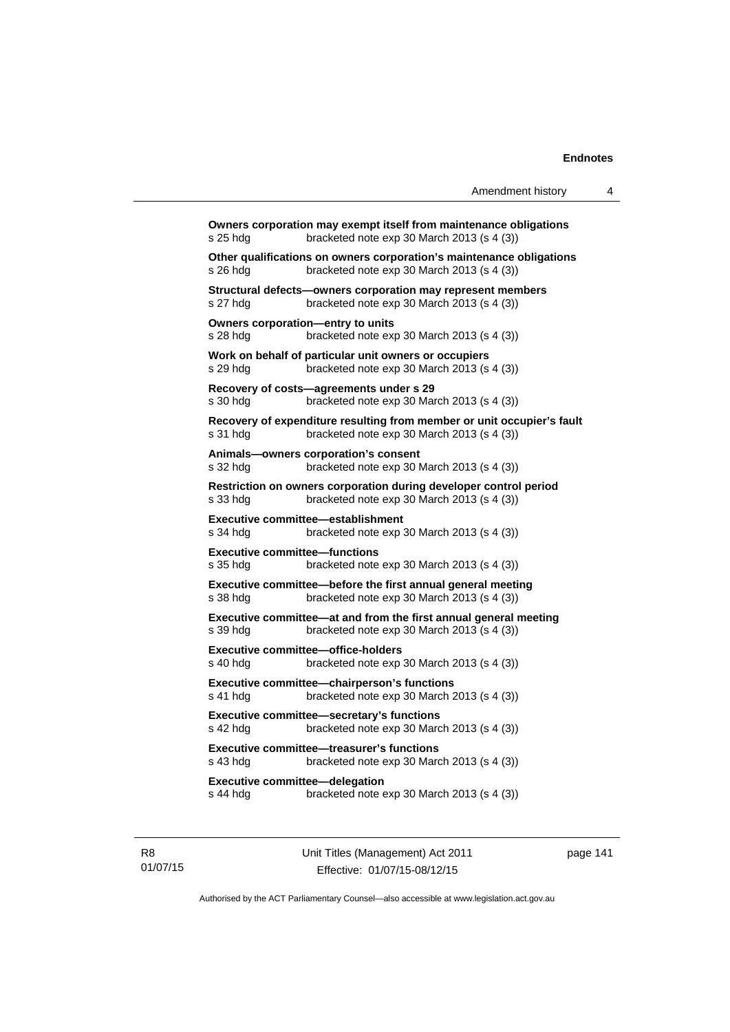**Owners corporation may exempt itself from maintenance obligations**
s 25 hdg bracketed note exp 30 March 2013 (s 4 (3))

**Other qualifications on owners corporation's maintenance obligations**
s 26 hdg bracketed note exp 30 March 2013 (s 4 (3))

**Structural defects—owners corporation may represent members**
s 27 hdg bracketed note exp 30 March 2013 (s 4 (3))

**Owners corporation—entry to units**
s 28 hdg bracketed note exp 30 March 2013 (s 4 (3))

**Work on behalf of particular unit owners or occupiers**
s 29 hdg bracketed note exp 30 March 2013 (s 4 (3))

**Recovery of costs—agreements under s 29**
s 30 hdg bracketed note exp 30 March 2013 (s 4 (3))

**Recovery of expenditure resulting from member or unit occupier's fault**
s 31 hdg bracketed note exp 30 March 2013 (s 4 (3))

**Animals—owners corporation's consent**
s 32 hdg bracketed note exp 30 March 2013 (s 4 (3))

**Restriction on owners corporation during developer control period**
s 33 hdg bracketed note exp 30 March 2013 (s 4 (3))

**Executive committee—establishment**
s 34 hdg bracketed note exp 30 March 2013 (s 4 (3))

**Executive committee—functions**
s 35 hdg bracketed note exp 30 March 2013 (s 4 (3))

**Executive committee—before the first annual general meeting**
s 38 hdg bracketed note exp 30 March 2013 (s 4 (3))

**Executive committee—at and from the first annual general meeting**
s 39 hdg bracketed note exp 30 March 2013 (s 4 (3))

**Executive committee—office-holders**
s 40 hdg bracketed note exp 30 March 2013 (s 4 (3))

**Executive committee—chairperson's functions**
s 41 hdg bracketed note exp 30 March 2013 (s 4 (3))

**Executive committee—secretary's functions**
s 42 hdg bracketed note exp 30 March 2013 (s 4 (3))

**Executive committee—treasurer's functions**
s 43 hdg bracketed note exp 30 March 2013 (s 4 (3))

**Executive committee—delegation**
s 44 hdg bracketed note exp 30 March 2013 (s 4 (3))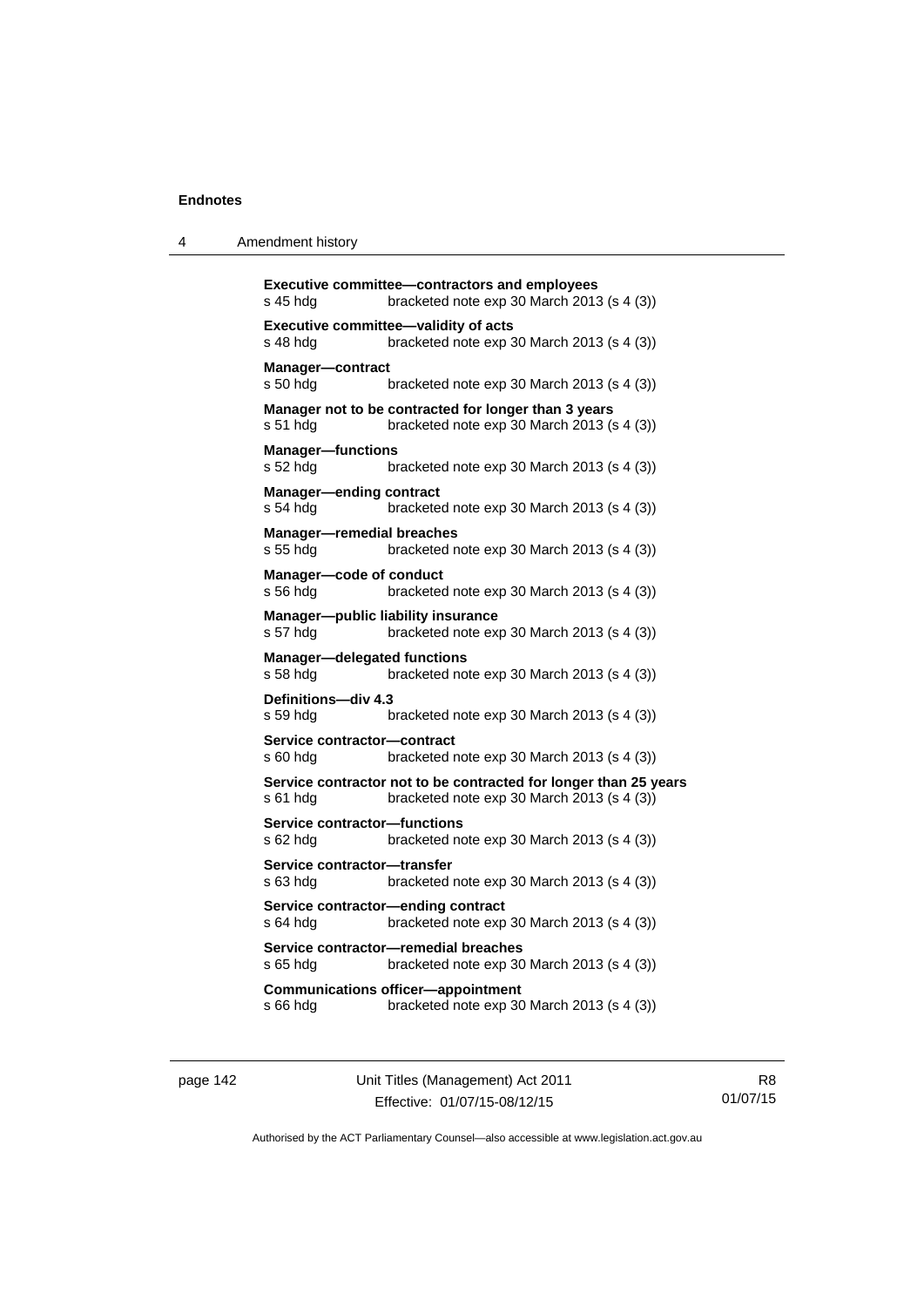**Executive committee—contractors and employees**
s 45 hdg bracketed note exp 30 March 2013 (s 4 (3))

**Executive committee—validity of acts**
s 48 hdg bracketed note exp 30 March 2013 (s 4 (3))

**Manager—contract**
s 50 hdg bracketed note exp 30 March 2013 (s 4 (3))

**Manager not to be contracted for longer than 3 years**
s 51 hdg bracketed note exp 30 March 2013 (s 4 (3))

**Manager—functions**
s 52 hdg bracketed note exp 30 March 2013 (s 4 (3))

**Manager—ending contract**
s 54 hdg bracketed note exp 30 March 2013 (s 4 (3))

**Manager—remedial breaches**
s 55 hdg bracketed note exp 30 March 2013 (s 4 (3))

**Manager—code of conduct**
s 56 hdg bracketed note exp 30 March 2013 (s 4 (3))

**Manager—public liability insurance**
s 57 hdg bracketed note exp 30 March 2013 (s 4 (3))

**Manager—delegated functions**
s 58 hdg bracketed note exp 30 March 2013 (s 4 (3))

**Definitions—div 4.3**
s 59 hdg bracketed note exp 30 March 2013 (s 4 (3))

**Service contractor—contract**
s 60 hdg bracketed note exp 30 March 2013 (s 4 (3))

**Service contractor not to be contracted for longer than 25 years**
s 61 hdg bracketed note exp 30 March 2013 (s 4 (3))

**Service contractor—functions**
s 62 hdg bracketed note exp 30 March 2013 (s 4 (3))

**Service contractor—transfer**
s 63 hdg bracketed note exp 30 March 2013 (s 4 (3))

**Service contractor—ending contract**
s 64 hdg bracketed note exp 30 March 2013 (s 4 (3))

**Service contractor—remedial breaches**
s 65 hdg bracketed note exp 30 March 2013 (s 4 (3))

**Communications officer—appointment**
s 66 hdg bracketed note exp 30 March 2013 (s 4 (3))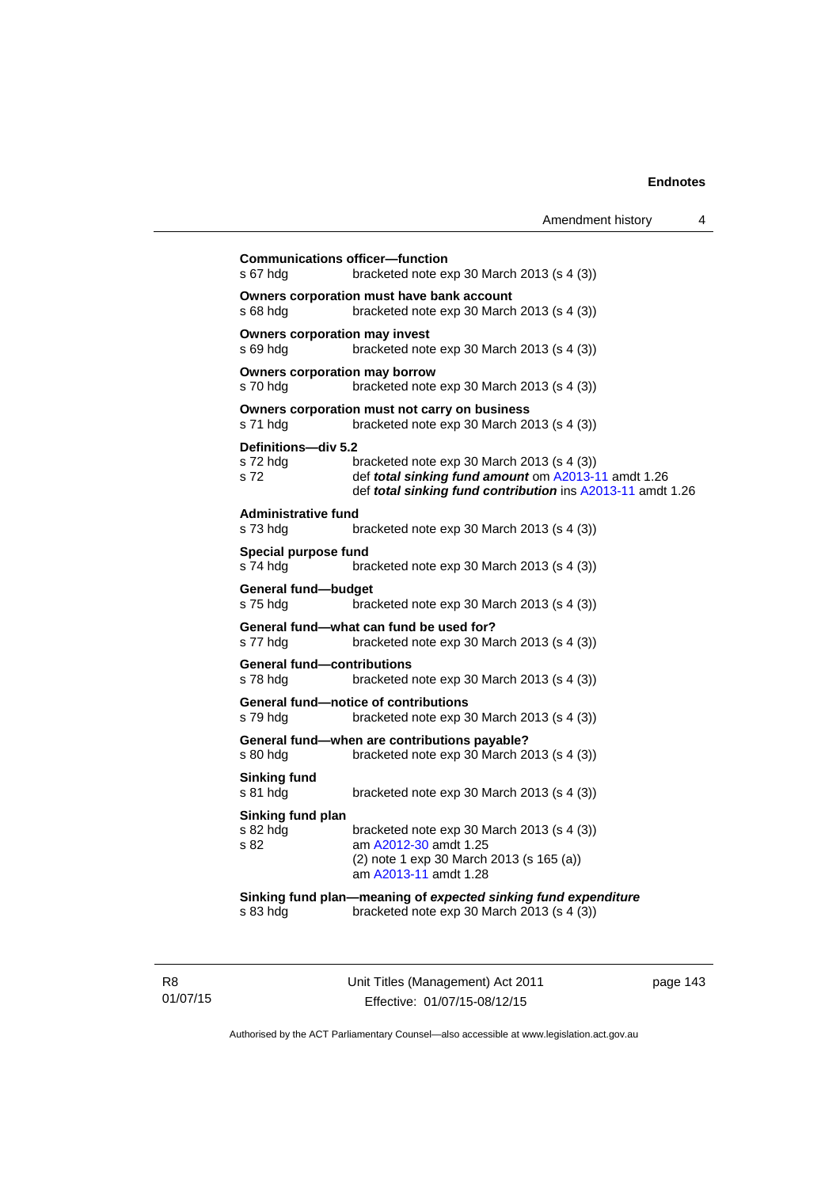**Communications officer—function**

s 67 hdg bracketed note exp 30 March 2013 (s 4 (3))

**Owners corporation must have bank account**

s 68 hdg bracketed note exp 30 March 2013 (s 4 (3))

**Owners corporation may invest**

s 69 hdg bracketed note exp 30 March 2013 (s 4 (3))

**Owners corporation may borrow**

s 70 hdg bracketed note exp 30 March 2013 (s 4 (3))

**Owners corporation must not carry on business**

s 71 hdg bracketed note exp 30 March 2013 (s 4 (3))

**Definitions—div 5.2**

s 72 hdg bracketed note exp 30 March 2013 (s 4 (3))
s 72 def ***total sinking fund amount*** om A2013-11 amdt 1.26
def ***total sinking fund contribution*** ins A2013-11 amdt 1.26

**Administrative fund**

s 73 hdg bracketed note exp 30 March 2013 (s 4 (3))

**Special purpose fund**

s 74 hdg bracketed note exp 30 March 2013 (s 4 (3))

**General fund—budget**

s 75 hdg bracketed note exp 30 March 2013 (s 4 (3))

**General fund—what can fund be used for?**

s 77 hdg bracketed note exp 30 March 2013 (s 4 (3))

**General fund—contributions**

s 78 hdg bracketed note exp 30 March 2013 (s 4 (3))

**General fund—notice of contributions**

s 79 hdg bracketed note exp 30 March 2013 (s 4 (3))

**General fund—when are contributions payable?**

s 80 hdg bracketed note exp 30 March 2013 (s 4 (3))

**Sinking fund**

s 81 hdg bracketed note exp 30 March 2013 (s 4 (3))

**Sinking fund plan**

s 82 hdg bracketed note exp 30 March 2013 (s 4 (3))
s 82 am A2012-30 amdt 1.25
(2) note 1 exp 30 March 2013 (s 165 (a))
am A2013-11 amdt 1.28

**Sinking fund plan—meaning of *expected sinking fund expenditure***

s 83 hdg bracketed note exp 30 March 2013 (s 4 (3))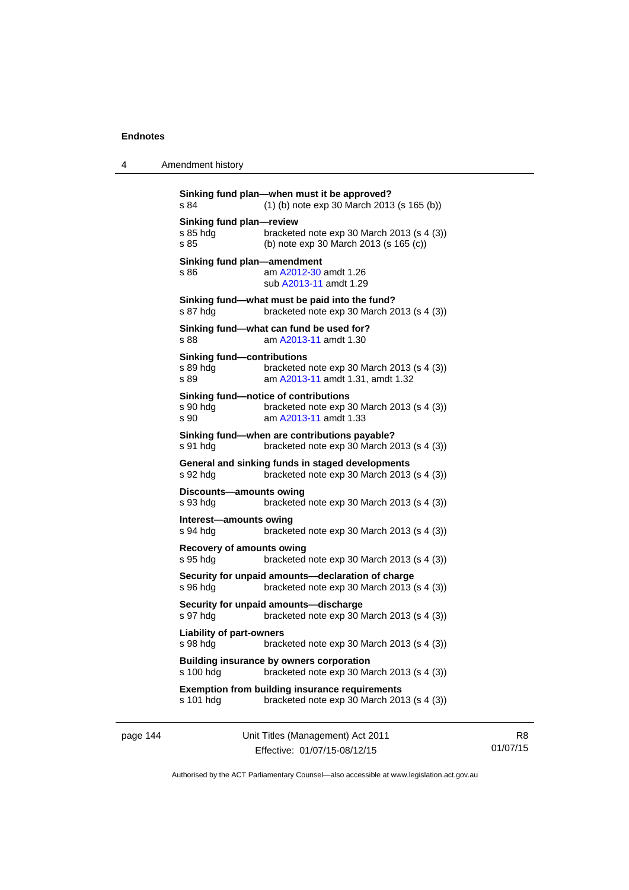**Sinking fund plan—when must it be approved?**
s 84 (1) (b) note exp 30 March 2013 (s 165 (b))

**Sinking fund plan—review**
s 85 hdg bracketed note exp 30 March 2013 (s 4 (3))
s 85 (b) note exp 30 March 2013 (s 165 (c))

**Sinking fund plan—amendment**
s 86 am A2012-30 amdt 1.26
sub A2013-11 amdt 1.29

**Sinking fund—what must be paid into the fund?**
s 87 hdg bracketed note exp 30 March 2013 (s 4 (3))

**Sinking fund—what can fund be used for?**
s 88 am A2013-11 amdt 1.30

**Sinking fund—contributions**
s 89 hdg bracketed note exp 30 March 2013 (s 4 (3))
s 89 am A2013-11 amdt 1.31, amdt 1.32

**Sinking fund—notice of contributions**
s 90 hdg bracketed note exp 30 March 2013 (s 4 (3))
s 90 am A2013-11 amdt 1.33

**Sinking fund—when are contributions payable?**
s 91 hdg bracketed note exp 30 March 2013 (s 4 (3))

**General and sinking funds in staged developments**
s 92 hdg bracketed note exp 30 March 2013 (s 4 (3))

**Discounts—amounts owing**
s 93 hdg bracketed note exp 30 March 2013 (s 4 (3))

**Interest—amounts owing**
s 94 hdg bracketed note exp 30 March 2013 (s 4 (3))

**Recovery of amounts owing**
s 95 hdg bracketed note exp 30 March 2013 (s 4 (3))

**Security for unpaid amounts—declaration of charge**
s 96 hdg bracketed note exp 30 March 2013 (s 4 (3))

**Security for unpaid amounts—discharge**
s 97 hdg bracketed note exp 30 March 2013 (s 4 (3))

**Liability of part-owners**
s 98 hdg bracketed note exp 30 March 2013 (s 4 (3))

**Building insurance by owners corporation**
s 100 hdg bracketed note exp 30 March 2013 (s 4 (3))

**Exemption from building insurance requirements**
s 101 hdg bracketed note exp 30 March 2013 (s 4 (3))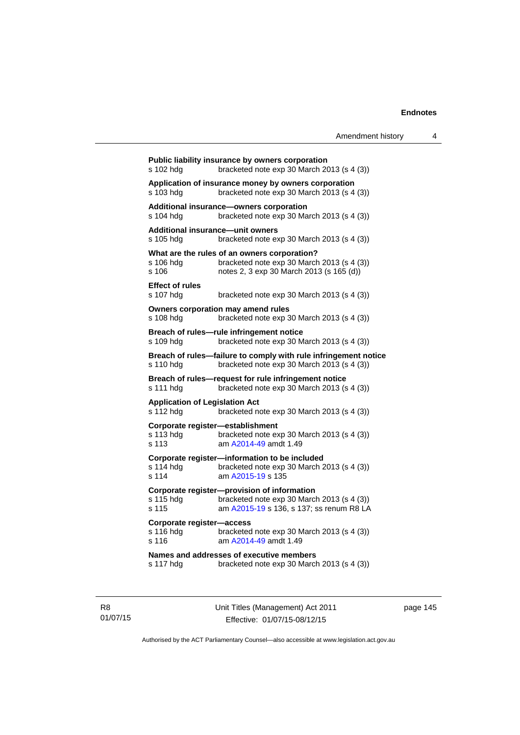**Public liability insurance by owners corporation**
s 102 hdg bracketed note exp 30 March 2013 (s 4 (3))

**Application of insurance money by owners corporation**
s 103 hdg bracketed note exp 30 March 2013 (s 4 (3))

**Additional insurance—owners corporation**
s 104 hdg bracketed note exp 30 March 2013 (s 4 (3))

**Additional insurance—unit owners**
s 105 hdg bracketed note exp 30 March 2013 (s 4 (3))

**What are the rules of an owners corporation?**
s 106 hdg bracketed note exp 30 March 2013 (s 4 (3))
s 106 notes 2, 3 exp 30 March 2013 (s 165 (d))

**Effect of rules**
s 107 hdg bracketed note exp 30 March 2013 (s 4 (3))

**Owners corporation may amend rules**
s 108 hdg bracketed note exp 30 March 2013 (s 4 (3))

**Breach of rules—rule infringement notice**
s 109 hdg bracketed note exp 30 March 2013 (s 4 (3))

**Breach of rules—failure to comply with rule infringement notice**
s 110 hdg bracketed note exp 30 March 2013 (s 4 (3))

**Breach of rules—request for rule infringement notice**
s 111 hdg bracketed note exp 30 March 2013 (s 4 (3))

**Application of Legislation Act**
s 112 hdg bracketed note exp 30 March 2013 (s 4 (3))

**Corporate register—establishment**
s 113 hdg bracketed note exp 30 March 2013 (s 4 (3))
s 113 am A2014-49 amdt 1.49

**Corporate register—information to be included**
s 114 hdg bracketed note exp 30 March 2013 (s 4 (3))
s 114 am A2015-19 s 135

**Corporate register—provision of information**
s 115 hdg bracketed note exp 30 March 2013 (s 4 (3))
s 115 am A2015-19 s 136, s 137; ss renum R8 LA

**Corporate register—access**
s 116 hdg bracketed note exp 30 March 2013 (s 4 (3))
s 116 am A2014-49 amdt 1.49

**Names and addresses of executive members**
s 117 hdg bracketed note exp 30 March 2013 (s 4 (3))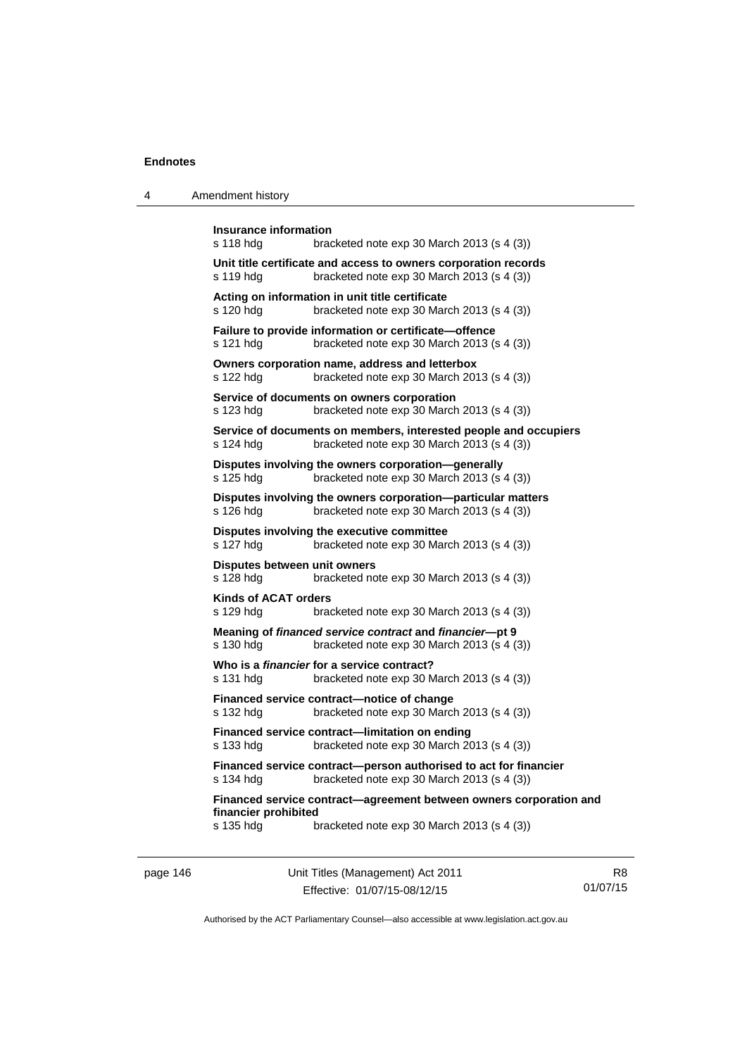**Insurance information**
s 118 hdg bracketed note exp 30 March 2013 (s 4 (3))

**Unit title certificate and access to owners corporation records**
s 119 hdg bracketed note exp 30 March 2013 (s 4 (3))

**Acting on information in unit title certificate**
s 120 hdg bracketed note exp 30 March 2013 (s 4 (3))

**Failure to provide information or certificate—offence**
s 121 hdg bracketed note exp 30 March 2013 (s 4 (3))

**Owners corporation name, address and letterbox**
s 122 hdg bracketed note exp 30 March 2013 (s 4 (3))

**Service of documents on owners corporation**
s 123 hdg bracketed note exp 30 March 2013 (s 4 (3))

**Service of documents on members, interested people and occupiers**
s 124 hdg bracketed note exp 30 March 2013 (s 4 (3))

**Disputes involving the owners corporation—generally**
s 125 hdg bracketed note exp 30 March 2013 (s 4 (3))

**Disputes involving the owners corporation—particular matters**
s 126 hdg bracketed note exp 30 March 2013 (s 4 (3))

**Disputes involving the executive committee**
s 127 hdg bracketed note exp 30 March 2013 (s 4 (3))

**Disputes between unit owners**
s 128 hdg bracketed note exp 30 March 2013 (s 4 (3))

**Kinds of ACAT orders**
s 129 hdg bracketed note exp 30 March 2013 (s 4 (3))

**Meaning of *financed service contract* and *financier*—pt 9**
s 130 hdg bracketed note exp 30 March 2013 (s 4 (3))

**Who is a *financier* for a service contract?**
s 131 hdg bracketed note exp 30 March 2013 (s 4 (3))

**Financed service contract—notice of change**
s 132 hdg bracketed note exp 30 March 2013 (s 4 (3))

**Financed service contract—limitation on ending**
s 133 hdg bracketed note exp 30 March 2013 (s 4 (3))

**Financed service contract—person authorised to act for financier**
s 134 hdg bracketed note exp 30 March 2013 (s 4 (3))

**Financed service contract—agreement between owners corporation and financier prohibited**
s 135 hdg bracketed note exp 30 March 2013 (s 4 (3))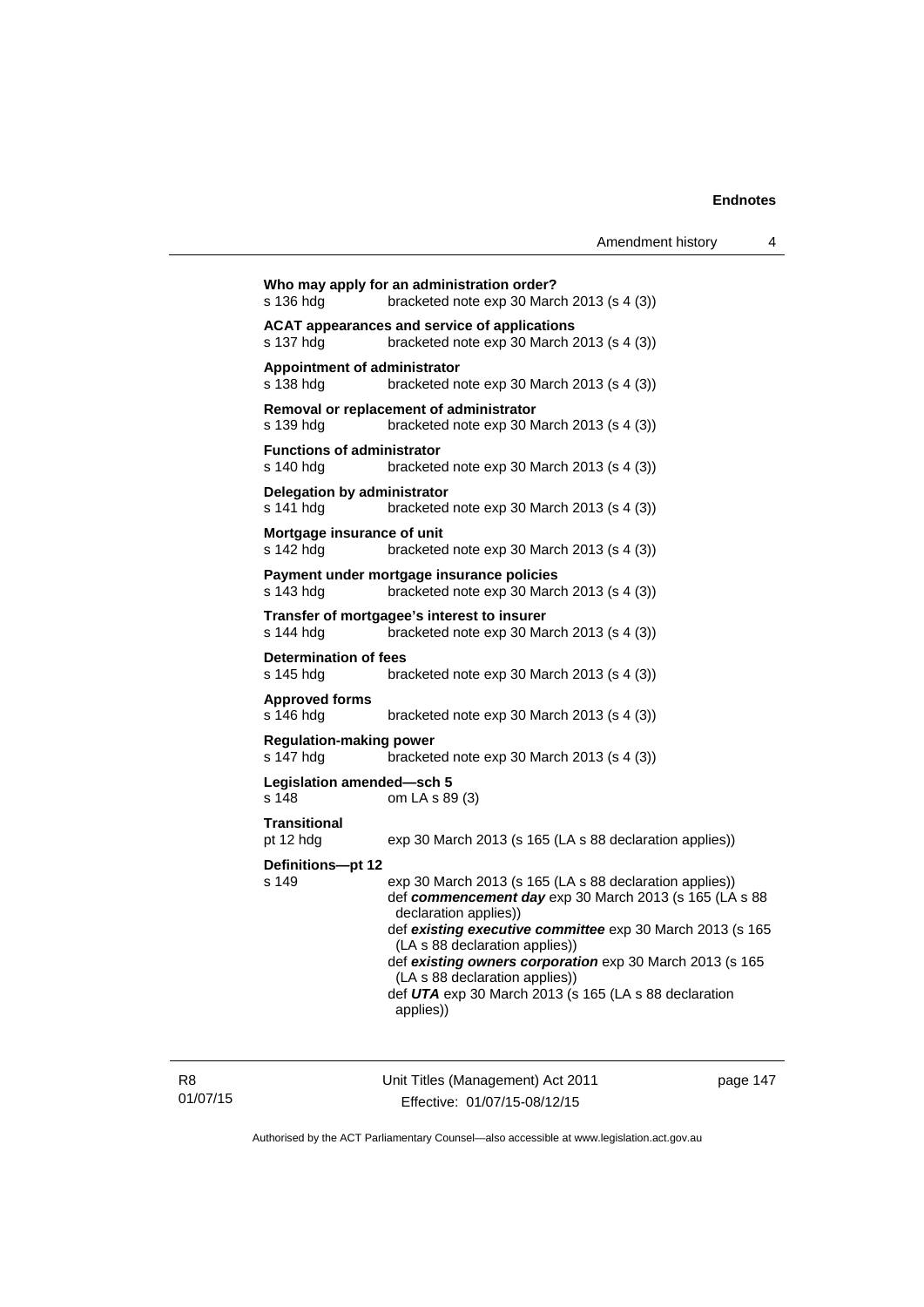**Who may apply for an administration order?**
s 136 hdg bracketed note exp 30 March 2013 (s 4 (3))

**ACAT appearances and service of applications**
s 137 hdg bracketed note exp 30 March 2013 (s 4 (3))

**Appointment of administrator**
s 138 hdg bracketed note exp 30 March 2013 (s 4 (3))

**Removal or replacement of administrator**
s 139 hdg bracketed note exp 30 March 2013 (s 4 (3))

**Functions of administrator**
s 140 hdg bracketed note exp 30 March 2013 (s 4 (3))

**Delegation by administrator**
s 141 hdg bracketed note exp 30 March 2013 (s 4 (3))

**Mortgage insurance of unit**
s 142 hdg bracketed note exp 30 March 2013 (s 4 (3))

**Payment under mortgage insurance policies**
s 143 hdg bracketed note exp 30 March 2013 (s 4 (3))

**Transfer of mortgagee's interest to insurer**
s 144 hdg bracketed note exp 30 March 2013 (s 4 (3))

**Determination of fees**
s 145 hdg bracketed note exp 30 March 2013 (s 4 (3))

**Approved forms**
s 146 hdg bracketed note exp 30 March 2013 (s 4 (3))

**Regulation-making power**
s 147 hdg bracketed note exp 30 March 2013 (s 4 (3))

**Legislation amended—sch 5**
s 148 om LA s 89 (3)

**Transitional**
pt 12 hdg exp 30 March 2013 (s 165 (LA s 88 declaration applies))

**Definitions—pt 12**
s 149 exp 30 March 2013 (s 165 (LA s 88 declaration applies))
def ***commencement day*** exp 30 March 2013 (s 165 (LA s 88 declaration applies))
def ***existing executive committee*** exp 30 March 2013 (s 165 (LA s 88 declaration applies))
def ***existing owners corporation*** exp 30 March 2013 (s 165 (LA s 88 declaration applies))
def ***UTA*** exp 30 March 2013 (s 165 (LA s 88 declaration applies))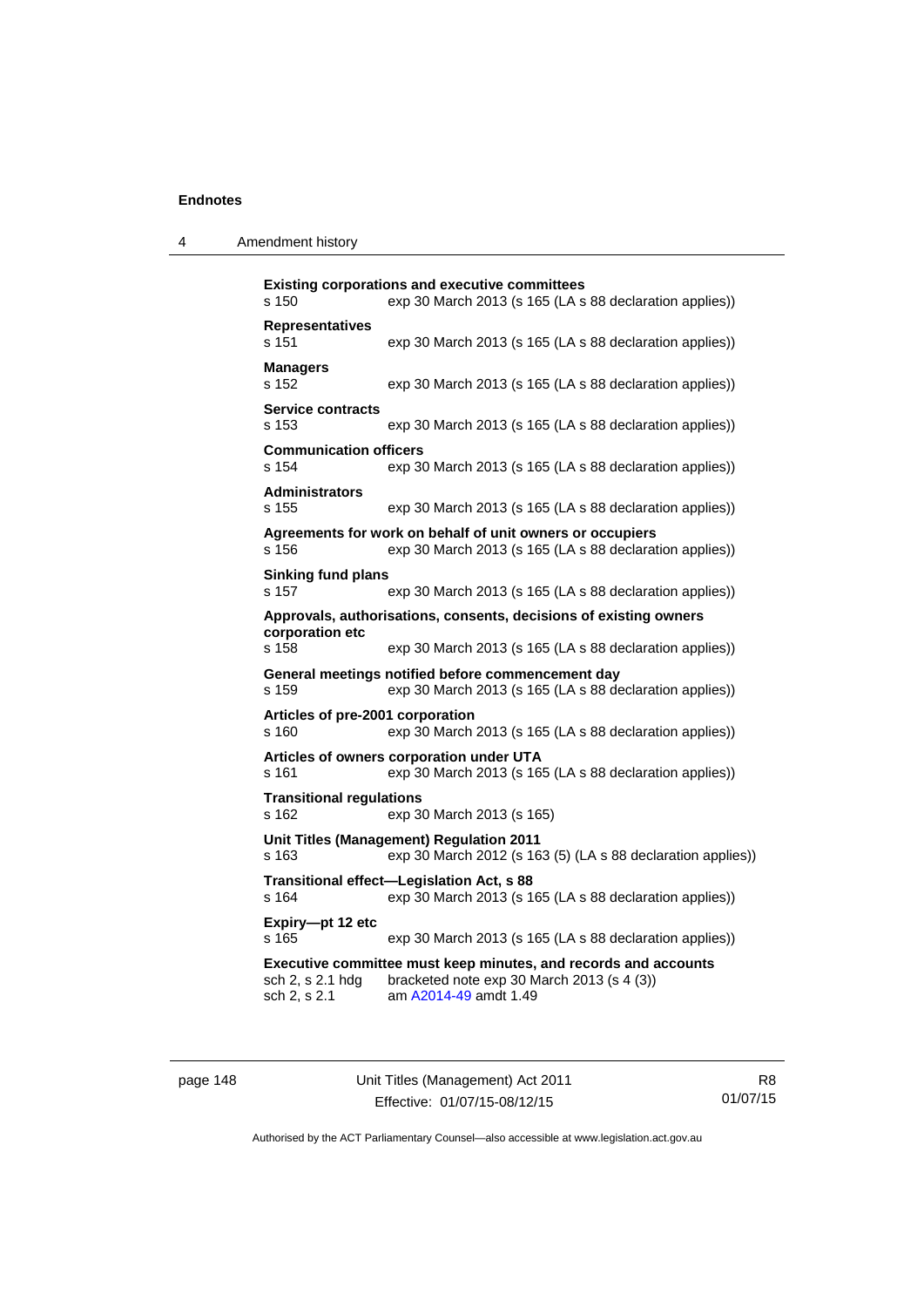**Existing corporations and executive committees**
s 150 exp 30 March 2013 (s 165 (LA s 88 declaration applies))

**Representatives**
s 151 exp 30 March 2013 (s 165 (LA s 88 declaration applies))

**Managers**
s 152 exp 30 March 2013 (s 165 (LA s 88 declaration applies))

**Service contracts**
s 153 exp 30 March 2013 (s 165 (LA s 88 declaration applies))

**Communication officers**
s 154 exp 30 March 2013 (s 165 (LA s 88 declaration applies))

**Administrators**
s 155 exp 30 March 2013 (s 165 (LA s 88 declaration applies))

**Agreements for work on behalf of unit owners or occupiers**
s 156 exp 30 March 2013 (s 165 (LA s 88 declaration applies))

**Sinking fund plans**
s 157 exp 30 March 2013 (s 165 (LA s 88 declaration applies))

**Approvals, authorisations, consents, decisions of existing owners corporation etc**
s 158 exp 30 March 2013 (s 165 (LA s 88 declaration applies))

**General meetings notified before commencement day**
s 159 exp 30 March 2013 (s 165 (LA s 88 declaration applies))

**Articles of pre-2001 corporation**
s 160 exp 30 March 2013 (s 165 (LA s 88 declaration applies))

**Articles of owners corporation under UTA**
s 161 exp 30 March 2013 (s 165 (LA s 88 declaration applies))

**Transitional regulations**
s 162 exp 30 March 2013 (s 165)

**Unit Titles (Management) Regulation 2011**
s 163 exp 30 March 2012 (s 163 (5) (LA s 88 declaration applies))

**Transitional effect—Legislation Act, s 88**
s 164 exp 30 March 2013 (s 165 (LA s 88 declaration applies))

**Expiry—pt 12 etc**
s 165 exp 30 March 2013 (s 165 (LA s 88 declaration applies))

**Executive committee must keep minutes, and records and accounts**
sch 2, s 2.1 hdg bracketed note exp 30 March 2013 (s 4 (3))
sch 2, s 2.1 am A2014-49 amdt 1.49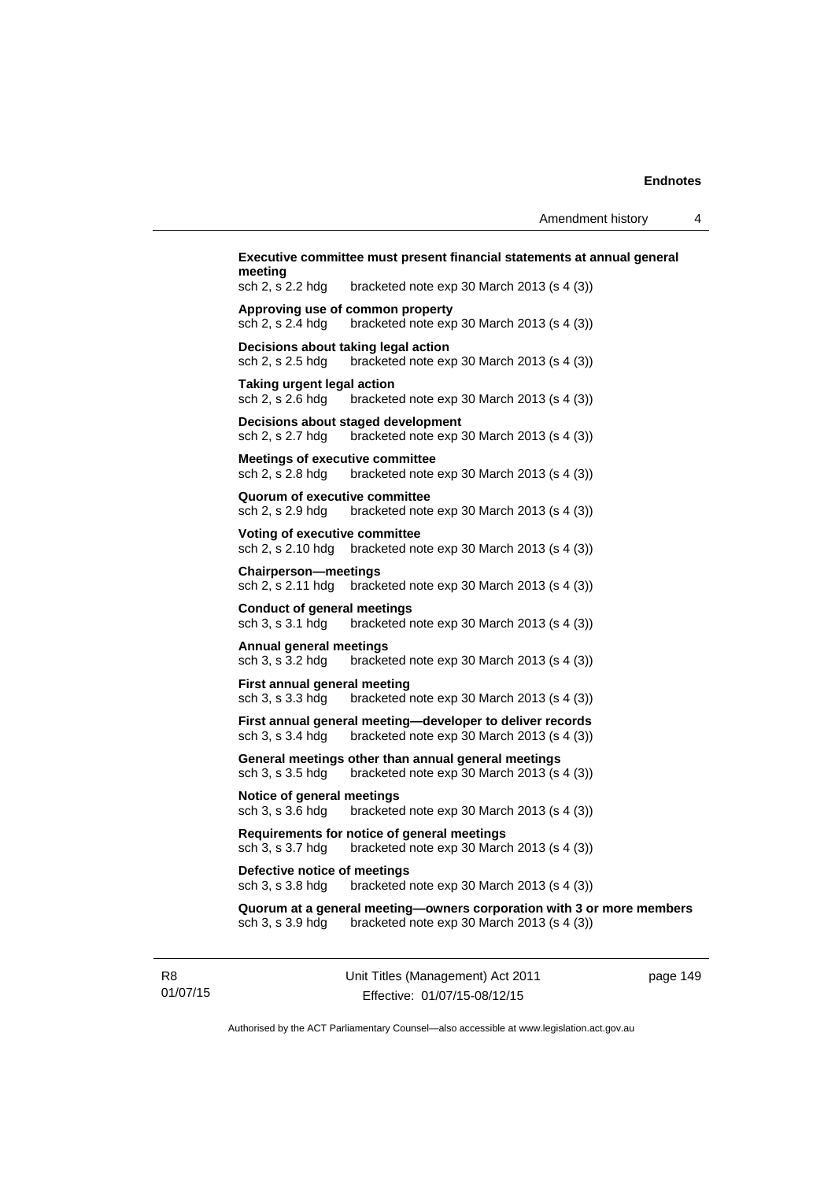**Executive committee must present financial statements at annual general meeting**
sch 2, s 2.2 hdg bracketed note exp 30 March 2013 (s 4 (3))

**Approving use of common property**
sch 2, s 2.4 hdg bracketed note exp 30 March 2013 (s 4 (3))

**Decisions about taking legal action**
sch 2, s 2.5 hdg bracketed note exp 30 March 2013 (s 4 (3))

**Taking urgent legal action**
sch 2, s 2.6 hdg bracketed note exp 30 March 2013 (s 4 (3))

**Decisions about staged development**
sch 2, s 2.7 hdg bracketed note exp 30 March 2013 (s 4 (3))

**Meetings of executive committee**
sch 2, s 2.8 hdg bracketed note exp 30 March 2013 (s 4 (3))

**Quorum of executive committee**
sch 2, s 2.9 hdg bracketed note exp 30 March 2013 (s 4 (3))

**Voting of executive committee**
sch 2, s 2.10 hdg bracketed note exp 30 March 2013 (s 4 (3))

**Chairperson—meetings**
sch 2, s 2.11 hdg bracketed note exp 30 March 2013 (s 4 (3))

**Conduct of general meetings**
sch 3, s 3.1 hdg bracketed note exp 30 March 2013 (s 4 (3))

**Annual general meetings**
sch 3, s 3.2 hdg bracketed note exp 30 March 2013 (s 4 (3))

**First annual general meeting**
sch 3, s 3.3 hdg bracketed note exp 30 March 2013 (s 4 (3))

**First annual general meeting—developer to deliver records**
sch 3, s 3.4 hdg bracketed note exp 30 March 2013 (s 4 (3))

**General meetings other than annual general meetings**
sch 3, s 3.5 hdg bracketed note exp 30 March 2013 (s 4 (3))

**Notice of general meetings**
sch 3, s 3.6 hdg bracketed note exp 30 March 2013 (s 4 (3))

**Requirements for notice of general meetings**
sch 3, s 3.7 hdg bracketed note exp 30 March 2013 (s 4 (3))

**Defective notice of meetings**
sch 3, s 3.8 hdg bracketed note exp 30 March 2013 (s 4 (3))

**Quorum at a general meeting—owners corporation with 3 or more members**
sch 3, s 3.9 hdg bracketed note exp 30 March 2013 (s 4 (3))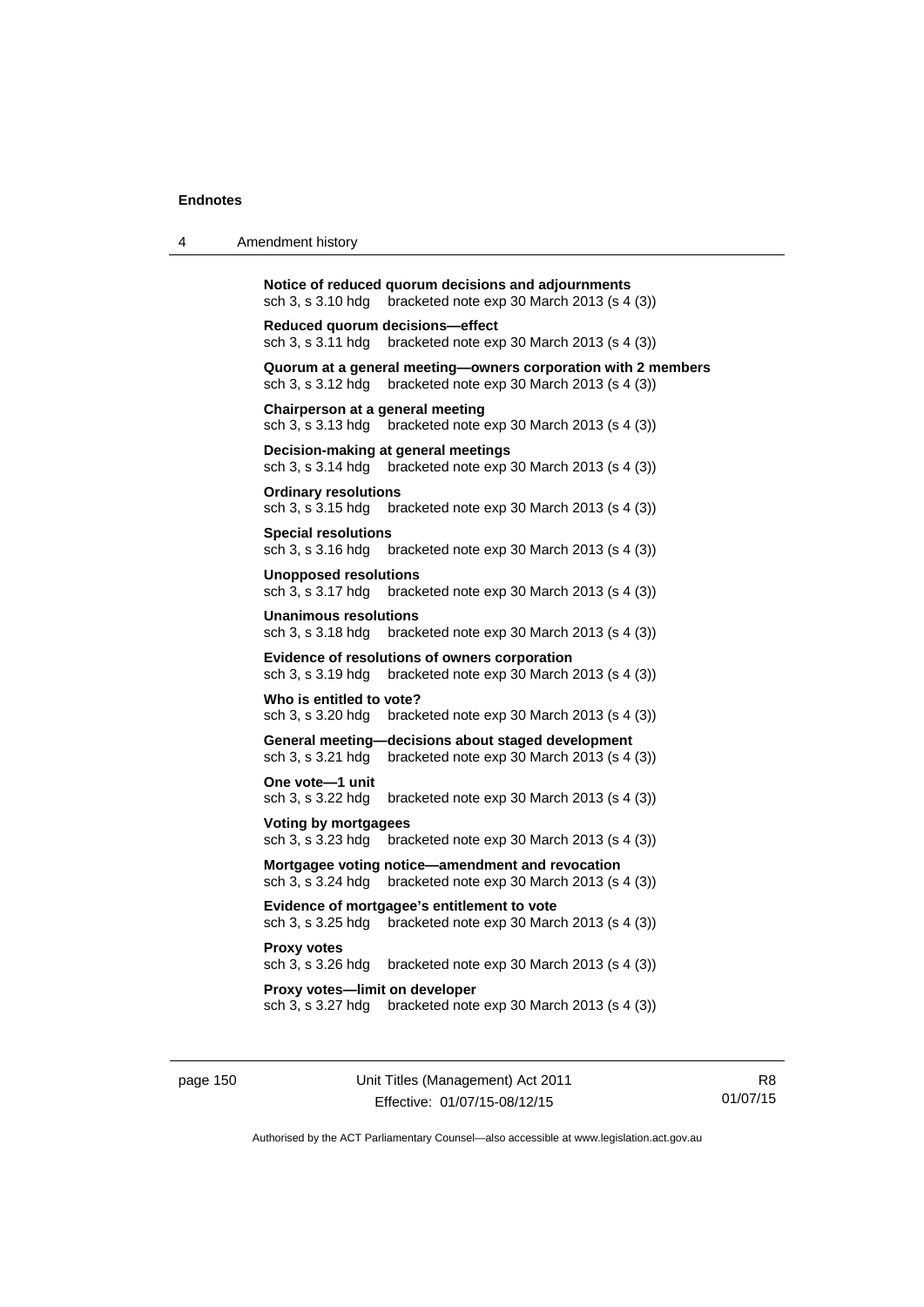**Notice of reduced quorum decisions and adjournments**
sch 3, s 3.10 hdg bracketed note exp 30 March 2013 (s 4 (3))

**Reduced quorum decisions—effect**
sch 3, s 3.11 hdg bracketed note exp 30 March 2013 (s 4 (3))

**Quorum at a general meeting—owners corporation with 2 members**
sch 3, s 3.12 hdg bracketed note exp 30 March 2013 (s 4 (3))

**Chairperson at a general meeting**
sch 3, s 3.13 hdg bracketed note exp 30 March 2013 (s 4 (3))

**Decision-making at general meetings**
sch 3, s 3.14 hdg bracketed note exp 30 March 2013 (s 4 (3))

**Ordinary resolutions**
sch 3, s 3.15 hdg bracketed note exp 30 March 2013 (s 4 (3))

**Special resolutions**
sch 3, s 3.16 hdg bracketed note exp 30 March 2013 (s 4 (3))

**Unopposed resolutions**
sch 3, s 3.17 hdg bracketed note exp 30 March 2013 (s 4 (3))

**Unanimous resolutions**
sch 3, s 3.18 hdg bracketed note exp 30 March 2013 (s 4 (3))

**Evidence of resolutions of owners corporation**
sch 3, s 3.19 hdg bracketed note exp 30 March 2013 (s 4 (3))

**Who is entitled to vote?**
sch 3, s 3.20 hdg bracketed note exp 30 March 2013 (s 4 (3))

**General meeting—decisions about staged development**
sch 3, s 3.21 hdg bracketed note exp 30 March 2013 (s 4 (3))

**One vote—1 unit**
sch 3, s 3.22 hdg bracketed note exp 30 March 2013 (s 4 (3))

**Voting by mortgagees**
sch 3, s 3.23 hdg bracketed note exp 30 March 2013 (s 4 (3))

**Mortgagee voting notice—amendment and revocation**
sch 3, s 3.24 hdg bracketed note exp 30 March 2013 (s 4 (3))

**Evidence of mortgagee's entitlement to vote**
sch 3, s 3.25 hdg bracketed note exp 30 March 2013 (s 4 (3))

**Proxy votes**
sch 3, s 3.26 hdg bracketed note exp 30 March 2013 (s 4 (3))

**Proxy votes—limit on developer**
sch 3, s 3.27 hdg bracketed note exp 30 March 2013 (s 4 (3))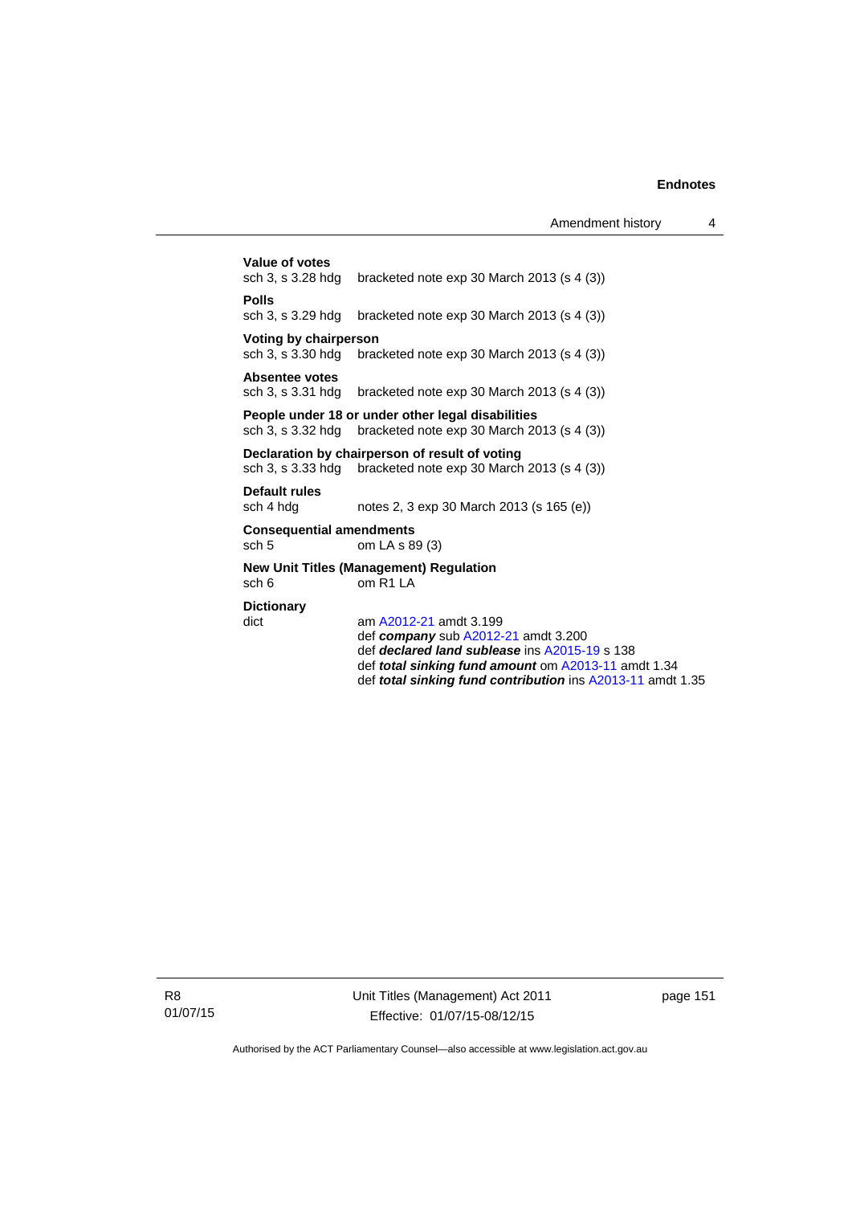**Value of votes**
sch 3, s 3.28 hdg bracketed note exp 30 March 2013 (s 4 (3))

**Polls**
sch 3, s 3.29 hdg bracketed note exp 30 March 2013 (s 4 (3))

**Voting by chairperson**
sch 3, s 3.30 hdg bracketed note exp 30 March 2013 (s 4 (3))

**Absentee votes**
sch 3, s 3.31 hdg bracketed note exp 30 March 2013 (s 4 (3))

**People under 18 or under other legal disabilities**
sch 3, s 3.32 hdg bracketed note exp 30 March 2013 (s 4 (3))

**Declaration by chairperson of result of voting**
sch 3, s 3.33 hdg bracketed note exp 30 March 2013 (s 4 (3))

**Default rules**
sch 4 hdg notes 2, 3 exp 30 March 2013 (s 165 (e))

**Consequential amendments**
sch 5 om LA s 89 (3)

**New Unit Titles (Management) Regulation**
sch 6 om R1 LA

**Dictionary**
dict am A2012-21 amdt 3.199
def ***company*** sub A2012-21 amdt 3.200
def ***declared land sublease*** ins A2015-19 s 138
def ***total sinking fund amount*** om A2013-11 amdt 1.34
def ***total sinking fund contribution*** ins A2013-11 amdt 1.35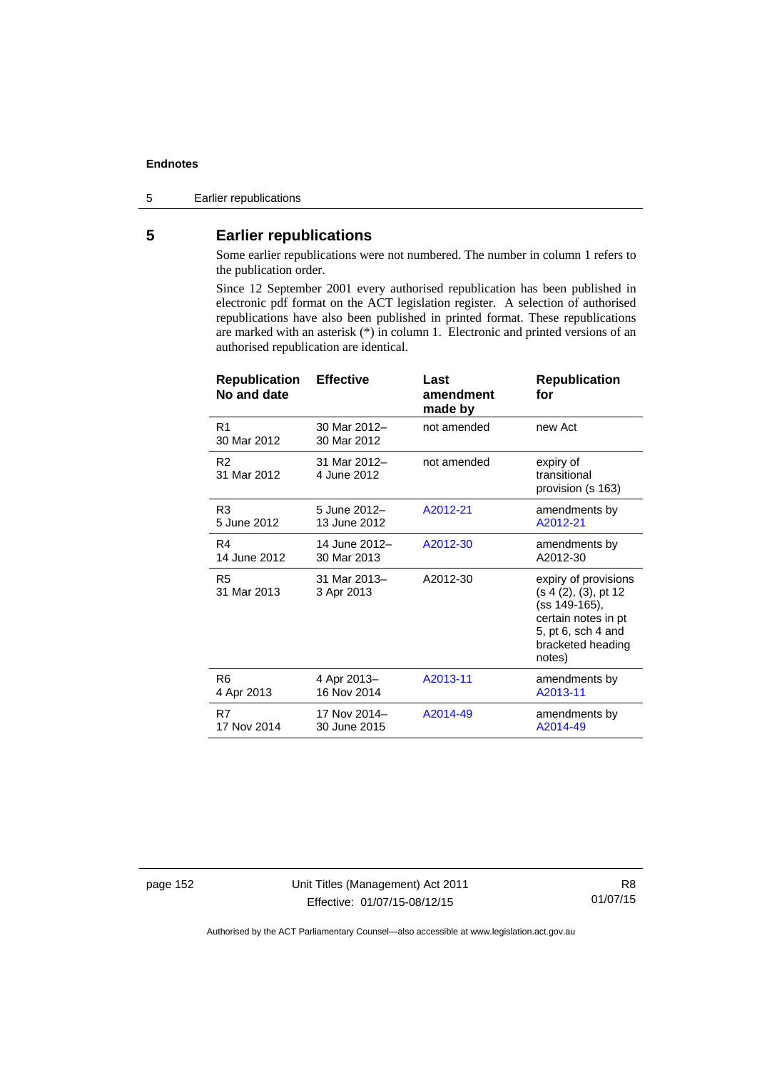## 5 Earlier republications

Some earlier republications were not numbered. The number in column 1 refers to the publication order.

Since 12 September 2001 every authorised republication has been published in electronic pdf format on the ACT legislation register. A selection of authorised republications have also been published in printed format. These republications are marked with an asterisk (*) in column 1. Electronic and printed versions of an authorised republication are identical.

| Republication No and date | Effective | Last amendment made by | Republication for |
|---|---|---|---|
| R1 30 Mar 2012 | 30 Mar 2012– 30 Mar 2012 | not amended | new Act |
| R2 31 Mar 2012 | 31 Mar 2012– 4 June 2012 | not amended | expiry of transitional provision (s 163) |
| R3 5 June 2012 | 5 June 2012– 13 June 2012 | A2012-21 | amendments by A2012-21 |
| R4 14 June 2012 | 14 June 2012– 30 Mar 2013 | A2012-30 | amendments by A2012-30 |
| R5 31 Mar 2013 | 31 Mar 2013– 3 Apr 2013 | A2012-30 | expiry of provisions (s 4 (2), (3), pt 12 (ss 149-165), certain notes in pt 5, pt 6, sch 4 and bracketed heading notes) |
| R6 4 Apr 2013 | 4 Apr 2013– 16 Nov 2014 | A2013-11 | amendments by A2013-11 |
| R7 17 Nov 2014 | 17 Nov 2014– 30 June 2015 | A2014-49 | amendments by A2014-49 |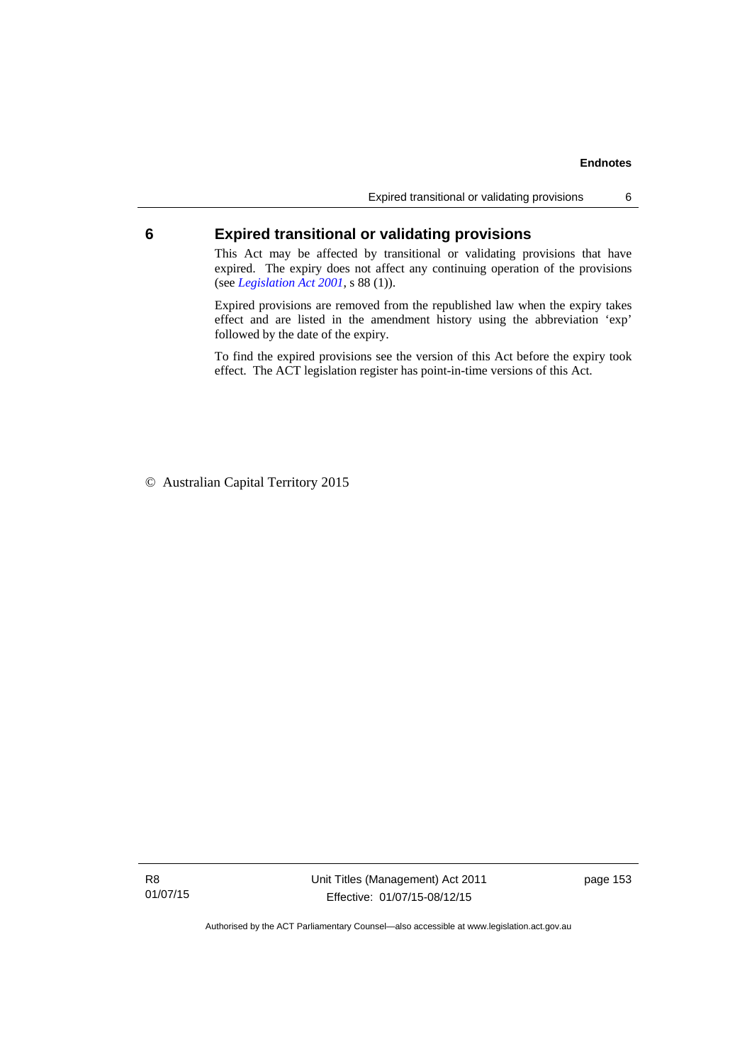## 6 Expired transitional or validating provisions

This Act may be affected by transitional or validating provisions that have expired. The expiry does not affect any continuing operation of the provisions (see *Legislation Act 2001*, s 88 (1)).

Expired provisions are removed from the republished law when the expiry takes effect and are listed in the amendment history using the abbreviation 'exp' followed by the date of the expiry.

To find the expired provisions see the version of this Act before the expiry took effect. The ACT legislation register has point-in-time versions of this Act.

© Australian Capital Territory 2015